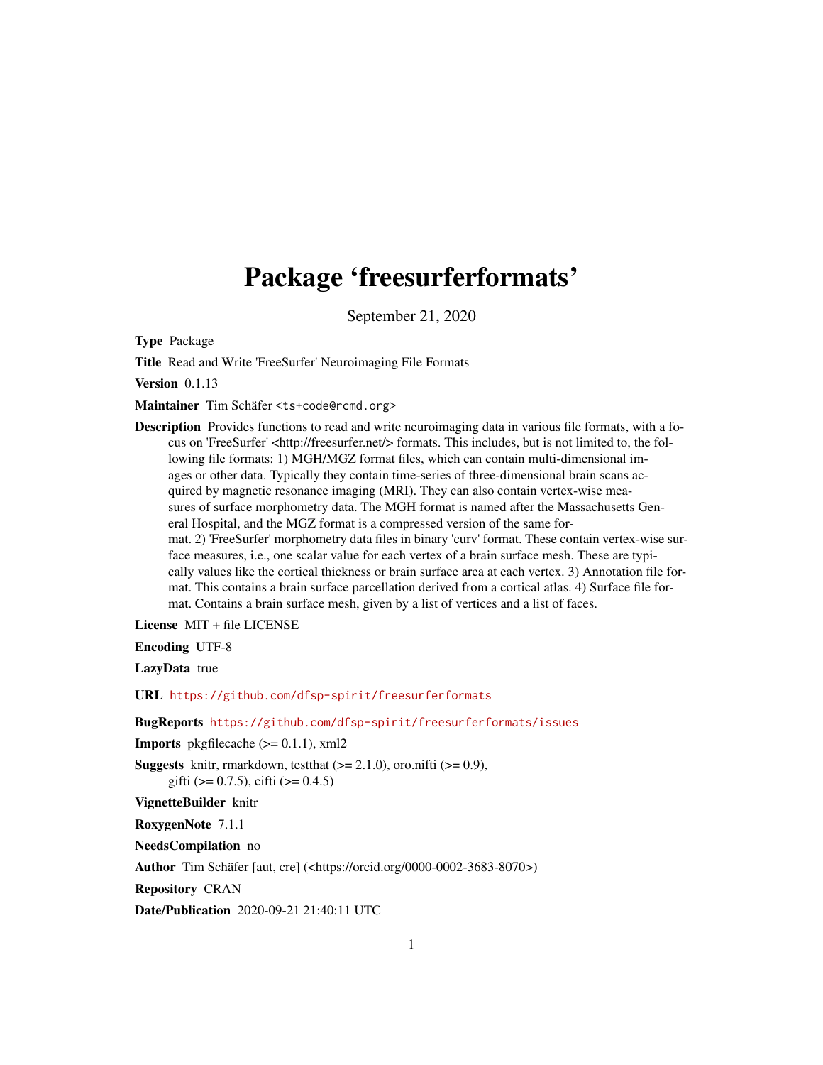# Package 'freesurferformats'

September 21, 2020

**Type** Package

**Title** Read and Write 'FreeSurfer' Neuroimaging File Formats

**Version** 0.1.13

**Maintainer** Tim Schäfer <ts+code@rcmd.org>

**Description** Provides functions to read and write neuroimaging data in various file formats, with a focus on 'FreeSurfer' <http://freesurfer.net/> formats. This includes, but is not limited to, the following file formats: 1) MGH/MGZ format files, which can contain multi-dimensional images or other data. Typically they contain time-series of three-dimensional brain scans acquired by magnetic resonance imaging (MRI). They can also contain vertex-wise measures of surface morphometry data. The MGH format is named after the Massachusetts General Hospital, and the MGZ format is a compressed version of the same format. 2) 'FreeSurfer' morphometry data files in binary 'curv' format. These contain vertex-wise surface measures, i.e., one scalar value for each vertex of a brain surface mesh. These are typically values like the cortical thickness or brain surface area at each vertex. 3) Annotation file format. This contains a brain surface parcellation derived from a cortical atlas. 4) Surface file format. Contains a brain surface mesh, given by a list of vertices and a list of faces.

**License** MIT + file LICENSE

**Encoding** UTF-8

**LazyData** true

**URL** https://github.com/dfsp-spirit/freesurferformats

**BugReports** https://github.com/dfsp-spirit/freesurferformats/issues

**Imports** pkgfilecache (>= 0.1.1), xml2

**Suggests** knitr, rmarkdown, testthat (>= 2.1.0), oro.nifti (>= 0.9), gifti (>= 0.7.5), cifti (>= 0.4.5)

**VignetteBuilder** knitr

**RoxygenNote** 7.1.1

**NeedsCompilation** no

**Author** Tim Schäfer [aut, cre] (<https://orcid.org/0000-0002-3683-8070>)

**Repository** CRAN

**Date/Publication** 2020-09-21 21:40:11 UTC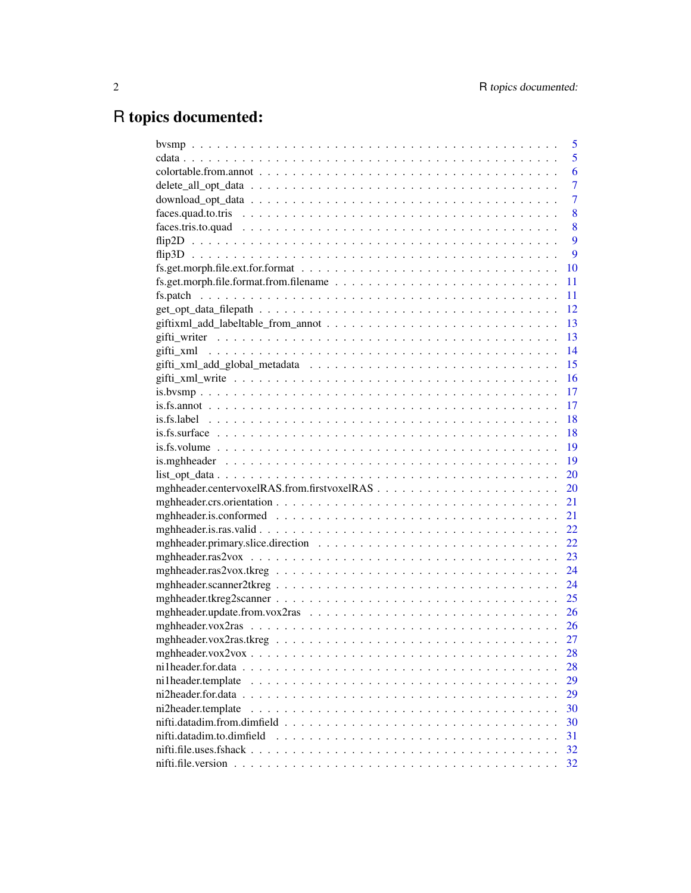# R topics documented:

| | |
|---|---|
| bvsmp | 5 |
| cdata | 5 |
| colortable.from.annot | 6 |
| delete_all_opt_data | 7 |
| download_opt_data | 7 |
| faces.quad.to.tris | 8 |
| faces.tris.to.quad | 8 |
| flip2D | 9 |
| flip3D | 9 |
| fs.get.morph.file.ext.for.format | 10 |
| fs.get.morph.file.format.from.filename | 11 |
| fs.patch | 11 |
| get_opt_data_filepath | 12 |
| giftixml_add_labeltable_from_annot | 13 |
| gifti_writer | 13 |
| gifti_xml | 14 |
| gifti_xml_add_global_metadata | 15 |
| gifti_xml_write | 16 |
| is.bvsmp | 17 |
| is.fs.annot | 17 |
| is.fs.label | 18 |
| is.fs.surface | 18 |
| is.fs.volume | 19 |
| is.mghheader | 19 |
| list_opt_data | 20 |
| mghheader.centervoxelRAS.from.firstvoxelRAS | 20 |
| mghheader.crs.orientation | 21 |
| mghheader.is.conformed | 21 |
| mghheader.is.ras.valid | 22 |
| mghheader.primary.slice.direction | 22 |
| mghheader.ras2vox | 23 |
| mghheader.ras2vox.tkreg | 24 |
| mghheader.scanner2tkreg | 24 |
| mghheader.tkreg2scanner | 25 |
| mghheader.update.from.vox2ras | 26 |
| mghheader.vox2ras | 26 |
| mghheader.vox2ras.tkreg | 27 |
| mghheader.vox2vox | 28 |
| ni1header.for.data | 28 |
| ni1header.template | 29 |
| ni2header.for.data | 29 |
| ni2header.template | 30 |
| nifti.datadim.from.dimfield | 30 |
| nifti.datadim.to.dimfield | 31 |
| nifti.file.uses.fshack | 32 |
| nifti.file.version | 32 |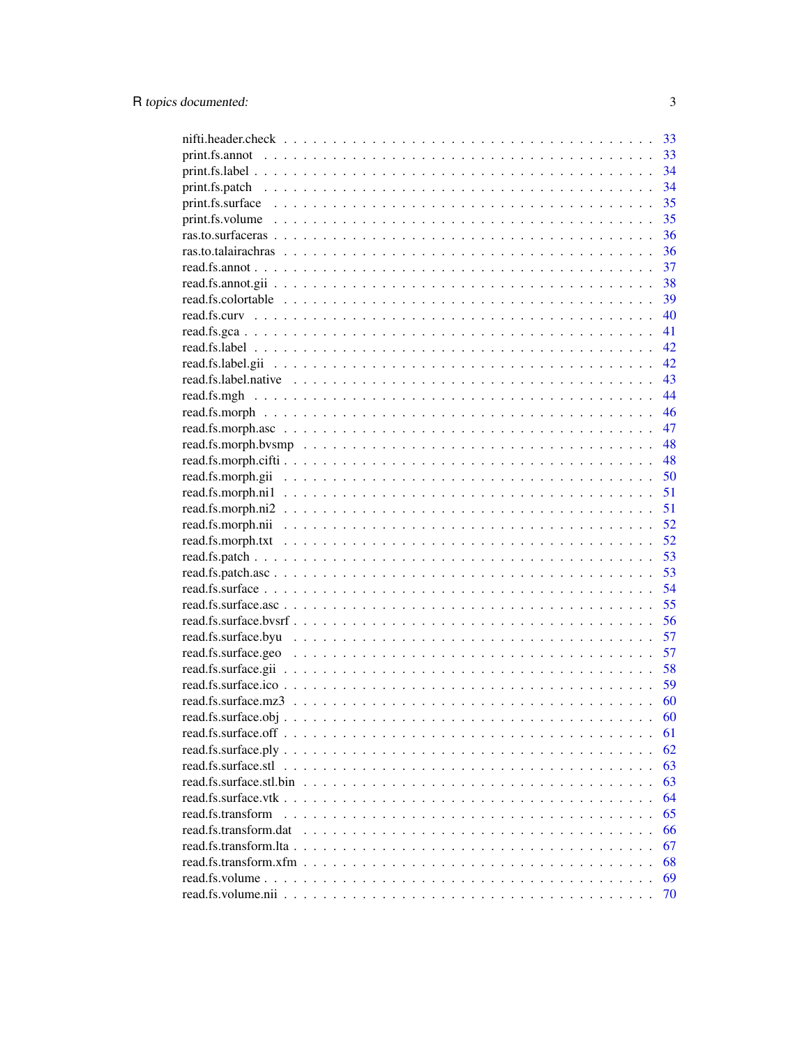| | |
|---|---|
| nifti.header.check | 33 |
| print.fs.annot | 33 |
| print.fs.label | 34 |
| print.fs.patch | 34 |
| print.fs.surface | 35 |
| print.fs.volume | 35 |
| ras.to.surfaceras | 36 |
| ras.to.talairachras | 36 |
| read.fs.annot | 37 |
| read.fs.annot.gii | 38 |
| read.fs.colortable | 39 |
| read.fs.curv | 40 |
| read.fs.gca | 41 |
| read.fs.label | 42 |
| read.fs.label.gii | 42 |
| read.fs.label.native | 43 |
| read.fs.mgh | 44 |
| read.fs.morph | 46 |
| read.fs.morph.asc | 47 |
| read.fs.morph.bvsmp | 48 |
| read.fs.morph.cifti | 48 |
| read.fs.morph.gii | 50 |
| read.fs.morph.ni1 | 51 |
| read.fs.morph.ni2 | 51 |
| read.fs.morph.nii | 52 |
| read.fs.morph.txt | 52 |
| read.fs.patch | 53 |
| read.fs.patch.asc | 53 |
| read.fs.surface | 54 |
| read.fs.surface.asc | 55 |
| read.fs.surface.bvsrf | 56 |
| read.fs.surface.byu | 57 |
| read.fs.surface.geo | 57 |
| read.fs.surface.gii | 58 |
| read.fs.surface.ico | 59 |
| read.fs.surface.mz3 | 60 |
| read.fs.surface.obj | 60 |
| read.fs.surface.off | 61 |
| read.fs.surface.ply | 62 |
| read.fs.surface.stl | 63 |
| read.fs.surface.stl.bin | 63 |
| read.fs.surface.vtk | 64 |
| read.fs.transform | 65 |
| read.fs.transform.dat | 66 |
| read.fs.transform.lta | 67 |
| read.fs.transform.xfm | 68 |
| read.fs.volume | 69 |
| read.fs.volume.nii | 70 |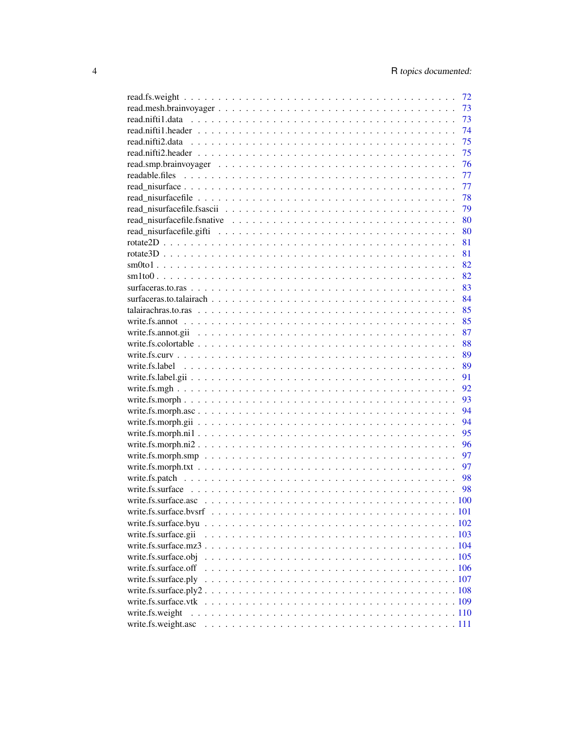| | |
|---|---|
| read.fs.weight | 72 |
| read.mesh.brainvoyager | 73 |
| read.nifti1.data | 73 |
| read.nifti1.header | 74 |
| read.nifti2.data | 75 |
| read.nifti2.header | 75 |
| read.smp.brainvoyager | 76 |
| readable.files | 77 |
| read_nisurface | 77 |
| read_nisurfacefile | 78 |
| read_nisurfacefile.fsascii | 79 |
| read_nisurfacefile.fsnative | 80 |
| read_nisurfacefile.gifti | 80 |
| rotate2D | 81 |
| rotate3D | 81 |
| sm0to1 | 82 |
| sm1to0 | 82 |
| surfaceras.to.ras | 83 |
| surfaceras.to.talairach | 84 |
| talairachras.to.ras | 85 |
| write.fs.annot | 85 |
| write.fs.annot.gii | 87 |
| write.fs.colortable | 88 |
| write.fs.curv | 89 |
| write.fs.label | 89 |
| write.fs.label.gii | 91 |
| write.fs.mgh | 92 |
| write.fs.morph | 93 |
| write.fs.morph.asc | 94 |
| write.fs.morph.gii | 94 |
| write.fs.morph.ni1 | 95 |
| write.fs.morph.ni2 | 96 |
| write.fs.morph.smp | 97 |
| write.fs.morph.txt | 97 |
| write.fs.patch | 98 |
| write.fs.surface | 98 |
| write.fs.surface.asc | 100 |
| write.fs.surface.bvsrf | 101 |
| write.fs.surface.byu | 102 |
| write.fs.surface.gii | 103 |
| write.fs.surface.mz3 | 104 |
| write.fs.surface.obj | 105 |
| write.fs.surface.off | 106 |
| write.fs.surface.ply | 107 |
| write.fs.surface.ply2 | 108 |
| write.fs.surface.vtk | 109 |
| write.fs.weight | 110 |
| write.fs.weight.asc | 111 |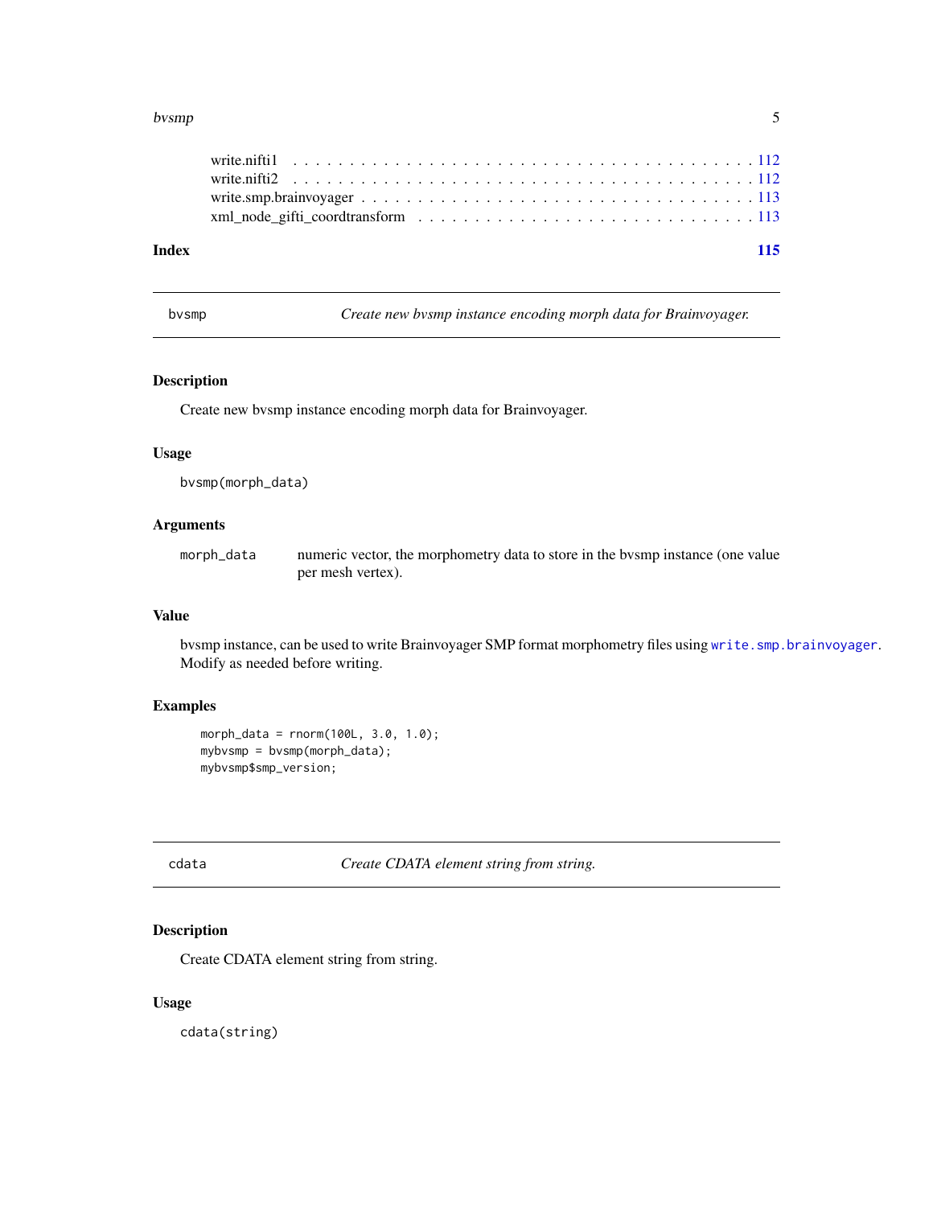write.nifti1 . . . . . . . . . . . . . . . . . . . . . . . . . . . . . . . . . . . . . . . . 112
write.nifti2 . . . . . . . . . . . . . . . . . . . . . . . . . . . . . . . . . . . . . . . . 112
write.smp.brainvoyager . . . . . . . . . . . . . . . . . . . . . . . . . . . . . . . . . . 113
xml_node_gifti_coordtransform . . . . . . . . . . . . . . . . . . . . . . . . . . . . . 113

**Index** **115**

---

## bvsmp — *Create new bvsmp instance encoding morph data for Brainvoyager.*

### Description

Create new bvsmp instance encoding morph data for Brainvoyager.

### Usage

```
bvsmp(morph_data)
```

### Arguments

| | |
|---|---|
| `morph_data` | numeric vector, the morphometry data to store in the bvsmp instance (one value per mesh vertex). |

### Value

bvsmp instance, can be used to write Brainvoyager SMP format morphometry files using `write.smp.brainvoyager`. Modify as needed before writing.

### Examples

```
morph_data = rnorm(100L, 3.0, 1.0);
mybvsmp = bvsmp(morph_data);
mybvsmp$smp_version;
```

---

## cdata — *Create CDATA element string from string.*

### Description

Create CDATA element string from string.

### Usage

```
cdata(string)
```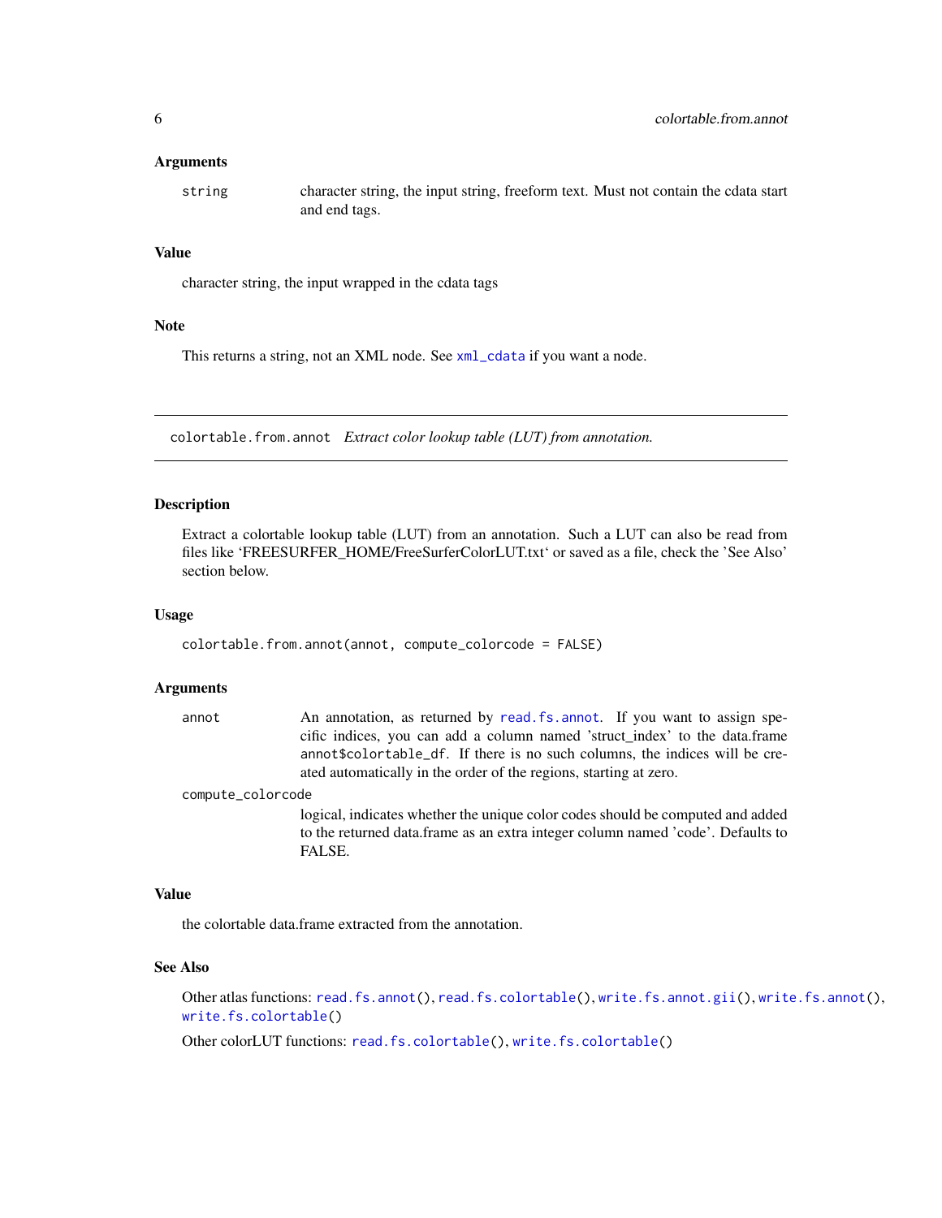### Arguments

| | |
|---|---|
| `string` | character string, the input string, freeform text. Must not contain the cdata start and end tags. |

### Value

character string, the input wrapped in the cdata tags

### Note

This returns a string, not an XML node. See `xml_cdata` if you want a node.

---

## colortable.from.annot — *Extract color lookup table (LUT) from annotation.*

---

### Description

Extract a colortable lookup table (LUT) from an annotation. Such a LUT can also be read from files like ‘FREESURFER_HOME/FreeSurferColorLUT.txt‘ or saved as a file, check the 'See Also' section below.

### Usage

```
colortable.from.annot(annot, compute_colorcode = FALSE)
```

### Arguments

| | |
|---|---|
| `annot` | An annotation, as returned by `read.fs.annot`. If you want to assign specific indices, you can add a column named 'struct_index' to the data.frame `annot$colortable_df`. If there is no such columns, the indices will be created automatically in the order of the regions, starting at zero. |
| `compute_colorcode` | logical, indicates whether the unique color codes should be computed and added to the returned data.frame as an extra integer column named 'code'. Defaults to FALSE. |

### Value

the colortable data.frame extracted from the annotation.

### See Also

Other atlas functions: `read.fs.annot()`, `read.fs.colortable()`, `write.fs.annot.gii()`, `write.fs.annot()`, `write.fs.colortable()`

Other colorLUT functions: `read.fs.colortable()`, `write.fs.colortable()`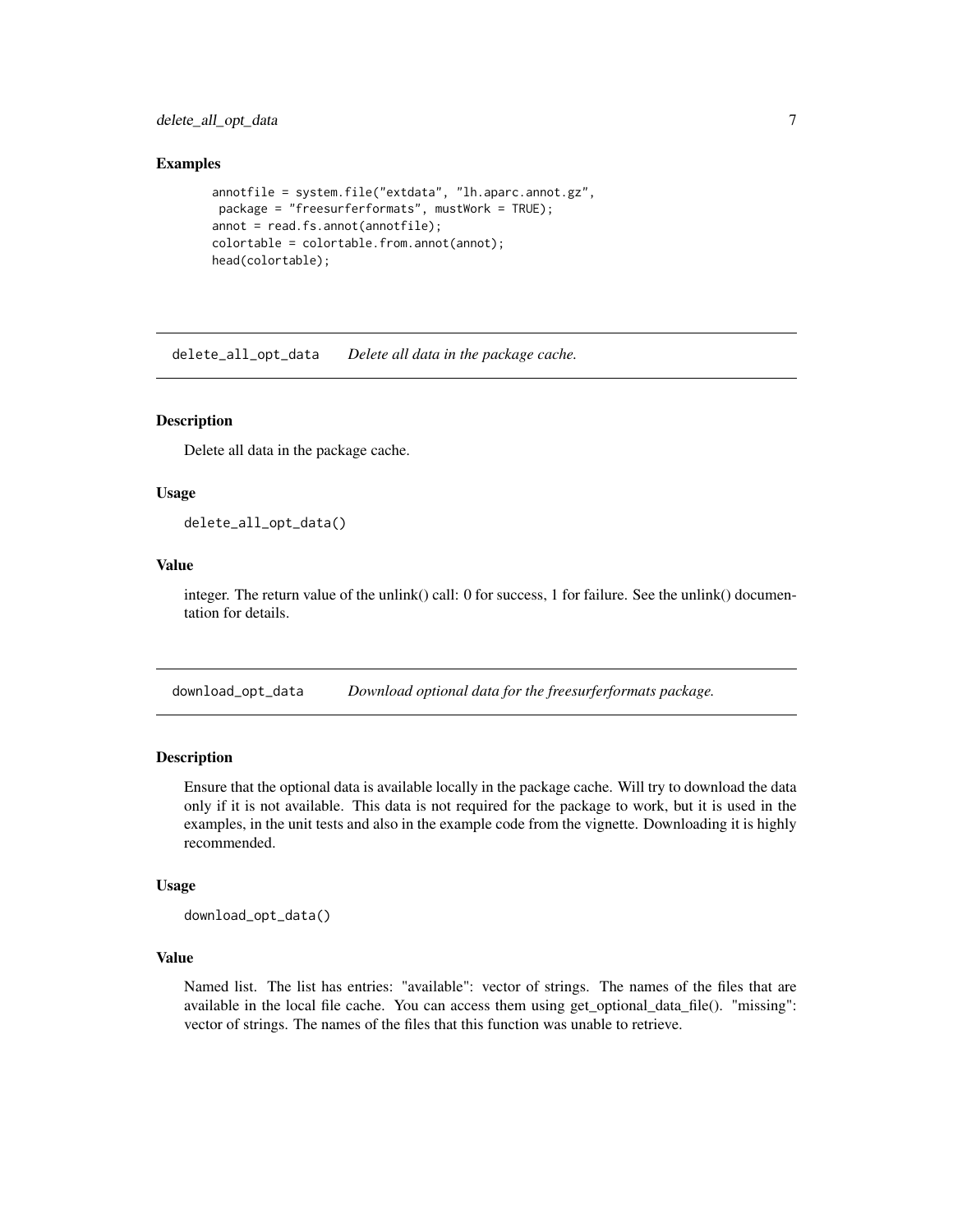### Examples

```
annotfile = system.file("extdata", "lh.aparc.annot.gz",
 package = "freesurferformats", mustWork = TRUE);
annot = read.fs.annot(annotfile);
colortable = colortable.from.annot(annot);
head(colortable);
```

---

## delete_all_opt_data — *Delete all data in the package cache.*

### Description

Delete all data in the package cache.

### Usage

```
delete_all_opt_data()
```

### Value

integer. The return value of the unlink() call: 0 for success, 1 for failure. See the unlink() documentation for details.

---

## download_opt_data — *Download optional data for the freesurferformats package.*

### Description

Ensure that the optional data is available locally in the package cache. Will try to download the data only if it is not available. This data is not required for the package to work, but it is used in the examples, in the unit tests and also in the example code from the vignette. Downloading it is highly recommended.

### Usage

```
download_opt_data()
```

### Value

Named list. The list has entries: "available": vector of strings. The names of the files that are available in the local file cache. You can access them using get_optional_data_file(). "missing": vector of strings. The names of the files that this function was unable to retrieve.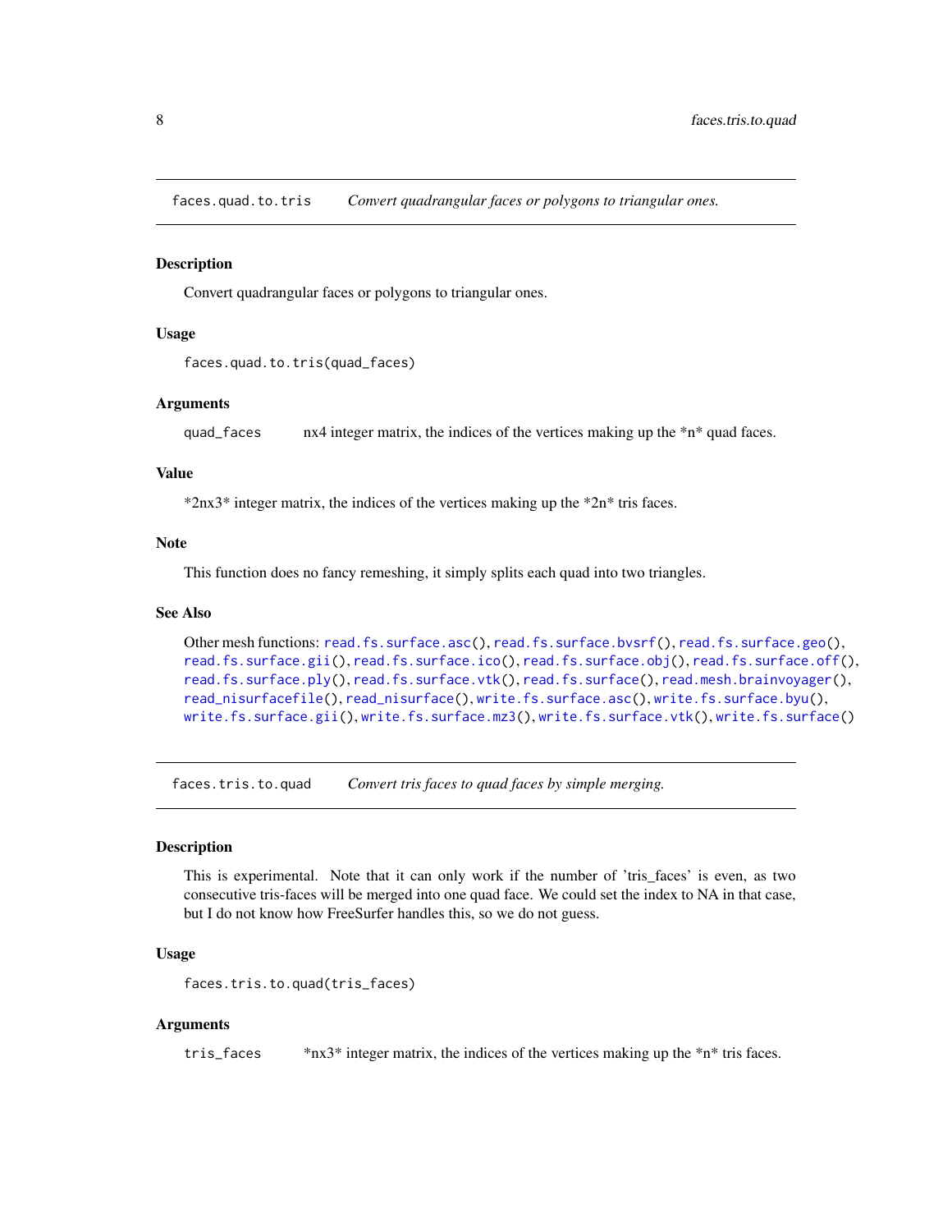## faces.quad.to.tris — *Convert quadrangular faces or polygons to triangular ones.*

### Description

Convert quadrangular faces or polygons to triangular ones.

### Usage

```
faces.quad.to.tris(quad_faces)
```

### Arguments

| | |
|---|---|
| `quad_faces` | nx4 integer matrix, the indices of the vertices making up the *n* quad faces. |

### Value

*2nx3* integer matrix, the indices of the vertices making up the *2n* tris faces.

### Note

This function does no fancy remeshing, it simply splits each quad into two triangles.

### See Also

Other mesh functions: `read.fs.surface.asc()`, `read.fs.surface.bvsrf()`, `read.fs.surface.geo()`, `read.fs.surface.gii()`, `read.fs.surface.ico()`, `read.fs.surface.obj()`, `read.fs.surface.off()`, `read.fs.surface.ply()`, `read.fs.surface.vtk()`, `read.fs.surface()`, `read.mesh.brainvoyager()`, `read_nisurfacefile()`, `read_nisurface()`, `write.fs.surface.asc()`, `write.fs.surface.byu()`, `write.fs.surface.gii()`, `write.fs.surface.mz3()`, `write.fs.surface.vtk()`, `write.fs.surface()`

## faces.tris.to.quad — *Convert tris faces to quad faces by simple merging.*

### Description

This is experimental. Note that it can only work if the number of 'tris_faces' is even, as two consecutive tris-faces will be merged into one quad face. We could set the index to NA in that case, but I do not know how FreeSurfer handles this, so we do not guess.

### Usage

```
faces.tris.to.quad(tris_faces)
```

### Arguments

| | |
|---|---|
| `tris_faces` | *nx3* integer matrix, the indices of the vertices making up the *n* tris faces. |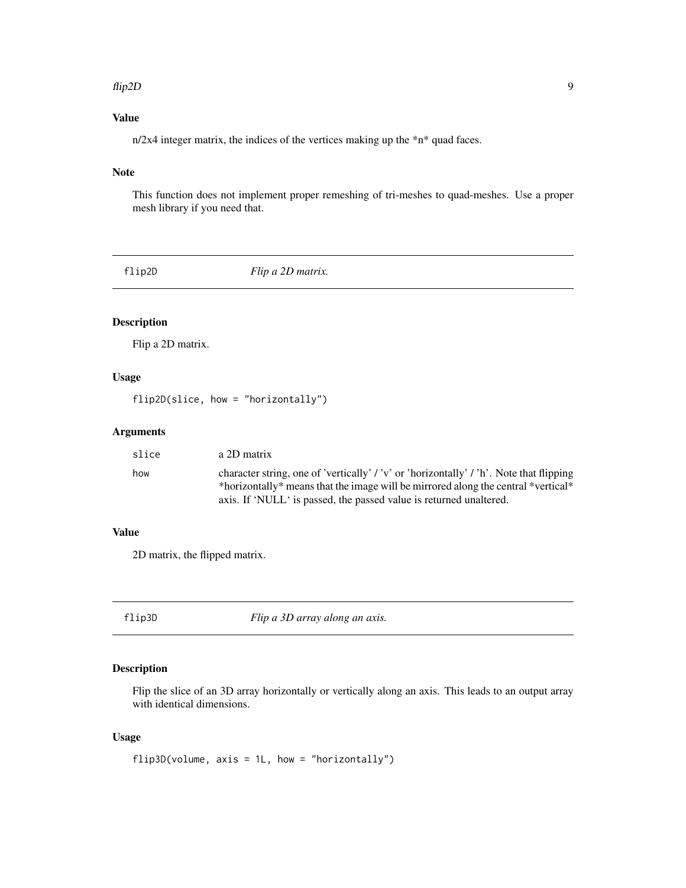### Value

n/2x4 integer matrix, the indices of the vertices making up the *n* quad faces.

### Note

This function does not implement proper remeshing of tri-meshes to quad-meshes. Use a proper mesh library if you need that.

---

## flip2D    *Flip a 2D matrix.*

---

### Description

Flip a 2D matrix.

### Usage

```
flip2D(slice, how = "horizontally")
```

### Arguments

| | |
|---|---|
| slice | a 2D matrix |
| how | character string, one of 'vertically' / 'v' or 'horizontally' / 'h'. Note that flipping *horizontally* means that the image will be mirrored along the central *vertical* axis. If 'NULL' is passed, the passed value is returned unaltered. |

### Value

2D matrix, the flipped matrix.

---

## flip3D    *Flip a 3D array along an axis.*

---

### Description

Flip the slice of an 3D array horizontally or vertically along an axis. This leads to an output array with identical dimensions.

### Usage

```
flip3D(volume, axis = 1L, how = "horizontally")
```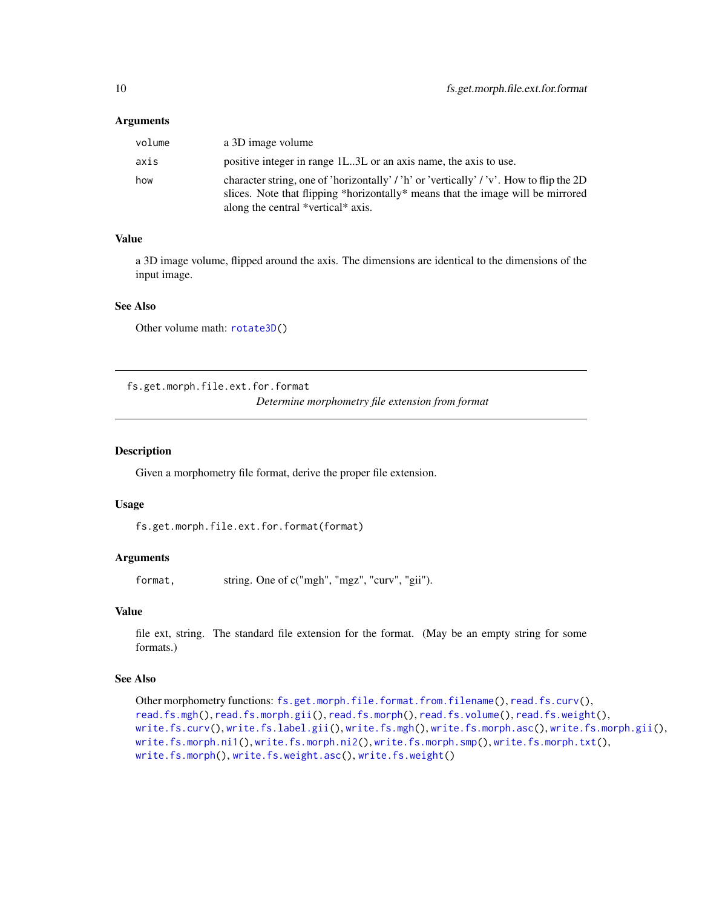### Arguments

| | |
|---|---|
| volume | a 3D image volume |
| axis | positive integer in range 1L..3L or an axis name, the axis to use. |
| how | character string, one of 'horizontally' / 'h' or 'vertically' / 'v'. How to flip the 2D slices. Note that flipping *horizontally* means that the image will be mirrored along the central *vertical* axis. |

### Value

a 3D image volume, flipped around the axis. The dimensions are identical to the dimensions of the input image.

### See Also

Other volume math: `rotate3D()`

---

## fs.get.morph.file.ext.for.format

*Determine morphometry file extension from format*

---

### Description

Given a morphometry file format, derive the proper file extension.

### Usage

```
fs.get.morph.file.ext.for.format(format)
```

### Arguments

| | |
|---|---|
| format, | string. One of c("mgh", "mgz", "curv", "gii"). |

### Value

file ext, string. The standard file extension for the format. (May be an empty string for some formats.)

### See Also

Other morphometry functions: `fs.get.morph.file.format.from.filename()`, `read.fs.curv()`, `read.fs.mgh()`, `read.fs.morph.gii()`, `read.fs.morph()`, `read.fs.volume()`, `read.fs.weight()`, `write.fs.curv()`, `write.fs.label.gii()`, `write.fs.mgh()`, `write.fs.morph.asc()`, `write.fs.morph.gii()`, `write.fs.morph.ni1()`, `write.fs.morph.ni2()`, `write.fs.morph.smp()`, `write.fs.morph.txt()`, `write.fs.morph()`, `write.fs.weight.asc()`, `write.fs.weight()`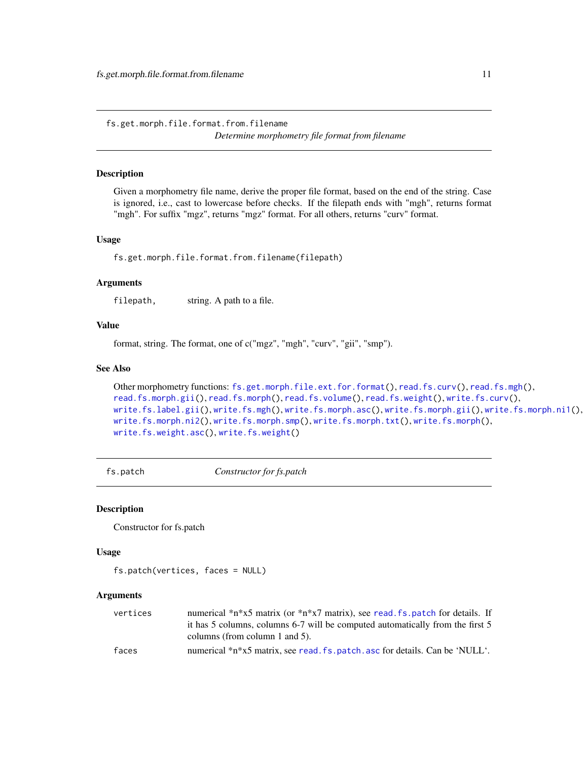## fs.get.morph.file.format.from.filename

*Determine morphometry file format from filename*

### Description

Given a morphometry file name, derive the proper file format, based on the end of the string. Case is ignored, i.e., cast to lowercase before checks. If the filepath ends with "mgh", returns format "mgh". For suffix "mgz", returns "mgz" format. For all others, returns "curv" format.

### Usage

```
fs.get.morph.file.format.from.filename(filepath)
```

### Arguments

| | |
|---|---|
| `filepath,` | string. A path to a file. |

### Value

format, string. The format, one of c("mgz", "mgh", "curv", "gii", "smp").

### See Also

Other morphometry functions: `fs.get.morph.file.ext.for.format()`, `read.fs.curv()`, `read.fs.mgh()`, `read.fs.morph.gii()`, `read.fs.morph()`, `read.fs.volume()`, `read.fs.weight()`, `write.fs.curv()`, `write.fs.label.gii()`, `write.fs.mgh()`, `write.fs.morph.asc()`, `write.fs.morph.gii()`, `write.fs.morph.ni1()`, `write.fs.morph.ni2()`, `write.fs.morph.smp()`, `write.fs.morph.txt()`, `write.fs.morph()`, `write.fs.weight.asc()`, `write.fs.weight()`

## fs.patch

*Constructor for fs.patch*

### Description

Constructor for fs.patch

### Usage

```
fs.patch(vertices, faces = NULL)
```

### Arguments

| | |
|---|---|
| `vertices` | numerical *n*x5 matrix (or *n*x7 matrix), see `read.fs.patch` for details. If it has 5 columns, columns 6-7 will be computed automatically from the first 5 columns (from column 1 and 5). |
| `faces` | numerical *n*x5 matrix, see `read.fs.patch.asc` for details. Can be 'NULL'. |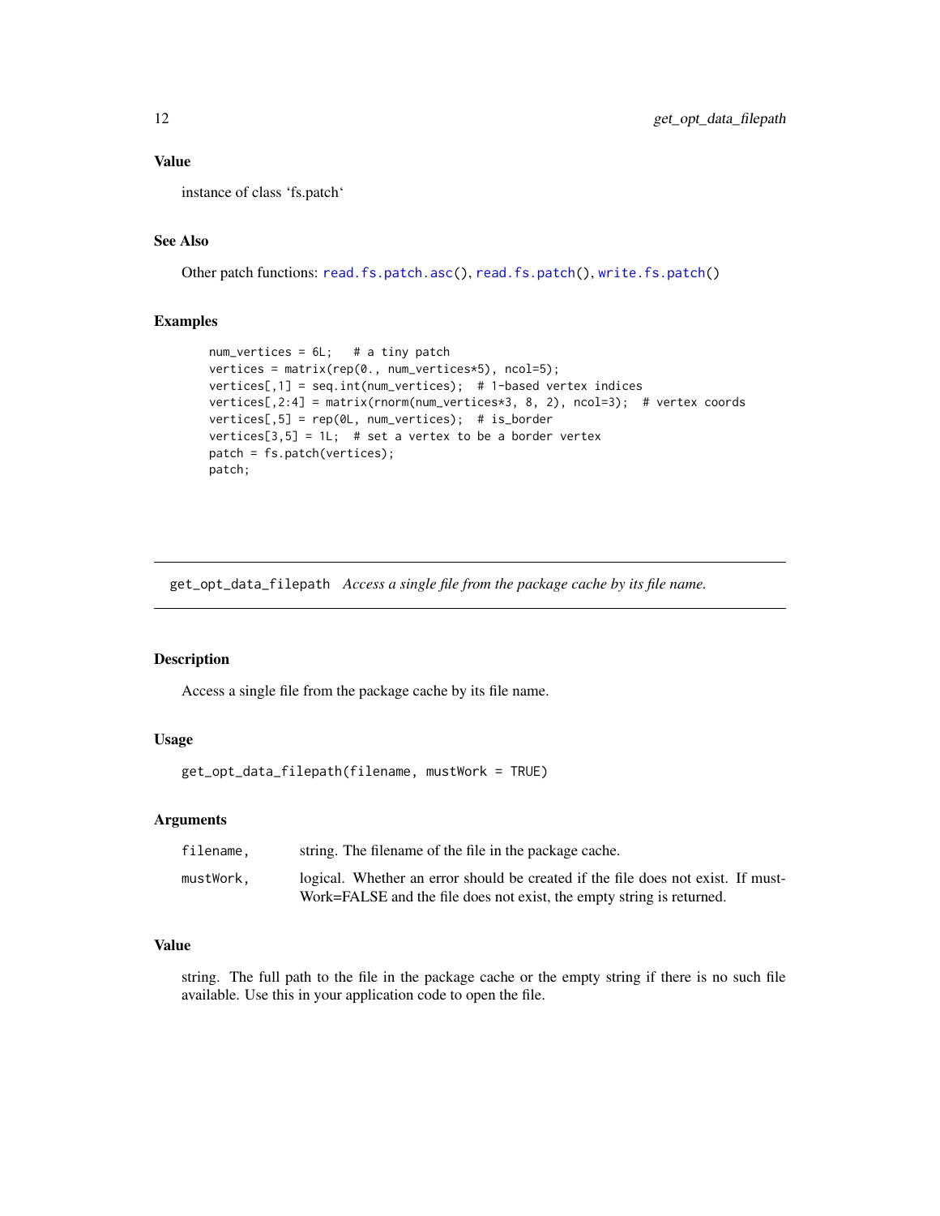### Value

instance of class 'fs.patch'

### See Also

Other patch functions: `read.fs.patch.asc()`, `read.fs.patch()`, `write.fs.patch()`

### Examples

```
num_vertices = 6L;   # a tiny patch
vertices = matrix(rep(0., num_vertices*5), ncol=5);
vertices[,1] = seq.int(num_vertices);  # 1-based vertex indices
vertices[,2:4] = matrix(rnorm(num_vertices*3, 8, 2), ncol=3);  # vertex coords
vertices[,5] = rep(0L, num_vertices);  # is_border
vertices[3,5] = 1L;  # set a vertex to be a border vertex
patch = fs.patch(vertices);
patch;
```

---

## get_opt_data_filepath    *Access a single file from the package cache by its file name.*

### Description

Access a single file from the package cache by its file name.

### Usage

```
get_opt_data_filepath(filename, mustWork = TRUE)
```

### Arguments

| | |
|---|---|
| `filename,` | string. The filename of the file in the package cache. |
| `mustWork,` | logical. Whether an error should be created if the file does not exist. If mustWork=FALSE and the file does not exist, the empty string is returned. |

### Value

string. The full path to the file in the package cache or the empty string if there is no such file available. Use this in your application code to open the file.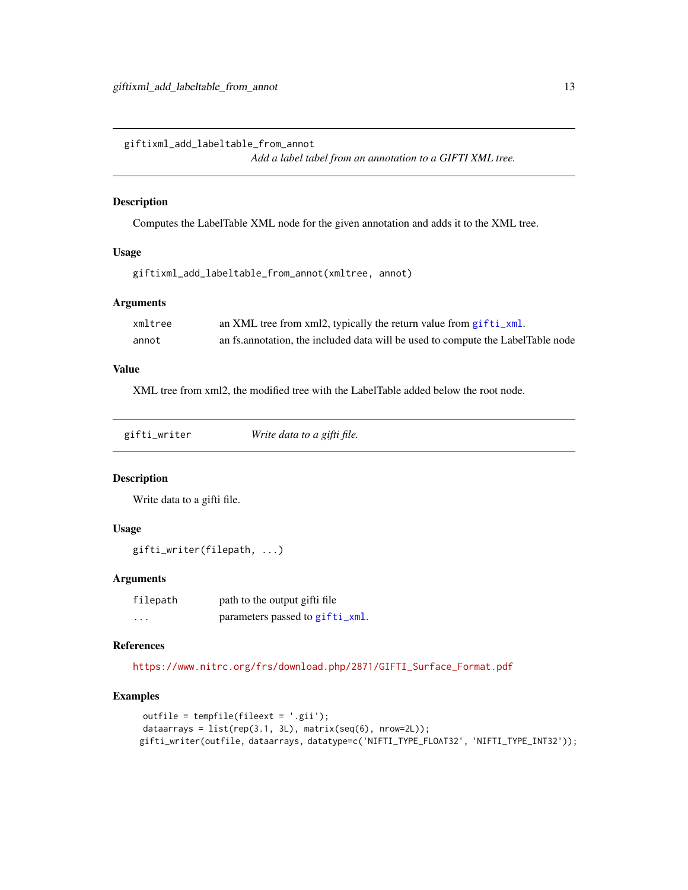## giftixml_add_labeltable_from_annot

*Add a label tabel from an annotation to a GIFTI XML tree.*

### Description

Computes the LabelTable XML node for the given annotation and adds it to the XML tree.

### Usage

```
giftixml_add_labeltable_from_annot(xmltree, annot)
```

### Arguments

| | |
|---|---|
| xmltree | an XML tree from xml2, typically the return value from gifti_xml. |
| annot | an fs.annotation, the included data will be used to compute the LabelTable node |

### Value

XML tree from xml2, the modified tree with the LabelTable added below the root node.

## gifti_writer

*Write data to a gifti file.*

### Description

Write data to a gifti file.

### Usage

```
gifti_writer(filepath, ...)
```

### Arguments

| | |
|---|---|
| filepath | path to the output gifti file |
| ... | parameters passed to gifti_xml. |

### References

https://www.nitrc.org/frs/download.php/2871/GIFTI_Surface_Format.pdf

### Examples

```
outfile = tempfile(fileext = '.gii');
dataarrays = list(rep(3.1, 3L), matrix(seq(6), nrow=2L));
gifti_writer(outfile, dataarrays, datatype=c('NIFTI_TYPE_FLOAT32', 'NIFTI_TYPE_INT32'));
```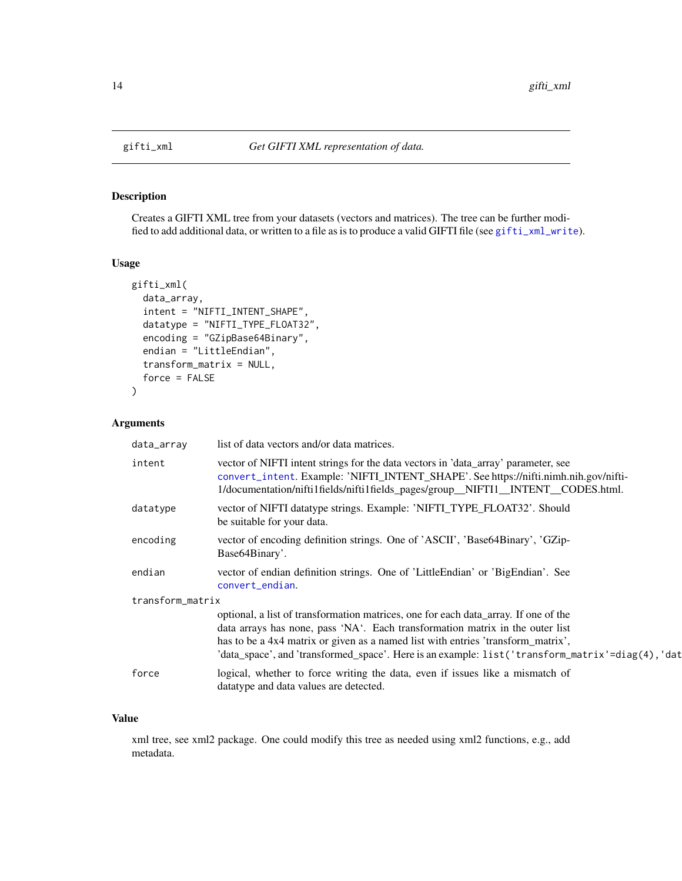## gifti_xml — *Get GIFTI XML representation of data.*

### Description

Creates a GIFTI XML tree from your datasets (vectors and matrices). The tree can be further modified to add additional data, or written to a file as is to produce a valid GIFTI file (see gifti_xml_write).

### Usage

```
gifti_xml(
  data_array,
  intent = "NIFTI_INTENT_SHAPE",
  datatype = "NIFTI_TYPE_FLOAT32",
  encoding = "GZipBase64Binary",
  endian = "LittleEndian",
  transform_matrix = NULL,
  force = FALSE
)
```

### Arguments

| | |
|---|---|
| data_array | list of data vectors and/or data matrices. |
| intent | vector of NIFTI intent strings for the data vectors in 'data_array' parameter, see convert_intent. Example: 'NIFTI_INTENT_SHAPE'. See https://nifti.nimh.nih.gov/nifti-1/documentation/nifti1fields/nifti1fields_pages/group__NIFTI1__INTENT__CODES.html. |
| datatype | vector of NIFTI datatype strings. Example: 'NIFTI_TYPE_FLOAT32'. Should be suitable for your data. |
| encoding | vector of encoding definition strings. One of 'ASCII', 'Base64Binary', 'GZipBase64Binary'. |
| endian | vector of endian definition strings. One of 'LittleEndian' or 'BigEndian'. See convert_endian. |
| transform_matrix | optional, a list of transformation matrices, one for each data_array. If one of the data arrays has none, pass 'NA'. Each transformation matrix in the outer list has to be a 4x4 matrix or given as a named list with entries 'transform_matrix', 'data_space', and 'transformed_space'. Here is an example: `list('transform_matrix'=diag(4),'dat` |
| force | logical, whether to force writing the data, even if issues like a mismatch of datatype and data values are detected. |

### Value

xml tree, see xml2 package. One could modify this tree as needed using xml2 functions, e.g., add metadata.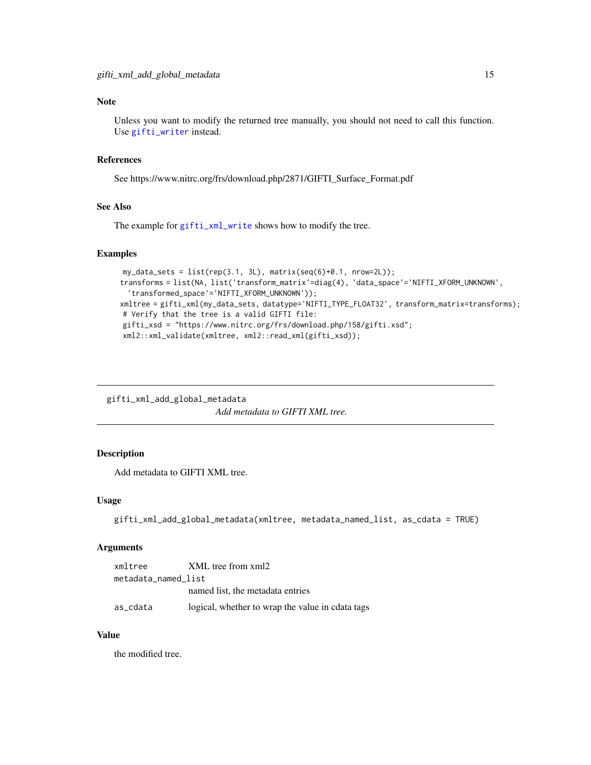### Note

Unless you want to modify the returned tree manually, you should not need to call this function. Use gifti_writer instead.

### References

See https://www.nitrc.org/frs/download.php/2871/GIFTI_Surface_Format.pdf

### See Also

The example for gifti_xml_write shows how to modify the tree.

### Examples

```
my_data_sets = list(rep(3.1, 3L), matrix(seq(6)+0.1, nrow=2L));
transforms = list(NA, list('transform_matrix'=diag(4), 'data_space'='NIFTI_XFORM_UNKNOWN',
  'transformed_space'='NIFTI_XFORM_UNKNOWN'));
xmltree = gifti_xml(my_data_sets, datatype='NIFTI_TYPE_FLOAT32', transform_matrix=transforms);
# Verify that the tree is a valid GIFTI file:
gifti_xsd = "https://www.nitrc.org/frs/download.php/158/gifti.xsd";
xml2::xml_validate(xmltree, xml2::read_xml(gifti_xsd));
```

---

## gifti_xml_add_global_metadata

*Add metadata to GIFTI XML tree.*

### Description

Add metadata to GIFTI XML tree.

### Usage

```
gifti_xml_add_global_metadata(xmltree, metadata_named_list, as_cdata = TRUE)
```

### Arguments

| | |
|---|---|
| xmltree | XML tree from xml2 |
| metadata_named_list | named list, the metadata entries |
| as_cdata | logical, whether to wrap the value in cdata tags |

### Value

the modified tree.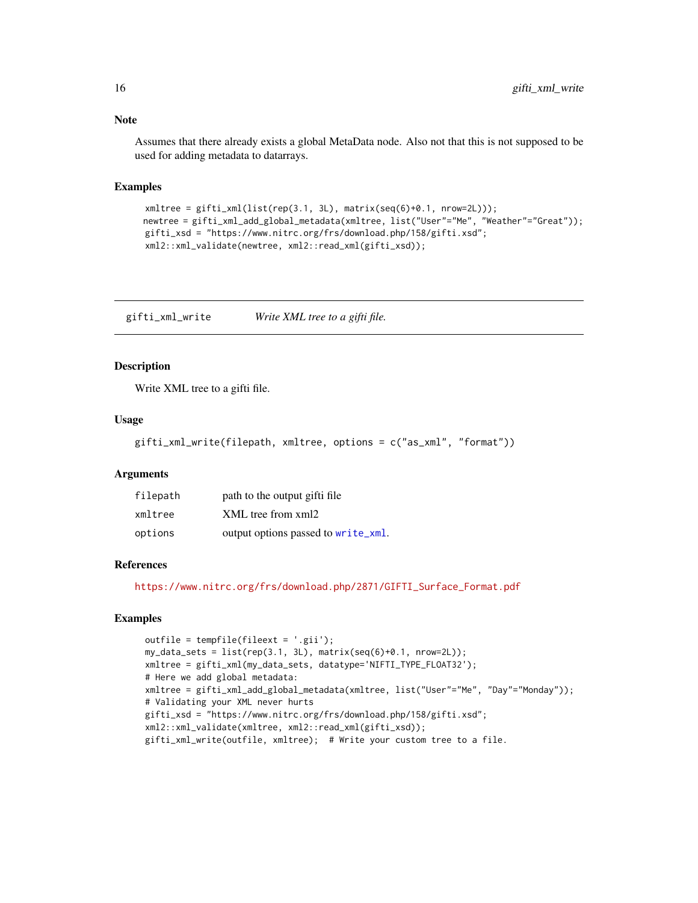### Note

Assumes that there already exists a global MetaData node. Also not that this is not supposed to be used for adding metadata to datarrays.

### Examples

```
xmltree = gifti_xml(list(rep(3.1, 3L), matrix(seq(6)+0.1, nrow=2L)));
newtree = gifti_xml_add_global_metadata(xmltree, list("User"="Me", "Weather"="Great"));
gifti_xsd = "https://www.nitrc.org/frs/download.php/158/gifti.xsd";
xml2::xml_validate(newtree, xml2::read_xml(gifti_xsd));
```

---

## gifti_xml_write — *Write XML tree to a gifti file.*

### Description

Write XML tree to a gifti file.

### Usage

```
gifti_xml_write(filepath, xmltree, options = c("as_xml", "format"))
```

### Arguments

| | |
|---|---|
| `filepath` | path to the output gifti file |
| `xmltree` | XML tree from xml2 |
| `options` | output options passed to `write_xml`. |

### References

https://www.nitrc.org/frs/download.php/2871/GIFTI_Surface_Format.pdf

### Examples

```
outfile = tempfile(fileext = '.gii');
my_data_sets = list(rep(3.1, 3L), matrix(seq(6)+0.1, nrow=2L));
xmltree = gifti_xml(my_data_sets, datatype='NIFTI_TYPE_FLOAT32');
# Here we add global metadata:
xmltree = gifti_xml_add_global_metadata(xmltree, list("User"="Me", "Day"="Monday"));
# Validating your XML never hurts
gifti_xsd = "https://www.nitrc.org/frs/download.php/158/gifti.xsd";
xml2::xml_validate(xmltree, xml2::read_xml(gifti_xsd));
gifti_xml_write(outfile, xmltree);  # Write your custom tree to a file.
```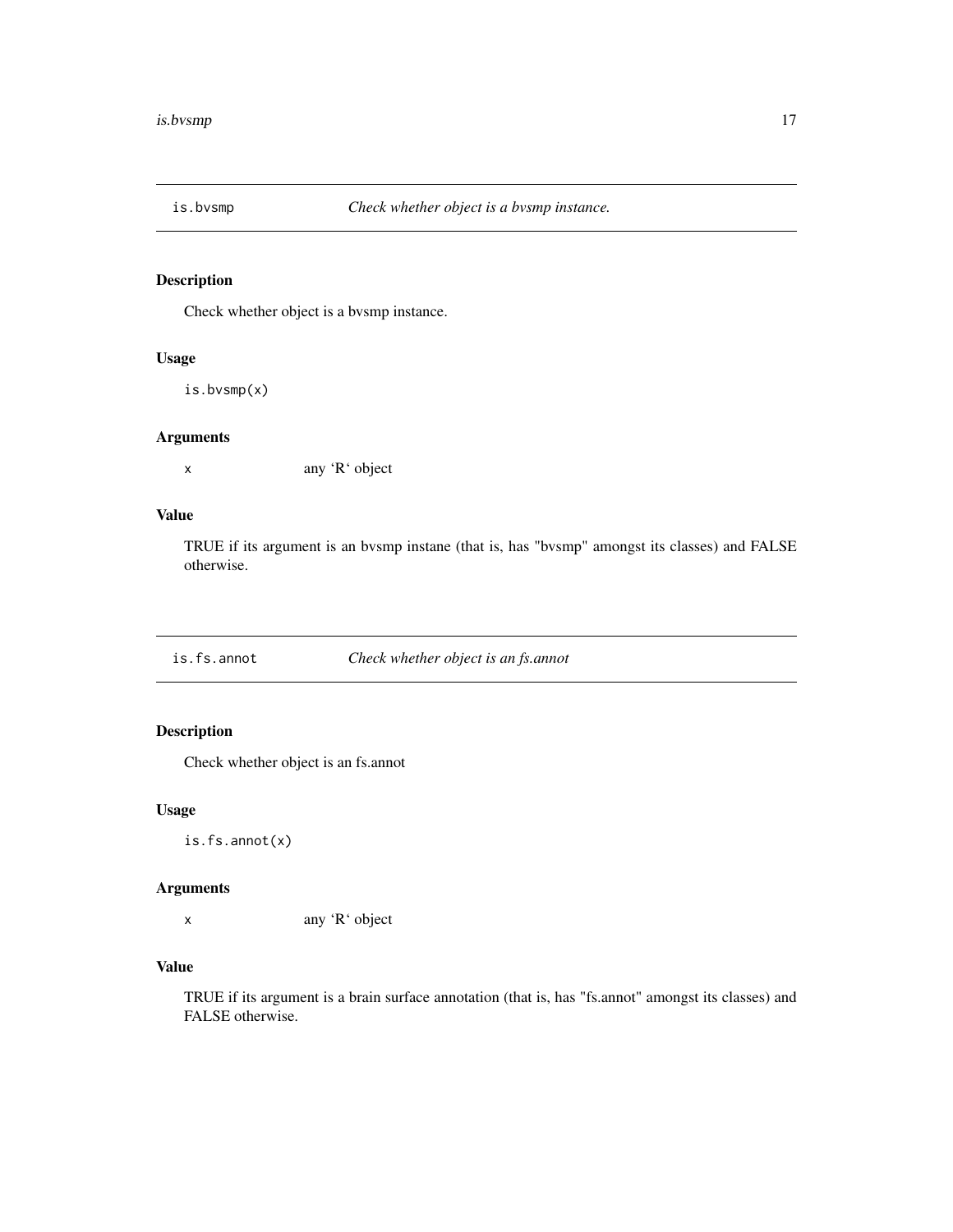## is.bvsmp — *Check whether object is a bvsmp instance.*

### Description

Check whether object is a bvsmp instance.

### Usage

```
is.bvsmp(x)
```

### Arguments

| | |
|---|---|
| `x` | any 'R' object |

### Value

TRUE if its argument is an bvsmp instane (that is, has "bvsmp" amongst its classes) and FALSE otherwise.

## is.fs.annot — *Check whether object is an fs.annot*

### Description

Check whether object is an fs.annot

### Usage

```
is.fs.annot(x)
```

### Arguments

| | |
|---|---|
| `x` | any 'R' object |

### Value

TRUE if its argument is a brain surface annotation (that is, has "fs.annot" amongst its classes) and FALSE otherwise.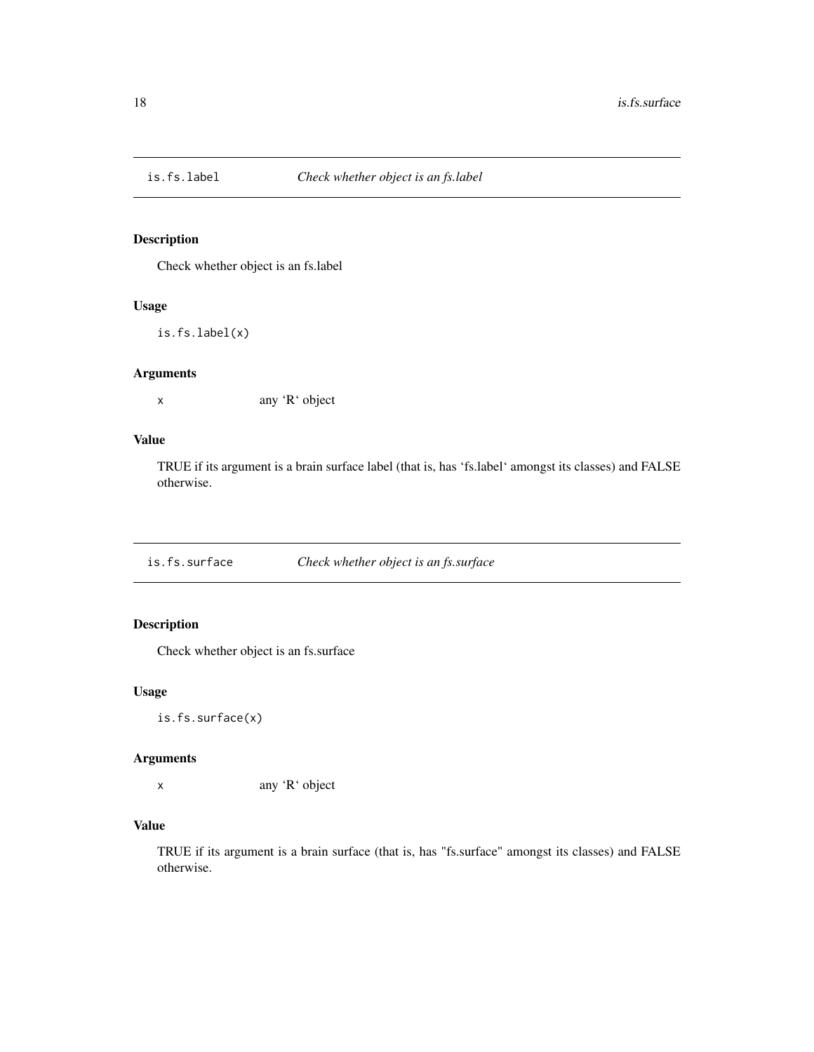## is.fs.label *Check whether object is an fs.label*

### Description

Check whether object is an fs.label

### Usage

```
is.fs.label(x)
```

### Arguments

| | |
|---|---|
| x | any 'R' object |

### Value

TRUE if its argument is a brain surface label (that is, has 'fs.label' amongst its classes) and FALSE otherwise.

## is.fs.surface *Check whether object is an fs.surface*

### Description

Check whether object is an fs.surface

### Usage

```
is.fs.surface(x)
```

### Arguments

| | |
|---|---|
| x | any 'R' object |

### Value

TRUE if its argument is a brain surface (that is, has "fs.surface" amongst its classes) and FALSE otherwise.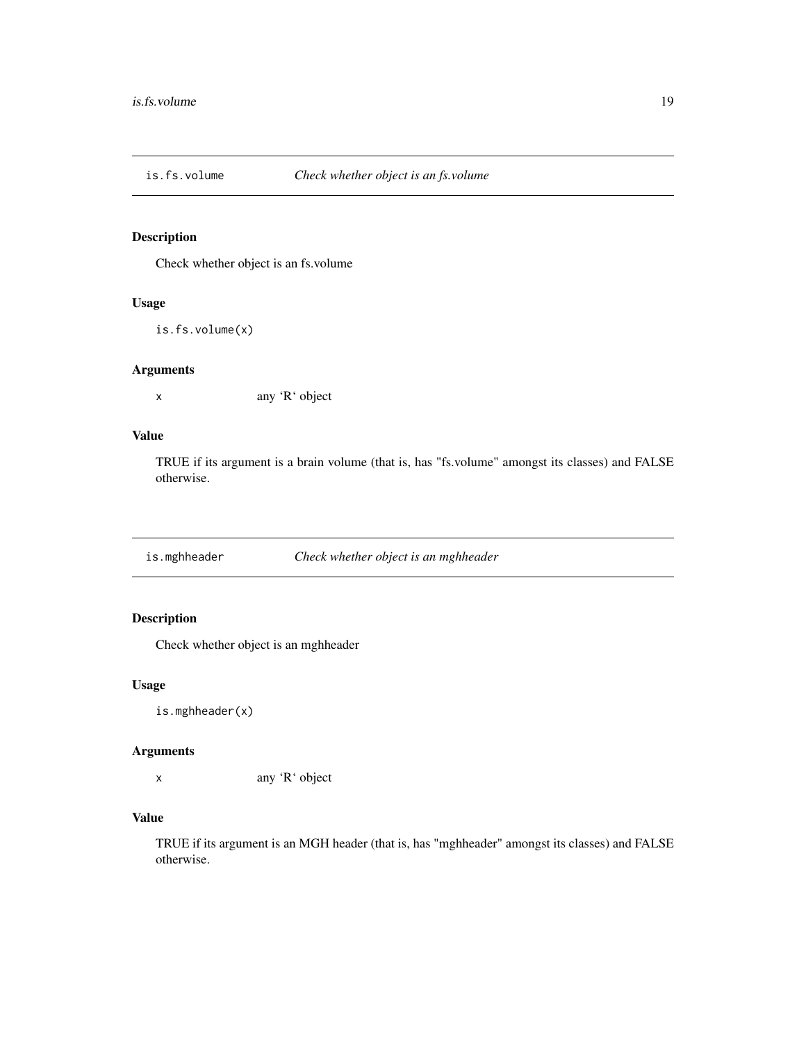## is.fs.volume *Check whether object is an fs.volume*

### Description

Check whether object is an fs.volume

### Usage

```
is.fs.volume(x)
```

### Arguments

x any 'R' object

### Value

TRUE if its argument is a brain volume (that is, has "fs.volume" amongst its classes) and FALSE otherwise.

## is.mghheader *Check whether object is an mghheader*

### Description

Check whether object is an mghheader

### Usage

```
is.mghheader(x)
```

### Arguments

x any 'R' object

### Value

TRUE if its argument is an MGH header (that is, has "mghheader" amongst its classes) and FALSE otherwise.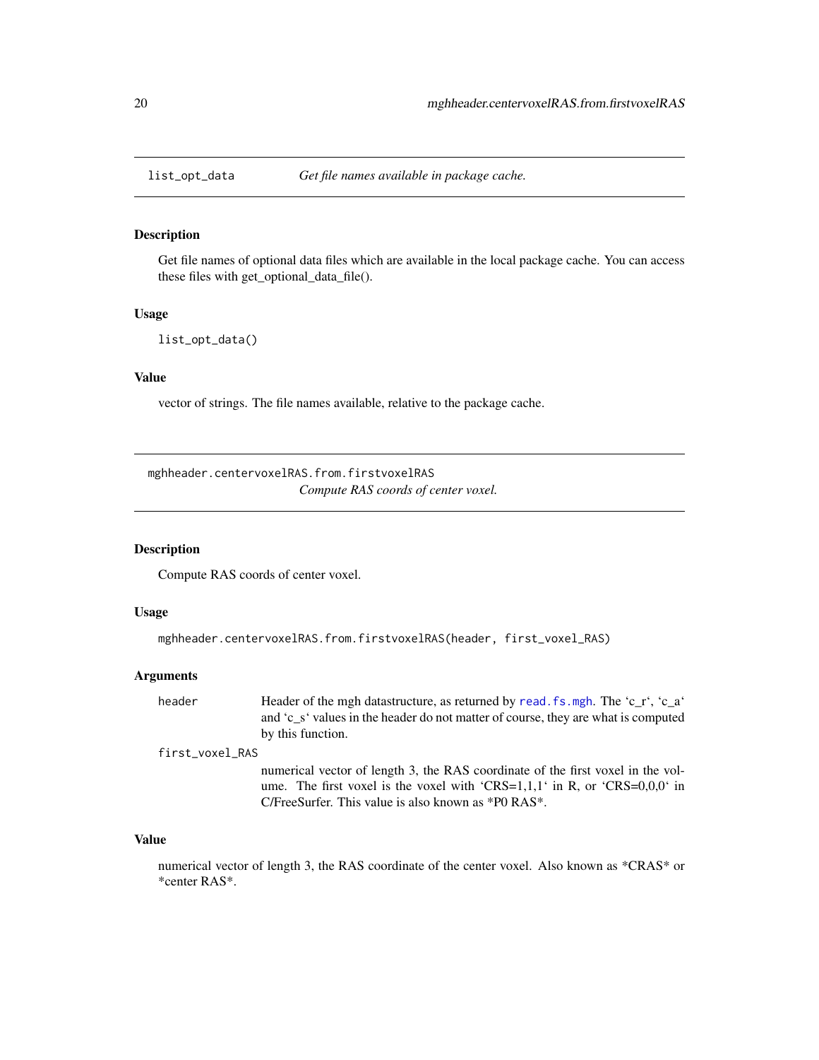## list_opt_data *Get file names available in package cache.*

### Description

Get file names of optional data files which are available in the local package cache. You can access these files with get_optional_data_file().

### Usage

```
list_opt_data()
```

### Value

vector of strings. The file names available, relative to the package cache.

## mghheader.centervoxelRAS.from.firstvoxelRAS *Compute RAS coords of center voxel.*

### Description

Compute RAS coords of center voxel.

### Usage

```
mghheader.centervoxelRAS.from.firstvoxelRAS(header, first_voxel_RAS)
```

### Arguments

header
: Header of the mgh datastructure, as returned by read.fs.mgh. The 'c_r', 'c_a' and 'c_s' values in the header do not matter of course, they are what is computed by this function.

first_voxel_RAS
: numerical vector of length 3, the RAS coordinate of the first voxel in the volume. The first voxel is the voxel with 'CRS=1,1,1' in R, or 'CRS=0,0,0' in C/FreeSurfer. This value is also known as *P0 RAS*.

### Value

numerical vector of length 3, the RAS coordinate of the center voxel. Also known as *CRAS* or *center RAS*.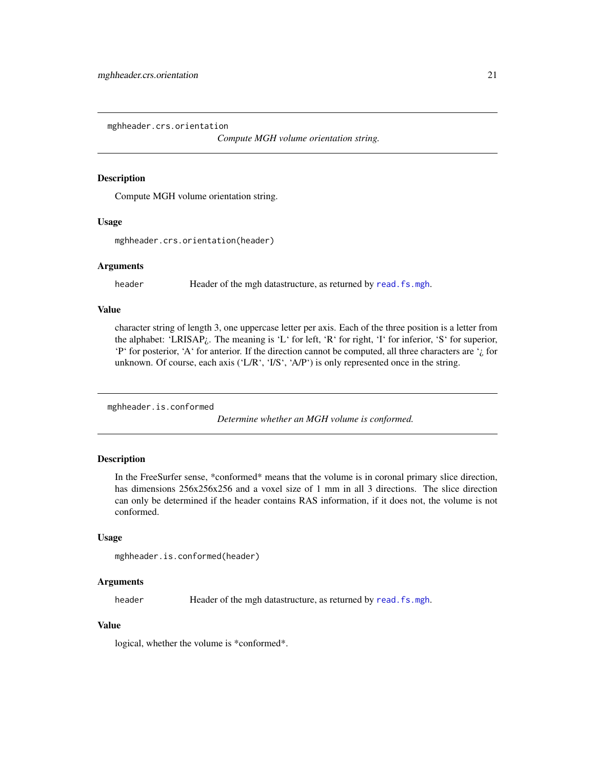## mghheader.crs.orientation

*Compute MGH volume orientation string.*

### Description

Compute MGH volume orientation string.

### Usage

```
mghheader.crs.orientation(header)
```

### Arguments

| | |
|---|---|
| `header` | Header of the mgh datastructure, as returned by `read.fs.mgh`. |

### Value

character string of length 3, one uppercase letter per axis. Each of the three position is a letter from the alphabet: 'LRISAP¿. The meaning is 'L' for left, 'R' for right, 'I' for inferior, 'S' for superior, 'P' for posterior, 'A' for anterior. If the direction cannot be computed, all three characters are '¿ for unknown. Of course, each axis ('L/R', 'I/S', 'A/P') is only represented once in the string.

## mghheader.is.conformed

*Determine whether an MGH volume is conformed.*

### Description

In the FreeSurfer sense, *conformed* means that the volume is in coronal primary slice direction, has dimensions 256x256x256 and a voxel size of 1 mm in all 3 directions. The slice direction can only be determined if the header contains RAS information, if it does not, the volume is not conformed.

### Usage

```
mghheader.is.conformed(header)
```

### Arguments

| | |
|---|---|
| `header` | Header of the mgh datastructure, as returned by `read.fs.mgh`. |

### Value

logical, whether the volume is *conformed*.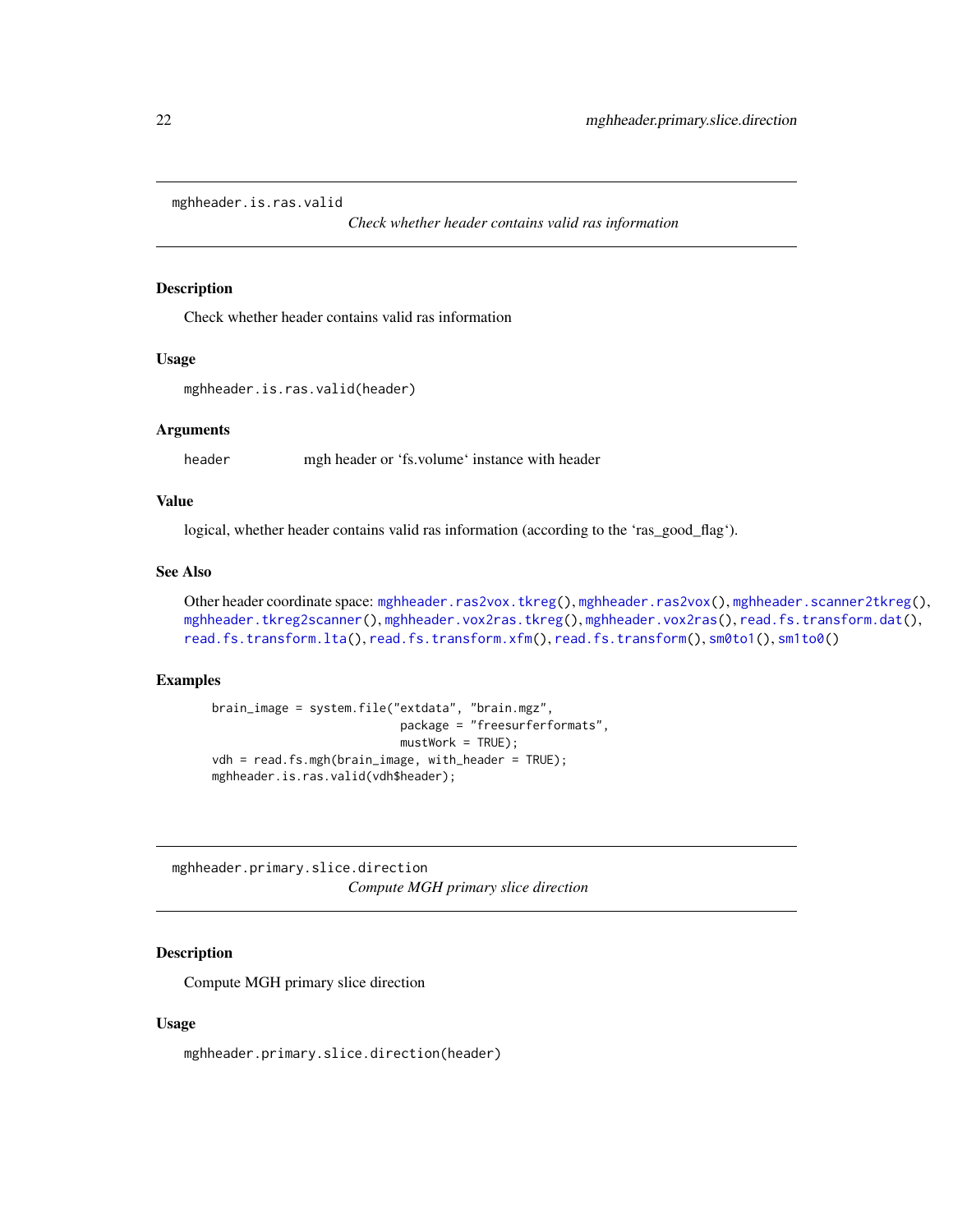## mghheader.is.ras.valid

*Check whether header contains valid ras information*

### Description

Check whether header contains valid ras information

### Usage

```
mghheader.is.ras.valid(header)
```

### Arguments

| | |
|---|---|
| header | mgh header or 'fs.volume' instance with header |

### Value

logical, whether header contains valid ras information (according to the 'ras_good_flag').

### See Also

Other header coordinate space: mghheader.ras2vox.tkreg(), mghheader.ras2vox(), mghheader.scanner2tkreg(), mghheader.tkreg2scanner(), mghheader.vox2ras.tkreg(), mghheader.vox2ras(), read.fs.transform.dat(), read.fs.transform.lta(), read.fs.transform.xfm(), read.fs.transform(), sm0to1(), sm1to0()

### Examples

```
brain_image = system.file("extdata", "brain.mgz",
                          package = "freesurferformats",
                          mustWork = TRUE);
vdh = read.fs.mgh(brain_image, with_header = TRUE);
mghheader.is.ras.valid(vdh$header);
```

## mghheader.primary.slice.direction

*Compute MGH primary slice direction*

### Description

Compute MGH primary slice direction

### Usage

```
mghheader.primary.slice.direction(header)
```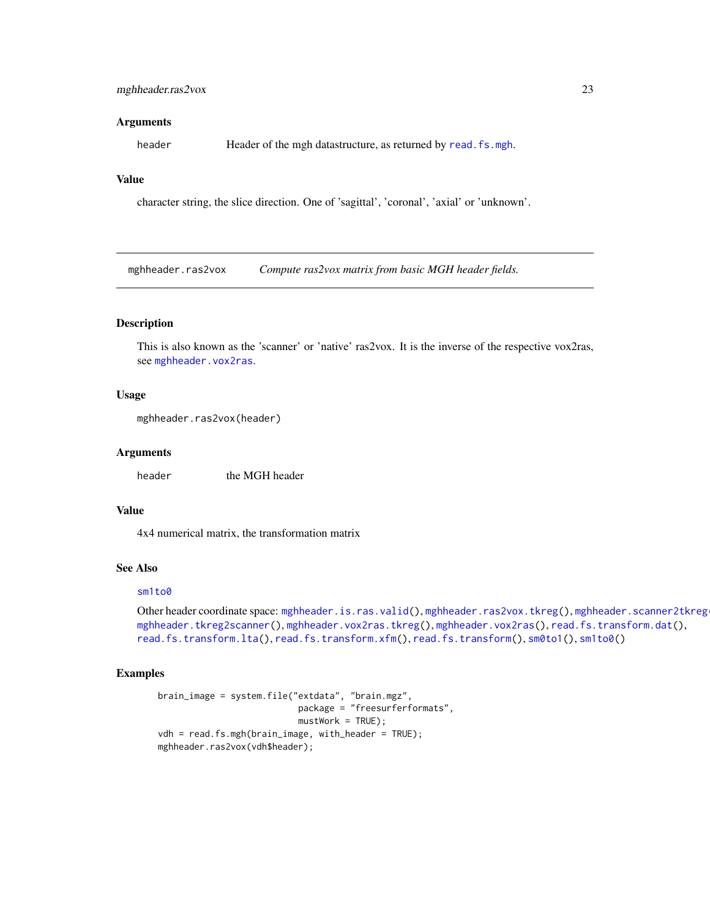### Arguments

header    Header of the mgh datastructure, as returned by read.fs.mgh.

### Value

character string, the slice direction. One of 'sagittal', 'coronal', 'axial' or 'unknown'.

---

## mghheader.ras2vox    *Compute ras2vox matrix from basic MGH header fields.*

---

### Description

This is also known as the 'scanner' or 'native' ras2vox. It is the inverse of the respective vox2ras, see mghheader.vox2ras.

### Usage

```
mghheader.ras2vox(header)
```

### Arguments

header    the MGH header

### Value

4x4 numerical matrix, the transformation matrix

### See Also

sm1to0

Other header coordinate space: mghheader.is.ras.valid(), mghheader.ras2vox.tkreg(), mghheader.scanner2tkreg(), mghheader.tkreg2scanner(), mghheader.vox2ras.tkreg(), mghheader.vox2ras(), read.fs.transform.dat(), read.fs.transform.lta(), read.fs.transform.xfm(), read.fs.transform(), sm0to1(), sm1to0()

### Examples

```
brain_image = system.file("extdata", "brain.mgz",
                          package = "freesurferformats",
                          mustWork = TRUE);
vdh = read.fs.mgh(brain_image, with_header = TRUE);
mghheader.ras2vox(vdh$header);
```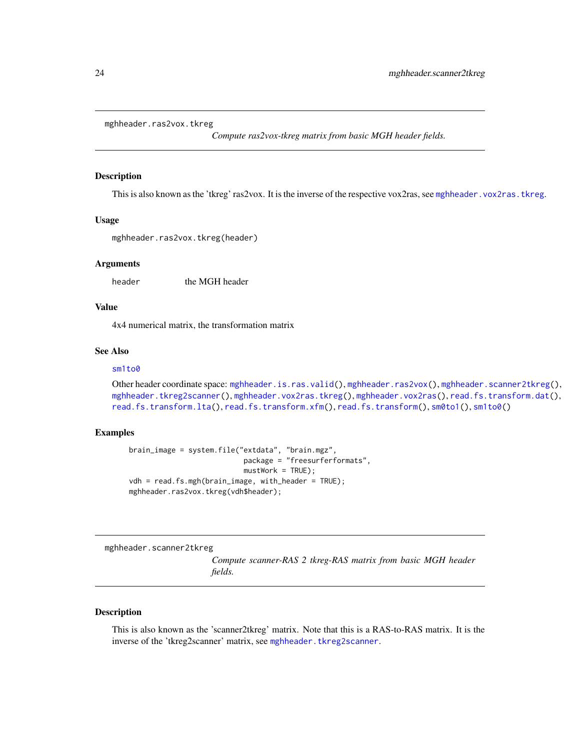## mghheader.ras2vox.tkreg

*Compute ras2vox-tkreg matrix from basic MGH header fields.*

### Description

This is also known as the 'tkreg' ras2vox. It is the inverse of the respective vox2ras, see `mghheader.vox2ras.tkreg`.

### Usage

```
mghheader.ras2vox.tkreg(header)
```

### Arguments

| | |
|---|---|
| header | the MGH header |

### Value

4x4 numerical matrix, the transformation matrix

### See Also

`sm1to0`

Other header coordinate space: `mghheader.is.ras.valid()`, `mghheader.ras2vox()`, `mghheader.scanner2tkreg()`, `mghheader.tkreg2scanner()`, `mghheader.vox2ras.tkreg()`, `mghheader.vox2ras()`, `read.fs.transform.dat()`, `read.fs.transform.lta()`, `read.fs.transform.xfm()`, `read.fs.transform()`, `sm0to1()`, `sm1to0()`

### Examples

```
    brain_image = system.file("extdata", "brain.mgz",
                              package = "freesurferformats",
                              mustWork = TRUE);
    vdh = read.fs.mgh(brain_image, with_header = TRUE);
    mghheader.ras2vox.tkreg(vdh$header);
```

## mghheader.scanner2tkreg

*Compute scanner-RAS 2 tkreg-RAS matrix from basic MGH header fields.*

### Description

This is also known as the 'scanner2tkreg' matrix. Note that this is a RAS-to-RAS matrix. It is the inverse of the 'tkreg2scanner' matrix, see `mghheader.tkreg2scanner`.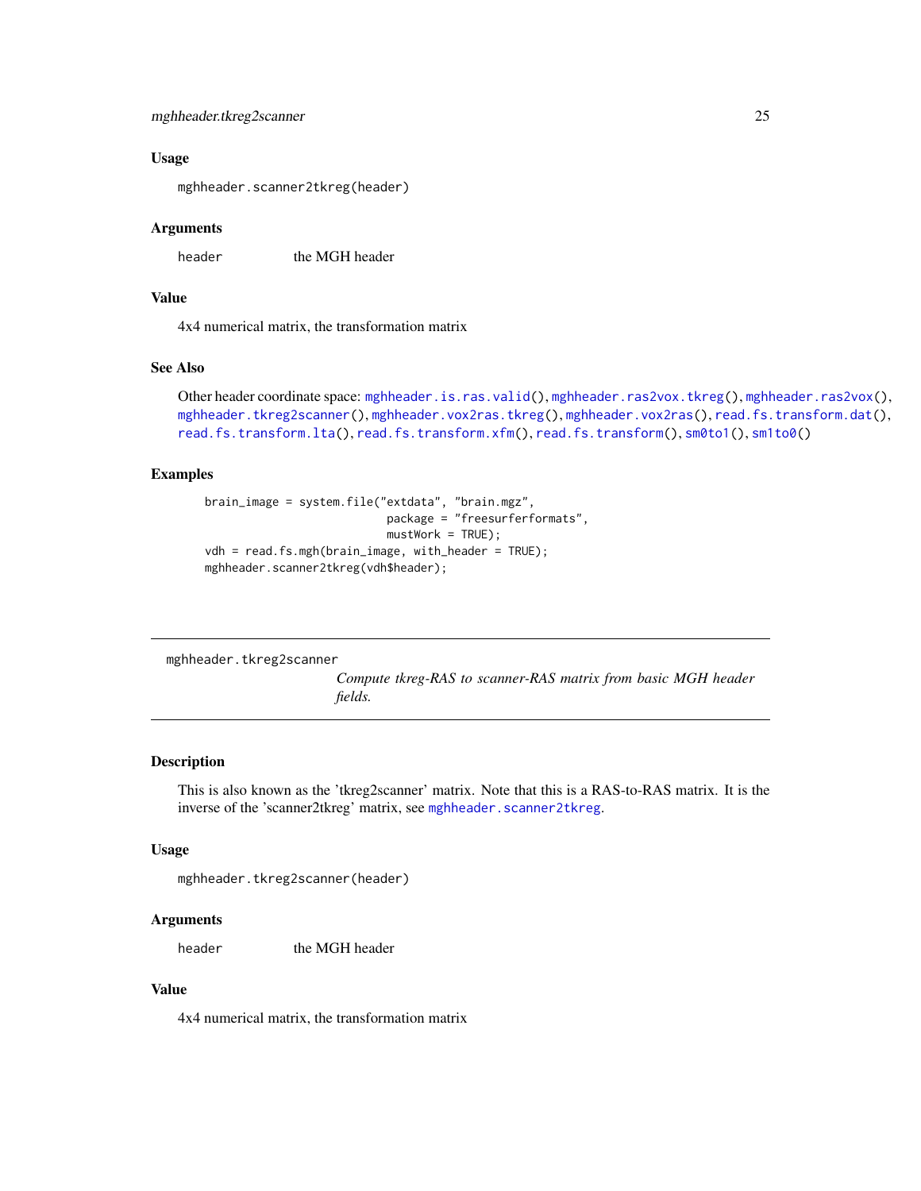### Usage

```
mghheader.scanner2tkreg(header)
```

### Arguments

header the MGH header

### Value

4x4 numerical matrix, the transformation matrix

### See Also

Other header coordinate space: mghheader.is.ras.valid(), mghheader.ras2vox.tkreg(), mghheader.ras2vox(), mghheader.tkreg2scanner(), mghheader.vox2ras.tkreg(), mghheader.vox2ras(), read.fs.transform.dat(), read.fs.transform.lta(), read.fs.transform.xfm(), read.fs.transform(), sm0to1(), sm1to0()

### Examples

```
brain_image = system.file("extdata", "brain.mgz",
                          package = "freesurferformats",
                          mustWork = TRUE);
vdh = read.fs.mgh(brain_image, with_header = TRUE);
mghheader.scanner2tkreg(vdh$header);
```

---

## mghheader.tkreg2scanner

*Compute tkreg-RAS to scanner-RAS matrix from basic MGH header fields.*

---

### Description

This is also known as the 'tkreg2scanner' matrix. Note that this is a RAS-to-RAS matrix. It is the inverse of the 'scanner2tkreg' matrix, see mghheader.scanner2tkreg.

### Usage

```
mghheader.tkreg2scanner(header)
```

### Arguments

header the MGH header

### Value

4x4 numerical matrix, the transformation matrix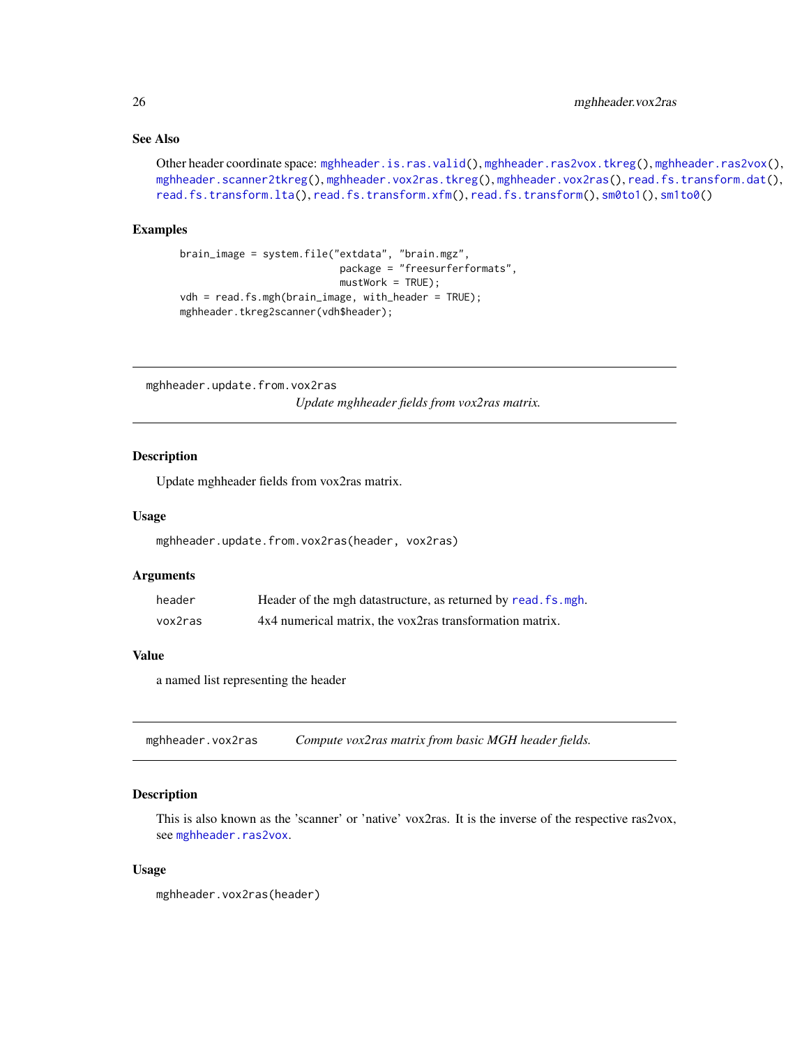### See Also

Other header coordinate space: mghheader.is.ras.valid(), mghheader.ras2vox.tkreg(), mghheader.ras2vox(), mghheader.scanner2tkreg(), mghheader.vox2ras.tkreg(), mghheader.vox2ras(), read.fs.transform.dat(), read.fs.transform.lta(), read.fs.transform.xfm(), read.fs.transform(), sm0to1(), sm1to0()

### Examples

```
brain_image = system.file("extdata", "brain.mgz",
                          package = "freesurferformats",
                          mustWork = TRUE);
vdh = read.fs.mgh(brain_image, with_header = TRUE);
mghheader.tkreg2scanner(vdh$header);
```

---

## mghheader.update.from.vox2ras — *Update mghheader fields from vox2ras matrix.*

### Description

Update mghheader fields from vox2ras matrix.

### Usage

```
mghheader.update.from.vox2ras(header, vox2ras)
```

### Arguments

| | |
|---|---|
| header | Header of the mgh datastructure, as returned by read.fs.mgh. |
| vox2ras | 4x4 numerical matrix, the vox2ras transformation matrix. |

### Value

a named list representing the header

---

## mghheader.vox2ras — *Compute vox2ras matrix from basic MGH header fields.*

### Description

This is also known as the 'scanner' or 'native' vox2ras. It is the inverse of the respective ras2vox, see mghheader.ras2vox.

### Usage

```
mghheader.vox2ras(header)
```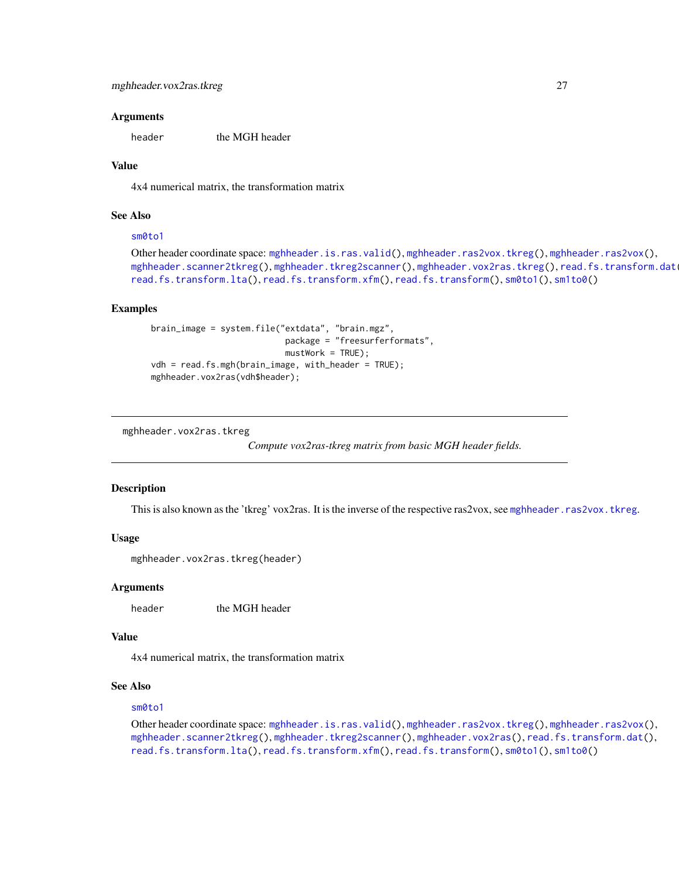### Arguments

header the MGH header

### Value

4x4 numerical matrix, the transformation matrix

### See Also

sm0to1

Other header coordinate space: mghheader.is.ras.valid(), mghheader.ras2vox.tkreg(), mghheader.ras2vox(), mghheader.scanner2tkreg(), mghheader.tkreg2scanner(), mghheader.vox2ras.tkreg(), read.fs.transform.dat(), read.fs.transform.lta(), read.fs.transform.xfm(), read.fs.transform(), sm0to1(), sm1to0()

### Examples

```
brain_image = system.file("extdata", "brain.mgz",
                          package = "freesurferformats",
                          mustWork = TRUE);
vdh = read.fs.mgh(brain_image, with_header = TRUE);
mghheader.vox2ras(vdh$header);
```

---

## mghheader.vox2ras.tkreg

*Compute vox2ras-tkreg matrix from basic MGH header fields.*

---

### Description

This is also known as the 'tkreg' vox2ras. It is the inverse of the respective ras2vox, see mghheader.ras2vox.tkreg.

### Usage

```
mghheader.vox2ras.tkreg(header)
```

### Arguments

header the MGH header

### Value

4x4 numerical matrix, the transformation matrix

### See Also

sm0to1

Other header coordinate space: mghheader.is.ras.valid(), mghheader.ras2vox.tkreg(), mghheader.ras2vox(), mghheader.scanner2tkreg(), mghheader.tkreg2scanner(), mghheader.vox2ras(), read.fs.transform.dat(), read.fs.transform.lta(), read.fs.transform.xfm(), read.fs.transform(), sm0to1(), sm1to0()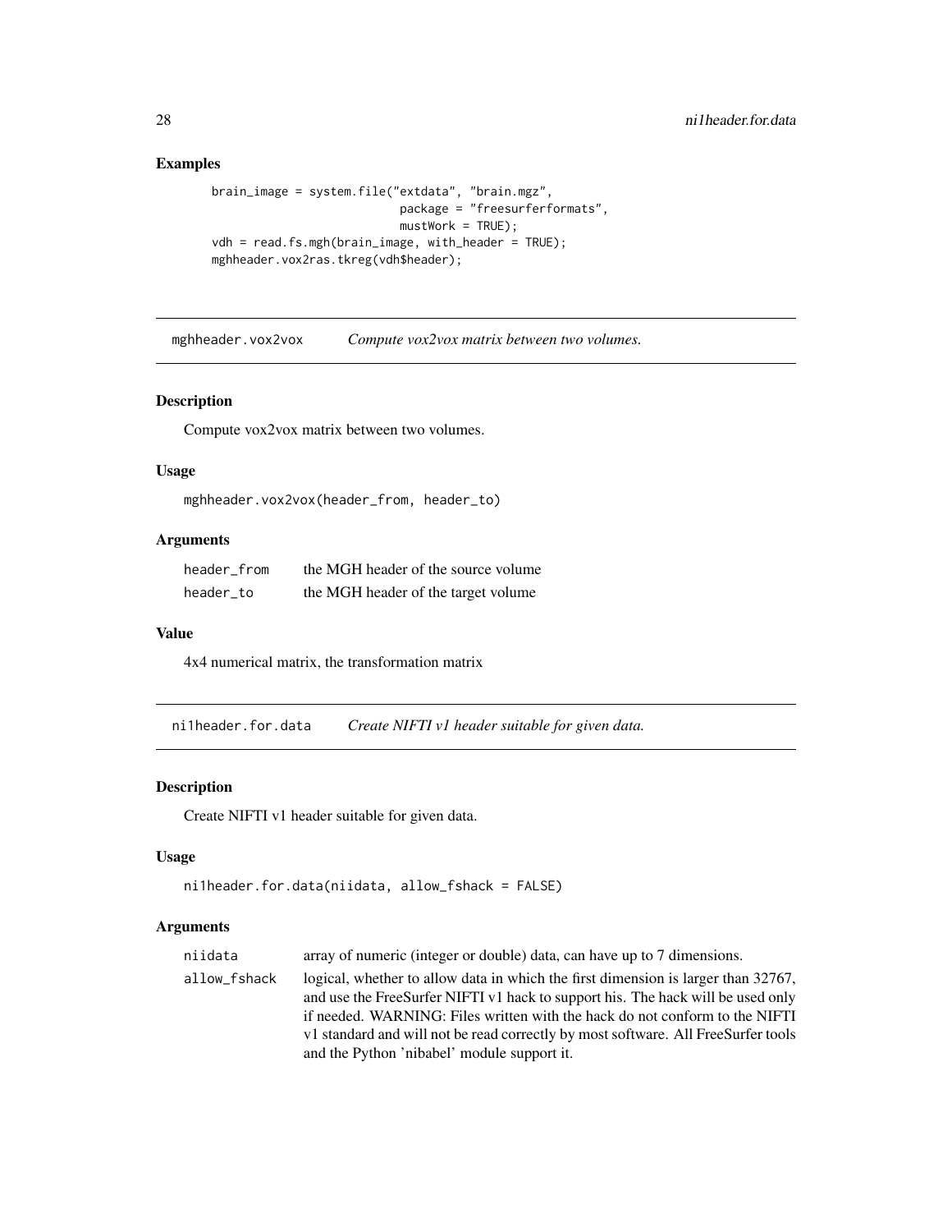## Examples

```
brain_image = system.file("extdata", "brain.mgz",
                          package = "freesurferformats",
                          mustWork = TRUE);
vdh = read.fs.mgh(brain_image, with_header = TRUE);
mghheader.vox2ras.tkreg(vdh$header);
```

---

# mghheader.vox2vox — *Compute vox2vox matrix between two volumes.*

## Description

Compute vox2vox matrix between two volumes.

## Usage

```
mghheader.vox2vox(header_from, header_to)
```

## Arguments

| | |
|---|---|
| header_from | the MGH header of the source volume |
| header_to | the MGH header of the target volume |

## Value

4x4 numerical matrix, the transformation matrix

---

# ni1header.for.data — *Create NIFTI v1 header suitable for given data.*

## Description

Create NIFTI v1 header suitable for given data.

## Usage

```
ni1header.for.data(niidata, allow_fshack = FALSE)
```

## Arguments

| | |
|---|---|
| niidata | array of numeric (integer or double) data, can have up to 7 dimensions. |
| allow_fshack | logical, whether to allow data in which the first dimension is larger than 32767, and use the FreeSurfer NIFTI v1 hack to support his. The hack will be used only if needed. WARNING: Files written with the hack do not conform to the NIFTI v1 standard and will not be read correctly by most software. All FreeSurfer tools and the Python 'nibabel' module support it. |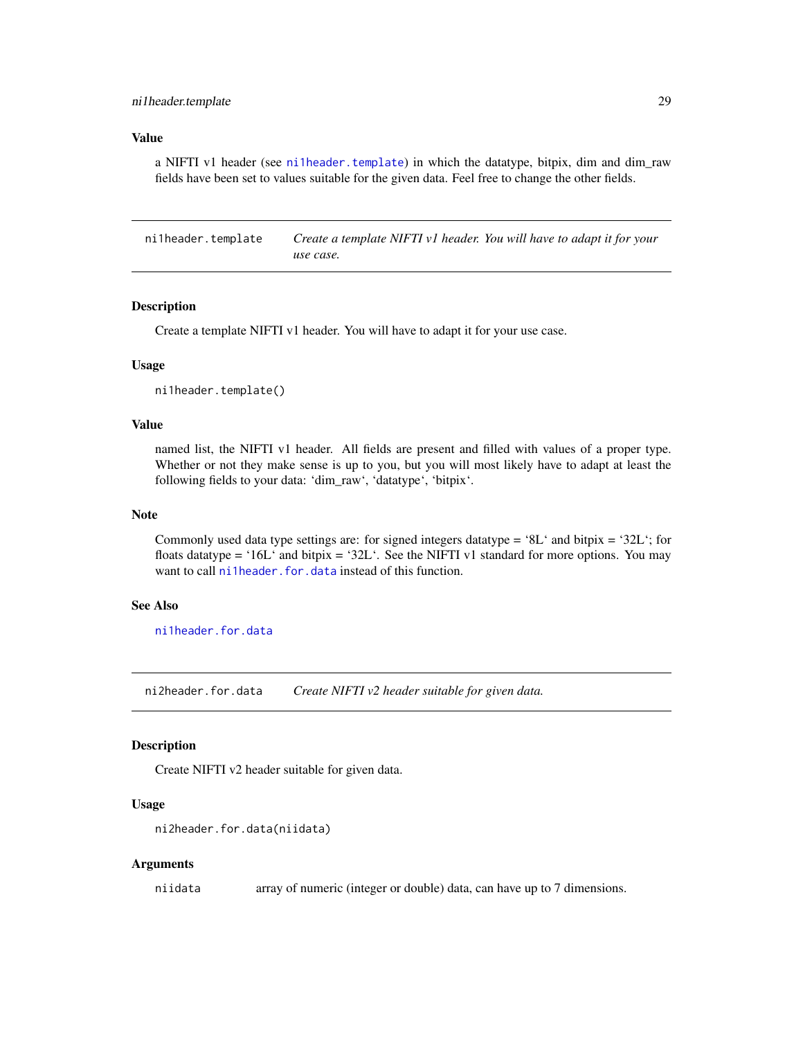## Value

a NIFTI v1 header (see `ni1header.template`) in which the datatype, bitpix, dim and dim_raw fields have been set to values suitable for the given data. Feel free to change the other fields.

---

## ni1header.template — *Create a template NIFTI v1 header. You will have to adapt it for your use case.*

### Description

Create a template NIFTI v1 header. You will have to adapt it for your use case.

### Usage

```
ni1header.template()
```

### Value

named list, the NIFTI v1 header. All fields are present and filled with values of a proper type. Whether or not they make sense is up to you, but you will most likely have to adapt at least the following fields to your data: 'dim_raw', 'datatype', 'bitpix'.

### Note

Commonly used data type settings are: for signed integers datatype = '8L' and bitpix = '32L'; for floats datatype = '16L' and bitpix = '32L'. See the NIFTI v1 standard for more options. You may want to call `ni1header.for.data` instead of this function.

### See Also

`ni1header.for.data`

---

## ni2header.for.data — *Create NIFTI v2 header suitable for given data.*

### Description

Create NIFTI v2 header suitable for given data.

### Usage

```
ni2header.for.data(niidata)
```

### Arguments

| | |
|---|---|
| niidata | array of numeric (integer or double) data, can have up to 7 dimensions. |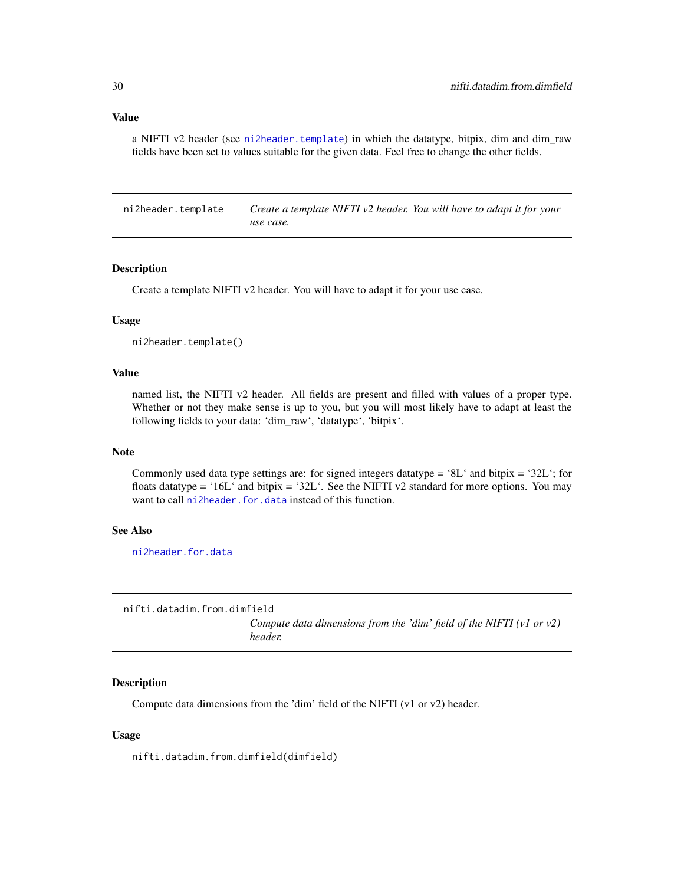### Value

a NIFTI v2 header (see ni2header.template) in which the datatype, bitpix, dim and dim_raw fields have been set to values suitable for the given data. Feel free to change the other fields.

---

## ni2header.template — *Create a template NIFTI v2 header. You will have to adapt it for your use case.*

### Description

Create a template NIFTI v2 header. You will have to adapt it for your use case.

### Usage

```
ni2header.template()
```

### Value

named list, the NIFTI v2 header. All fields are present and filled with values of a proper type. Whether or not they make sense is up to you, but you will most likely have to adapt at least the following fields to your data: 'dim_raw', 'datatype', 'bitpix'.

### Note

Commonly used data type settings are: for signed integers datatype = '8L' and bitpix = '32L'; for floats datatype = '16L' and bitpix = '32L'. See the NIFTI v2 standard for more options. You may want to call ni2header.for.data instead of this function.

### See Also

ni2header.for.data

---

## nifti.datadim.from.dimfield — *Compute data dimensions from the 'dim' field of the NIFTI (v1 or v2) header.*

### Description

Compute data dimensions from the 'dim' field of the NIFTI (v1 or v2) header.

### Usage

```
nifti.datadim.from.dimfield(dimfield)
```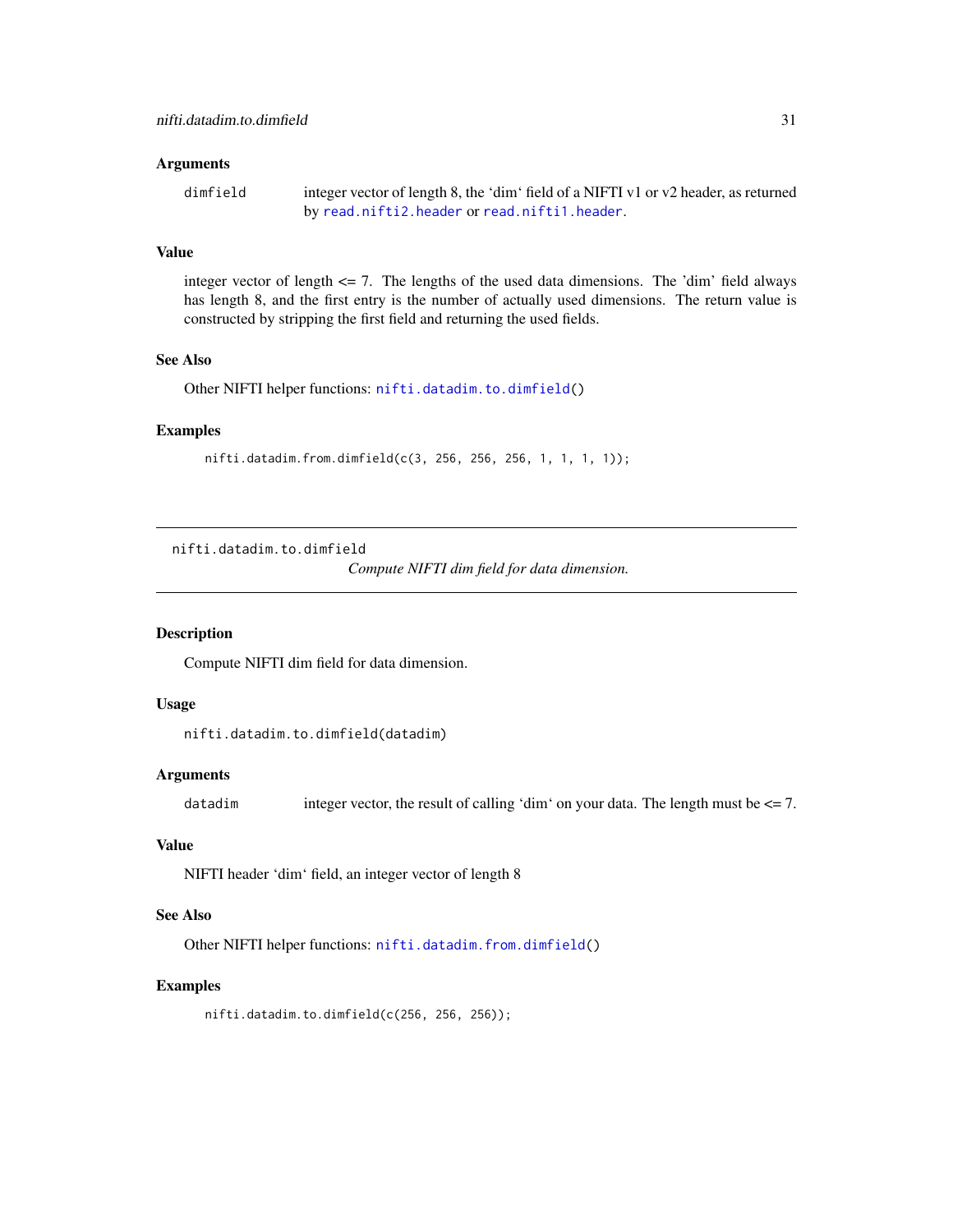### Arguments

`dimfield` integer vector of length 8, the 'dim' field of a NIFTI v1 or v2 header, as returned by `read.nifti2.header` or `read.nifti1.header`.

### Value

integer vector of length <= 7. The lengths of the used data dimensions. The 'dim' field always has length 8, and the first entry is the number of actually used dimensions. The return value is constructed by stripping the first field and returning the used fields.

### See Also

Other NIFTI helper functions: `nifti.datadim.to.dimfield()`

### Examples

```
nifti.datadim.from.dimfield(c(3, 256, 256, 256, 1, 1, 1, 1));
```

---

## nifti.datadim.to.dimfield

*Compute NIFTI dim field for data dimension.*

---

### Description

Compute NIFTI dim field for data dimension.

### Usage

```
nifti.datadim.to.dimfield(datadim)
```

### Arguments

`datadim` integer vector, the result of calling 'dim' on your data. The length must be <= 7.

### Value

NIFTI header 'dim' field, an integer vector of length 8

### See Also

Other NIFTI helper functions: `nifti.datadim.from.dimfield()`

### Examples

```
nifti.datadim.to.dimfield(c(256, 256, 256));
```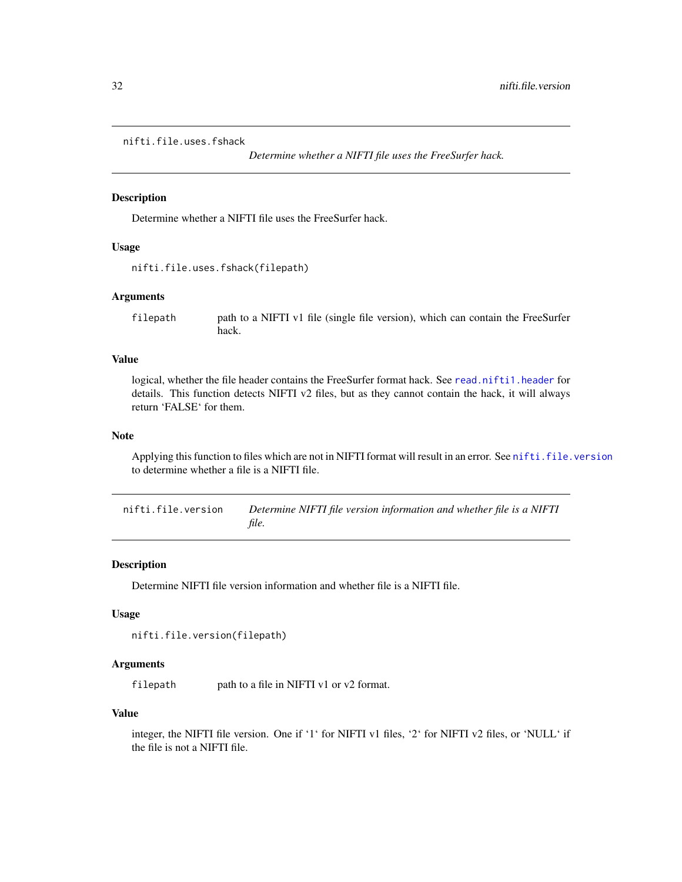## nifti.file.uses.fshack

*Determine whether a NIFTI file uses the FreeSurfer hack.*

### Description

Determine whether a NIFTI file uses the FreeSurfer hack.

### Usage

```
nifti.file.uses.fshack(filepath)
```

### Arguments

| | |
|---|---|
| filepath | path to a NIFTI v1 file (single file version), which can contain the FreeSurfer hack. |

### Value

logical, whether the file header contains the FreeSurfer format hack. See `read.nifti1.header` for details. This function detects NIFTI v2 files, but as they cannot contain the hack, it will always return 'FALSE' for them.

### Note

Applying this function to files which are not in NIFTI format will result in an error. See `nifti.file.version` to determine whether a file is a NIFTI file.

## nifti.file.version

*Determine NIFTI file version information and whether file is a NIFTI file.*

### Description

Determine NIFTI file version information and whether file is a NIFTI file.

### Usage

```
nifti.file.version(filepath)
```

### Arguments

| | |
|---|---|
| filepath | path to a file in NIFTI v1 or v2 format. |

### Value

integer, the NIFTI file version. One if '1' for NIFTI v1 files, '2' for NIFTI v2 files, or 'NULL' if the file is not a NIFTI file.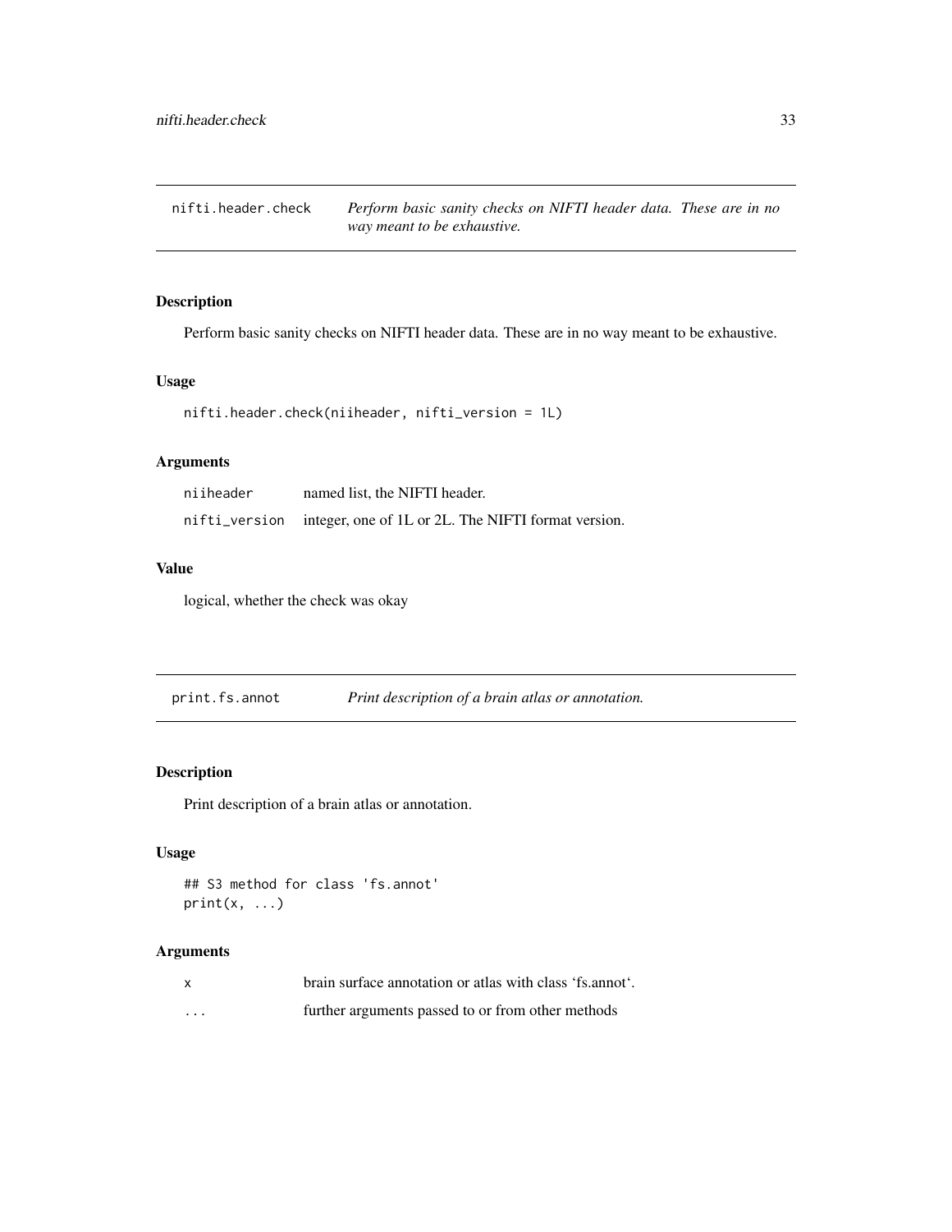## nifti.header.check

*Perform basic sanity checks on NIFTI header data. These are in no way meant to be exhaustive.*

### Description

Perform basic sanity checks on NIFTI header data. These are in no way meant to be exhaustive.

### Usage

```
nifti.header.check(niiheader, nifti_version = 1L)
```

### Arguments

| | |
|---|---|
| niiheader | named list, the NIFTI header. |
| nifti_version | integer, one of 1L or 2L. The NIFTI format version. |

### Value

logical, whether the check was okay

## print.fs.annot

*Print description of a brain atlas or annotation.*

### Description

Print description of a brain atlas or annotation.

### Usage

```
## S3 method for class 'fs.annot'
print(x, ...)
```

### Arguments

| | |
|---|---|
| x | brain surface annotation or atlas with class 'fs.annot'. |
| ... | further arguments passed to or from other methods |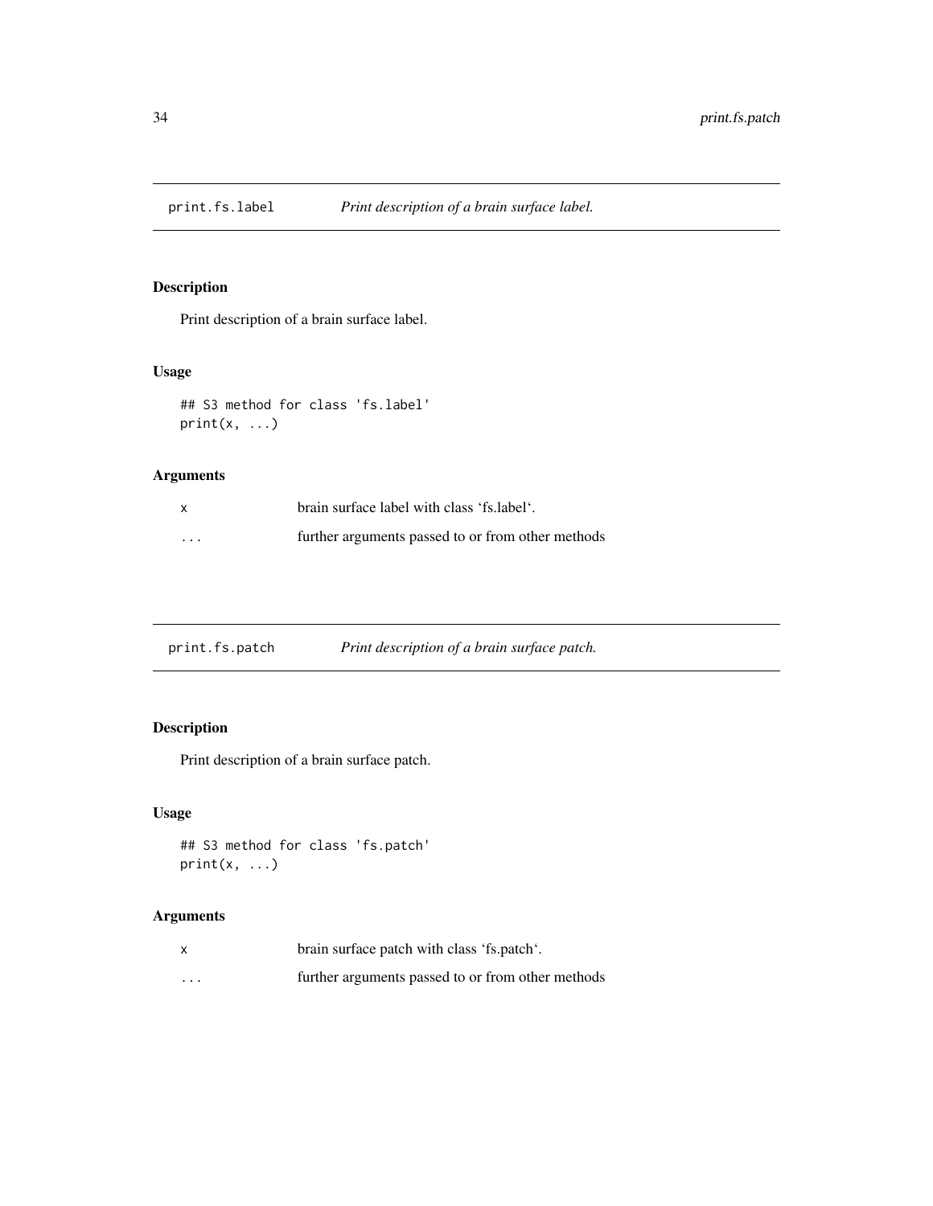## print.fs.label — *Print description of a brain surface label.*

### Description

Print description of a brain surface label.

### Usage

```
## S3 method for class 'fs.label'
print(x, ...)
```

### Arguments

| | |
|---|---|
| x | brain surface label with class 'fs.label'. |
| ... | further arguments passed to or from other methods |

## print.fs.patch — *Print description of a brain surface patch.*

### Description

Print description of a brain surface patch.

### Usage

```
## S3 method for class 'fs.patch'
print(x, ...)
```

### Arguments

| | |
|---|---|
| x | brain surface patch with class 'fs.patch'. |
| ... | further arguments passed to or from other methods |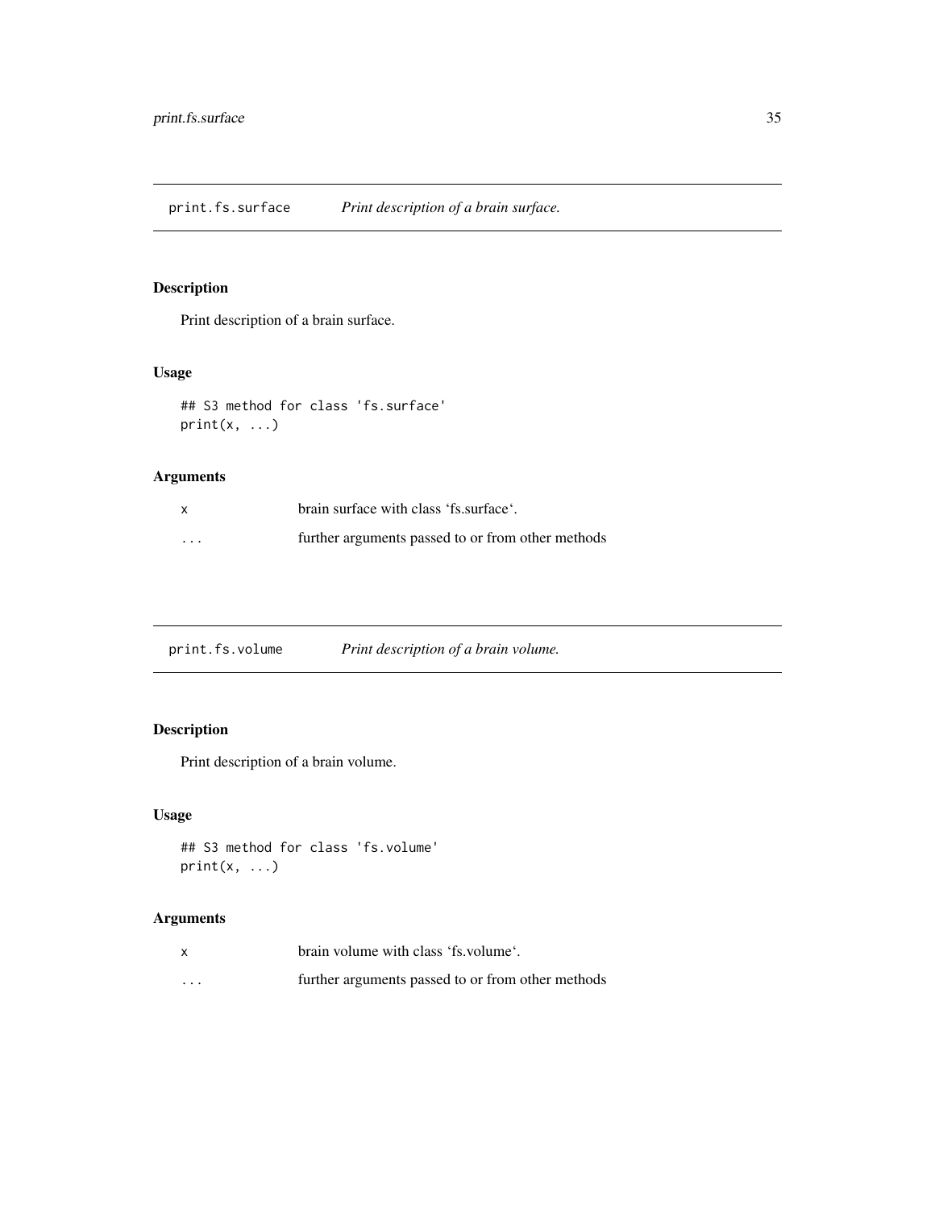## print.fs.surface — *Print description of a brain surface.*

### Description

Print description of a brain surface.

### Usage

```
## S3 method for class 'fs.surface'
print(x, ...)
```

### Arguments

| | |
|---|---|
| x | brain surface with class 'fs.surface'. |
| ... | further arguments passed to or from other methods |

## print.fs.volume — *Print description of a brain volume.*

### Description

Print description of a brain volume.

### Usage

```
## S3 method for class 'fs.volume'
print(x, ...)
```

### Arguments

| | |
|---|---|
| x | brain volume with class 'fs.volume'. |
| ... | further arguments passed to or from other methods |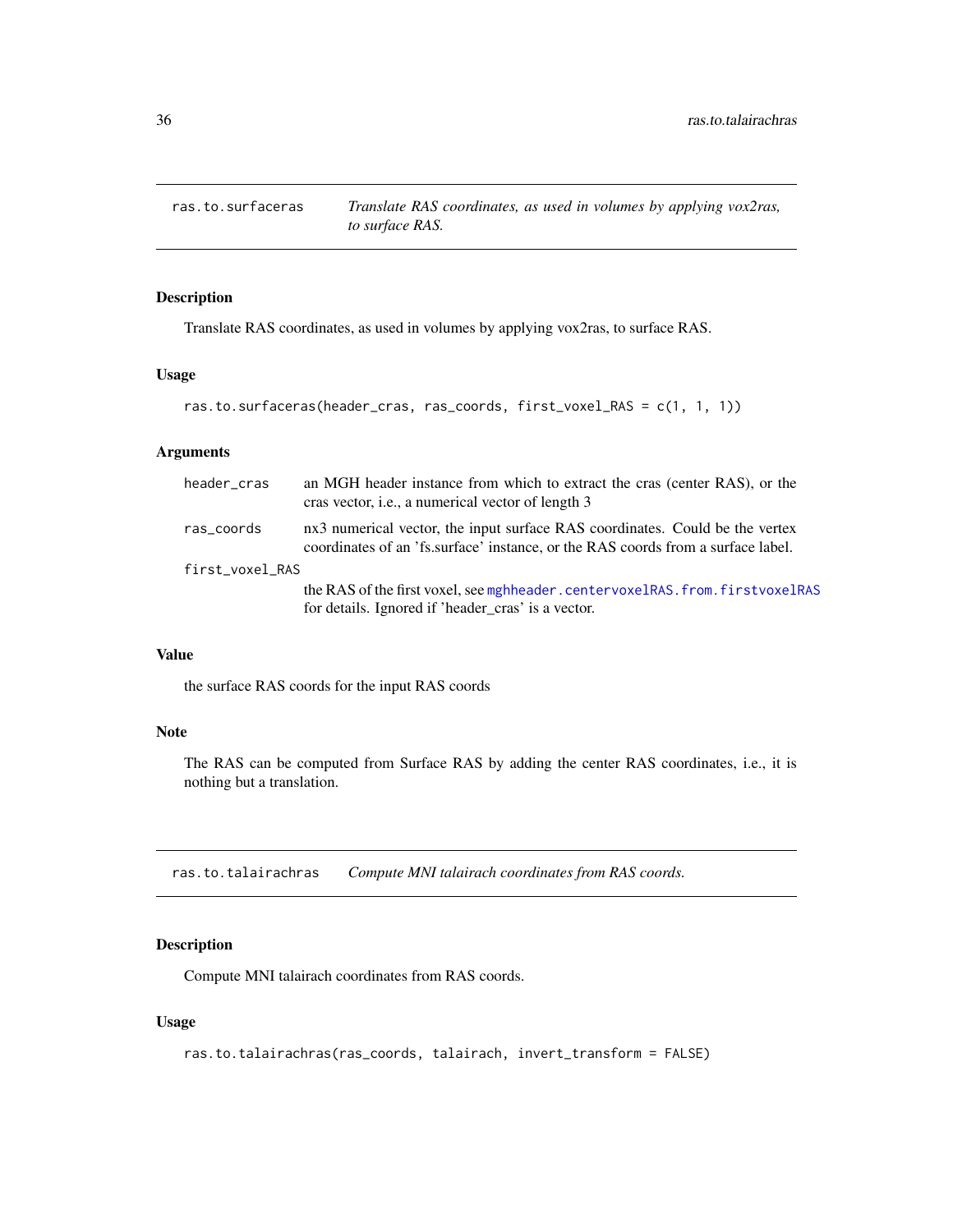## ras.to.surfaceras — *Translate RAS coordinates, as used in volumes by applying vox2ras, to surface RAS.*

### Description

Translate RAS coordinates, as used in volumes by applying vox2ras, to surface RAS.

### Usage

```
ras.to.surfaceras(header_cras, ras_coords, first_voxel_RAS = c(1, 1, 1))
```

### Arguments

| | |
|---|---|
| `header_cras` | an MGH header instance from which to extract the cras (center RAS), or the cras vector, i.e., a numerical vector of length 3 |
| `ras_coords` | nx3 numerical vector, the input surface RAS coordinates. Could be the vertex coordinates of an 'fs.surface' instance, or the RAS coords from a surface label. |
| `first_voxel_RAS` | the RAS of the first voxel, see `mghheader.centervoxelRAS.from.firstvoxelRAS` for details. Ignored if 'header_cras' is a vector. |

### Value

the surface RAS coords for the input RAS coords

### Note

The RAS can be computed from Surface RAS by adding the center RAS coordinates, i.e., it is nothing but a translation.

## ras.to.talairachras — *Compute MNI talairach coordinates from RAS coords.*

### Description

Compute MNI talairach coordinates from RAS coords.

### Usage

```
ras.to.talairachras(ras_coords, talairach, invert_transform = FALSE)
```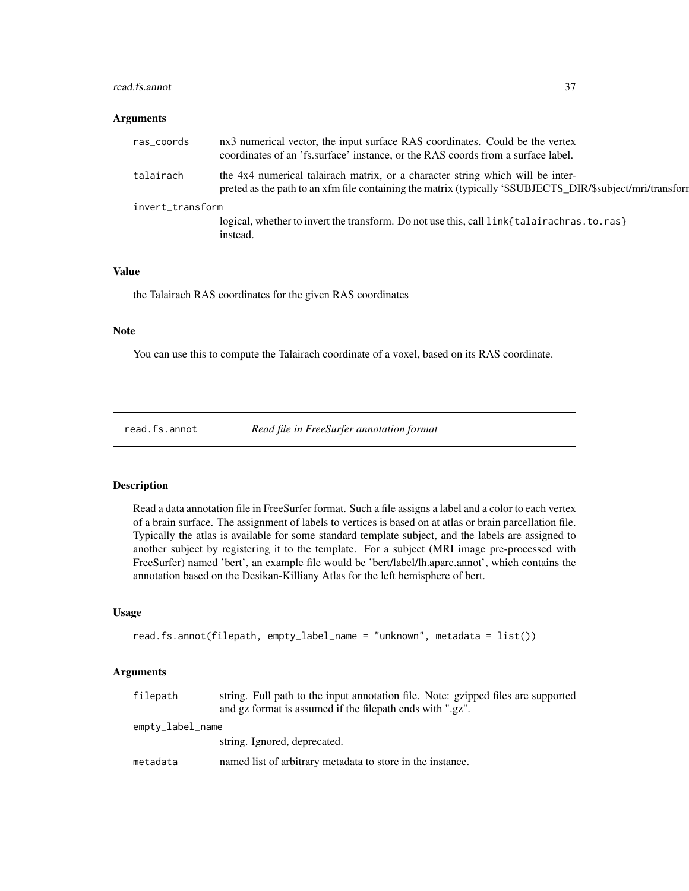### Arguments

| | |
|---|---|
| ras_coords | nx3 numerical vector, the input surface RAS coordinates. Could be the vertex coordinates of an 'fs.surface' instance, or the RAS coords from a surface label. |
| talairach | the 4x4 numerical talairach matrix, or a character string which will be interpreted as the path to an xfm file containing the matrix (typically '$SUBJECTS_DIR/$subject/mri/transforr |
| invert_transform | logical, whether to invert the transform. Do not use this, call `link{talairachras.to.ras}` instead. |

### Value

the Talairach RAS coordinates for the given RAS coordinates

### Note

You can use this to compute the Talairach coordinate of a voxel, based on its RAS coordinate.

---

## read.fs.annot — *Read file in FreeSurfer annotation format*

### Description

Read a data annotation file in FreeSurfer format. Such a file assigns a label and a color to each vertex of a brain surface. The assignment of labels to vertices is based on at atlas or brain parcellation file. Typically the atlas is available for some standard template subject, and the labels are assigned to another subject by registering it to the template. For a subject (MRI image pre-processed with FreeSurfer) named 'bert', an example file would be 'bert/label/lh.aparc.annot', which contains the annotation based on the Desikan-Killiany Atlas for the left hemisphere of bert.

### Usage

```
read.fs.annot(filepath, empty_label_name = "unknown", metadata = list())
```

### Arguments

| | |
|---|---|
| filepath | string. Full path to the input annotation file. Note: gzipped files are supported and gz format is assumed if the filepath ends with ".gz". |
| empty_label_name | string. Ignored, deprecated. |
| metadata | named list of arbitrary metadata to store in the instance. |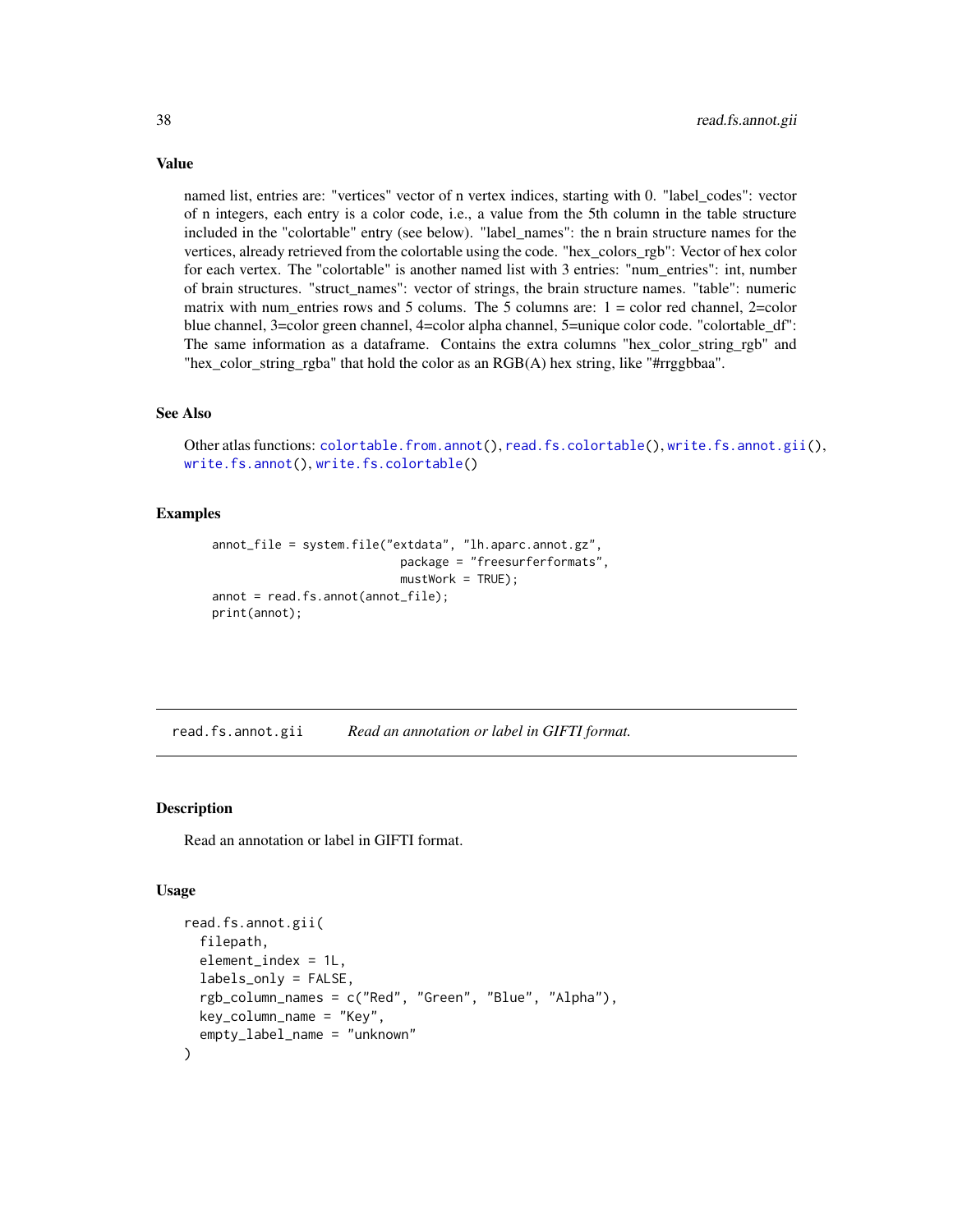### Value

named list, entries are: "vertices" vector of n vertex indices, starting with 0. "label_codes": vector of n integers, each entry is a color code, i.e., a value from the 5th column in the table structure included in the "colortable" entry (see below). "label_names": the n brain structure names for the vertices, already retrieved from the colortable using the code. "hex_colors_rgb": Vector of hex color for each vertex. The "colortable" is another named list with 3 entries: "num_entries": int, number of brain structures. "struct_names": vector of strings, the brain structure names. "table": numeric matrix with num_entries rows and 5 colums. The 5 columns are: 1 = color red channel, 2=color blue channel, 3=color green channel, 4=color alpha channel, 5=unique color code. "colortable_df": The same information as a dataframe. Contains the extra columns "hex_color_string_rgb" and "hex_color_string_rgba" that hold the color as an RGB(A) hex string, like "#rrggbbaa".

### See Also

Other atlas functions: colortable.from.annot(), read.fs.colortable(), write.fs.annot.gii(), write.fs.annot(), write.fs.colortable()

### Examples

```
annot_file = system.file("extdata", "lh.aparc.annot.gz",
                         package = "freesurferformats",
                         mustWork = TRUE);
annot = read.fs.annot(annot_file);
print(annot);
```

---

## read.fs.annot.gii    *Read an annotation or label in GIFTI format.*

### Description

Read an annotation or label in GIFTI format.

### Usage

```
read.fs.annot.gii(
  filepath,
  element_index = 1L,
  labels_only = FALSE,
  rgb_column_names = c("Red", "Green", "Blue", "Alpha"),
  key_column_name = "Key",
  empty_label_name = "unknown"
)
```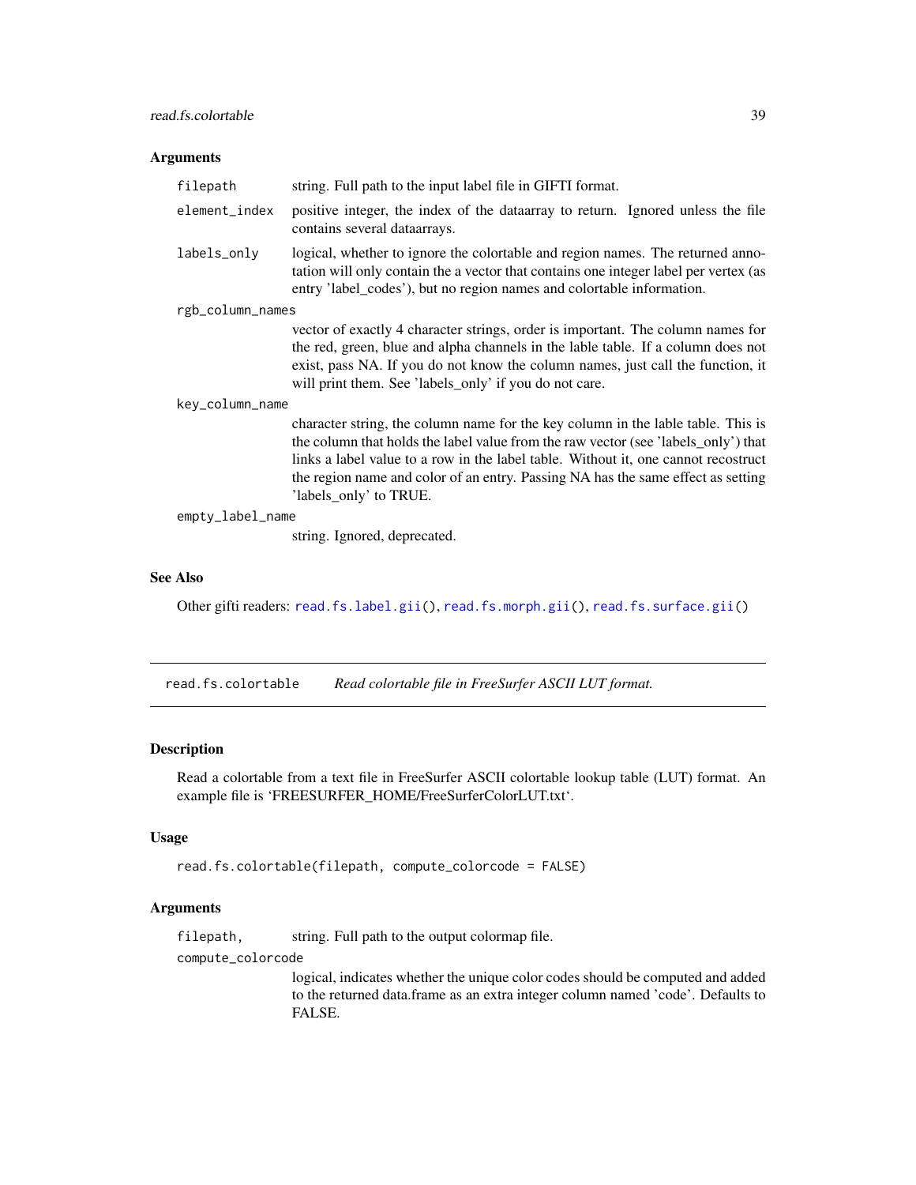### Arguments

- `filepath` string. Full path to the input label file in GIFTI format.
- `element_index` positive integer, the index of the dataarray to return. Ignored unless the file contains several dataarrays.
- `labels_only` logical, whether to ignore the colortable and region names. The returned annotation will only contain the a vector that contains one integer label per vertex (as entry 'label_codes'), but no region names and colortable information.
- `rgb_column_names` vector of exactly 4 character strings, order is important. The column names for the red, green, blue and alpha channels in the lable table. If a column does not exist, pass NA. If you do not know the column names, just call the function, it will print them. See 'labels_only' if you do not care.
- `key_column_name` character string, the column name for the key column in the lable table. This is the column that holds the label value from the raw vector (see 'labels_only') that links a label value to a row in the label table. Without it, one cannot recostruct the region name and color of an entry. Passing NA has the same effect as setting 'labels_only' to TRUE.
- `empty_label_name` string. Ignored, deprecated.

### See Also

Other gifti readers: `read.fs.label.gii()`, `read.fs.morph.gii()`, `read.fs.surface.gii()`

---

## read.fs.colortable *Read colortable file in FreeSurfer ASCII LUT format.*

### Description

Read a colortable from a text file in FreeSurfer ASCII colortable lookup table (LUT) format. An example file is 'FREESURFER_HOME/FreeSurferColorLUT.txt'.

### Usage

```
read.fs.colortable(filepath, compute_colorcode = FALSE)
```

### Arguments

- `filepath,` string. Full path to the output colormap file.
- `compute_colorcode` logical, indicates whether the unique color codes should be computed and added to the returned data.frame as an extra integer column named 'code'. Defaults to FALSE.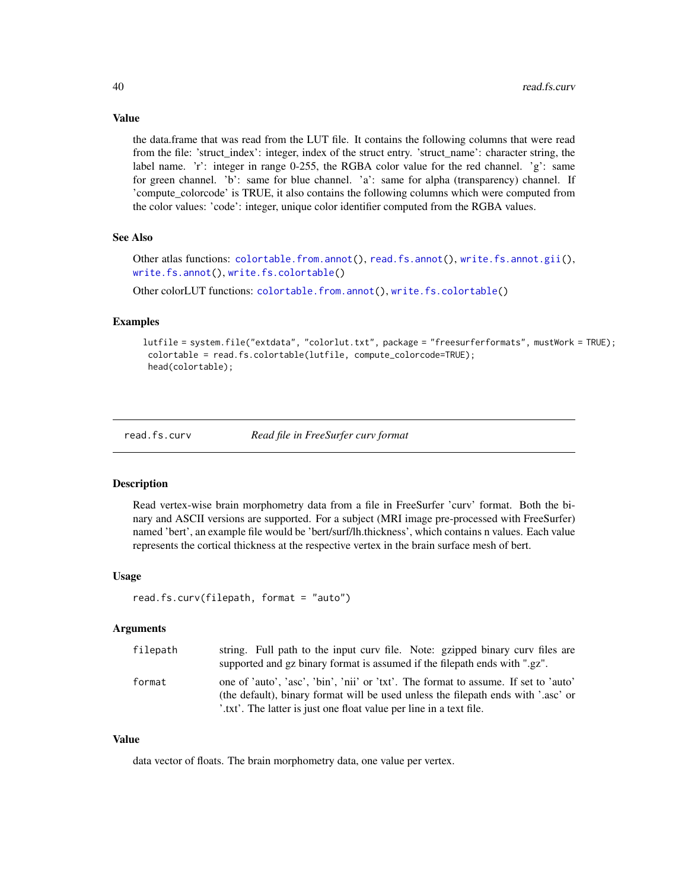### Value

the data.frame that was read from the LUT file. It contains the following columns that were read from the file: 'struct_index': integer, index of the struct entry. 'struct_name': character string, the label name. 'r': integer in range 0-255, the RGBA color value for the red channel. 'g': same for green channel. 'b': same for blue channel. 'a': same for alpha (transparency) channel. If 'compute_colorcode' is TRUE, it also contains the following columns which were computed from the color values: 'code': integer, unique color identifier computed from the RGBA values.

### See Also

Other atlas functions: colortable.from.annot(), read.fs.annot(), write.fs.annot.gii(), write.fs.annot(), write.fs.colortable()

Other colorLUT functions: colortable.from.annot(), write.fs.colortable()

### Examples

```
lutfile = system.file("extdata", "colorlut.txt", package = "freesurferformats", mustWork = TRUE);
 colortable = read.fs.colortable(lutfile, compute_colorcode=TRUE);
 head(colortable);
```

---

## read.fs.curv    *Read file in FreeSurfer curv format*

### Description

Read vertex-wise brain morphometry data from a file in FreeSurfer 'curv' format. Both the binary and ASCII versions are supported. For a subject (MRI image pre-processed with FreeSurfer) named 'bert', an example file would be 'bert/surf/lh.thickness', which contains n values. Each value represents the cortical thickness at the respective vertex in the brain surface mesh of bert.

### Usage

```
read.fs.curv(filepath, format = "auto")
```

### Arguments

| | |
|---|---|
| filepath | string. Full path to the input curv file. Note: gzipped binary curv files are supported and gz binary format is assumed if the filepath ends with ".gz". |
| format | one of 'auto', 'asc', 'bin', 'nii' or 'txt'. The format to assume. If set to 'auto' (the default), binary format will be used unless the filepath ends with '.asc' or '.txt'. The latter is just one float value per line in a text file. |

### Value

data vector of floats. The brain morphometry data, one value per vertex.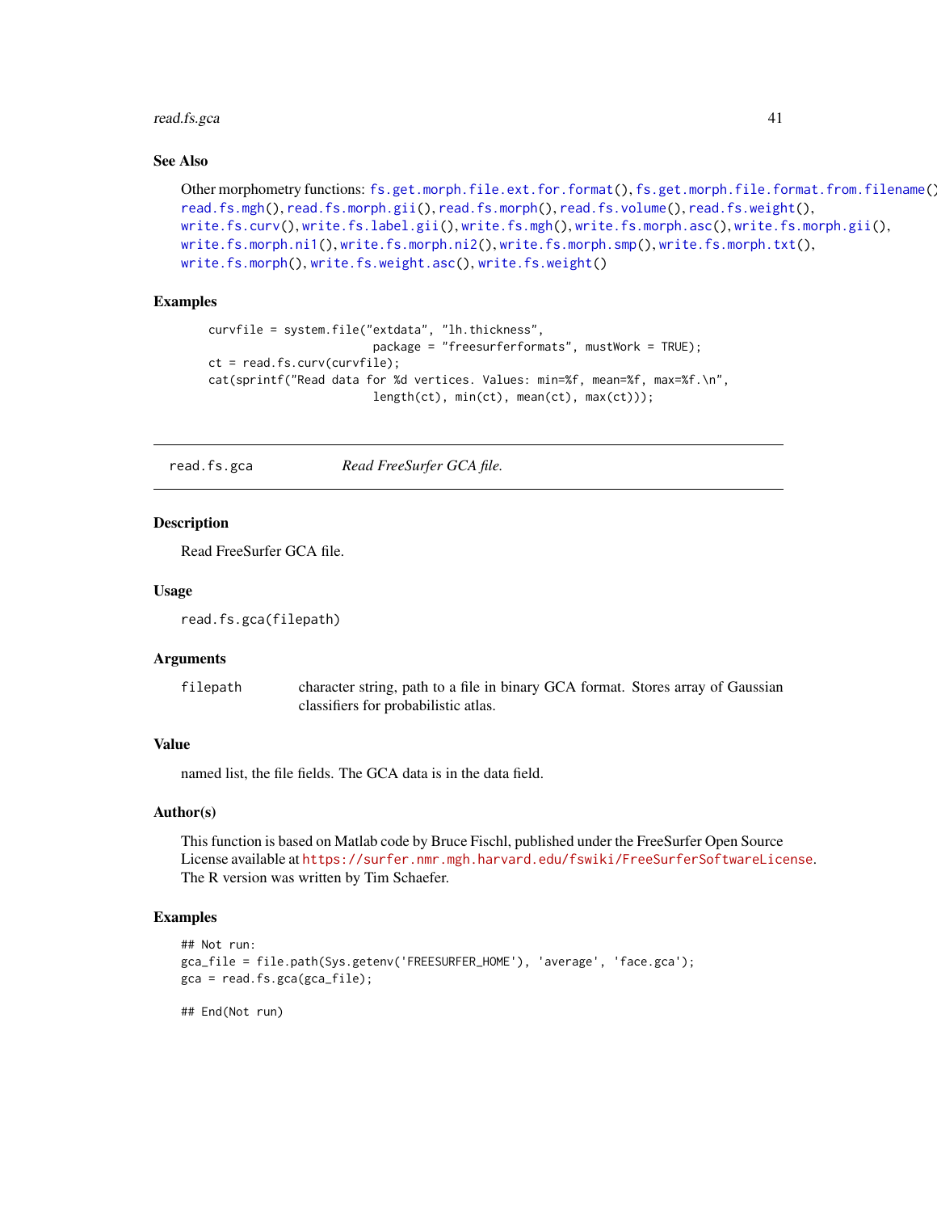### See Also

Other morphometry functions: fs.get.morph.file.ext.for.format(), fs.get.morph.file.format.from.filename(), read.fs.mgh(), read.fs.morph.gii(), read.fs.morph(), read.fs.volume(), read.fs.weight(), write.fs.curv(), write.fs.label.gii(), write.fs.mgh(), write.fs.morph.asc(), write.fs.morph.gii(), write.fs.morph.ni1(), write.fs.morph.ni2(), write.fs.morph.smp(), write.fs.morph.txt(), write.fs.morph(), write.fs.weight.asc(), write.fs.weight()

### Examples

```
curvfile = system.file("extdata", "lh.thickness",
                        package = "freesurferformats", mustWork = TRUE);
ct = read.fs.curv(curvfile);
cat(sprintf("Read data for %d vertices. Values: min=%f, mean=%f, max=%f.\n",
                        length(ct), min(ct), mean(ct), max(ct)));
```

---

## read.fs.gca — *Read FreeSurfer GCA file.*

---

### Description

Read FreeSurfer GCA file.

### Usage

```
read.fs.gca(filepath)
```

### Arguments

| | |
|---|---|
| filepath | character string, path to a file in binary GCA format. Stores array of Gaussian classifiers for probabilistic atlas. |

### Value

named list, the file fields. The GCA data is in the data field.

### Author(s)

This function is based on Matlab code by Bruce Fischl, published under the FreeSurfer Open Source License available at https://surfer.nmr.mgh.harvard.edu/fswiki/FreeSurferSoftwareLicense. The R version was written by Tim Schaefer.

### Examples

```
## Not run:
gca_file = file.path(Sys.getenv('FREESURFER_HOME'), 'average', 'face.gca');
gca = read.fs.gca(gca_file);

## End(Not run)
```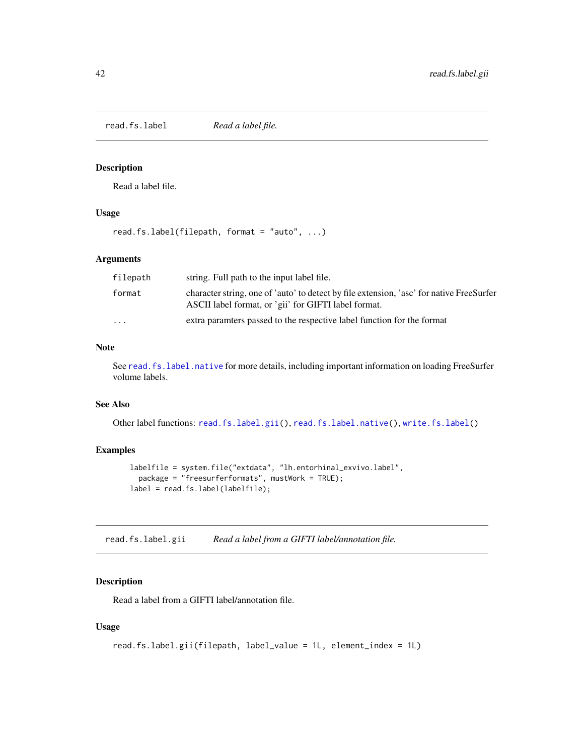## read.fs.label — *Read a label file.*

### Description

Read a label file.

### Usage

```
read.fs.label(filepath, format = "auto", ...)
```

### Arguments

| | |
|---|---|
| filepath | string. Full path to the input label file. |
| format | character string, one of 'auto' to detect by file extension, 'asc' for native FreeSurfer ASCII label format, or 'gii' for GIFTI label format. |
| ... | extra paramters passed to the respective label function for the format |

### Note

See read.fs.label.native for more details, including important information on loading FreeSurfer volume labels.

### See Also

Other label functions: read.fs.label.gii(), read.fs.label.native(), write.fs.label()

### Examples

```
labelfile = system.file("extdata", "lh.entorhinal_exvivo.label",
  package = "freesurferformats", mustWork = TRUE);
label = read.fs.label(labelfile);
```

## read.fs.label.gii — *Read a label from a GIFTI label/annotation file.*

### Description

Read a label from a GIFTI label/annotation file.

### Usage

```
read.fs.label.gii(filepath, label_value = 1L, element_index = 1L)
```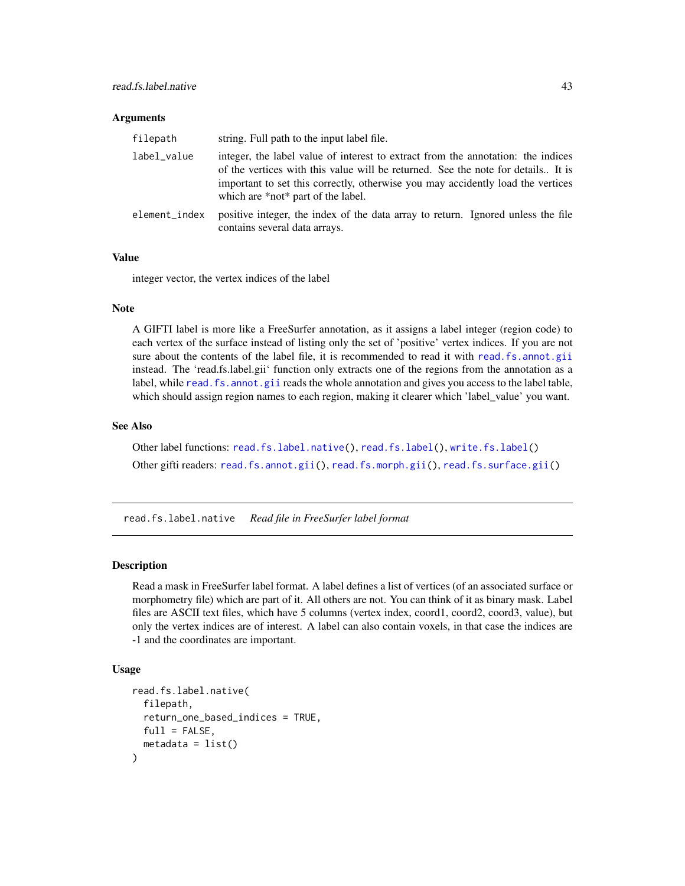### Arguments

| | |
|---|---|
| `filepath` | string. Full path to the input label file. |
| `label_value` | integer, the label value of interest to extract from the annotation: the indices of the vertices with this value will be returned. See the note for details.. It is important to set this correctly, otherwise you may accidently load the vertices which are *not* part of the label. |
| `element_index` | positive integer, the index of the data array to return. Ignored unless the file contains several data arrays. |

### Value

integer vector, the vertex indices of the label

### Note

A GIFTI label is more like a FreeSurfer annotation, as it assigns a label integer (region code) to each vertex of the surface instead of listing only the set of 'positive' vertex indices. If you are not sure about the contents of the label file, it is recommended to read it with `read.fs.annot.gii` instead. The 'read.fs.label.gii' function only extracts one of the regions from the annotation as a label, while `read.fs.annot.gii` reads the whole annotation and gives you access to the label table, which should assign region names to each region, making it clearer which 'label_value' you want.

### See Also

Other label functions: `read.fs.label.native()`, `read.fs.label()`, `write.fs.label()`

Other gifti readers: `read.fs.annot.gii()`, `read.fs.morph.gii()`, `read.fs.surface.gii()`

---

## read.fs.label.native *Read file in FreeSurfer label format*

---

### Description

Read a mask in FreeSurfer label format. A label defines a list of vertices (of an associated surface or morphometry file) which are part of it. All others are not. You can think of it as binary mask. Label files are ASCII text files, which have 5 columns (vertex index, coord1, coord2, coord3, value), but only the vertex indices are of interest. A label can also contain voxels, in that case the indices are -1 and the coordinates are important.

### Usage

```
read.fs.label.native(
  filepath,
  return_one_based_indices = TRUE,
  full = FALSE,
  metadata = list()
)
```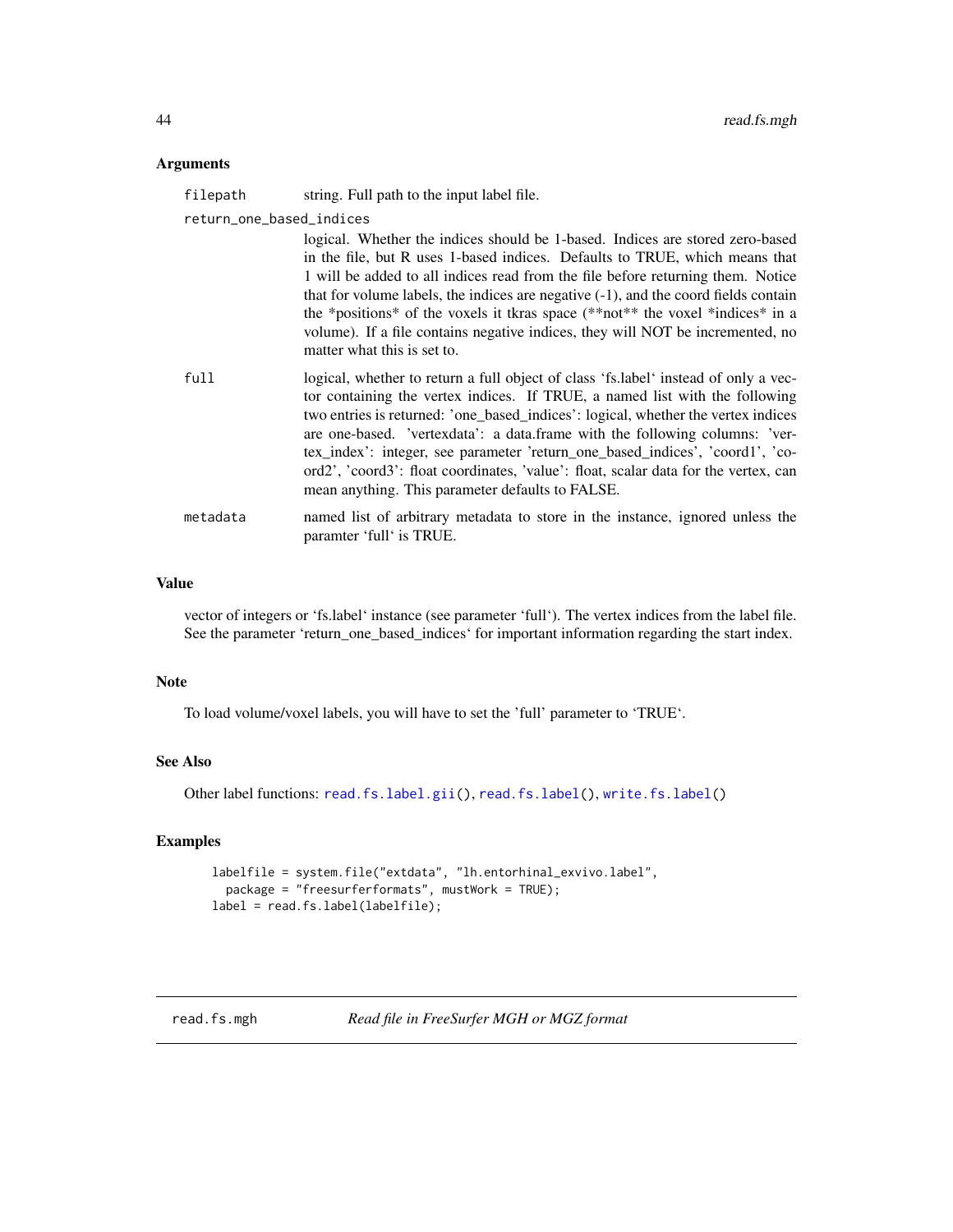## Arguments

filepath
: string. Full path to the input label file.

return_one_based_indices
: logical. Whether the indices should be 1-based. Indices are stored zero-based in the file, but R uses 1-based indices. Defaults to TRUE, which means that 1 will be added to all indices read from the file before returning them. Notice that for volume labels, the indices are negative (-1), and the coord fields contain the *positions* of the voxels it tkras space (**not** the voxel *indices* in a volume). If a file contains negative indices, they will NOT be incremented, no matter what this is set to.

full
: logical, whether to return a full object of class 'fs.label' instead of only a vector containing the vertex indices. If TRUE, a named list with the following two entries is returned: 'one_based_indices': logical, whether the vertex indices are one-based. 'vertexdata': a data.frame with the following columns: 'vertex_index': integer, see parameter 'return_one_based_indices', 'coord1', 'coord2', 'coord3': float coordinates, 'value': float, scalar data for the vertex, can mean anything. This parameter defaults to FALSE.

metadata
: named list of arbitrary metadata to store in the instance, ignored unless the paramter 'full' is TRUE.

## Value

vector of integers or 'fs.label' instance (see parameter 'full'). The vertex indices from the label file. See the parameter 'return_one_based_indices' for important information regarding the start index.

## Note

To load volume/voxel labels, you will have to set the 'full' parameter to 'TRUE'.

## See Also

Other label functions: read.fs.label.gii(), read.fs.label(), write.fs.label()

## Examples

```
labelfile = system.file("extdata", "lh.entorhinal_exvivo.label",
  package = "freesurferformats", mustWork = TRUE);
label = read.fs.label(labelfile);
```

---

# read.fs.mgh *Read file in FreeSurfer MGH or MGZ format*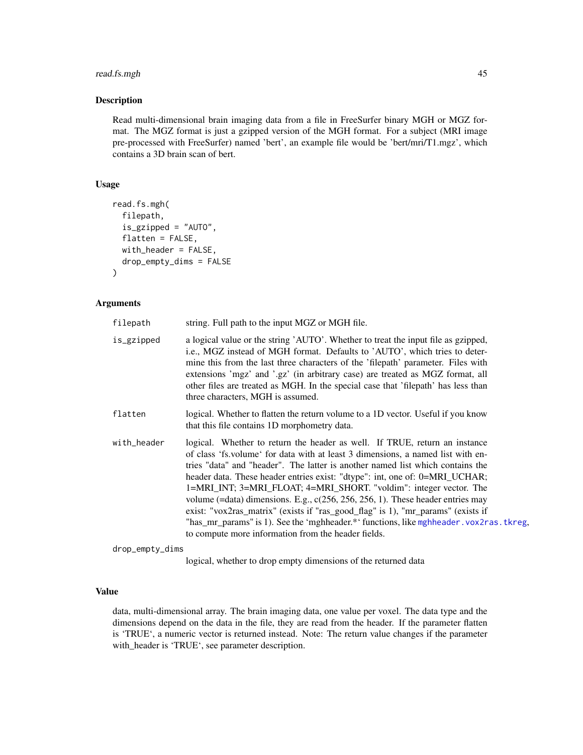## Description

Read multi-dimensional brain imaging data from a file in FreeSurfer binary MGH or MGZ format. The MGZ format is just a gzipped version of the MGH format. For a subject (MRI image pre-processed with FreeSurfer) named 'bert', an example file would be 'bert/mri/T1.mgz', which contains a 3D brain scan of bert.

## Usage

```
read.fs.mgh(
  filepath,
  is_gzipped = "AUTO",
  flatten = FALSE,
  with_header = FALSE,
  drop_empty_dims = FALSE
)
```

## Arguments

| | |
|---|---|
| `filepath` | string. Full path to the input MGZ or MGH file. |
| `is_gzipped` | a logical value or the string 'AUTO'. Whether to treat the input file as gzipped, i.e., MGZ instead of MGH format. Defaults to 'AUTO', which tries to determine this from the last three characters of the 'filepath' parameter. Files with extensions 'mgz' and '.gz' (in arbitrary case) are treated as MGZ format, all other files are treated as MGH. In the special case that 'filepath' has less than three characters, MGH is assumed. |
| `flatten` | logical. Whether to flatten the return volume to a 1D vector. Useful if you know that this file contains 1D morphometry data. |
| `with_header` | logical. Whether to return the header as well. If TRUE, return an instance of class 'fs.volume' for data with at least 3 dimensions, a named list with entries "data" and "header". The latter is another named list which contains the header data. These header entries exist: "dtype": int, one of: 0=MRI_UCHAR; 1=MRI_INT; 3=MRI_FLOAT; 4=MRI_SHORT. "voldim": integer vector. The volume (=data) dimensions. E.g., c(256, 256, 256, 1). These header entries may exist: "vox2ras_matrix" (exists if "ras_good_flag" is 1), "mr_params" (exists if "has_mr_params" is 1). See the 'mghheader.*' functions, like `mghheader.vox2ras.tkreg`, to compute more information from the header fields. |
| `drop_empty_dims` | logical, whether to drop empty dimensions of the returned data |

## Value

data, multi-dimensional array. The brain imaging data, one value per voxel. The data type and the dimensions depend on the data in the file, they are read from the header. If the parameter flatten is 'TRUE', a numeric vector is returned instead. Note: The return value changes if the parameter with_header is 'TRUE', see parameter description.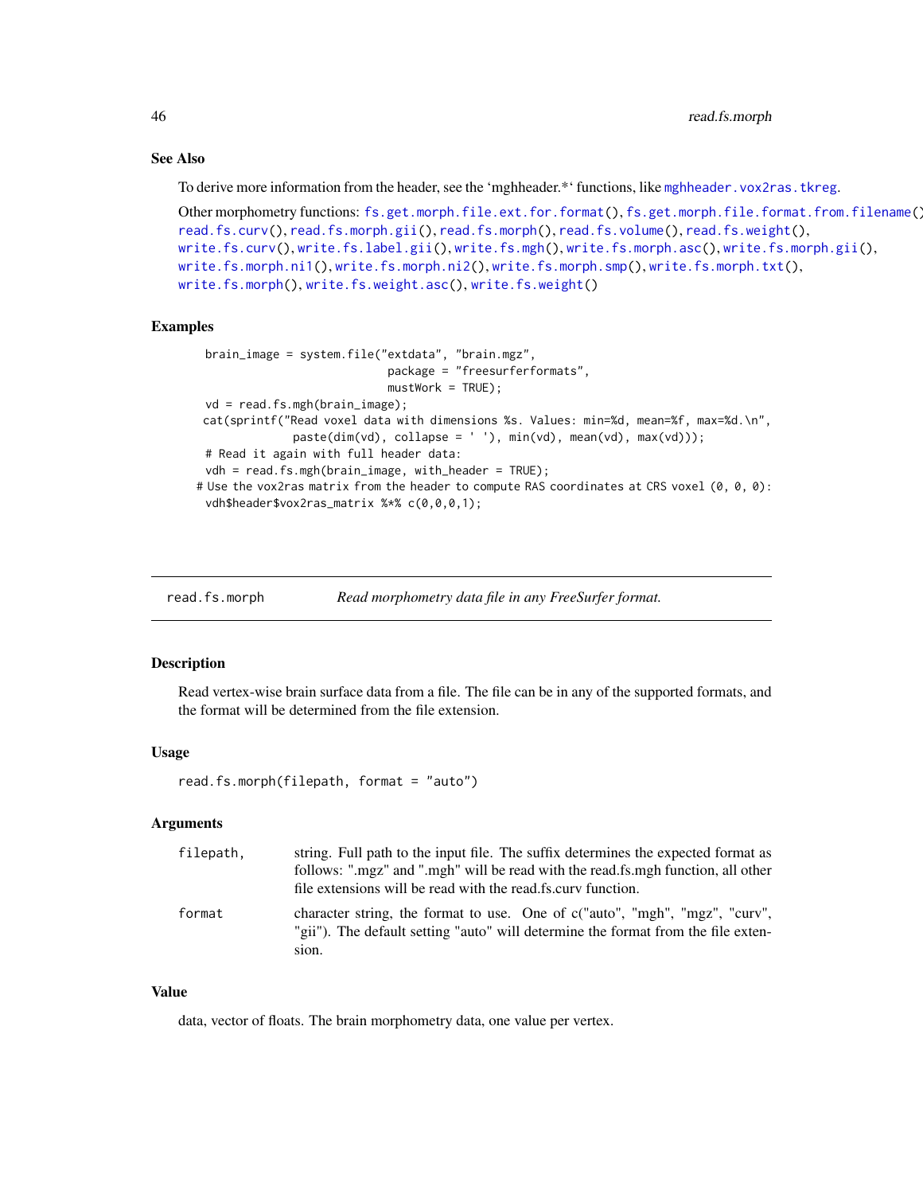### See Also

To derive more information from the header, see the 'mghheader.*' functions, like `mghheader.vox2ras.tkreg`.

Other morphometry functions: `fs.get.morph.file.ext.for.format()`, `fs.get.morph.file.format.from.filename()`, `read.fs.curv()`, `read.fs.morph.gii()`, `read.fs.morph()`, `read.fs.volume()`, `read.fs.weight()`, `write.fs.curv()`, `write.fs.label.gii()`, `write.fs.mgh()`, `write.fs.morph.asc()`, `write.fs.morph.gii()`, `write.fs.morph.ni1()`, `write.fs.morph.ni2()`, `write.fs.morph.smp()`, `write.fs.morph.txt()`, `write.fs.morph()`, `write.fs.weight.asc()`, `write.fs.weight()`

### Examples

```
    brain_image = system.file("extdata", "brain.mgz",
                               package = "freesurferformats",
                               mustWork = TRUE);
    vd = read.fs.mgh(brain_image);
   cat(sprintf("Read voxel data with dimensions %s. Values: min=%d, mean=%f, max=%d.\n",
               paste(dim(vd), collapse = ' '), min(vd), mean(vd), max(vd)));
    # Read it again with full header data:
    vdh = read.fs.mgh(brain_image, with_header = TRUE);
  # Use the vox2ras matrix from the header to compute RAS coordinates at CRS voxel (0, 0, 0):
    vdh$header$vox2ras_matrix %*% c(0,0,0,1);
```

---

## read.fs.morph — *Read morphometry data file in any FreeSurfer format.*

---

### Description

Read vertex-wise brain surface data from a file. The file can be in any of the supported formats, and the format will be determined from the file extension.

### Usage

```
read.fs.morph(filepath, format = "auto")
```

### Arguments

| | |
|---|---|
| `filepath,` | string. Full path to the input file. The suffix determines the expected format as follows: ".mgz" and ".mgh" will be read with the read.fs.mgh function, all other file extensions will be read with the read.fs.curv function. |
| `format` | character string, the format to use. One of c("auto", "mgh", "mgz", "curv", "gii"). The default setting "auto" will determine the format from the file extension. |

### Value

data, vector of floats. The brain morphometry data, one value per vertex.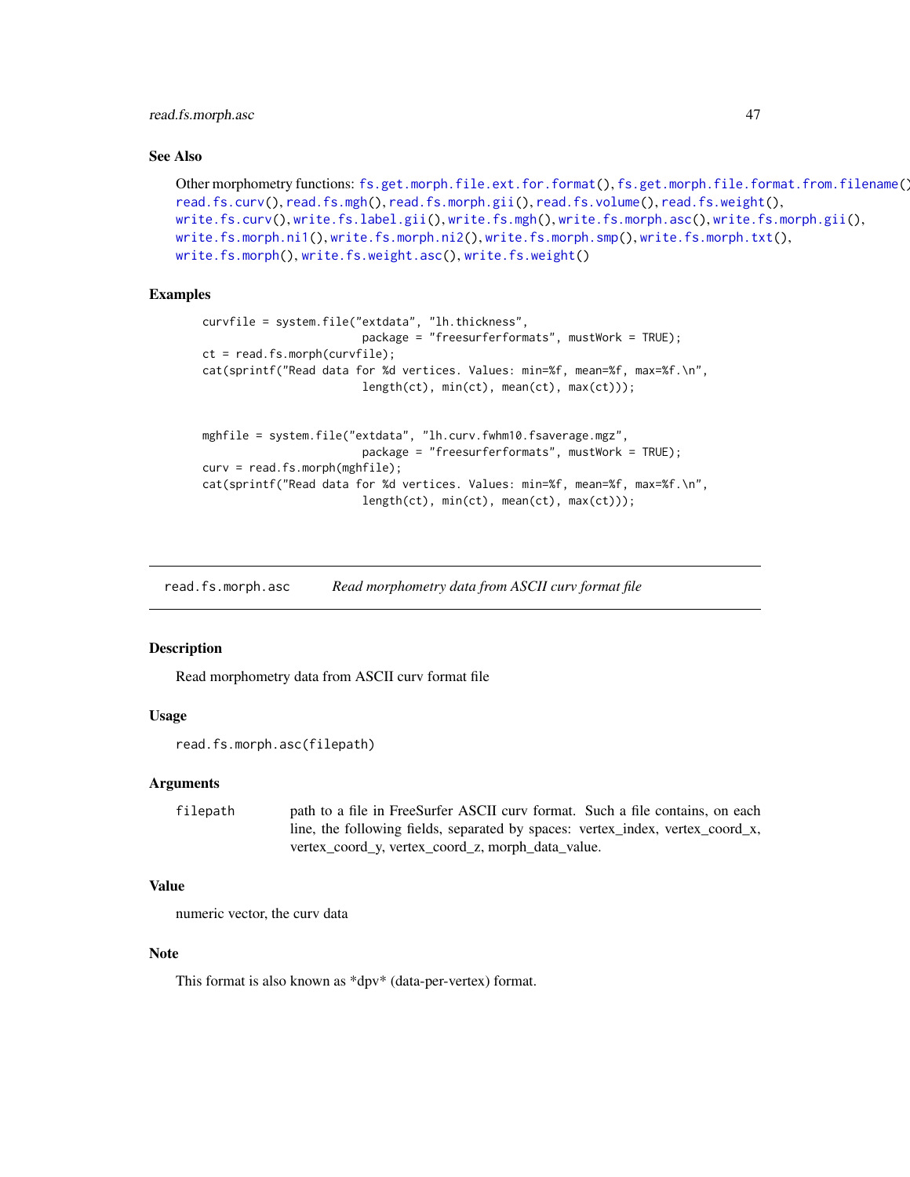### See Also

Other morphometry functions: fs.get.morph.file.ext.for.format(), fs.get.morph.file.format.from.filename(), read.fs.curv(), read.fs.mgh(), read.fs.morph.gii(), read.fs.volume(), read.fs.weight(), write.fs.curv(), write.fs.label.gii(), write.fs.mgh(), write.fs.morph.asc(), write.fs.morph.gii(), write.fs.morph.ni1(), write.fs.morph.ni2(), write.fs.morph.smp(), write.fs.morph.txt(), write.fs.morph(), write.fs.weight.asc(), write.fs.weight()

### Examples

```
curvfile = system.file("extdata", "lh.thickness",
                        package = "freesurferformats", mustWork = TRUE);
ct = read.fs.morph(curvfile);
cat(sprintf("Read data for %d vertices. Values: min=%f, mean=%f, max=%f.\n",
                        length(ct), min(ct), mean(ct), max(ct)));


mghfile = system.file("extdata", "lh.curv.fwhm10.fsaverage.mgz",
                        package = "freesurferformats", mustWork = TRUE);
curv = read.fs.morph(mghfile);
cat(sprintf("Read data for %d vertices. Values: min=%f, mean=%f, max=%f.\n",
                        length(ct), min(ct), mean(ct), max(ct)));
```

---

## read.fs.morph.asc *Read morphometry data from ASCII curv format file*

### Description

Read morphometry data from ASCII curv format file

### Usage

```
read.fs.morph.asc(filepath)
```

### Arguments

| | |
|---|---|
| filepath | path to a file in FreeSurfer ASCII curv format. Such a file contains, on each line, the following fields, separated by spaces: vertex_index, vertex_coord_x, vertex_coord_y, vertex_coord_z, morph_data_value. |

### Value

numeric vector, the curv data

### Note

This format is also known as *dpv* (data-per-vertex) format.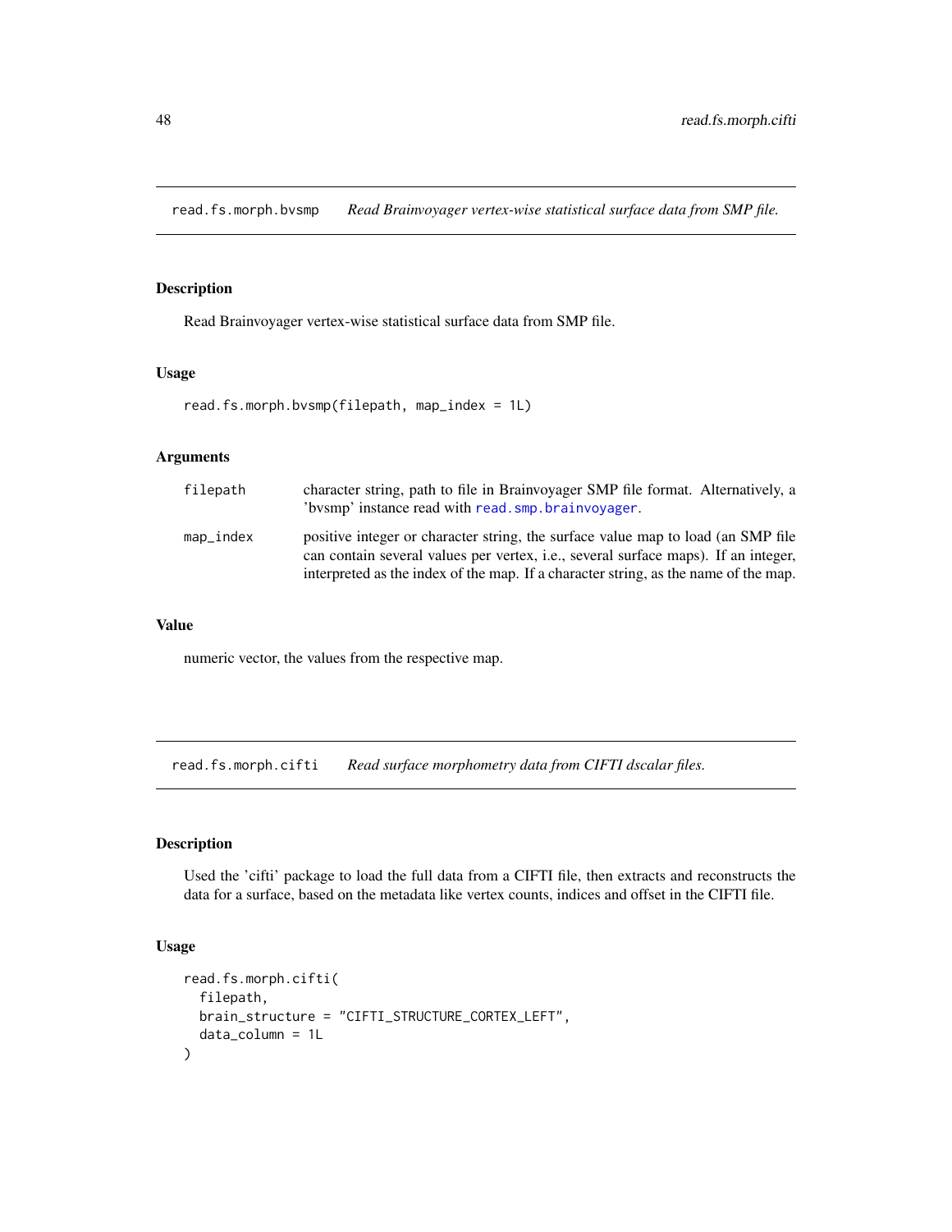## read.fs.morph.bvsmp *Read Brainvoyager vertex-wise statistical surface data from SMP file.*

### Description

Read Brainvoyager vertex-wise statistical surface data from SMP file.

### Usage

```
read.fs.morph.bvsmp(filepath, map_index = 1L)
```

### Arguments

| | |
|---|---|
| filepath | character string, path to file in Brainvoyager SMP file format. Alternatively, a 'bvsmp' instance read with read.smp.brainvoyager. |
| map_index | positive integer or character string, the surface value map to load (an SMP file can contain several values per vertex, i.e., several surface maps). If an integer, interpreted as the index of the map. If a character string, as the name of the map. |

### Value

numeric vector, the values from the respective map.

## read.fs.morph.cifti *Read surface morphometry data from CIFTI dscalar files.*

### Description

Used the 'cifti' package to load the full data from a CIFTI file, then extracts and reconstructs the data for a surface, based on the metadata like vertex counts, indices and offset in the CIFTI file.

### Usage

```
read.fs.morph.cifti(
  filepath,
  brain_structure = "CIFTI_STRUCTURE_CORTEX_LEFT",
  data_column = 1L
)
```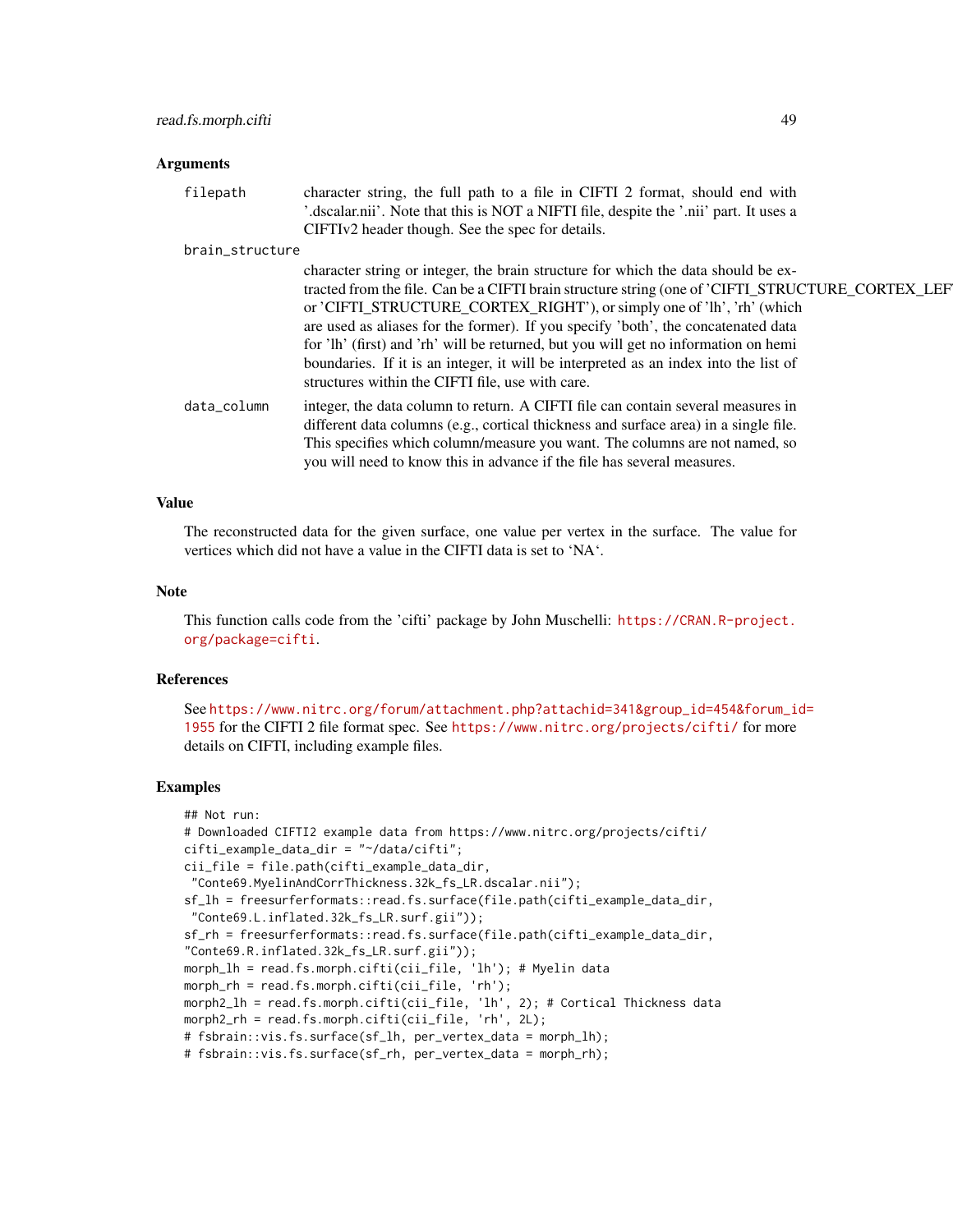### Arguments

- **filepath**: character string, the full path to a file in CIFTI 2 format, should end with '.dscalar.nii'. Note that this is NOT a NIFTI file, despite the '.nii' part. It uses a CIFTIv2 header though. See the spec for details.
- **brain_structure**: character string or integer, the brain structure for which the data should be extracted from the file. Can be a CIFTI brain structure string (one of 'CIFTI_STRUCTURE_CORTEX_LEFT' or 'CIFTI_STRUCTURE_CORTEX_RIGHT'), or simply one of 'lh', 'rh' (which are used as aliases for the former). If you specify 'both', the concatenated data for 'lh' (first) and 'rh' will be returned, but you will get no information on hemi boundaries. If it is an integer, it will be interpreted as an index into the list of structures within the CIFTI file, use with care.
- **data_column**: integer, the data column to return. A CIFTI file can contain several measures in different data columns (e.g., cortical thickness and surface area) in a single file. This specifies which column/measure you want. The columns are not named, so you will need to know this in advance if the file has several measures.

### Value

The reconstructed data for the given surface, one value per vertex in the surface. The value for vertices which did not have a value in the CIFTI data is set to 'NA'.

### Note

This function calls code from the 'cifti' package by John Muschelli: https://CRAN.R-project.org/package=cifti.

### References

See https://www.nitrc.org/forum/attachment.php?attachid=341&group_id=454&forum_id=1955 for the CIFTI 2 file format spec. See https://www.nitrc.org/projects/cifti/ for more details on CIFTI, including example files.

### Examples

```
## Not run:
# Downloaded CIFTI2 example data from https://www.nitrc.org/projects/cifti/
cifti_example_data_dir = "~/data/cifti";
cii_file = file.path(cifti_example_data_dir,
 "Conte69.MyelinAndCorrThickness.32k_fs_LR.dscalar.nii");
sf_lh = freesurferformats::read.fs.surface(file.path(cifti_example_data_dir,
 "Conte69.L.inflated.32k_fs_LR.surf.gii"));
sf_rh = freesurferformats::read.fs.surface(file.path(cifti_example_data_dir,
"Conte69.R.inflated.32k_fs_LR.surf.gii"));
morph_lh = read.fs.morph.cifti(cii_file, 'lh'); # Myelin data
morph_rh = read.fs.morph.cifti(cii_file, 'rh');
morph2_lh = read.fs.morph.cifti(cii_file, 'lh', 2); # Cortical Thickness data
morph2_rh = read.fs.morph.cifti(cii_file, 'rh', 2L);
# fsbrain::vis.fs.surface(sf_lh, per_vertex_data = morph_lh);
# fsbrain::vis.fs.surface(sf_rh, per_vertex_data = morph_rh);
```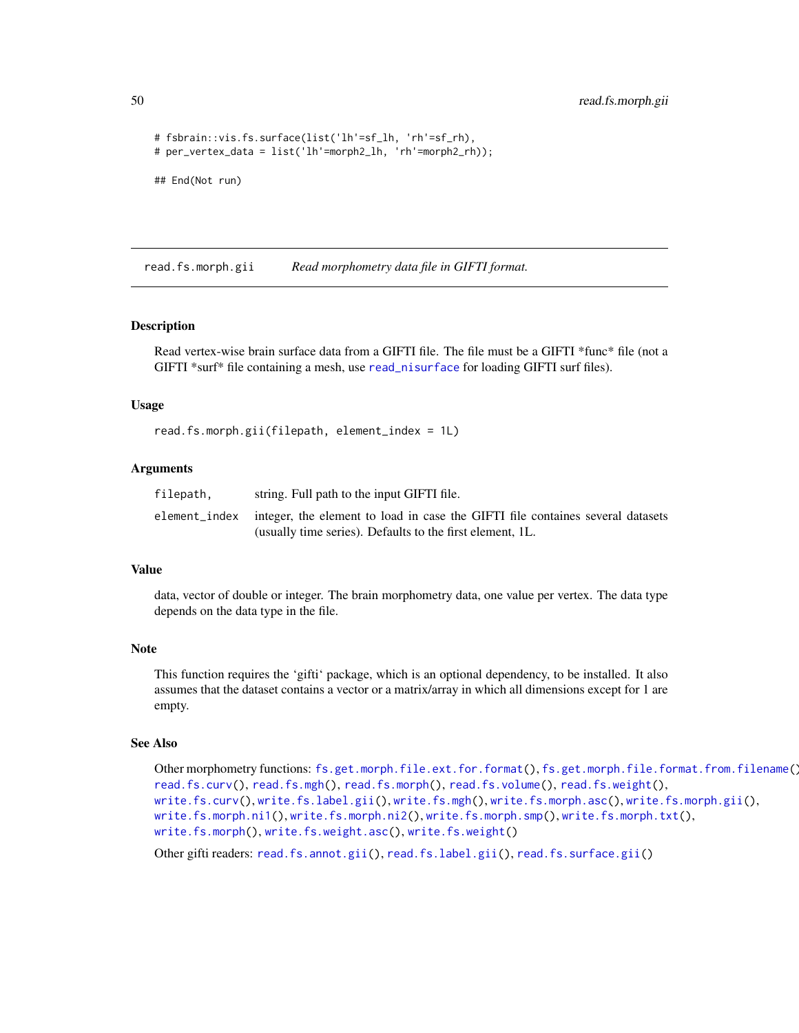```
# fsbrain::vis.fs.surface(list('lh'=sf_lh, 'rh'=sf_rh),
# per_vertex_data = list('lh'=morph2_lh, 'rh'=morph2_rh));

## End(Not run)
```

## read.fs.morph.gii — *Read morphometry data file in GIFTI format.*

### Description

Read vertex-wise brain surface data from a GIFTI file. The file must be a GIFTI *func* file (not a GIFTI *surf* file containing a mesh, use read_nisurface for loading GIFTI surf files).

### Usage

```
read.fs.morph.gii(filepath, element_index = 1L)
```

### Arguments

| | |
|---|---|
| filepath, | string. Full path to the input GIFTI file. |
| element_index | integer, the element to load in case the GIFTI file containes several datasets (usually time series). Defaults to the first element, 1L. |

### Value

data, vector of double or integer. The brain morphometry data, one value per vertex. The data type depends on the data type in the file.

### Note

This function requires the 'gifti' package, which is an optional dependency, to be installed. It also assumes that the dataset contains a vector or a matrix/array in which all dimensions except for 1 are empty.

### See Also

Other morphometry functions: fs.get.morph.file.ext.for.format(), fs.get.morph.file.format.from.filename(), read.fs.curv(), read.fs.mgh(), read.fs.morph(), read.fs.volume(), read.fs.weight(), write.fs.curv(), write.fs.label.gii(), write.fs.mgh(), write.fs.morph.asc(), write.fs.morph.gii(), write.fs.morph.ni1(), write.fs.morph.ni2(), write.fs.morph.smp(), write.fs.morph.txt(), write.fs.morph(), write.fs.weight.asc(), write.fs.weight()

Other gifti readers: read.fs.annot.gii(), read.fs.label.gii(), read.fs.surface.gii()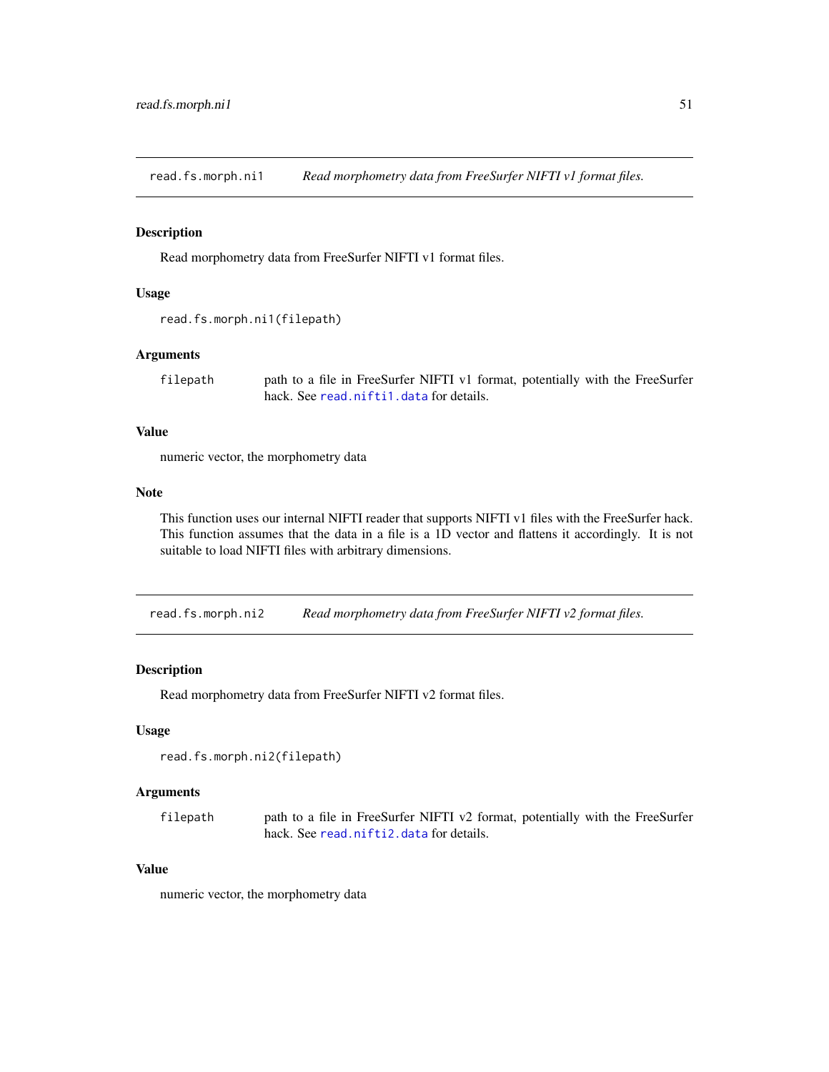## read.fs.morph.ni1 *Read morphometry data from FreeSurfer NIFTI v1 format files.*

### Description

Read morphometry data from FreeSurfer NIFTI v1 format files.

### Usage

```
read.fs.morph.ni1(filepath)
```

### Arguments

| | |
|---|---|
| filepath | path to a file in FreeSurfer NIFTI v1 format, potentially with the FreeSurfer hack. See read.nifti1.data for details. |

### Value

numeric vector, the morphometry data

### Note

This function uses our internal NIFTI reader that supports NIFTI v1 files with the FreeSurfer hack. This function assumes that the data in a file is a 1D vector and flattens it accordingly. It is not suitable to load NIFTI files with arbitrary dimensions.

## read.fs.morph.ni2 *Read morphometry data from FreeSurfer NIFTI v2 format files.*

### Description

Read morphometry data from FreeSurfer NIFTI v2 format files.

### Usage

```
read.fs.morph.ni2(filepath)
```

### Arguments

| | |
|---|---|
| filepath | path to a file in FreeSurfer NIFTI v2 format, potentially with the FreeSurfer hack. See read.nifti2.data for details. |

### Value

numeric vector, the morphometry data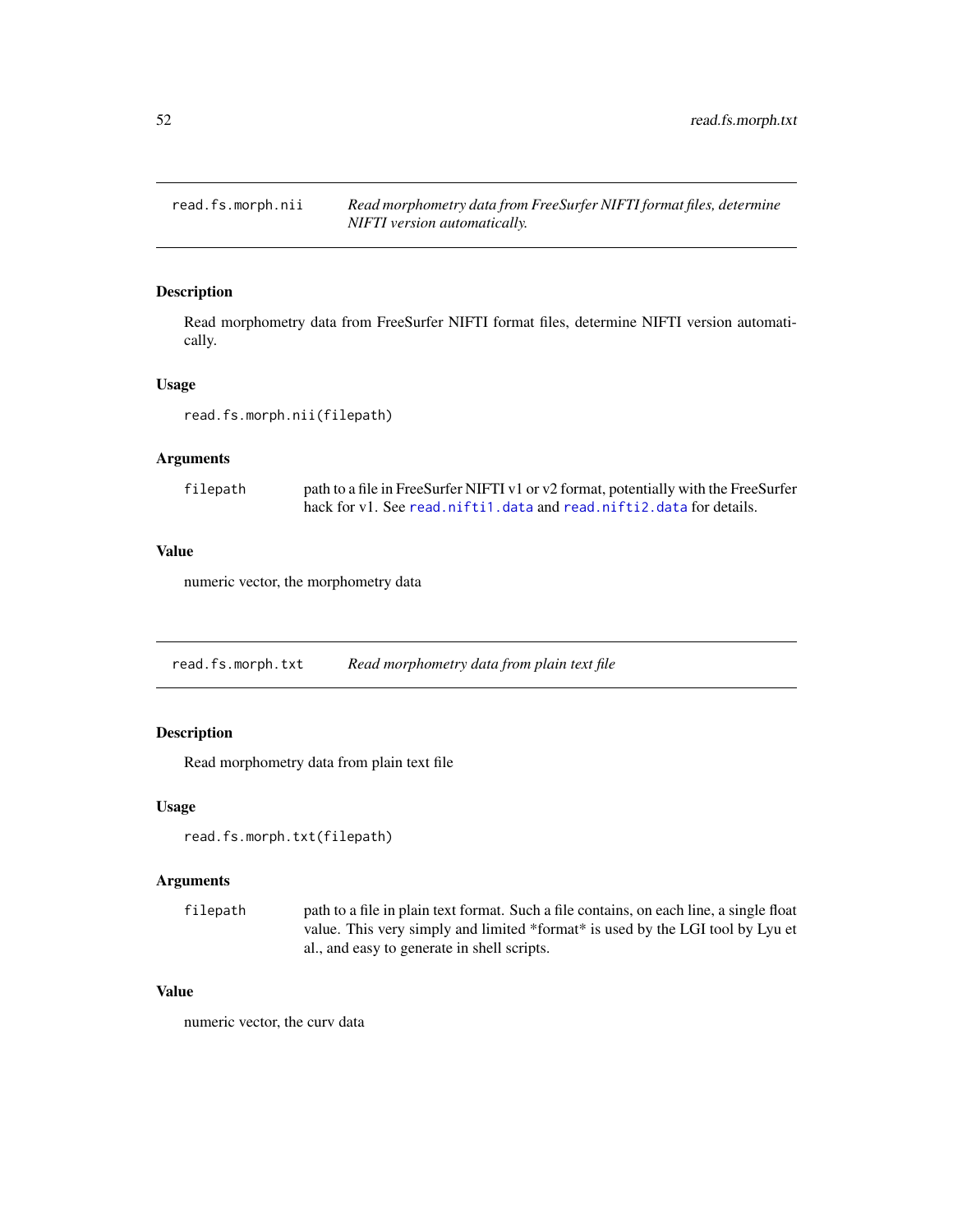## read.fs.morph.nii

*Read morphometry data from FreeSurfer NIFTI format files, determine NIFTI version automatically.*

### Description

Read morphometry data from FreeSurfer NIFTI format files, determine NIFTI version automatically.

### Usage

```
read.fs.morph.nii(filepath)
```

### Arguments

| | |
|---|---|
| `filepath` | path to a file in FreeSurfer NIFTI v1 or v2 format, potentially with the FreeSurfer hack for v1. See `read.nifti1.data` and `read.nifti2.data` for details. |

### Value

numeric vector, the morphometry data

## read.fs.morph.txt

*Read morphometry data from plain text file*

### Description

Read morphometry data from plain text file

### Usage

```
read.fs.morph.txt(filepath)
```

### Arguments

| | |
|---|---|
| `filepath` | path to a file in plain text format. Such a file contains, on each line, a single float value. This very simply and limited *format* is used by the LGI tool by Lyu et al., and easy to generate in shell scripts. |

### Value

numeric vector, the curv data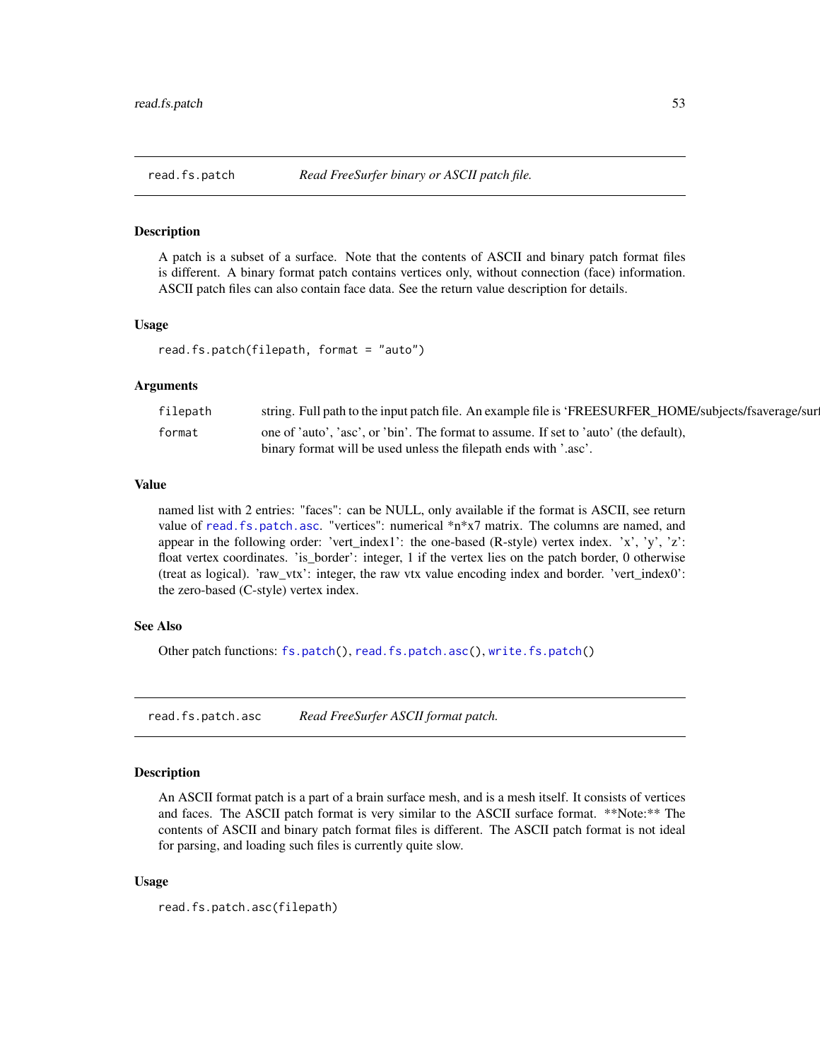## read.fs.patch *Read FreeSurfer binary or ASCII patch file.*

### Description

A patch is a subset of a surface. Note that the contents of ASCII and binary patch format files is different. A binary format patch contains vertices only, without connection (face) information. ASCII patch files can also contain face data. See the return value description for details.

### Usage

```
read.fs.patch(filepath, format = "auto")
```

### Arguments

| | |
|---|---|
| `filepath` | string. Full path to the input patch file. An example file is 'FREESURFER_HOME/subjects/fsaverage/surf |
| `format` | one of 'auto', 'asc', or 'bin'. The format to assume. If set to 'auto' (the default), binary format will be used unless the filepath ends with '.asc'. |

### Value

named list with 2 entries: "faces": can be NULL, only available if the format is ASCII, see return value of `read.fs.patch.asc`. "vertices": numerical *n*x7 matrix. The columns are named, and appear in the following order: 'vert_index1': the one-based (R-style) vertex index. 'x', 'y', 'z': float vertex coordinates. 'is_border': integer, 1 if the vertex lies on the patch border, 0 otherwise (treat as logical). 'raw_vtx': integer, the raw vtx value encoding index and border. 'vert_index0': the zero-based (C-style) vertex index.

### See Also

Other patch functions: `fs.patch()`, `read.fs.patch.asc()`, `write.fs.patch()`

## read.fs.patch.asc *Read FreeSurfer ASCII format patch.*

### Description

An ASCII format patch is a part of a brain surface mesh, and is a mesh itself. It consists of vertices and faces. The ASCII patch format is very similar to the ASCII surface format. **Note:** The contents of ASCII and binary patch format files is different. The ASCII patch format is not ideal for parsing, and loading such files is currently quite slow.

### Usage

```
read.fs.patch.asc(filepath)
```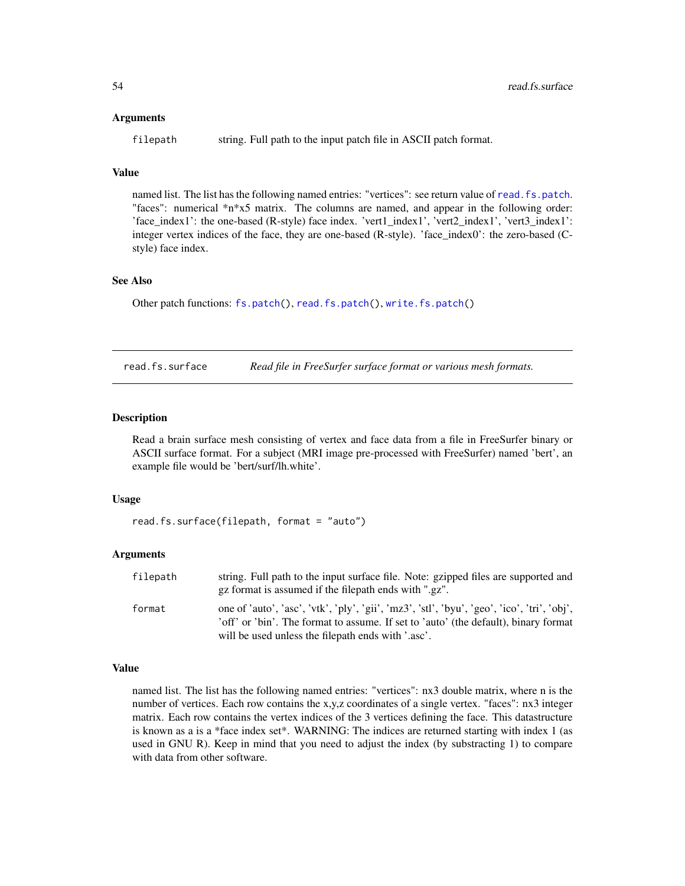### Arguments

filepath string. Full path to the input patch file in ASCII patch format.

### Value

named list. The list has the following named entries: "vertices": see return value of read.fs.patch. "faces": numerical *n*x5 matrix. The columns are named, and appear in the following order: 'face_index1': the one-based (R-style) face index. 'vert1_index1', 'vert2_index1', 'vert3_index1': integer vertex indices of the face, they are one-based (R-style). 'face_index0': the zero-based (C-style) face index.

### See Also

Other patch functions: fs.patch(), read.fs.patch(), write.fs.patch()

---

## read.fs.surface — *Read file in FreeSurfer surface format or various mesh formats.*

### Description

Read a brain surface mesh consisting of vertex and face data from a file in FreeSurfer binary or ASCII surface format. For a subject (MRI image pre-processed with FreeSurfer) named 'bert', an example file would be 'bert/surf/lh.white'.

### Usage

```
read.fs.surface(filepath, format = "auto")
```

### Arguments

| | |
|---|---|
| filepath | string. Full path to the input surface file. Note: gzipped files are supported and gz format is assumed if the filepath ends with ".gz". |
| format | one of 'auto', 'asc', 'vtk', 'ply', 'gii', 'mz3', 'stl', 'byu', 'geo', 'ico', 'tri', 'obj', 'off' or 'bin'. The format to assume. If set to 'auto' (the default), binary format will be used unless the filepath ends with '.asc'. |

### Value

named list. The list has the following named entries: "vertices": nx3 double matrix, where n is the number of vertices. Each row contains the x,y,z coordinates of a single vertex. "faces": nx3 integer matrix. Each row contains the vertex indices of the 3 vertices defining the face. This datastructure is known as a is a *face index set*. WARNING: The indices are returned starting with index 1 (as used in GNU R). Keep in mind that you need to adjust the index (by substracting 1) to compare with data from other software.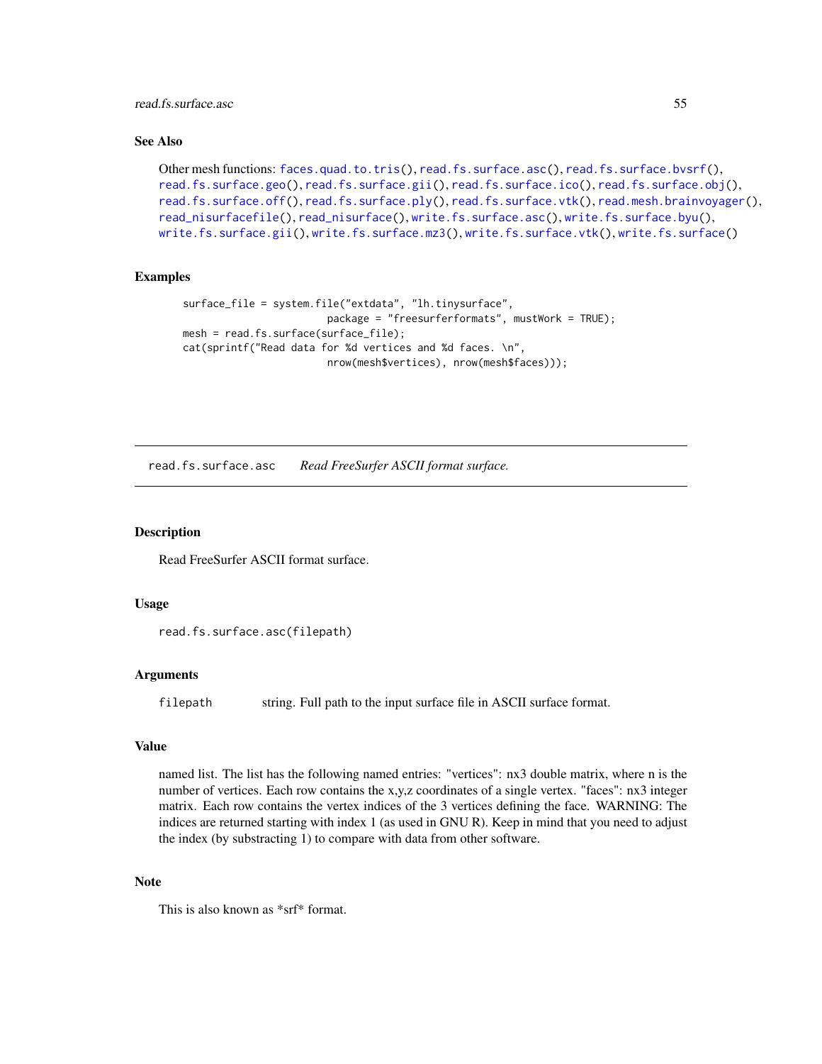### See Also

Other mesh functions: faces.quad.to.tris(), read.fs.surface.asc(), read.fs.surface.bvsrf(), read.fs.surface.geo(), read.fs.surface.gii(), read.fs.surface.ico(), read.fs.surface.obj(), read.fs.surface.off(), read.fs.surface.ply(), read.fs.surface.vtk(), read.mesh.brainvoyager(), read_nisurfacefile(), read_nisurface(), write.fs.surface.asc(), write.fs.surface.byu(), write.fs.surface.gii(), write.fs.surface.mz3(), write.fs.surface.vtk(), write.fs.surface()

### Examples

```
surface_file = system.file("extdata", "lh.tinysurface",
                           package = "freesurferformats", mustWork = TRUE);
mesh = read.fs.surface(surface_file);
cat(sprintf("Read data for %d vertices and %d faces. \n",
                           nrow(mesh$vertices), nrow(mesh$faces)));
```

---

## read.fs.surface.asc &nbsp;&nbsp;&nbsp; *Read FreeSurfer ASCII format surface.*

### Description

Read FreeSurfer ASCII format surface.

### Usage

```
read.fs.surface.asc(filepath)
```

### Arguments

| | |
|---|---|
| filepath | string. Full path to the input surface file in ASCII surface format. |

### Value

named list. The list has the following named entries: "vertices": nx3 double matrix, where n is the number of vertices. Each row contains the x,y,z coordinates of a single vertex. "faces": nx3 integer matrix. Each row contains the vertex indices of the 3 vertices defining the face. WARNING: The indices are returned starting with index 1 (as used in GNU R). Keep in mind that you need to adjust the index (by substracting 1) to compare with data from other software.

### Note

This is also known as *srf* format.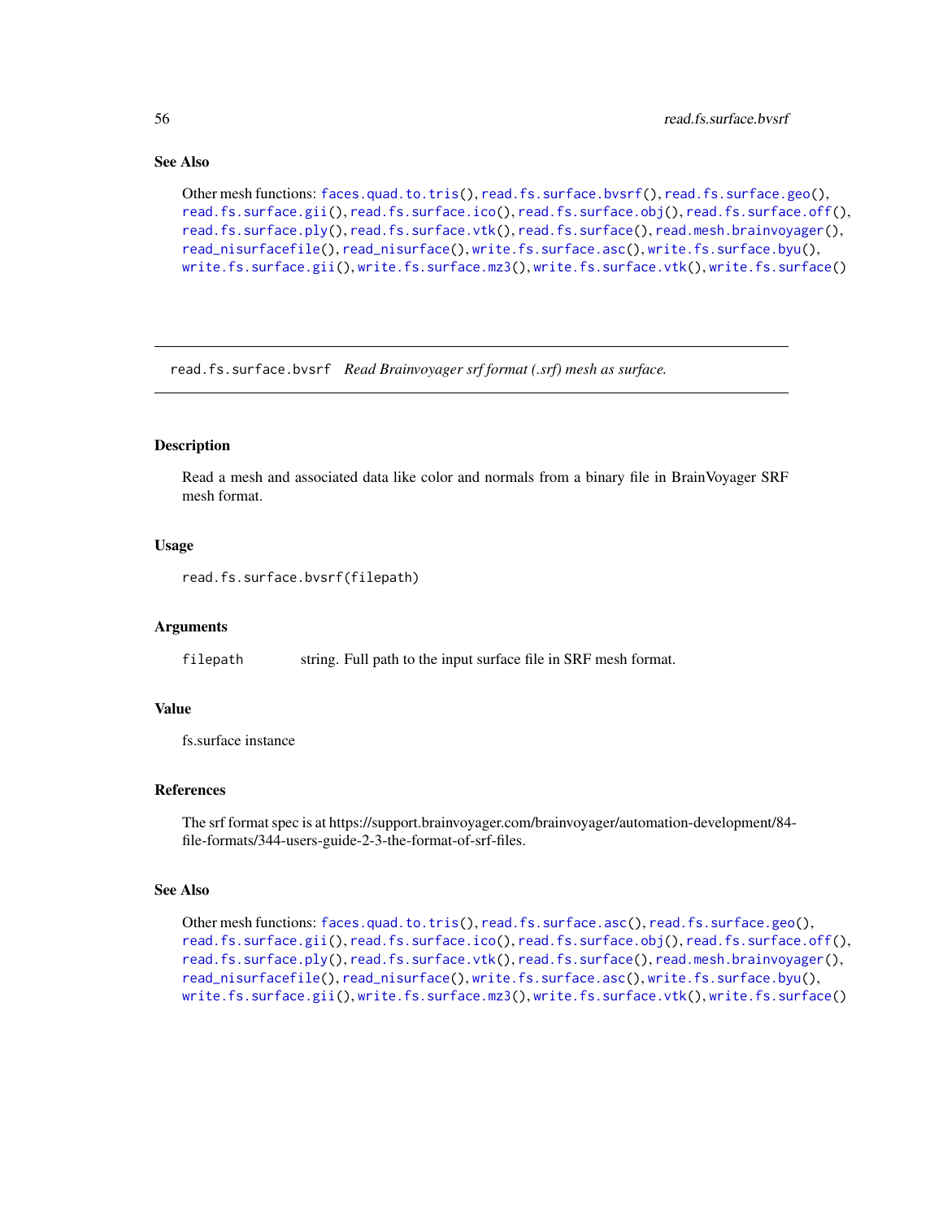### See Also

Other mesh functions: faces.quad.to.tris(), read.fs.surface.bvsrf(), read.fs.surface.geo(), read.fs.surface.gii(), read.fs.surface.ico(), read.fs.surface.obj(), read.fs.surface.off(), read.fs.surface.ply(), read.fs.surface.vtk(), read.fs.surface(), read.mesh.brainvoyager(), read_nisurfacefile(), read_nisurface(), write.fs.surface.asc(), write.fs.surface.byu(), write.fs.surface.gii(), write.fs.surface.mz3(), write.fs.surface.vtk(), write.fs.surface()

---

## read.fs.surface.bvsrf *Read Brainvoyager srf format (.srf) mesh as surface.*

---

### Description

Read a mesh and associated data like color and normals from a binary file in BrainVoyager SRF mesh format.

### Usage

```
read.fs.surface.bvsrf(filepath)
```

### Arguments

| | |
|---|---|
| filepath | string. Full path to the input surface file in SRF mesh format. |

### Value

fs.surface instance

### References

The srf format spec is at https://support.brainvoyager.com/brainvoyager/automation-development/84-file-formats/344-users-guide-2-3-the-format-of-srf-files.

### See Also

Other mesh functions: faces.quad.to.tris(), read.fs.surface.asc(), read.fs.surface.geo(), read.fs.surface.gii(), read.fs.surface.ico(), read.fs.surface.obj(), read.fs.surface.off(), read.fs.surface.ply(), read.fs.surface.vtk(), read.fs.surface(), read.mesh.brainvoyager(), read_nisurfacefile(), read_nisurface(), write.fs.surface.asc(), write.fs.surface.byu(), write.fs.surface.gii(), write.fs.surface.mz3(), write.fs.surface.vtk(), write.fs.surface()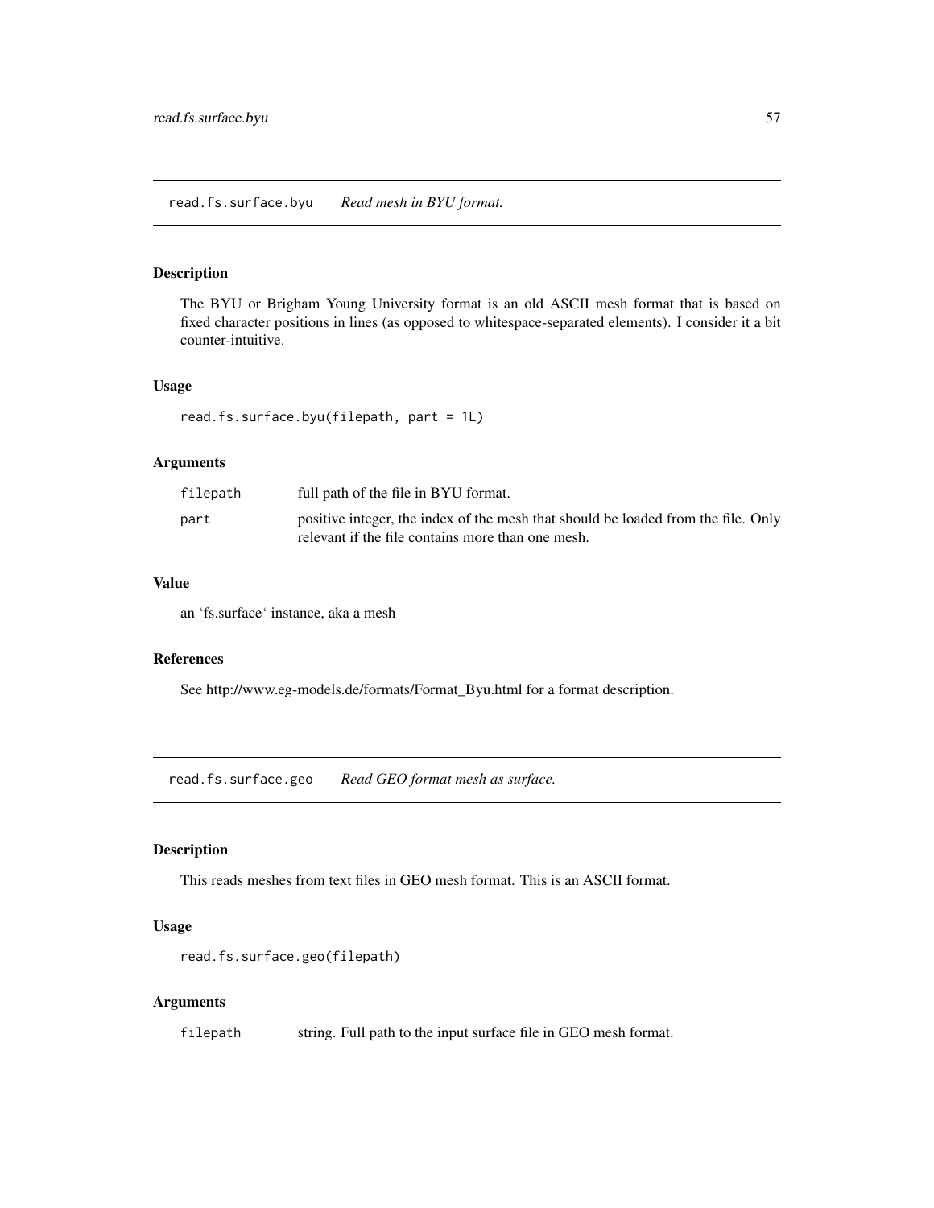## read.fs.surface.byu *Read mesh in BYU format.*

### Description

The BYU or Brigham Young University format is an old ASCII mesh format that is based on fixed character positions in lines (as opposed to whitespace-separated elements). I consider it a bit counter-intuitive.

### Usage

```
read.fs.surface.byu(filepath, part = 1L)
```

### Arguments

| | |
|---|---|
| filepath | full path of the file in BYU format. |
| part | positive integer, the index of the mesh that should be loaded from the file. Only relevant if the file contains more than one mesh. |

### Value

an 'fs.surface' instance, aka a mesh

### References

See http://www.eg-models.de/formats/Format_Byu.html for a format description.

## read.fs.surface.geo *Read GEO format mesh as surface.*

### Description

This reads meshes from text files in GEO mesh format. This is an ASCII format.

### Usage

```
read.fs.surface.geo(filepath)
```

### Arguments

| | |
|---|---|
| filepath | string. Full path to the input surface file in GEO mesh format. |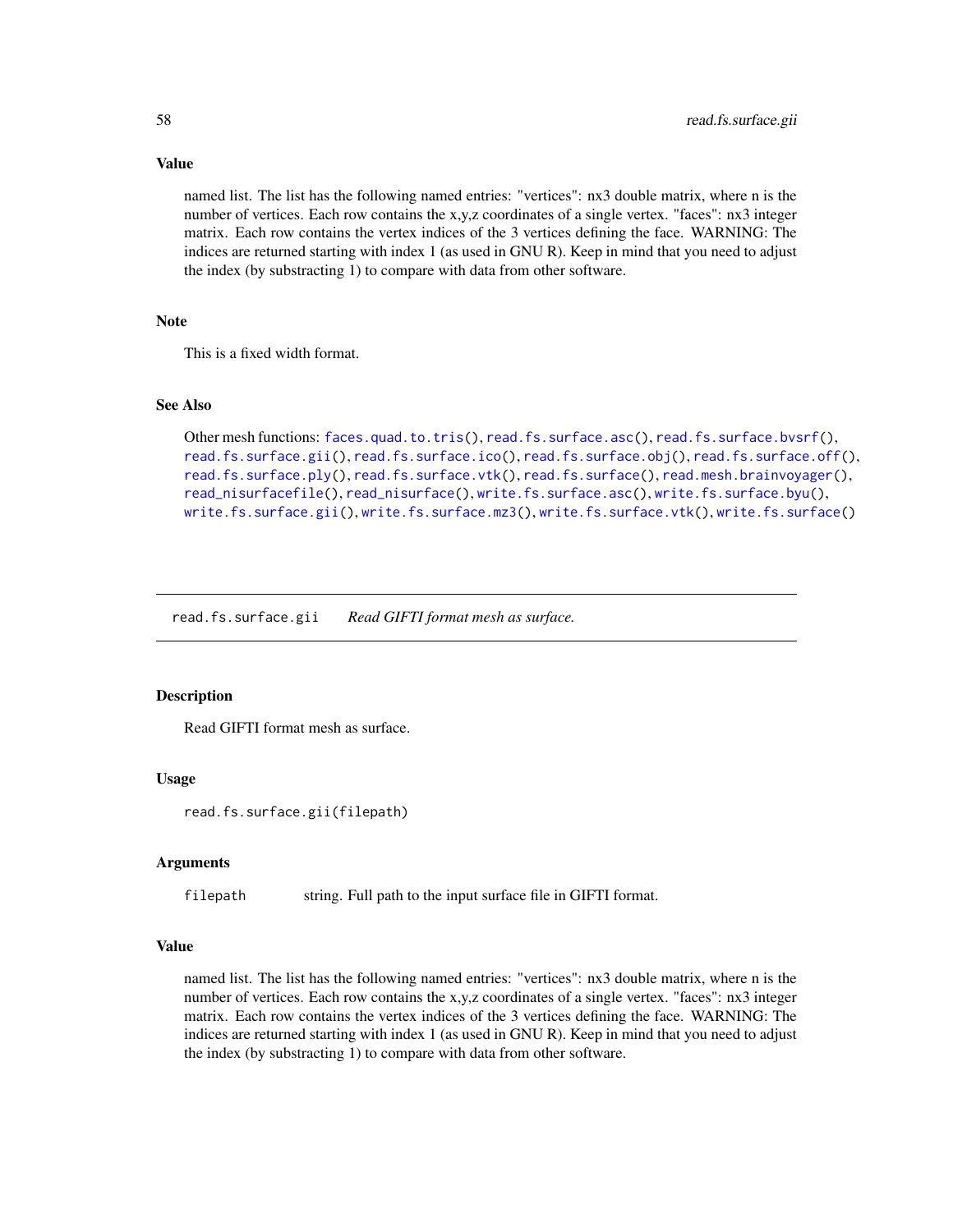## Value

named list. The list has the following named entries: "vertices": nx3 double matrix, where n is the number of vertices. Each row contains the x,y,z coordinates of a single vertex. "faces": nx3 integer matrix. Each row contains the vertex indices of the 3 vertices defining the face. WARNING: The indices are returned starting with index 1 (as used in GNU R). Keep in mind that you need to adjust the index (by substracting 1) to compare with data from other software.

## Note

This is a fixed width format.

## See Also

Other mesh functions: faces.quad.to.tris(), read.fs.surface.asc(), read.fs.surface.bvsrf(), read.fs.surface.gii(), read.fs.surface.ico(), read.fs.surface.obj(), read.fs.surface.off(), read.fs.surface.ply(), read.fs.surface.vtk(), read.fs.surface(), read.mesh.brainvoyager(), read_nisurfacefile(), read_nisurface(), write.fs.surface.asc(), write.fs.surface.byu(), write.fs.surface.gii(), write.fs.surface.mz3(), write.fs.surface.vtk(), write.fs.surface()

---

# read.fs.surface.gii — *Read GIFTI format mesh as surface.*

## Description

Read GIFTI format mesh as surface.

## Usage

```
read.fs.surface.gii(filepath)
```

## Arguments

| | |
|---|---|
| filepath | string. Full path to the input surface file in GIFTI format. |

## Value

named list. The list has the following named entries: "vertices": nx3 double matrix, where n is the number of vertices. Each row contains the x,y,z coordinates of a single vertex. "faces": nx3 integer matrix. Each row contains the vertex indices of the 3 vertices defining the face. WARNING: The indices are returned starting with index 1 (as used in GNU R). Keep in mind that you need to adjust the index (by substracting 1) to compare with data from other software.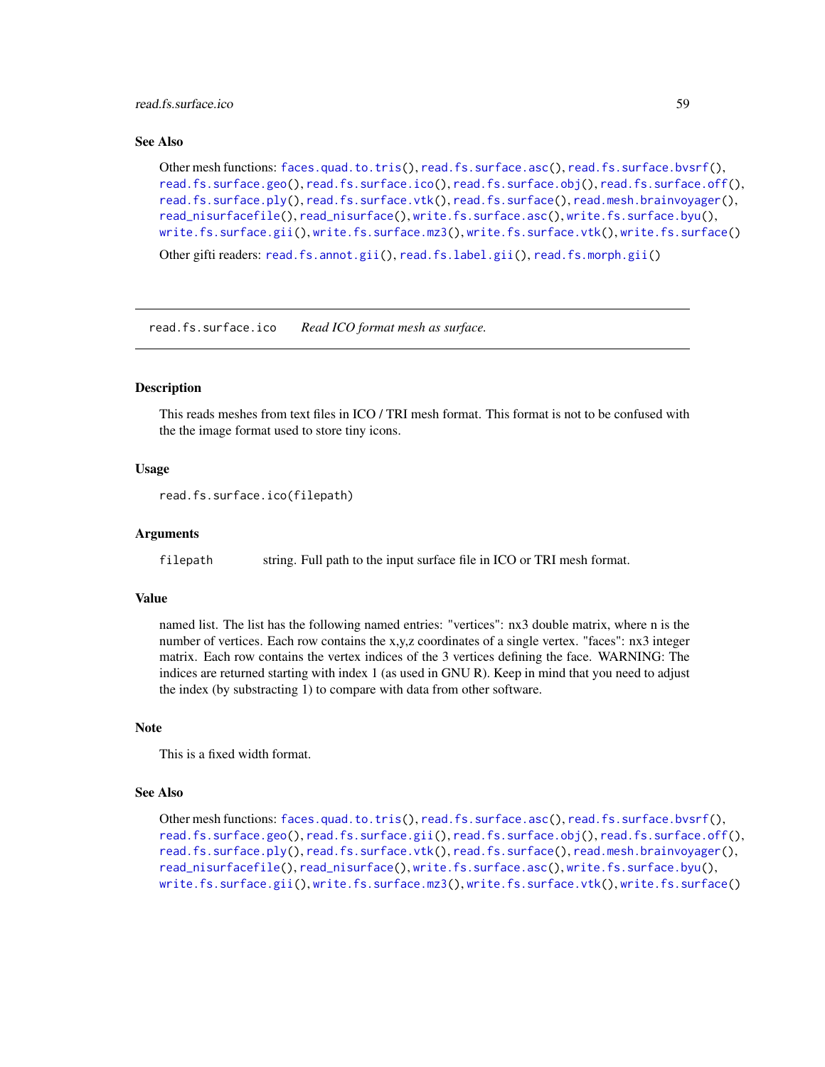### See Also

Other mesh functions: faces.quad.to.tris(), read.fs.surface.asc(), read.fs.surface.bvsrf(), read.fs.surface.geo(), read.fs.surface.ico(), read.fs.surface.obj(), read.fs.surface.off(), read.fs.surface.ply(), read.fs.surface.vtk(), read.fs.surface(), read.mesh.brainvoyager(), read_nisurfacefile(), read_nisurface(), write.fs.surface.asc(), write.fs.surface.byu(), write.fs.surface.gii(), write.fs.surface.mz3(), write.fs.surface.vtk(), write.fs.surface()

Other gifti readers: read.fs.annot.gii(), read.fs.label.gii(), read.fs.morph.gii()

---

## read.fs.surface.ico — *Read ICO format mesh as surface.*

### Description

This reads meshes from text files in ICO / TRI mesh format. This format is not to be confused with the the image format used to store tiny icons.

### Usage

```
read.fs.surface.ico(filepath)
```

### Arguments

`filepath` string. Full path to the input surface file in ICO or TRI mesh format.

### Value

named list. The list has the following named entries: "vertices": nx3 double matrix, where n is the number of vertices. Each row contains the x,y,z coordinates of a single vertex. "faces": nx3 integer matrix. Each row contains the vertex indices of the 3 vertices defining the face. WARNING: The indices are returned starting with index 1 (as used in GNU R). Keep in mind that you need to adjust the index (by substracting 1) to compare with data from other software.

### Note

This is a fixed width format.

### See Also

Other mesh functions: faces.quad.to.tris(), read.fs.surface.asc(), read.fs.surface.bvsrf(), read.fs.surface.geo(), read.fs.surface.gii(), read.fs.surface.obj(), read.fs.surface.off(), read.fs.surface.ply(), read.fs.surface.vtk(), read.fs.surface(), read.mesh.brainvoyager(), read_nisurfacefile(), read_nisurface(), write.fs.surface.asc(), write.fs.surface.byu(), write.fs.surface.gii(), write.fs.surface.mz3(), write.fs.surface.vtk(), write.fs.surface()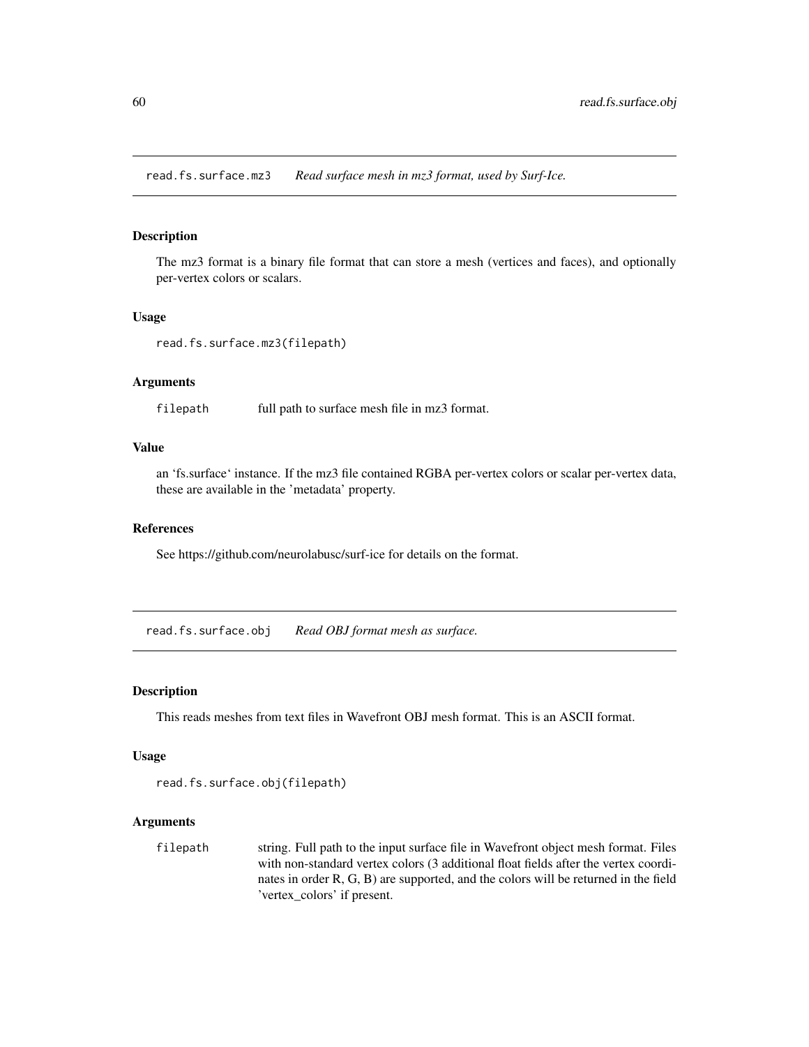## read.fs.surface.mz3 *Read surface mesh in mz3 format, used by Surf-Ice.*

### Description

The mz3 format is a binary file format that can store a mesh (vertices and faces), and optionally per-vertex colors or scalars.

### Usage

```
read.fs.surface.mz3(filepath)
```

### Arguments

| | |
|---|---|
| filepath | full path to surface mesh file in mz3 format. |

### Value

an 'fs.surface' instance. If the mz3 file contained RGBA per-vertex colors or scalar per-vertex data, these are available in the 'metadata' property.

### References

See https://github.com/neurolabusc/surf-ice for details on the format.

## read.fs.surface.obj *Read OBJ format mesh as surface.*

### Description

This reads meshes from text files in Wavefront OBJ mesh format. This is an ASCII format.

### Usage

```
read.fs.surface.obj(filepath)
```

### Arguments

| | |
|---|---|
| filepath | string. Full path to the input surface file in Wavefront object mesh format. Files with non-standard vertex colors (3 additional float fields after the vertex coordinates in order R, G, B) are supported, and the colors will be returned in the field 'vertex_colors' if present. |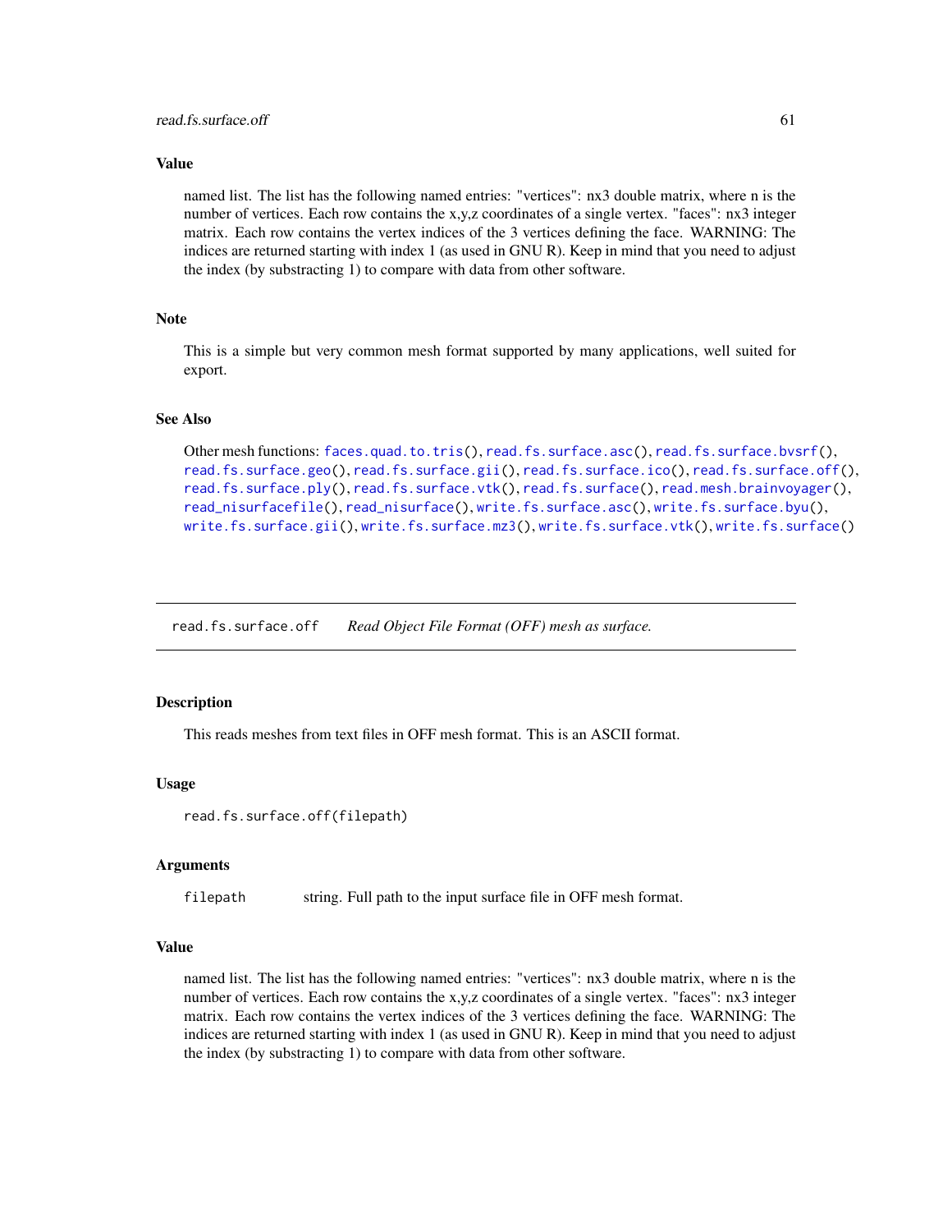### Value

named list. The list has the following named entries: "vertices": nx3 double matrix, where n is the number of vertices. Each row contains the x,y,z coordinates of a single vertex. "faces": nx3 integer matrix. Each row contains the vertex indices of the 3 vertices defining the face. WARNING: The indices are returned starting with index 1 (as used in GNU R). Keep in mind that you need to adjust the index (by substracting 1) to compare with data from other software.

### Note

This is a simple but very common mesh format supported by many applications, well suited for export.

### See Also

Other mesh functions: `faces.quad.to.tris()`, `read.fs.surface.asc()`, `read.fs.surface.bvsrf()`, `read.fs.surface.geo()`, `read.fs.surface.gii()`, `read.fs.surface.ico()`, `read.fs.surface.off()`, `read.fs.surface.ply()`, `read.fs.surface.vtk()`, `read.fs.surface()`, `read.mesh.brainvoyager()`, `read_nisurfacefile()`, `read_nisurface()`, `write.fs.surface.asc()`, `write.fs.surface.byu()`, `write.fs.surface.gii()`, `write.fs.surface.mz3()`, `write.fs.surface.vtk()`, `write.fs.surface()`

---

## read.fs.surface.off — *Read Object File Format (OFF) mesh as surface.*

### Description

This reads meshes from text files in OFF mesh format. This is an ASCII format.

### Usage

```
read.fs.surface.off(filepath)
```

### Arguments

| | |
|---|---|
| `filepath` | string. Full path to the input surface file in OFF mesh format. |

### Value

named list. The list has the following named entries: "vertices": nx3 double matrix, where n is the number of vertices. Each row contains the x,y,z coordinates of a single vertex. "faces": nx3 integer matrix. Each row contains the vertex indices of the 3 vertices defining the face. WARNING: The indices are returned starting with index 1 (as used in GNU R). Keep in mind that you need to adjust the index (by substracting 1) to compare with data from other software.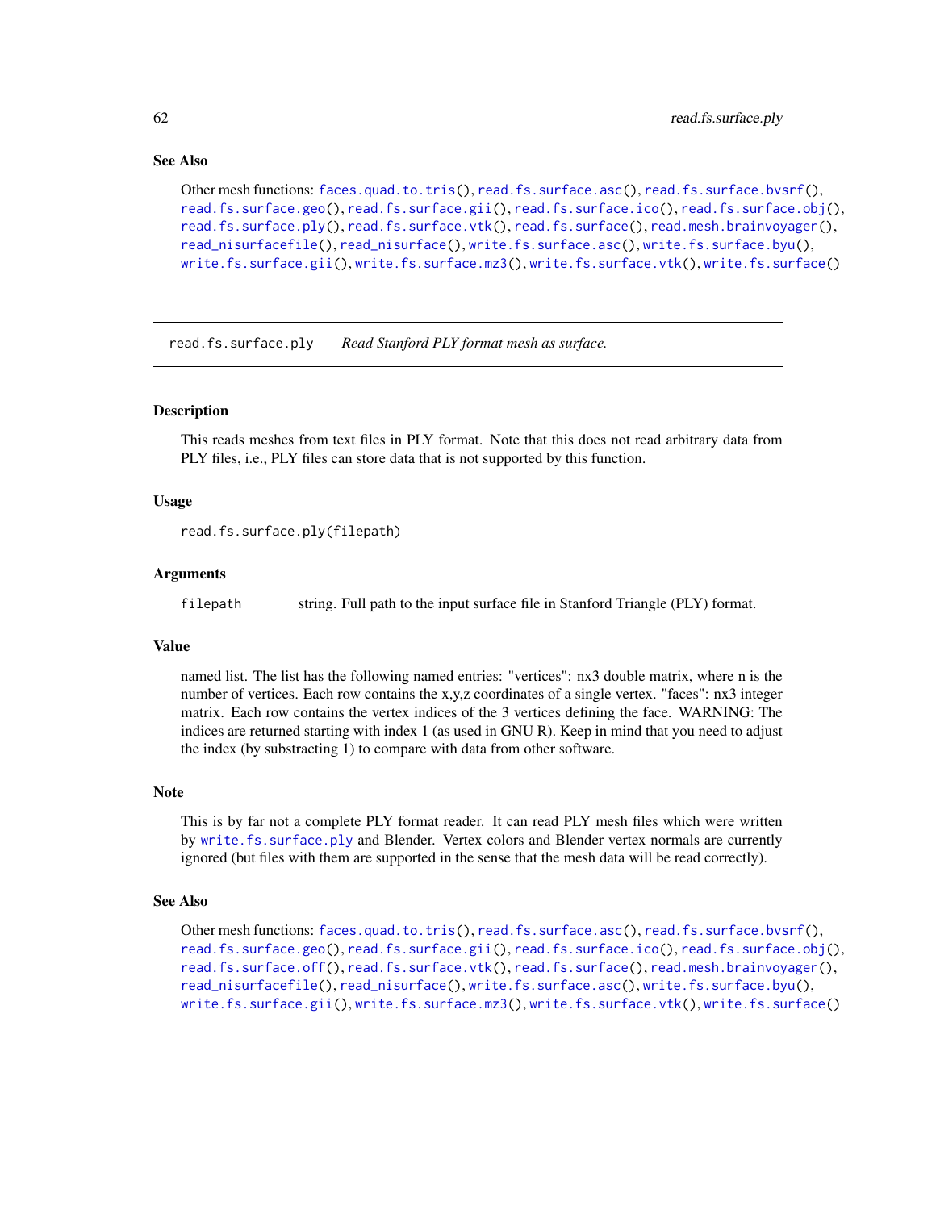### See Also

Other mesh functions: faces.quad.to.tris(), read.fs.surface.asc(), read.fs.surface.bvsrf(), read.fs.surface.geo(), read.fs.surface.gii(), read.fs.surface.ico(), read.fs.surface.obj(), read.fs.surface.ply(), read.fs.surface.vtk(), read.fs.surface(), read.mesh.brainvoyager(), read_nisurfacefile(), read_nisurface(), write.fs.surface.asc(), write.fs.surface.byu(), write.fs.surface.gii(), write.fs.surface.mz3(), write.fs.surface.vtk(), write.fs.surface()

---

## read.fs.surface.ply — *Read Stanford PLY format mesh as surface.*

### Description

This reads meshes from text files in PLY format. Note that this does not read arbitrary data from PLY files, i.e., PLY files can store data that is not supported by this function.

### Usage

```
read.fs.surface.ply(filepath)
```

### Arguments

| | |
|---|---|
| filepath | string. Full path to the input surface file in Stanford Triangle (PLY) format. |

### Value

named list. The list has the following named entries: "vertices": nx3 double matrix, where n is the number of vertices. Each row contains the x,y,z coordinates of a single vertex. "faces": nx3 integer matrix. Each row contains the vertex indices of the 3 vertices defining the face. WARNING: The indices are returned starting with index 1 (as used in GNU R). Keep in mind that you need to adjust the index (by substracting 1) to compare with data from other software.

### Note

This is by far not a complete PLY format reader. It can read PLY mesh files which were written by write.fs.surface.ply and Blender. Vertex colors and Blender vertex normals are currently ignored (but files with them are supported in the sense that the mesh data will be read correctly).

### See Also

Other mesh functions: faces.quad.to.tris(), read.fs.surface.asc(), read.fs.surface.bvsrf(), read.fs.surface.geo(), read.fs.surface.gii(), read.fs.surface.ico(), read.fs.surface.obj(), read.fs.surface.off(), read.fs.surface.vtk(), read.fs.surface(), read.mesh.brainvoyager(), read_nisurfacefile(), read_nisurface(), write.fs.surface.asc(), write.fs.surface.byu(), write.fs.surface.gii(), write.fs.surface.mz3(), write.fs.surface.vtk(), write.fs.surface()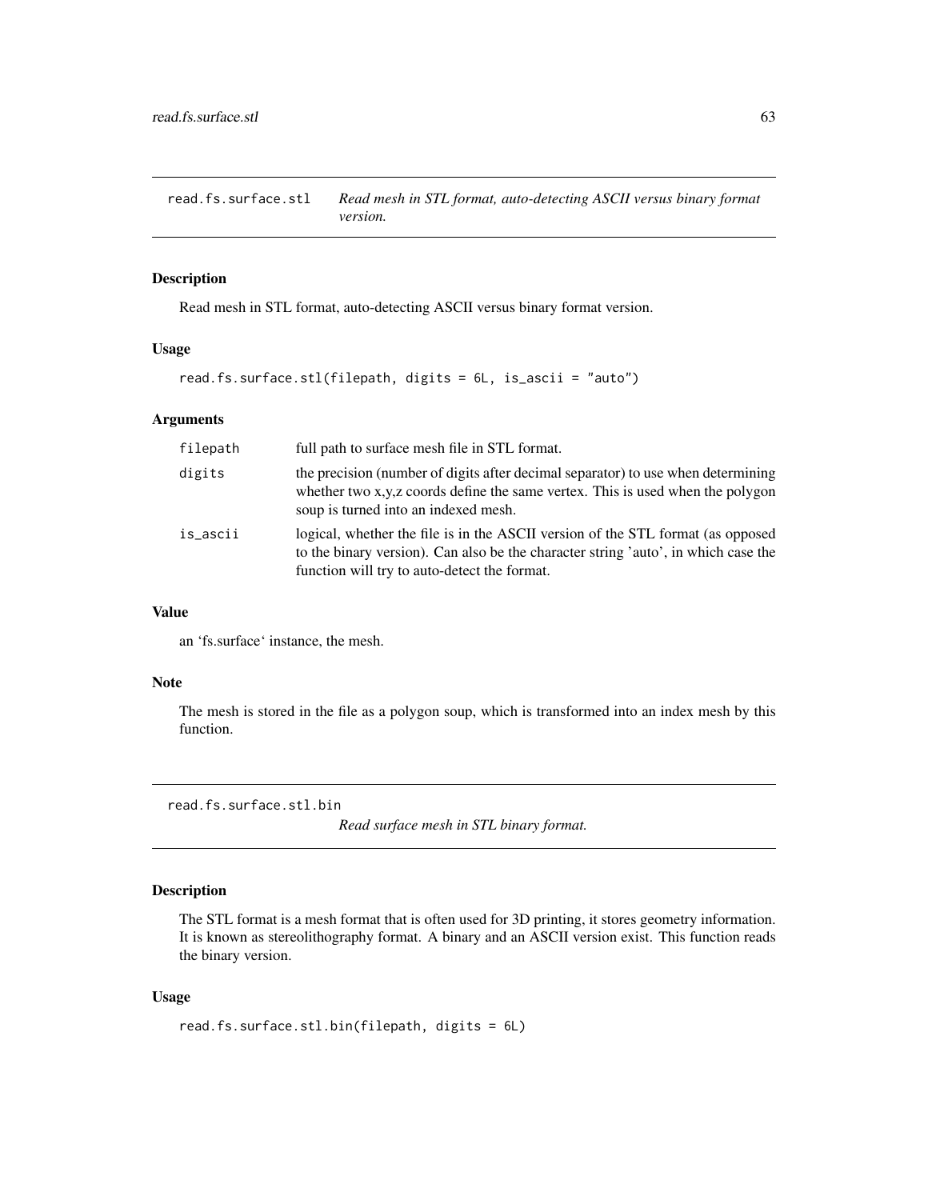## read.fs.surface.stl — *Read mesh in STL format, auto-detecting ASCII versus binary format version.*

### Description

Read mesh in STL format, auto-detecting ASCII versus binary format version.

### Usage

```
read.fs.surface.stl(filepath, digits = 6L, is_ascii = "auto")
```

### Arguments

| | |
|---|---|
| filepath | full path to surface mesh file in STL format. |
| digits | the precision (number of digits after decimal separator) to use when determining whether two x,y,z coords define the same vertex. This is used when the polygon soup is turned into an indexed mesh. |
| is_ascii | logical, whether the file is in the ASCII version of the STL format (as opposed to the binary version). Can also be the character string 'auto', in which case the function will try to auto-detect the format. |

### Value

an 'fs.surface' instance, the mesh.

### Note

The mesh is stored in the file as a polygon soup, which is transformed into an index mesh by this function.

## read.fs.surface.stl.bin — *Read surface mesh in STL binary format.*

### Description

The STL format is a mesh format that is often used for 3D printing, it stores geometry information. It is known as stereolithography format. A binary and an ASCII version exist. This function reads the binary version.

### Usage

```
read.fs.surface.stl.bin(filepath, digits = 6L)
```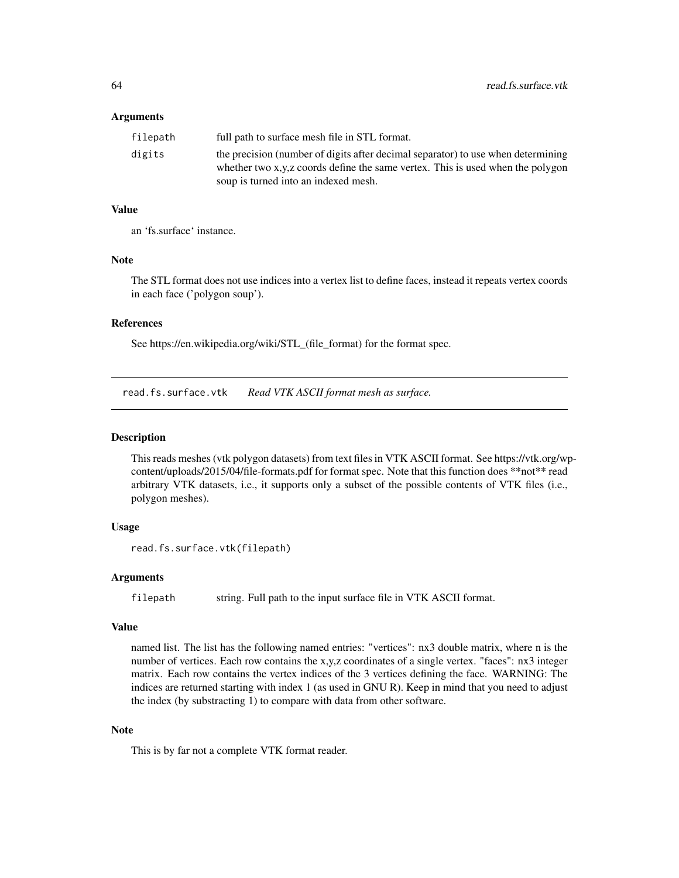### Arguments

| | |
|---|---|
| filepath | full path to surface mesh file in STL format. |
| digits | the precision (number of digits after decimal separator) to use when determining whether two x,y,z coords define the same vertex. This is used when the polygon soup is turned into an indexed mesh. |

### Value

an 'fs.surface' instance.

### Note

The STL format does not use indices into a vertex list to define faces, instead it repeats vertex coords in each face ('polygon soup').

### References

See https://en.wikipedia.org/wiki/STL_(file_format) for the format spec.

---

## read.fs.surface.vtk *Read VTK ASCII format mesh as surface.*

---

### Description

This reads meshes (vtk polygon datasets) from text files in VTK ASCII format. See https://vtk.org/wp-content/uploads/2015/04/file-formats.pdf for format spec. Note that this function does **not** read arbitrary VTK datasets, i.e., it supports only a subset of the possible contents of VTK files (i.e., polygon meshes).

### Usage

```
read.fs.surface.vtk(filepath)
```

### Arguments

| | |
|---|---|
| filepath | string. Full path to the input surface file in VTK ASCII format. |

### Value

named list. The list has the following named entries: "vertices": nx3 double matrix, where n is the number of vertices. Each row contains the x,y,z coordinates of a single vertex. "faces": nx3 integer matrix. Each row contains the vertex indices of the 3 vertices defining the face. WARNING: The indices are returned starting with index 1 (as used in GNU R). Keep in mind that you need to adjust the index (by substracting 1) to compare with data from other software.

### Note

This is by far not a complete VTK format reader.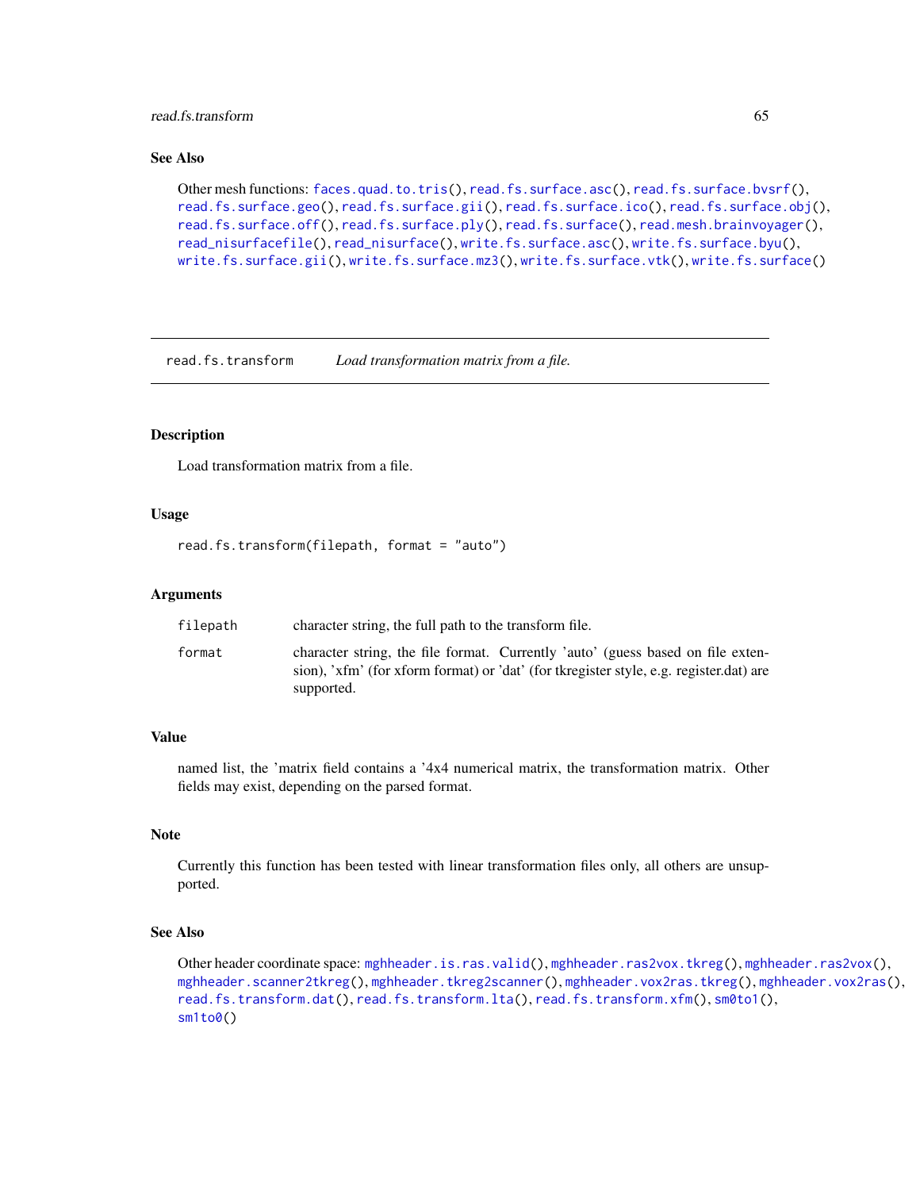## See Also

Other mesh functions: faces.quad.to.tris(), read.fs.surface.asc(), read.fs.surface.bvsrf(), read.fs.surface.geo(), read.fs.surface.gii(), read.fs.surface.ico(), read.fs.surface.obj(), read.fs.surface.off(), read.fs.surface.ply(), read.fs.surface(), read.mesh.brainvoyager(), read_nisurfacefile(), read_nisurface(), write.fs.surface.asc(), write.fs.surface.byu(), write.fs.surface.gii(), write.fs.surface.mz3(), write.fs.surface.vtk(), write.fs.surface()

---

# read.fs.transform — *Load transformation matrix from a file.*

---

## Description

Load transformation matrix from a file.

## Usage

```
read.fs.transform(filepath, format = "auto")
```

## Arguments

| | |
|---|---|
| filepath | character string, the full path to the transform file. |
| format | character string, the file format. Currently 'auto' (guess based on file extension), 'xfm' (for xform format) or 'dat' (for tkregister style, e.g. register.dat) are supported. |

## Value

named list, the 'matrix field contains a '4x4 numerical matrix, the transformation matrix. Other fields may exist, depending on the parsed format.

## Note

Currently this function has been tested with linear transformation files only, all others are unsupported.

## See Also

Other header coordinate space: mghheader.is.ras.valid(), mghheader.ras2vox.tkreg(), mghheader.ras2vox(), mghheader.scanner2tkreg(), mghheader.tkreg2scanner(), mghheader.vox2ras.tkreg(), mghheader.vox2ras(), read.fs.transform.dat(), read.fs.transform.lta(), read.fs.transform.xfm(), sm0to1(), sm1to0()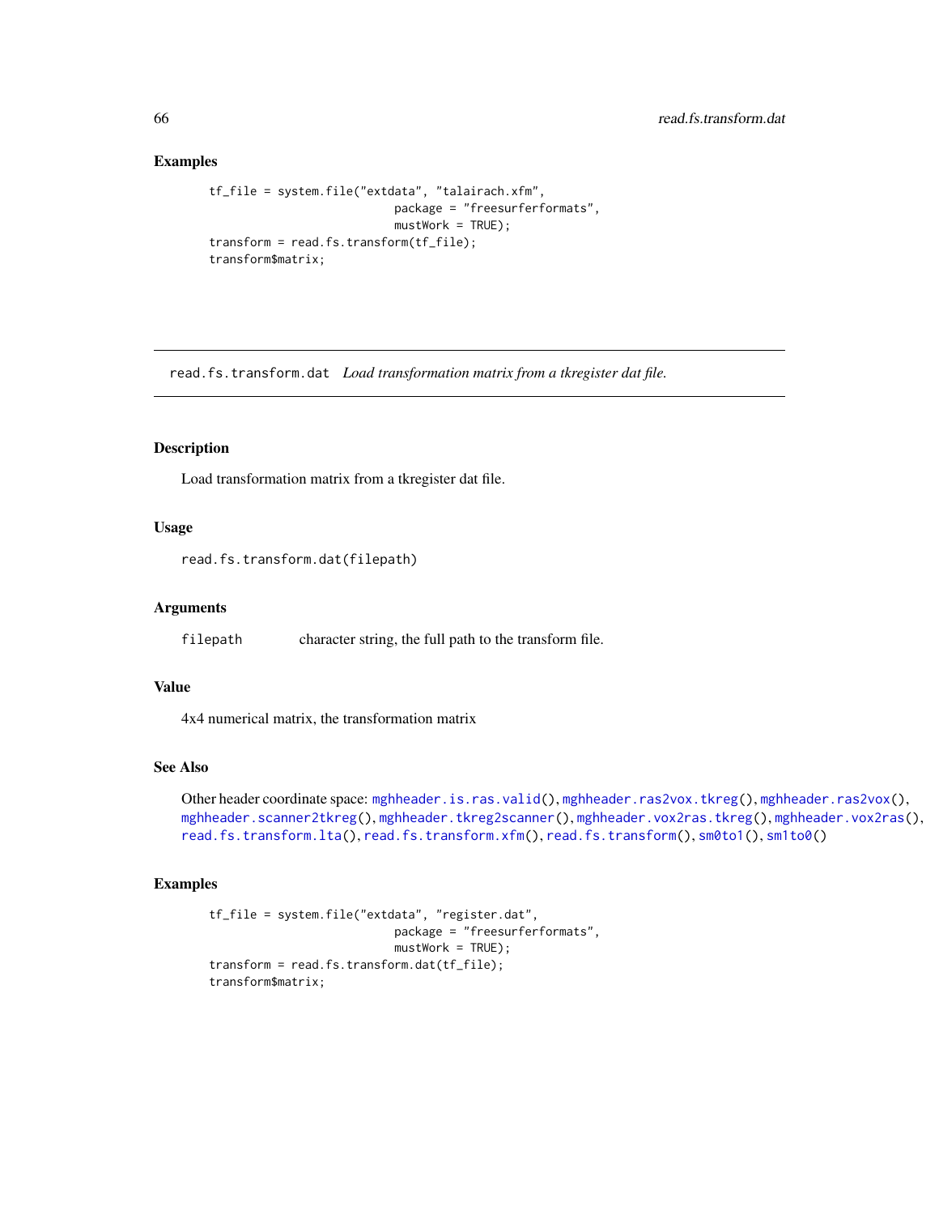## Examples

```
tf_file = system.file("extdata", "talairach.xfm",
                            package = "freesurferformats",
                            mustWork = TRUE);
transform = read.fs.transform(tf_file);
transform$matrix;
```

---

`read.fs.transform.dat` *Load transformation matrix from a tkregister dat file.*

---

## Description

Load transformation matrix from a tkregister dat file.

## Usage

```
read.fs.transform.dat(filepath)
```

## Arguments

| | |
|---|---|
| `filepath` | character string, the full path to the transform file. |

## Value

4x4 numerical matrix, the transformation matrix

## See Also

Other header coordinate space: `mghheader.is.ras.valid()`, `mghheader.ras2vox.tkreg()`, `mghheader.ras2vox()`, `mghheader.scanner2tkreg()`, `mghheader.tkreg2scanner()`, `mghheader.vox2ras.tkreg()`, `mghheader.vox2ras()`, `read.fs.transform.lta()`, `read.fs.transform.xfm()`, `read.fs.transform()`, `sm0to1()`, `sm1to0()`

## Examples

```
tf_file = system.file("extdata", "register.dat",
                            package = "freesurferformats",
                            mustWork = TRUE);
transform = read.fs.transform.dat(tf_file);
transform$matrix;
```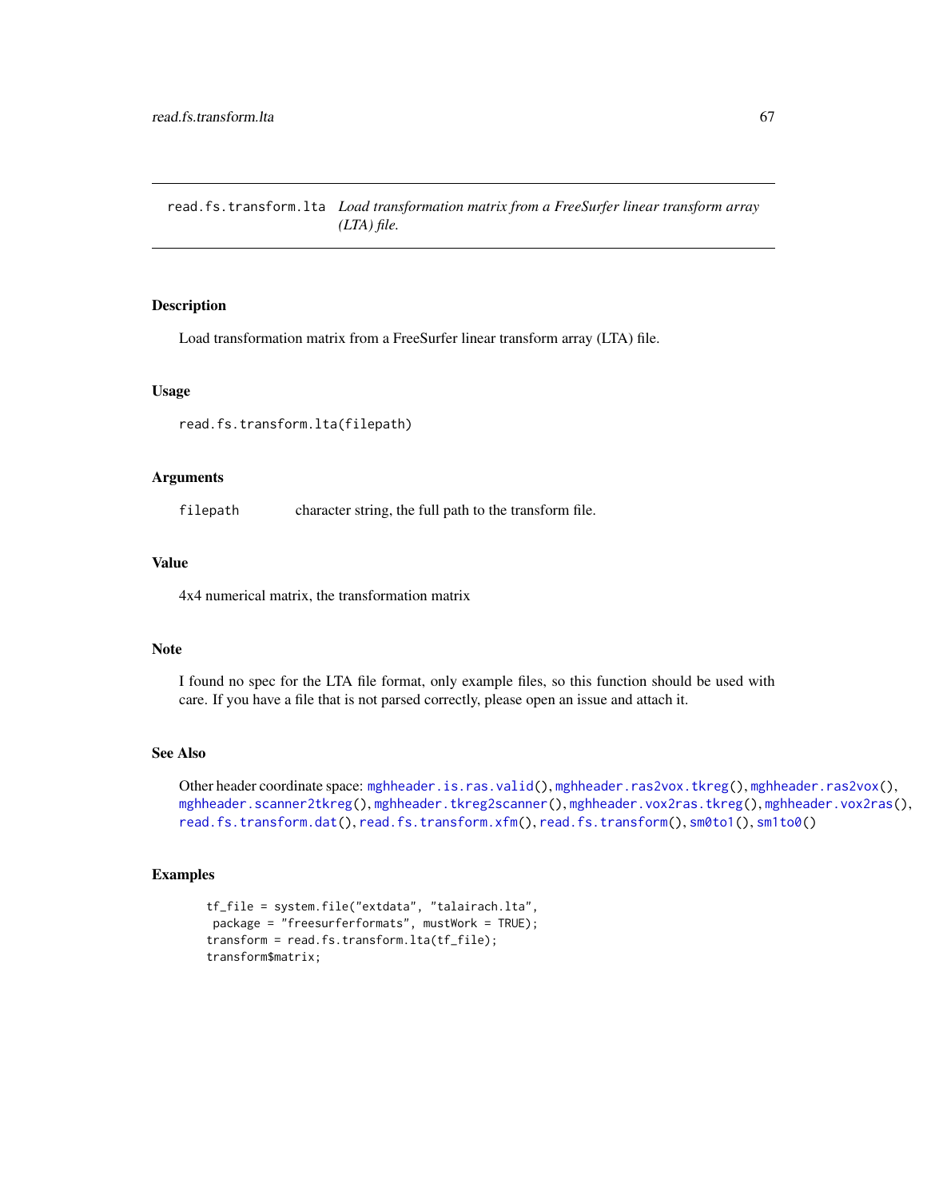# read.fs.transform.lta — *Load transformation matrix from a FreeSurfer linear transform array (LTA) file.*

## Description

Load transformation matrix from a FreeSurfer linear transform array (LTA) file.

## Usage

```
read.fs.transform.lta(filepath)
```

## Arguments

| | |
|---|---|
| filepath | character string, the full path to the transform file. |

## Value

4x4 numerical matrix, the transformation matrix

## Note

I found no spec for the LTA file format, only example files, so this function should be used with care. If you have a file that is not parsed correctly, please open an issue and attach it.

## See Also

Other header coordinate space: mghheader.is.ras.valid(), mghheader.ras2vox.tkreg(), mghheader.ras2vox(), mghheader.scanner2tkreg(), mghheader.tkreg2scanner(), mghheader.vox2ras.tkreg(), mghheader.vox2ras(), read.fs.transform.dat(), read.fs.transform.xfm(), read.fs.transform(), sm0to1(), sm1to0()

## Examples

```
tf_file = system.file("extdata", "talairach.lta",
 package = "freesurferformats", mustWork = TRUE);
transform = read.fs.transform.lta(tf_file);
transform$matrix;
```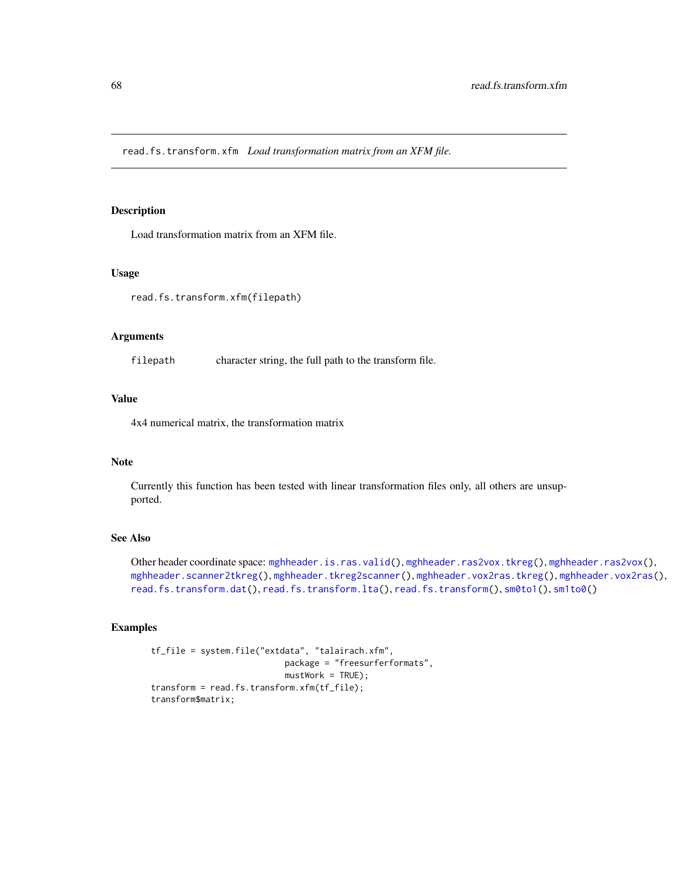read.fs.transform.xfm *Load transformation matrix from an XFM file.*

## Description

Load transformation matrix from an XFM file.

## Usage

```
read.fs.transform.xfm(filepath)
```

## Arguments

| | |
|---|---|
| filepath | character string, the full path to the transform file. |

## Value

4x4 numerical matrix, the transformation matrix

## Note

Currently this function has been tested with linear transformation files only, all others are unsupported.

## See Also

Other header coordinate space: mghheader.is.ras.valid(), mghheader.ras2vox.tkreg(), mghheader.ras2vox(), mghheader.scanner2tkreg(), mghheader.tkreg2scanner(), mghheader.vox2ras.tkreg(), mghheader.vox2ras(), read.fs.transform.dat(), read.fs.transform.lta(), read.fs.transform(), sm0to1(), sm1to0()

## Examples

```
tf_file = system.file("extdata", "talairach.xfm",
                      package = "freesurferformats",
                      mustWork = TRUE);
transform = read.fs.transform.xfm(tf_file);
transform$matrix;
```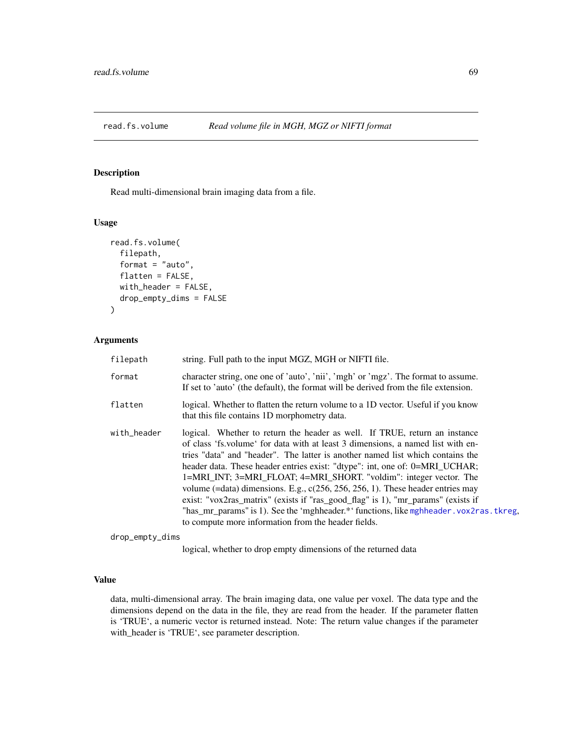## read.fs.volume    *Read volume file in MGH, MGZ or NIFTI format*

### Description

Read multi-dimensional brain imaging data from a file.

### Usage

```
read.fs.volume(
  filepath,
  format = "auto",
  flatten = FALSE,
  with_header = FALSE,
  drop_empty_dims = FALSE
)
```

### Arguments

| | |
|---|---|
| filepath | string. Full path to the input MGZ, MGH or NIFTI file. |
| format | character string, one one of 'auto', 'nii', 'mgh' or 'mgz'. The format to assume. If set to 'auto' (the default), the format will be derived from the file extension. |
| flatten | logical. Whether to flatten the return volume to a 1D vector. Useful if you know that this file contains 1D morphometry data. |
| with_header | logical. Whether to return the header as well. If TRUE, return an instance of class 'fs.volume' for data with at least 3 dimensions, a named list with entries "data" and "header". The latter is another named list which contains the header data. These header entries exist: "dtype": int, one of: 0=MRI_UCHAR; 1=MRI_INT; 3=MRI_FLOAT; 4=MRI_SHORT. "voldim": integer vector. The volume (=data) dimensions. E.g., c(256, 256, 256, 1). These header entries may exist: "vox2ras_matrix" (exists if "ras_good_flag" is 1), "mr_params" (exists if "has_mr_params" is 1). See the 'mghheader.*' functions, like mghheader.vox2ras.tkreg, to compute more information from the header fields. |
| drop_empty_dims | logical, whether to drop empty dimensions of the returned data |

### Value

data, multi-dimensional array. The brain imaging data, one value per voxel. The data type and the dimensions depend on the data in the file, they are read from the header. If the parameter flatten is 'TRUE', a numeric vector is returned instead. Note: The return value changes if the parameter with_header is 'TRUE', see parameter description.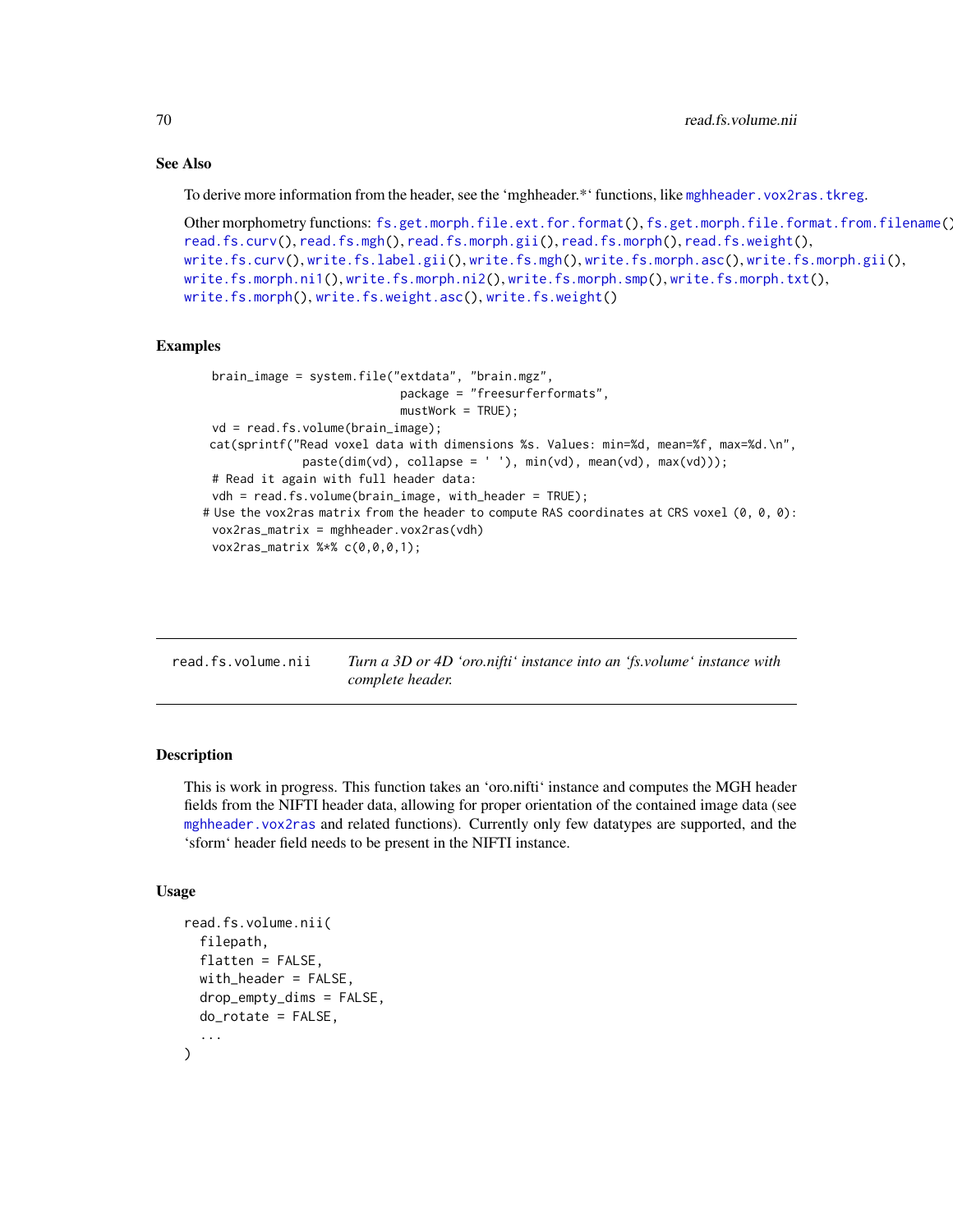### See Also

To derive more information from the header, see the 'mghheader.*' functions, like mghheader.vox2ras.tkreg.

Other morphometry functions: fs.get.morph.file.ext.for.format(), fs.get.morph.file.format.from.filename(), read.fs.curv(), read.fs.mgh(), read.fs.morph.gii(), read.fs.morph(), read.fs.weight(), write.fs.curv(), write.fs.label.gii(), write.fs.mgh(), write.fs.morph.asc(), write.fs.morph.gii(), write.fs.morph.ni1(), write.fs.morph.ni2(), write.fs.morph.smp(), write.fs.morph.txt(), write.fs.morph(), write.fs.weight.asc(), write.fs.weight()

### Examples

```
    brain_image = system.file("extdata", "brain.mgz",
                               package = "freesurferformats",
                               mustWork = TRUE);
    vd = read.fs.volume(brain_image);
   cat(sprintf("Read voxel data with dimensions %s. Values: min=%d, mean=%f, max=%d.\n",
                paste(dim(vd), collapse = ' '), min(vd), mean(vd), max(vd)));
    # Read it again with full header data:
    vdh = read.fs.volume(brain_image, with_header = TRUE);
  # Use the vox2ras matrix from the header to compute RAS coordinates at CRS voxel (0, 0, 0):
    vox2ras_matrix = mghheader.vox2ras(vdh)
    vox2ras_matrix %*% c(0,0,0,1);
```

---

## read.fs.volume.nii

*Turn a 3D or 4D 'oro.nifti' instance into an 'fs.volume' instance with complete header.*

### Description

This is work in progress. This function takes an 'oro.nifti' instance and computes the MGH header fields from the NIFTI header data, allowing for proper orientation of the contained image data (see mghheader.vox2ras and related functions). Currently only few datatypes are supported, and the 'sform' header field needs to be present in the NIFTI instance.

### Usage

```
read.fs.volume.nii(
  filepath,
  flatten = FALSE,
  with_header = FALSE,
  drop_empty_dims = FALSE,
  do_rotate = FALSE,
  ...
)
```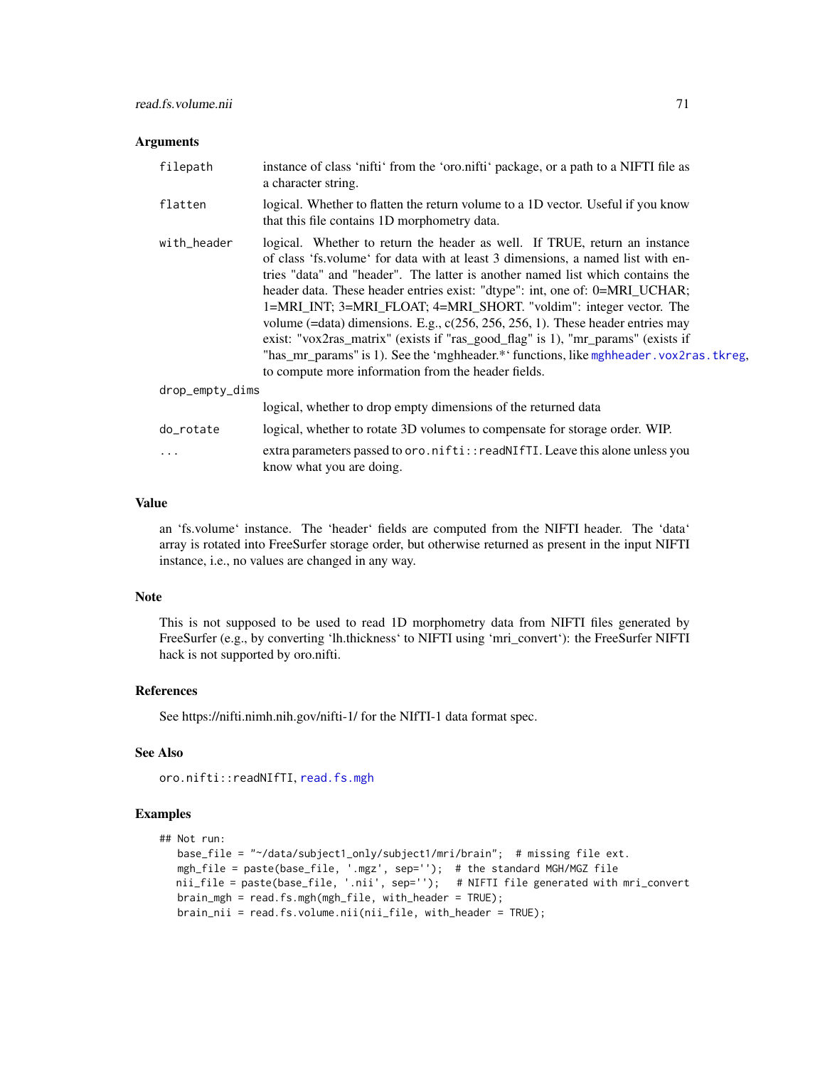### Arguments

| | |
|---|---|
| `filepath` | instance of class 'nifti' from the 'oro.nifti' package, or a path to a NIFTI file as a character string. |
| `flatten` | logical. Whether to flatten the return volume to a 1D vector. Useful if you know that this file contains 1D morphometry data. |
| `with_header` | logical. Whether to return the header as well. If TRUE, return an instance of class 'fs.volume' for data with at least 3 dimensions, a named list with entries "data" and "header". The latter is another named list which contains the header data. These header entries exist: "dtype": int, one of: 0=MRI_UCHAR; 1=MRI_INT; 3=MRI_FLOAT; 4=MRI_SHORT. "voldim": integer vector. The volume (=data) dimensions. E.g., c(256, 256, 256, 1). These header entries may exist: "vox2ras_matrix" (exists if "ras_good_flag" is 1), "mr_params" (exists if "has_mr_params" is 1). See the 'mghheader.*' functions, like `mghheader.vox2ras.tkreg`, to compute more information from the header fields. |
| `drop_empty_dims` | logical, whether to drop empty dimensions of the returned data |
| `do_rotate` | logical, whether to rotate 3D volumes to compensate for storage order. WIP. |
| `...` | extra parameters passed to `oro.nifti::readNIfTI`. Leave this alone unless you know what you are doing. |

### Value

an 'fs.volume' instance. The 'header' fields are computed from the NIFTI header. The 'data' array is rotated into FreeSurfer storage order, but otherwise returned as present in the input NIFTI instance, i.e., no values are changed in any way.

### Note

This is not supposed to be used to read 1D morphometry data from NIFTI files generated by FreeSurfer (e.g., by converting 'lh.thickness' to NIFTI using 'mri_convert'): the FreeSurfer NIFTI hack is not supported by oro.nifti.

### References

See https://nifti.nimh.nih.gov/nifti-1/ for the NIfTI-1 data format spec.

### See Also

`oro.nifti::readNIfTI`, `read.fs.mgh`

### Examples

```
## Not run:
   base_file = "~/data/subject1_only/subject1/mri/brain";  # missing file ext.
   mgh_file = paste(base_file, '.mgz', sep='');  # the standard MGH/MGZ file
   nii_file = paste(base_file, '.nii', sep='');   # NIFTI file generated with mri_convert
   brain_mgh = read.fs.mgh(mgh_file, with_header = TRUE);
   brain_nii = read.fs.volume.nii(nii_file, with_header = TRUE);
```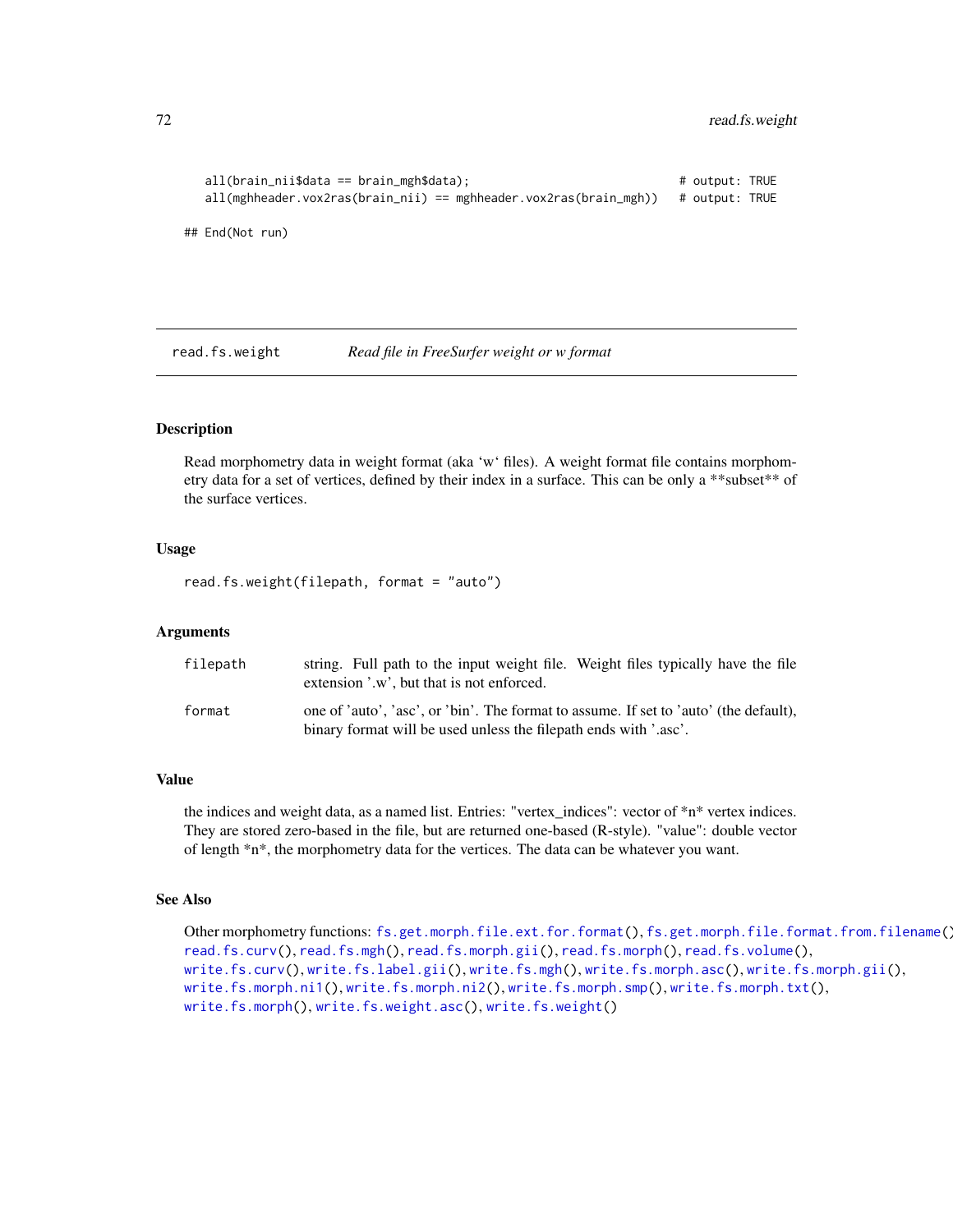```
all(brain_nii$data == brain_mgh$data);                              # output: TRUE
all(mghheader.vox2ras(brain_nii) == mghheader.vox2ras(brain_mgh))   # output: TRUE

## End(Not run)
```

## read.fs.weight &nbsp;&nbsp;&nbsp; *Read file in FreeSurfer weight or w format*

### Description

Read morphometry data in weight format (aka 'w' files). A weight format file contains morphometry data for a set of vertices, defined by their index in a surface. This can be only a **subset** of the surface vertices.

### Usage

```
read.fs.weight(filepath, format = "auto")
```

### Arguments

| | |
|---|---|
| `filepath` | string. Full path to the input weight file. Weight files typically have the file extension '.w', but that is not enforced. |
| `format` | one of 'auto', 'asc', or 'bin'. The format to assume. If set to 'auto' (the default), binary format will be used unless the filepath ends with '.asc'. |

### Value

the indices and weight data, as a named list. Entries: "vertex_indices": vector of *n* vertex indices. They are stored zero-based in the file, but are returned one-based (R-style). "value": double vector of length *n*, the morphometry data for the vertices. The data can be whatever you want.

### See Also

Other morphometry functions: `fs.get.morph.file.ext.for.format()`, `fs.get.morph.file.format.from.filename()`, `read.fs.curv()`, `read.fs.mgh()`, `read.fs.morph.gii()`, `read.fs.morph()`, `read.fs.volume()`, `write.fs.curv()`, `write.fs.label.gii()`, `write.fs.mgh()`, `write.fs.morph.asc()`, `write.fs.morph.gii()`, `write.fs.morph.ni1()`, `write.fs.morph.ni2()`, `write.fs.morph.smp()`, `write.fs.morph.txt()`, `write.fs.morph()`, `write.fs.weight.asc()`, `write.fs.weight()`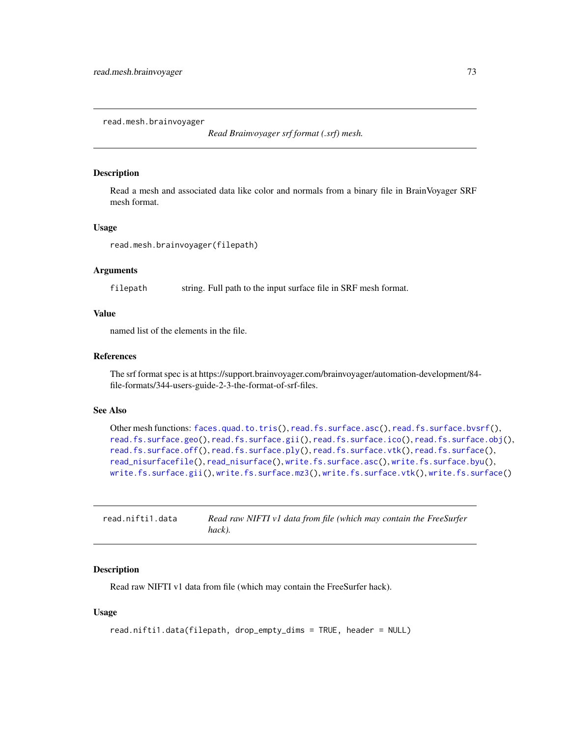## read.mesh.brainvoyager

*Read Brainvoyager srf format (.srf) mesh.*

### Description

Read a mesh and associated data like color and normals from a binary file in BrainVoyager SRF mesh format.

### Usage

```
read.mesh.brainvoyager(filepath)
```

### Arguments

| | |
|---|---|
| filepath | string. Full path to the input surface file in SRF mesh format. |

### Value

named list of the elements in the file.

### References

The srf format spec is at https://support.brainvoyager.com/brainvoyager/automation-development/84-file-formats/344-users-guide-2-3-the-format-of-srf-files.

### See Also

Other mesh functions: `faces.quad.to.tris()`, `read.fs.surface.asc()`, `read.fs.surface.bvsrf()`, `read.fs.surface.geo()`, `read.fs.surface.gii()`, `read.fs.surface.ico()`, `read.fs.surface.obj()`, `read.fs.surface.off()`, `read.fs.surface.ply()`, `read.fs.surface.vtk()`, `read.fs.surface()`, `read_nisurfacefile()`, `read_nisurface()`, `write.fs.surface.asc()`, `write.fs.surface.byu()`, `write.fs.surface.gii()`, `write.fs.surface.mz3()`, `write.fs.surface.vtk()`, `write.fs.surface()`

## read.nifti1.data

*Read raw NIFTI v1 data from file (which may contain the FreeSurfer hack).*

### Description

Read raw NIFTI v1 data from file (which may contain the FreeSurfer hack).

### Usage

```
read.nifti1.data(filepath, drop_empty_dims = TRUE, header = NULL)
```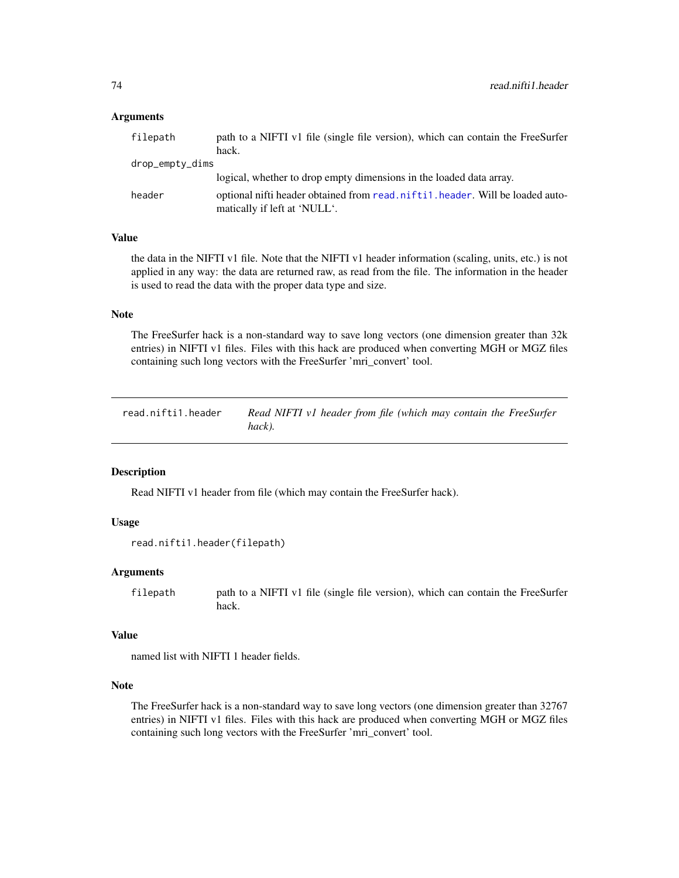### Arguments

`filepath` path to a NIFTI v1 file (single file version), which can contain the FreeSurfer hack.

`drop_empty_dims` logical, whether to drop empty dimensions in the loaded data array.

`header` optional nifti header obtained from `read.nifti1.header`. Will be loaded automatically if left at 'NULL'.

### Value

the data in the NIFTI v1 file. Note that the NIFTI v1 header information (scaling, units, etc.) is not applied in any way: the data are returned raw, as read from the file. The information in the header is used to read the data with the proper data type and size.

### Note

The FreeSurfer hack is a non-standard way to save long vectors (one dimension greater than 32k entries) in NIFTI v1 files. Files with this hack are produced when converting MGH or MGZ files containing such long vectors with the FreeSurfer 'mri_convert' tool.

---

## read.nifti1.header — *Read NIFTI v1 header from file (which may contain the FreeSurfer hack).*

---

### Description

Read NIFTI v1 header from file (which may contain the FreeSurfer hack).

### Usage

```
read.nifti1.header(filepath)
```

### Arguments

`filepath` path to a NIFTI v1 file (single file version), which can contain the FreeSurfer hack.

### Value

named list with NIFTI 1 header fields.

### Note

The FreeSurfer hack is a non-standard way to save long vectors (one dimension greater than 32767 entries) in NIFTI v1 files. Files with this hack are produced when converting MGH or MGZ files containing such long vectors with the FreeSurfer 'mri_convert' tool.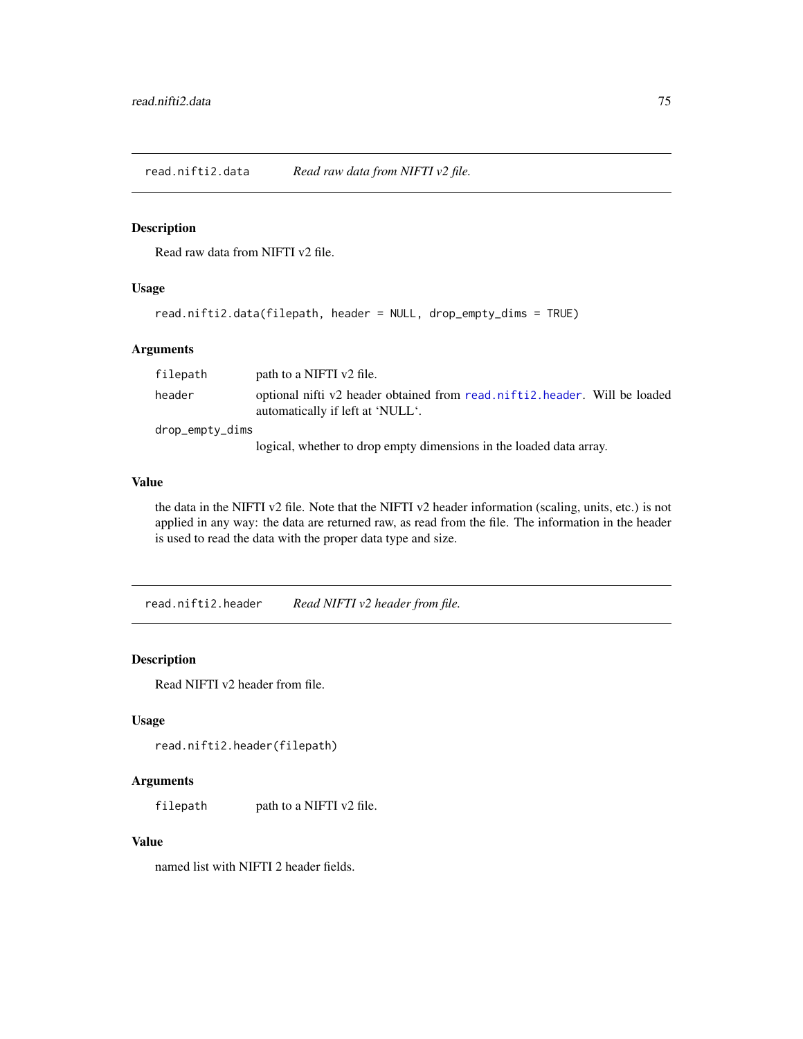## read.nifti2.data — *Read raw data from NIFTI v2 file.*

### Description

Read raw data from NIFTI v2 file.

### Usage

```
read.nifti2.data(filepath, header = NULL, drop_empty_dims = TRUE)
```

### Arguments

| | |
|---|---|
| `filepath` | path to a NIFTI v2 file. |
| `header` | optional nifti v2 header obtained from `read.nifti2.header`. Will be loaded automatically if left at 'NULL'. |
| `drop_empty_dims` | logical, whether to drop empty dimensions in the loaded data array. |

### Value

the data in the NIFTI v2 file. Note that the NIFTI v2 header information (scaling, units, etc.) is not applied in any way: the data are returned raw, as read from the file. The information in the header is used to read the data with the proper data type and size.

## read.nifti2.header — *Read NIFTI v2 header from file.*

### Description

Read NIFTI v2 header from file.

### Usage

```
read.nifti2.header(filepath)
```

### Arguments

| | |
|---|---|
| `filepath` | path to a NIFTI v2 file. |

### Value

named list with NIFTI 2 header fields.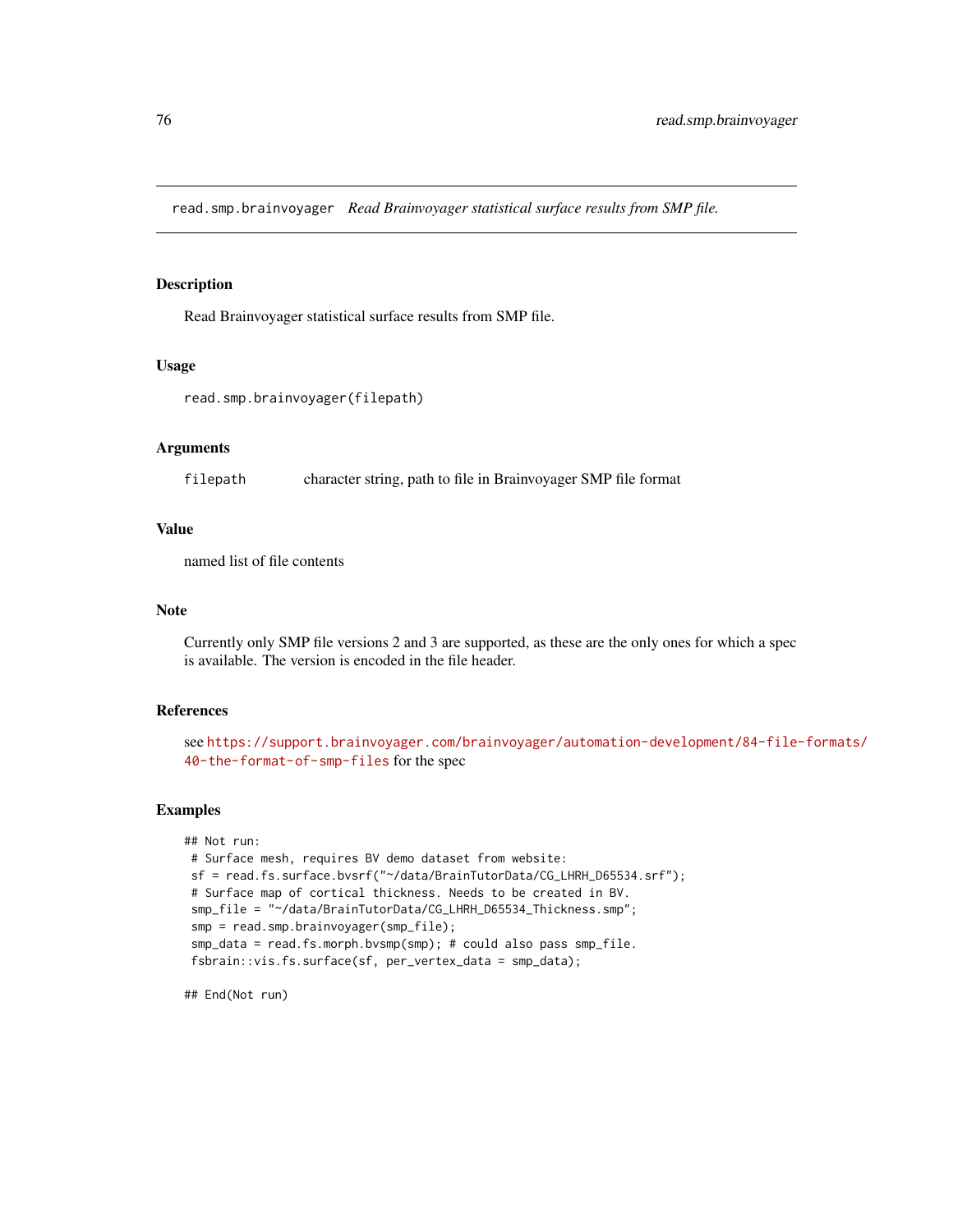`read.smp.brainvoyager` *Read Brainvoyager statistical surface results from SMP file.*

## Description

Read Brainvoyager statistical surface results from SMP file.

## Usage

```
read.smp.brainvoyager(filepath)
```

## Arguments

| | |
|---|---|
| `filepath` | character string, path to file in Brainvoyager SMP file format |

## Value

named list of file contents

## Note

Currently only SMP file versions 2 and 3 are supported, as these are the only ones for which a spec is available. The version is encoded in the file header.

## References

see https://support.brainvoyager.com/brainvoyager/automation-development/84-file-formats/40-the-format-of-smp-files for the spec

## Examples

```
## Not run:
 # Surface mesh, requires BV demo dataset from website:
 sf = read.fs.surface.bvsrf("~/data/BrainTutorData/CG_LHRH_D65534.srf");
 # Surface map of cortical thickness. Needs to be created in BV.
 smp_file = "~/data/BrainTutorData/CG_LHRH_D65534_Thickness.smp";
 smp = read.smp.brainvoyager(smp_file);
 smp_data = read.fs.morph.bvsmp(smp); # could also pass smp_file.
 fsbrain::vis.fs.surface(sf, per_vertex_data = smp_data);

## End(Not run)
```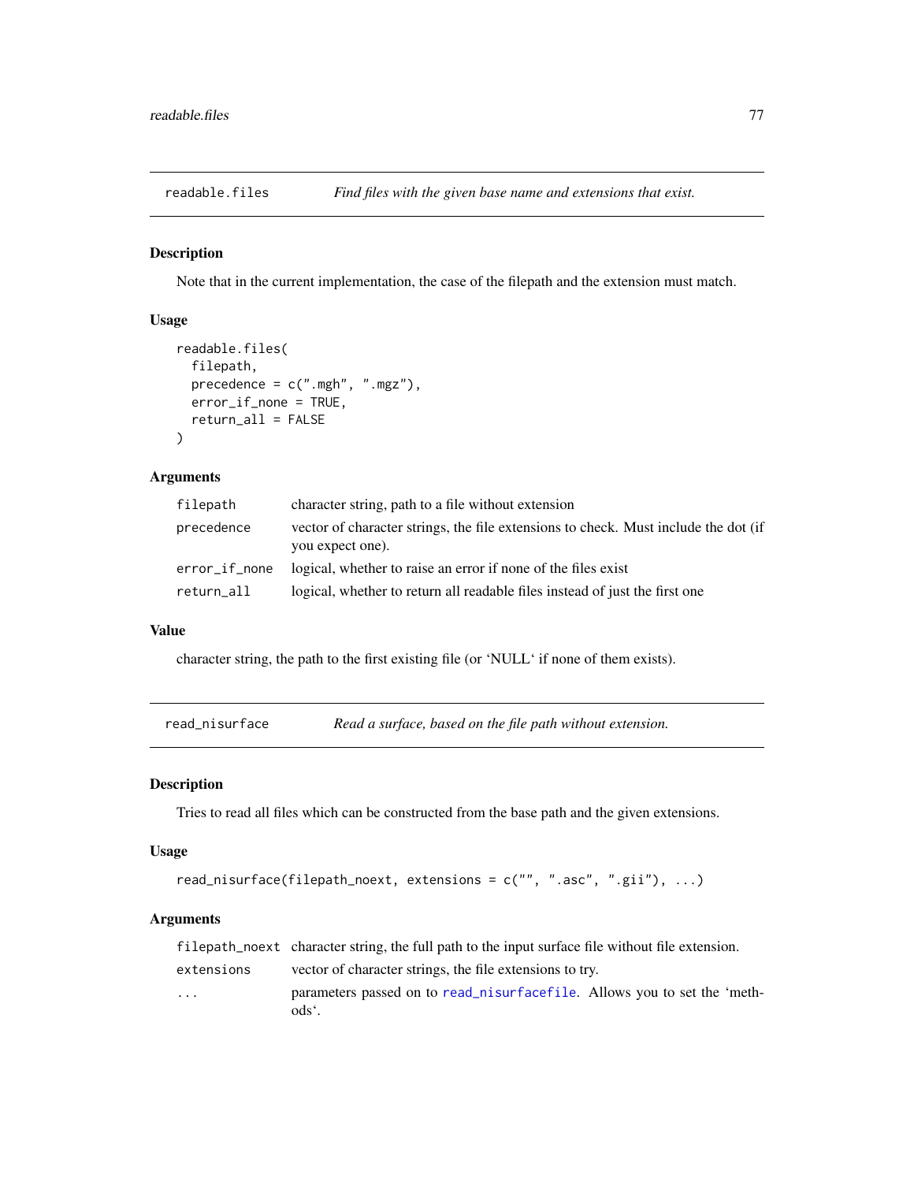## readable.files — *Find files with the given base name and extensions that exist.*

### Description

Note that in the current implementation, the case of the filepath and the extension must match.

### Usage

```
readable.files(
  filepath,
  precedence = c(".mgh", ".mgz"),
  error_if_none = TRUE,
  return_all = FALSE
)
```

### Arguments

| | |
|---|---|
| `filepath` | character string, path to a file without extension |
| `precedence` | vector of character strings, the file extensions to check. Must include the dot (if you expect one). |
| `error_if_none` | logical, whether to raise an error if none of the files exist |
| `return_all` | logical, whether to return all readable files instead of just the first one |

### Value

character string, the path to the first existing file (or 'NULL' if none of them exists).

## read_nisurface — *Read a surface, based on the file path without extension.*

### Description

Tries to read all files which can be constructed from the base path and the given extensions.

### Usage

```
read_nisurface(filepath_noext, extensions = c("", ".asc", ".gii"), ...)
```

### Arguments

| | |
|---|---|
| `filepath_noext` | character string, the full path to the input surface file without file extension. |
| `extensions` | vector of character strings, the file extensions to try. |
| `...` | parameters passed on to read_nisurfacefile. Allows you to set the 'methods'. |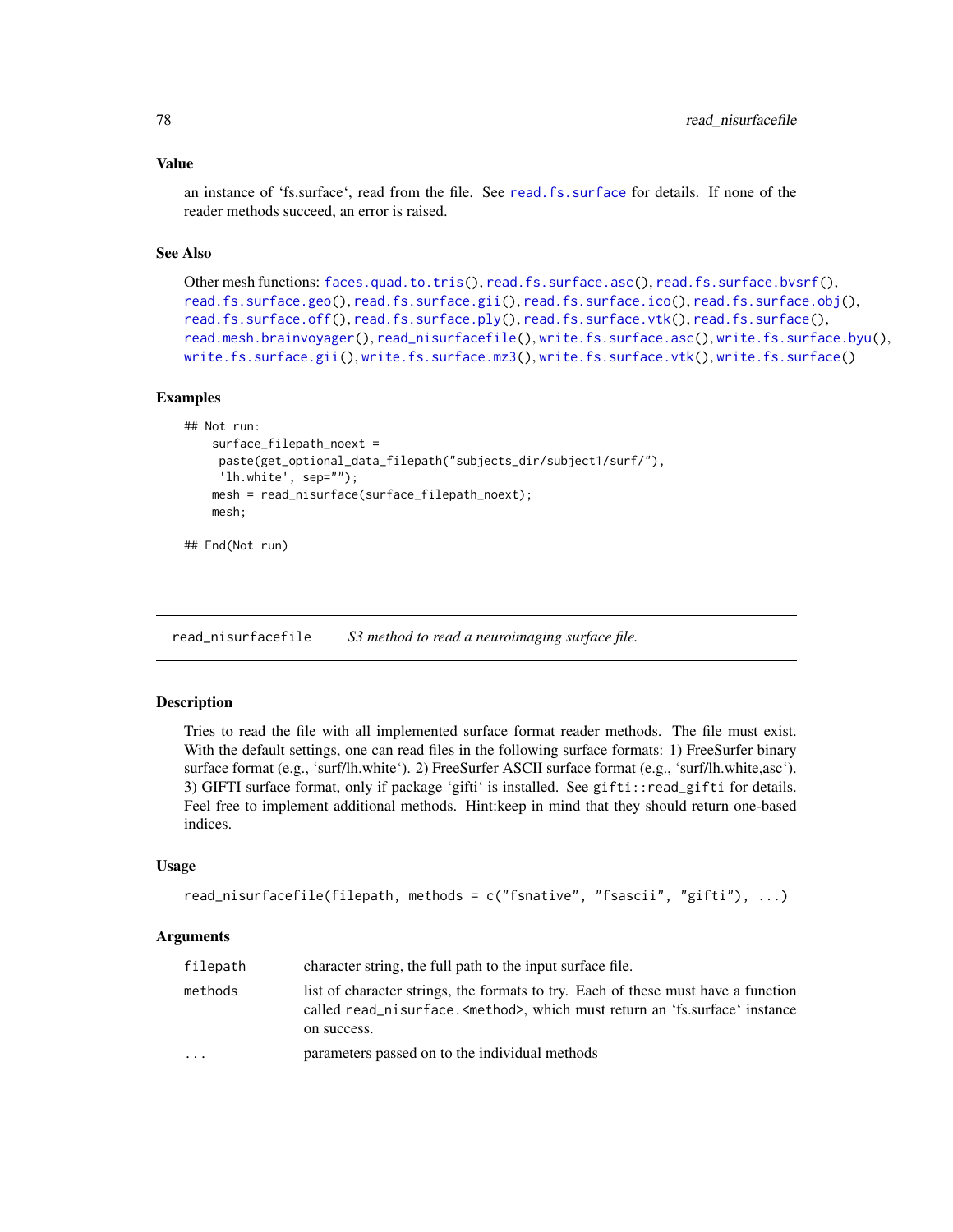## Value

an instance of 'fs.surface', read from the file. See read.fs.surface for details. If none of the reader methods succeed, an error is raised.

## See Also

Other mesh functions: faces.quad.to.tris(), read.fs.surface.asc(), read.fs.surface.bvsrf(), read.fs.surface.geo(), read.fs.surface.gii(), read.fs.surface.ico(), read.fs.surface.obj(), read.fs.surface.off(), read.fs.surface.ply(), read.fs.surface.vtk(), read.fs.surface(), read.mesh.brainvoyager(), read_nisurfacefile(), write.fs.surface.asc(), write.fs.surface.byu(), write.fs.surface.gii(), write.fs.surface.mz3(), write.fs.surface.vtk(), write.fs.surface()

## Examples

```
## Not run:
    surface_filepath_noext =
     paste(get_optional_data_filepath("subjects_dir/subject1/surf/"),
     'lh.white', sep="");
    mesh = read_nisurface(surface_filepath_noext);
    mesh;

## End(Not run)
```

---

# read_nisurfacefile — *S3 method to read a neuroimaging surface file.*

## Description

Tries to read the file with all implemented surface format reader methods. The file must exist. With the default settings, one can read files in the following surface formats: 1) FreeSurfer binary surface format (e.g., 'surf/lh.white'). 2) FreeSurfer ASCII surface format (e.g., 'surf/lh.white,asc'). 3) GIFTI surface format, only if package 'gifti' is installed. See `gifti::read_gifti` for details. Feel free to implement additional methods. Hint:keep in mind that they should return one-based indices.

## Usage

```
read_nisurfacefile(filepath, methods = c("fsnative", "fsascii", "gifti"), ...)
```

## Arguments

| | |
|---|---|
| `filepath` | character string, the full path to the input surface file. |
| `methods` | list of character strings, the formats to try. Each of these must have a function called `read_nisurface.<method>`, which must return an 'fs.surface' instance on success. |
| `...` | parameters passed on to the individual methods |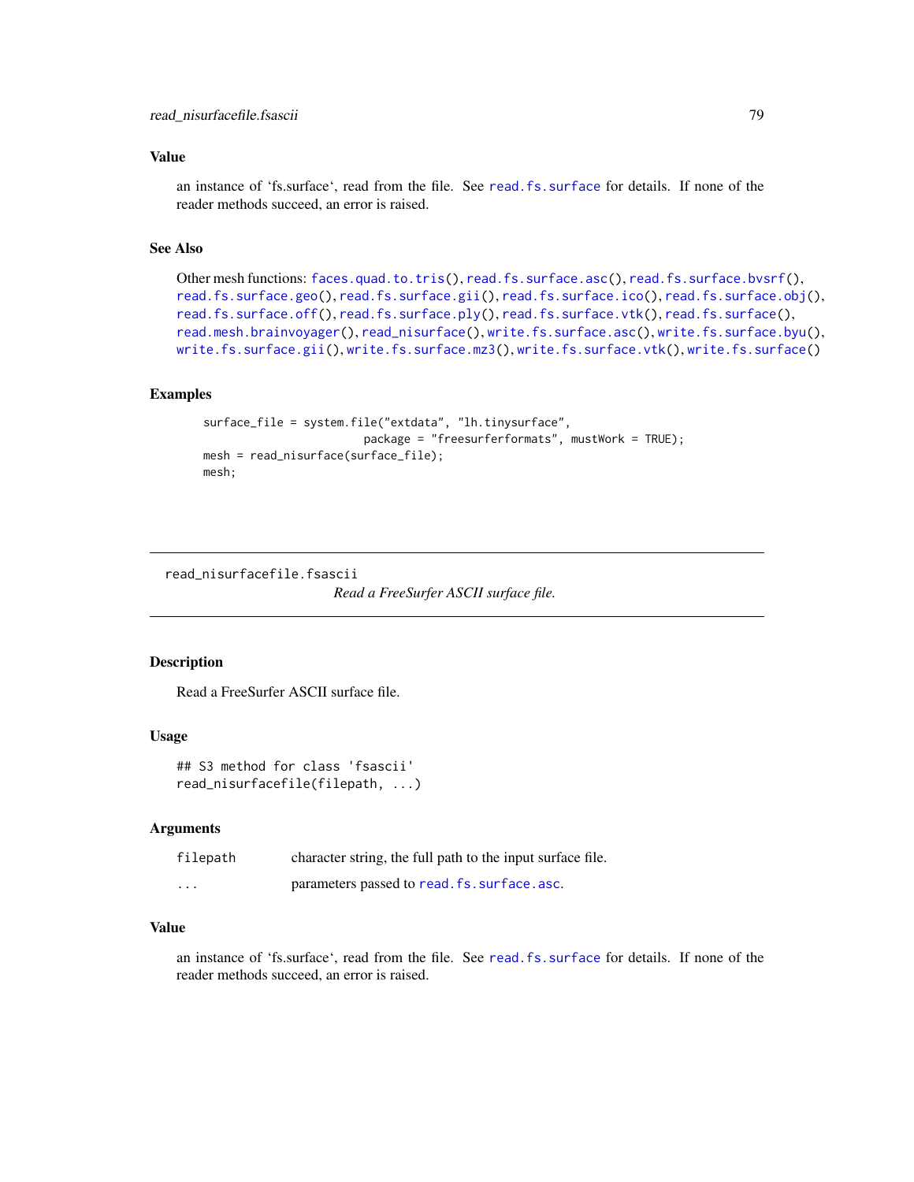### Value

an instance of 'fs.surface', read from the file. See read.fs.surface for details. If none of the reader methods succeed, an error is raised.

### See Also

Other mesh functions: faces.quad.to.tris(), read.fs.surface.asc(), read.fs.surface.bvsrf(), read.fs.surface.geo(), read.fs.surface.gii(), read.fs.surface.ico(), read.fs.surface.obj(), read.fs.surface.off(), read.fs.surface.ply(), read.fs.surface.vtk(), read.fs.surface(), read.mesh.brainvoyager(), read_nisurface(), write.fs.surface.asc(), write.fs.surface.byu(), write.fs.surface.gii(), write.fs.surface.mz3(), write.fs.surface.vtk(), write.fs.surface()

### Examples

```
surface_file = system.file("extdata", "lh.tinysurface",
                           package = "freesurferformats", mustWork = TRUE);
mesh = read_nisurface(surface_file);
mesh;
```

---

## read_nisurfacefile.fsascii — *Read a FreeSurfer ASCII surface file.*

### Description

Read a FreeSurfer ASCII surface file.

### Usage

```
## S3 method for class 'fsascii'
read_nisurfacefile(filepath, ...)
```

### Arguments

| | |
|---|---|
| filepath | character string, the full path to the input surface file. |
| ... | parameters passed to read.fs.surface.asc. |

### Value

an instance of 'fs.surface', read from the file. See read.fs.surface for details. If none of the reader methods succeed, an error is raised.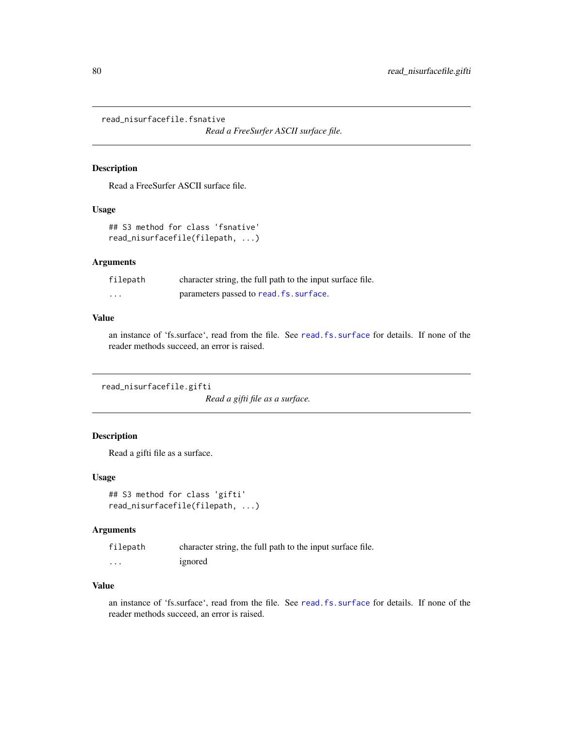## read_nisurfacefile.fsnative

*Read a FreeSurfer ASCII surface file.*

### Description

Read a FreeSurfer ASCII surface file.

### Usage

```
## S3 method for class 'fsnative'
read_nisurfacefile(filepath, ...)
```

### Arguments

| | |
|---|---|
| `filepath` | character string, the full path to the input surface file. |
| `...` | parameters passed to `read.fs.surface`. |

### Value

an instance of 'fs.surface', read from the file. See `read.fs.surface` for details. If none of the reader methods succeed, an error is raised.

## read_nisurfacefile.gifti

*Read a gifti file as a surface.*

### Description

Read a gifti file as a surface.

### Usage

```
## S3 method for class 'gifti'
read_nisurfacefile(filepath, ...)
```

### Arguments

| | |
|---|---|
| `filepath` | character string, the full path to the input surface file. |
| `...` | ignored |

### Value

an instance of 'fs.surface', read from the file. See `read.fs.surface` for details. If none of the reader methods succeed, an error is raised.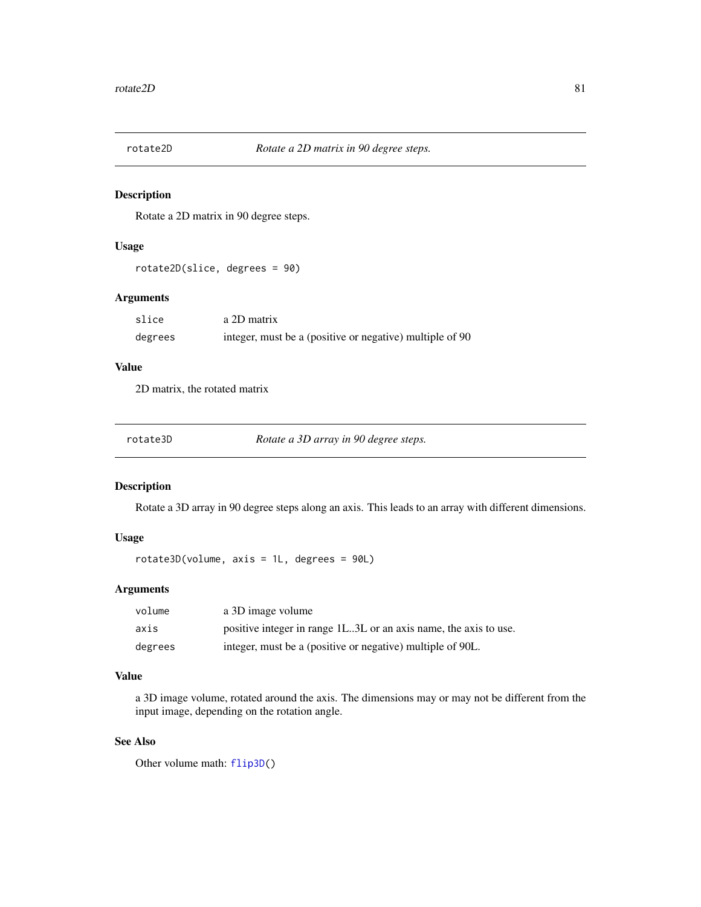## rotate2D — *Rotate a 2D matrix in 90 degree steps.*

### Description

Rotate a 2D matrix in 90 degree steps.

### Usage

```
rotate2D(slice, degrees = 90)
```

### Arguments

| | |
|---|---|
| slice | a 2D matrix |
| degrees | integer, must be a (positive or negative) multiple of 90 |

### Value

2D matrix, the rotated matrix

## rotate3D — *Rotate a 3D array in 90 degree steps.*

### Description

Rotate a 3D array in 90 degree steps along an axis. This leads to an array with different dimensions.

### Usage

```
rotate3D(volume, axis = 1L, degrees = 90L)
```

### Arguments

| | |
|---|---|
| volume | a 3D image volume |
| axis | positive integer in range 1L..3L or an axis name, the axis to use. |
| degrees | integer, must be a (positive or negative) multiple of 90L. |

### Value

a 3D image volume, rotated around the axis. The dimensions may or may not be different from the input image, depending on the rotation angle.

### See Also

Other volume math: flip3D()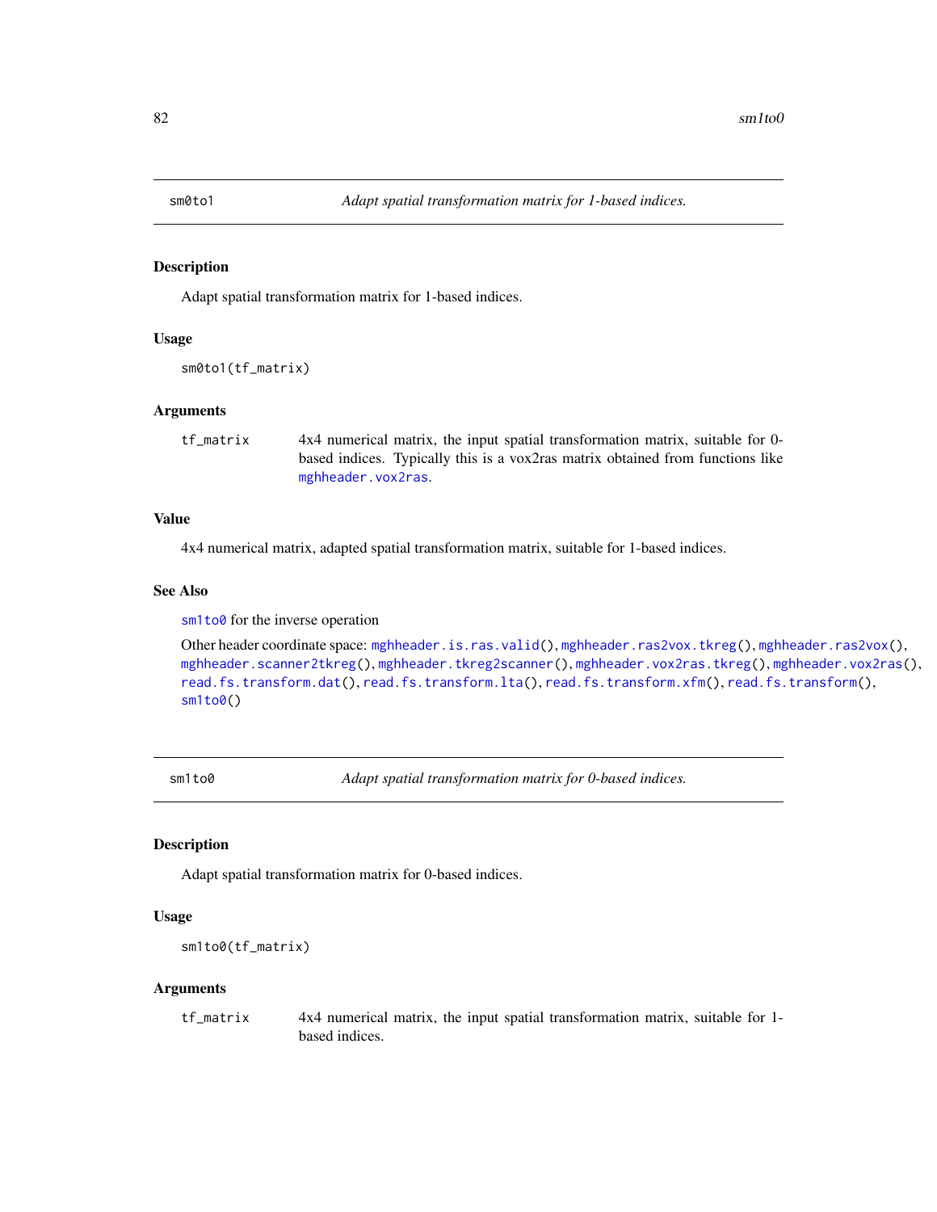## sm0to1 — *Adapt spatial transformation matrix for 1-based indices.*

### Description

Adapt spatial transformation matrix for 1-based indices.

### Usage

```
sm0to1(tf_matrix)
```

### Arguments

| | |
|---|---|
| tf_matrix | 4x4 numerical matrix, the input spatial transformation matrix, suitable for 0-based indices. Typically this is a vox2ras matrix obtained from functions like mghheader.vox2ras. |

### Value

4x4 numerical matrix, adapted spatial transformation matrix, suitable for 1-based indices.

### See Also

sm1to0 for the inverse operation

Other header coordinate space: mghheader.is.ras.valid(), mghheader.ras2vox.tkreg(), mghheader.ras2vox(), mghheader.scanner2tkreg(), mghheader.tkreg2scanner(), mghheader.vox2ras.tkreg(), mghheader.vox2ras(), read.fs.transform.dat(), read.fs.transform.lta(), read.fs.transform.xfm(), read.fs.transform(), sm1to0()

## sm1to0 — *Adapt spatial transformation matrix for 0-based indices.*

### Description

Adapt spatial transformation matrix for 0-based indices.

### Usage

```
sm1to0(tf_matrix)
```

### Arguments

| | |
|---|---|
| tf_matrix | 4x4 numerical matrix, the input spatial transformation matrix, suitable for 1-based indices. |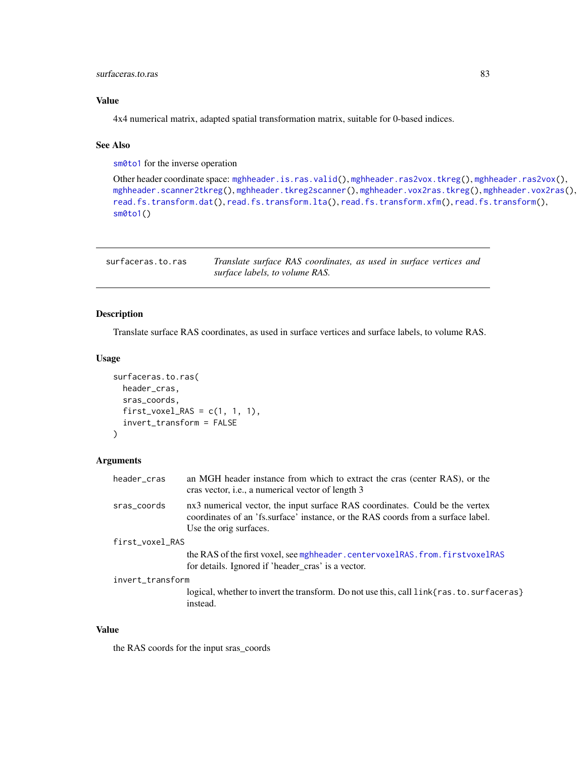### Value

4x4 numerical matrix, adapted spatial transformation matrix, suitable for 0-based indices.

### See Also

`sm0to1` for the inverse operation

Other header coordinate space: `mghheader.is.ras.valid()`, `mghheader.ras2vox.tkreg()`, `mghheader.ras2vox()`, `mghheader.scanner2tkreg()`, `mghheader.tkreg2scanner()`, `mghheader.vox2ras.tkreg()`, `mghheader.vox2ras()`, `read.fs.transform.dat()`, `read.fs.transform.lta()`, `read.fs.transform.xfm()`, `read.fs.transform()`, `sm0to1()`

---

## surfaceras.to.ras

*Translate surface RAS coordinates, as used in surface vertices and surface labels, to volume RAS.*

---

### Description

Translate surface RAS coordinates, as used in surface vertices and surface labels, to volume RAS.

### Usage

```
surfaceras.to.ras(
  header_cras,
  sras_coords,
  first_voxel_RAS = c(1, 1, 1),
  invert_transform = FALSE
)
```

### Arguments

| | |
|---|---|
| `header_cras` | an MGH header instance from which to extract the cras (center RAS), or the cras vector, i.e., a numerical vector of length 3 |
| `sras_coords` | nx3 numerical vector, the input surface RAS coordinates. Could be the vertex coordinates of an 'fs.surface' instance, or the RAS coords from a surface label. Use the orig surfaces. |
| `first_voxel_RAS` | the RAS of the first voxel, see `mghheader.centervoxelRAS.from.firstvoxelRAS` for details. Ignored if 'header_cras' is a vector. |
| `invert_transform` | logical, whether to invert the transform. Do not use this, call `link{ras.to.surfaceras}` instead. |

### Value

the RAS coords for the input sras_coords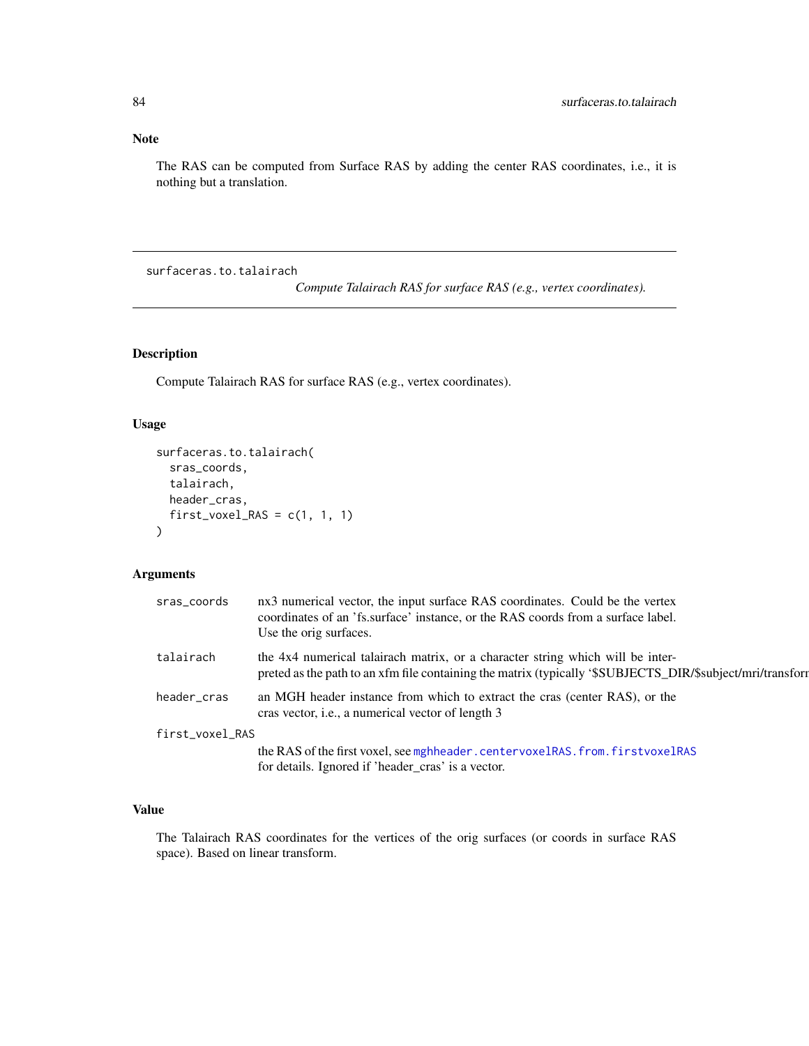## Note

The RAS can be computed from Surface RAS by adding the center RAS coordinates, i.e., it is nothing but a translation.

---

`surfaceras.to.talairach` *Compute Talairach RAS for surface RAS (e.g., vertex coordinates).*

---

### Description

Compute Talairach RAS for surface RAS (e.g., vertex coordinates).

### Usage

```
surfaceras.to.talairach(
  sras_coords,
  talairach,
  header_cras,
  first_voxel_RAS = c(1, 1, 1)
)
```

### Arguments

`sras_coords` nx3 numerical vector, the input surface RAS coordinates. Could be the vertex coordinates of an 'fs.surface' instance, or the RAS coords from a surface label. Use the orig surfaces.

`talairach` the 4x4 numerical talairach matrix, or a character string which will be interpreted as the path to an xfm file containing the matrix (typically '$SUBJECTS_DIR/$subject/mri/transforn

`header_cras` an MGH header instance from which to extract the cras (center RAS), or the cras vector, i.e., a numerical vector of length 3

`first_voxel_RAS` the RAS of the first voxel, see `mghheader.centervoxelRAS.from.firstvoxelRAS` for details. Ignored if 'header_cras' is a vector.

### Value

The Talairach RAS coordinates for the vertices of the orig surfaces (or coords in surface RAS space). Based on linear transform.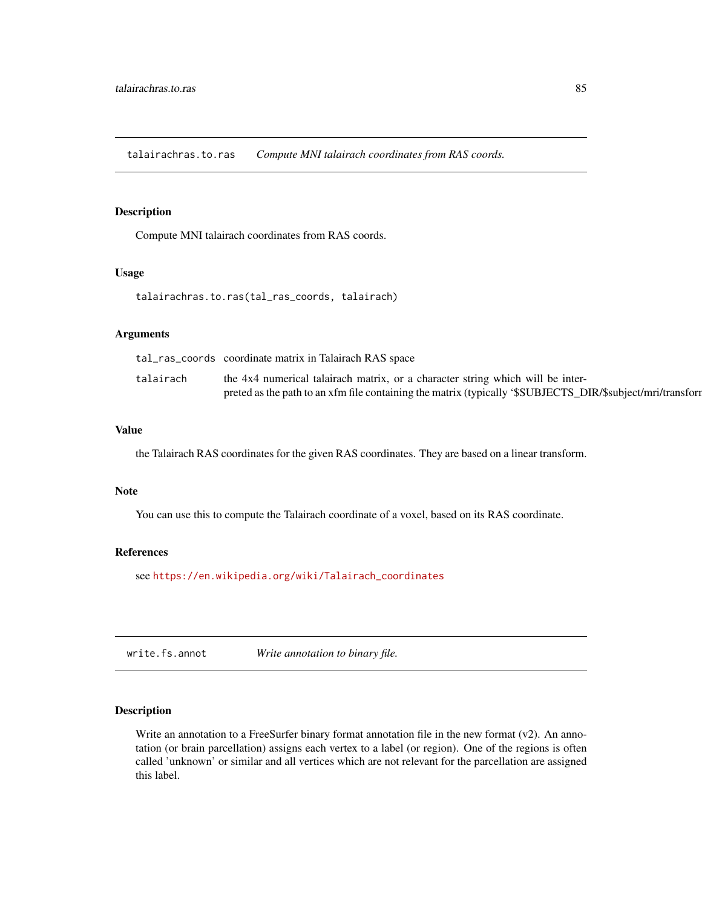## talairachras.to.ras — *Compute MNI talairach coordinates from RAS coords.*

### Description

Compute MNI talairach coordinates from RAS coords.

### Usage

```
talairachras.to.ras(tal_ras_coords, talairach)
```

### Arguments

| | |
|---|---|
| `tal_ras_coords` | coordinate matrix in Talairach RAS space |
| `talairach` | the 4x4 numerical talairach matrix, or a character string which will be interpreted as the path to an xfm file containing the matrix (typically '$SUBJECTS_DIR/$subject/mri/transforn |

### Value

the Talairach RAS coordinates for the given RAS coordinates. They are based on a linear transform.

### Note

You can use this to compute the Talairach coordinate of a voxel, based on its RAS coordinate.

### References

see https://en.wikipedia.org/wiki/Talairach_coordinates

## write.fs.annot — *Write annotation to binary file.*

### Description

Write an annotation to a FreeSurfer binary format annotation file in the new format (v2). An annotation (or brain parcellation) assigns each vertex to a label (or region). One of the regions is often called 'unknown' or similar and all vertices which are not relevant for the parcellation are assigned this label.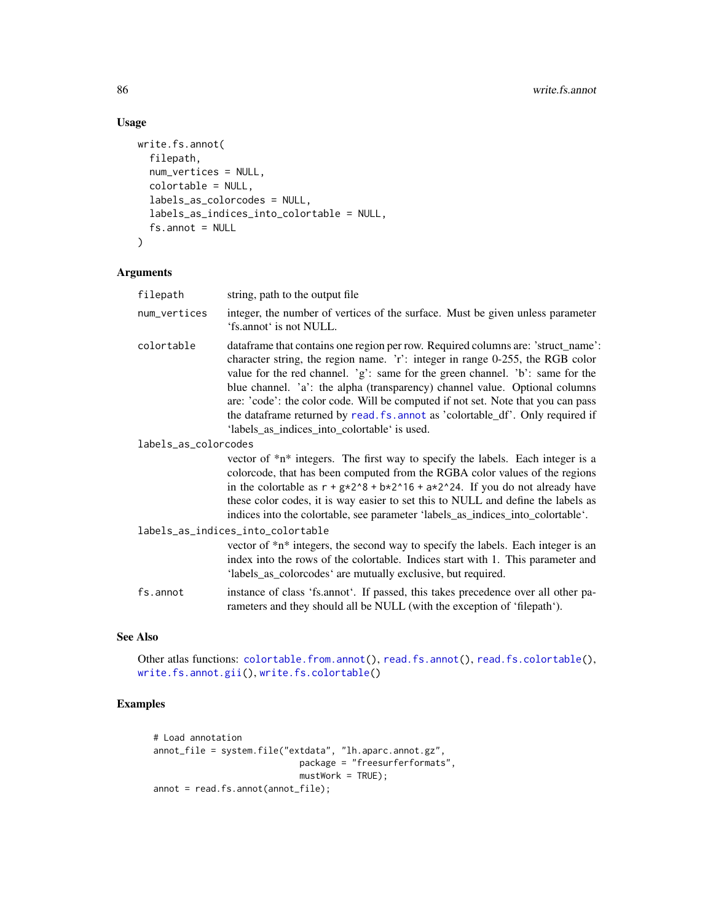### Usage

```
write.fs.annot(
  filepath,
  num_vertices = NULL,
  colortable = NULL,
  labels_as_colorcodes = NULL,
  labels_as_indices_into_colortable = NULL,
  fs.annot = NULL
)
```

### Arguments

| | |
|---|---|
| `filepath` | string, path to the output file |
| `num_vertices` | integer, the number of vertices of the surface. Must be given unless parameter 'fs.annot' is not NULL. |
| `colortable` | dataframe that contains one region per row. Required columns are: 'struct_name': character string, the region name. 'r': integer in range 0-255, the RGB color value for the red channel. 'g': same for the green channel. 'b': same for the blue channel. 'a': the alpha (transparency) channel value. Optional columns are: 'code': the color code. Will be computed if not set. Note that you can pass the dataframe returned by `read.fs.annot` as 'colortable_df'. Only required if 'labels_as_indices_into_colortable' is used. |
| `labels_as_colorcodes` | vector of *n* integers. The first way to specify the labels. Each integer is a colorcode, that has been computed from the RGBA color values of the regions in the colortable as `r + g*2^8 + b*2^16 + a*2^24`. If you do not already have these color codes, it is way easier to set this to NULL and define the labels as indices into the colortable, see parameter 'labels_as_indices_into_colortable'. |
| `labels_as_indices_into_colortable` | vector of *n* integers, the second way to specify the labels. Each integer is an index into the rows of the colortable. Indices start with 1. This parameter and 'labels_as_colorcodes' are mutually exclusive, but required. |
| `fs.annot` | instance of class 'fs.annot'. If passed, this takes precedence over all other parameters and they should all be NULL (with the exception of 'filepath'). |

### See Also

Other atlas functions: `colortable.from.annot()`, `read.fs.annot()`, `read.fs.colortable()`, `write.fs.annot.gii()`, `write.fs.colortable()`

### Examples

```
# Load annotation
annot_file = system.file("extdata", "lh.aparc.annot.gz",
                            package = "freesurferformats",
                            mustWork = TRUE);
annot = read.fs.annot(annot_file);
```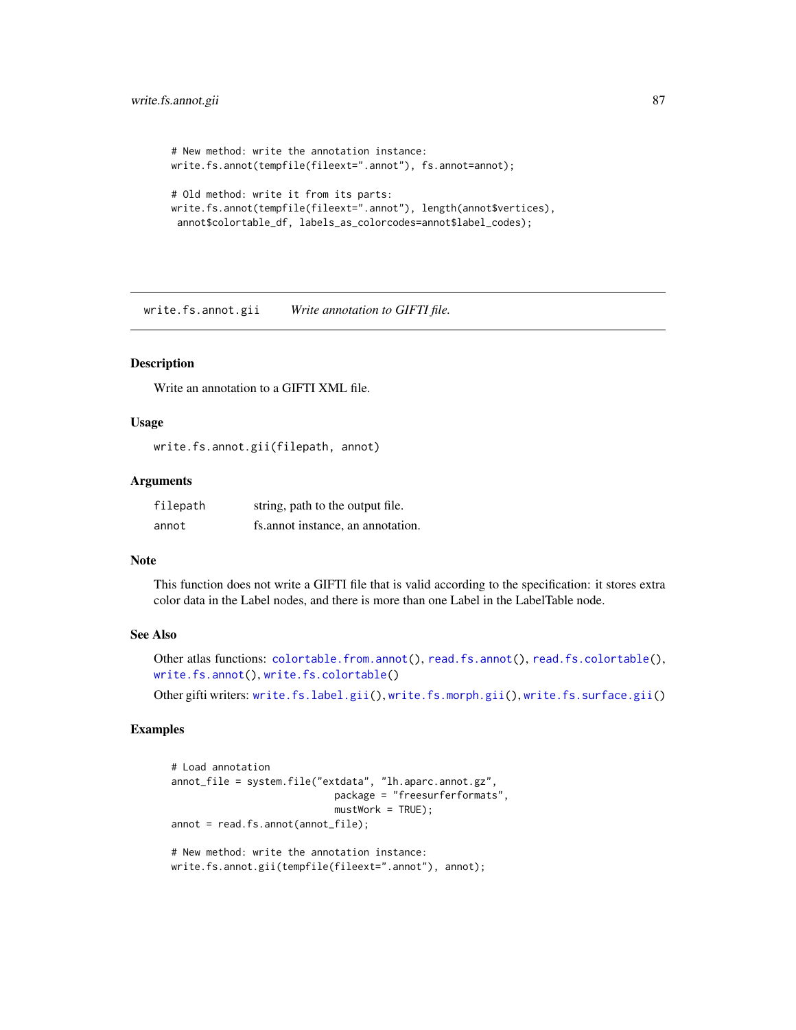```
# New method: write the annotation instance:
write.fs.annot(tempfile(fileext=".annot"), fs.annot=annot);

# Old method: write it from its parts:
write.fs.annot(tempfile(fileext=".annot"), length(annot$vertices),
 annot$colortable_df, labels_as_colorcodes=annot$label_codes);
```

---

`write.fs.annot.gii` *Write annotation to GIFTI file.*

---

## Description

Write an annotation to a GIFTI XML file.

## Usage

```
write.fs.annot.gii(filepath, annot)
```

## Arguments

| | |
|---|---|
| `filepath` | string, path to the output file. |
| `annot` | fs.annot instance, an annotation. |

## Note

This function does not write a GIFTI file that is valid according to the specification: it stores extra color data in the Label nodes, and there is more than one Label in the LabelTable node.

## See Also

Other atlas functions: `colortable.from.annot()`, `read.fs.annot()`, `read.fs.colortable()`, `write.fs.annot()`, `write.fs.colortable()`

Other gifti writers: `write.fs.label.gii()`, `write.fs.morph.gii()`, `write.fs.surface.gii()`

## Examples

```
# Load annotation
annot_file = system.file("extdata", "lh.aparc.annot.gz",
                           package = "freesurferformats",
                           mustWork = TRUE);
annot = read.fs.annot(annot_file);

# New method: write the annotation instance:
write.fs.annot.gii(tempfile(fileext=".annot"), annot);
```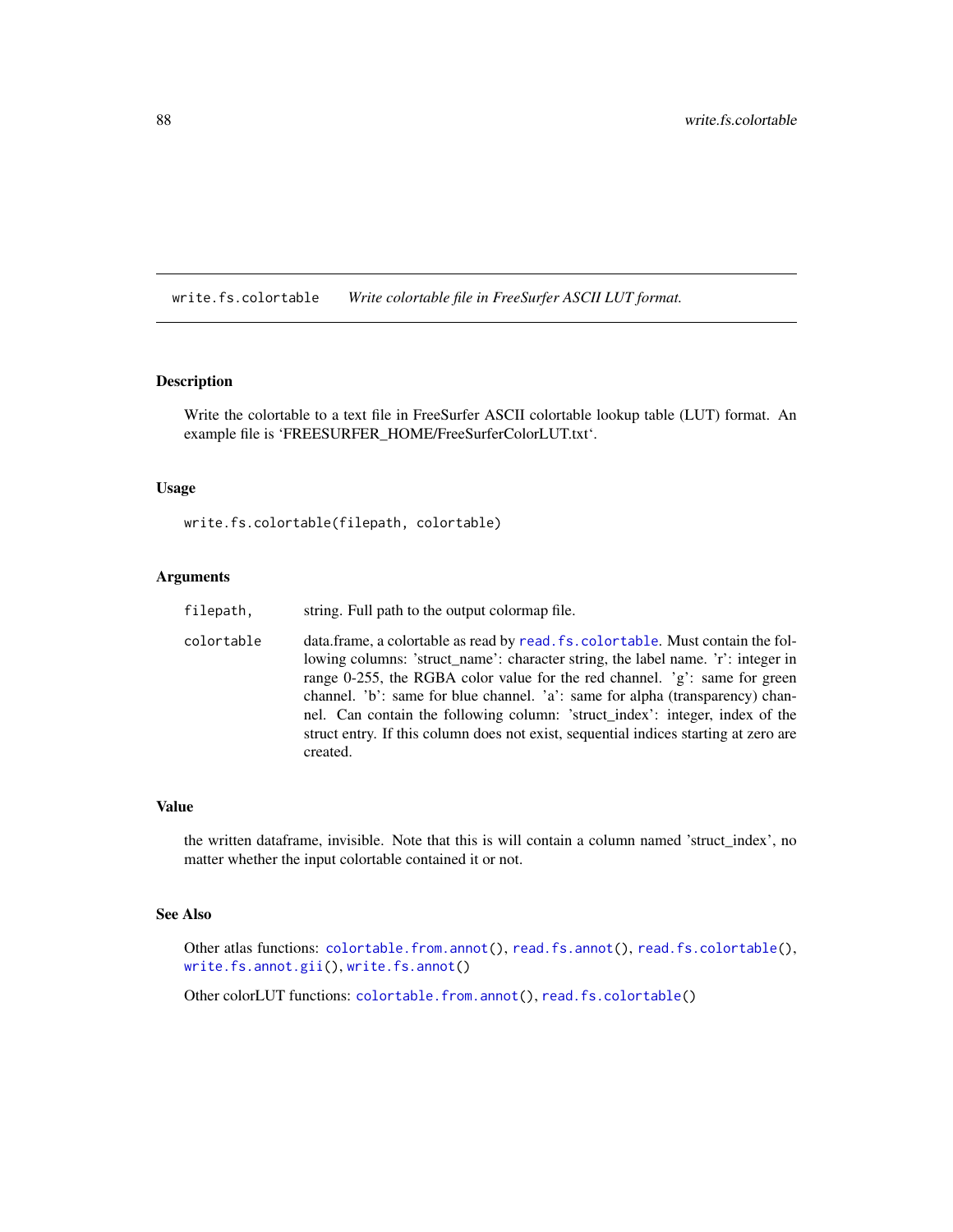write.fs.colortable *Write colortable file in FreeSurfer ASCII LUT format.*

## Description

Write the colortable to a text file in FreeSurfer ASCII colortable lookup table (LUT) format. An example file is 'FREESURFER_HOME/FreeSurferColorLUT.txt'.

## Usage

```
write.fs.colortable(filepath, colortable)
```

## Arguments

| | |
|---|---|
| `filepath,` | string. Full path to the output colormap file. |
| `colortable` | data.frame, a colortable as read by `read.fs.colortable`. Must contain the following columns: 'struct_name': character string, the label name. 'r': integer in range 0-255, the RGBA color value for the red channel. 'g': same for green channel. 'b': same for blue channel. 'a': same for alpha (transparency) channel. Can contain the following column: 'struct_index': integer, index of the struct entry. If this column does not exist, sequential indices starting at zero are created. |

## Value

the written dataframe, invisible. Note that this is will contain a column named 'struct_index', no matter whether the input colortable contained it or not.

## See Also

Other atlas functions: `colortable.from.annot()`, `read.fs.annot()`, `read.fs.colortable()`, `write.fs.annot.gii()`, `write.fs.annot()`

Other colorLUT functions: `colortable.from.annot()`, `read.fs.colortable()`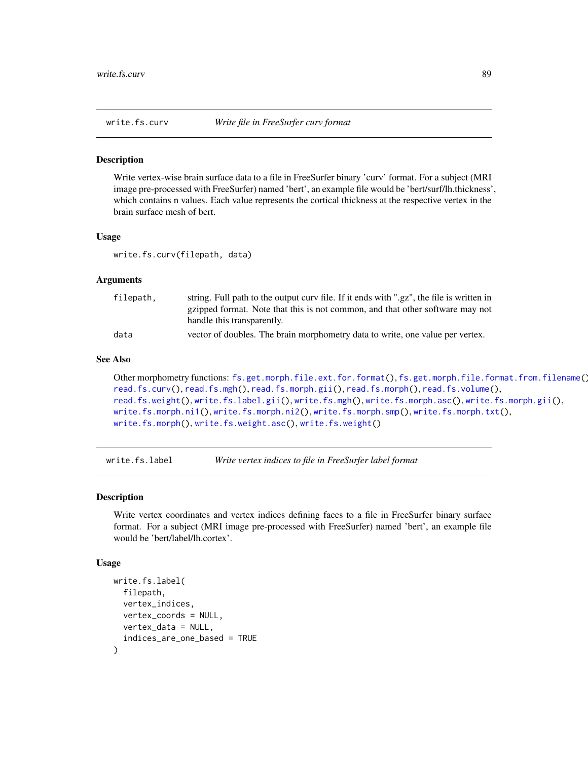## write.fs.curv — *Write file in FreeSurfer curv format*

### Description

Write vertex-wise brain surface data to a file in FreeSurfer binary 'curv' format. For a subject (MRI image pre-processed with FreeSurfer) named 'bert', an example file would be 'bert/surf/lh.thickness', which contains n values. Each value represents the cortical thickness at the respective vertex in the brain surface mesh of bert.

### Usage

```
write.fs.curv(filepath, data)
```

### Arguments

| | |
|---|---|
| `filepath,` | string. Full path to the output curv file. If it ends with ".gz", the file is written in gzipped format. Note that this is not common, and that other software may not handle this transparently. |
| `data` | vector of doubles. The brain morphometry data to write, one value per vertex. |

### See Also

Other morphometry functions: `fs.get.morph.file.ext.for.format()`, `fs.get.morph.file.format.from.filename()`, `read.fs.curv()`, `read.fs.mgh()`, `read.fs.morph.gii()`, `read.fs.morph()`, `read.fs.volume()`, `read.fs.weight()`, `write.fs.label.gii()`, `write.fs.mgh()`, `write.fs.morph.asc()`, `write.fs.morph.gii()`, `write.fs.morph.ni1()`, `write.fs.morph.ni2()`, `write.fs.morph.smp()`, `write.fs.morph.txt()`, `write.fs.morph()`, `write.fs.weight.asc()`, `write.fs.weight()`

## write.fs.label — *Write vertex indices to file in FreeSurfer label format*

### Description

Write vertex coordinates and vertex indices defining faces to a file in FreeSurfer binary surface format. For a subject (MRI image pre-processed with FreeSurfer) named 'bert', an example file would be 'bert/label/lh.cortex'.

### Usage

```
write.fs.label(
  filepath,
  vertex_indices,
  vertex_coords = NULL,
  vertex_data = NULL,
  indices_are_one_based = TRUE
)
```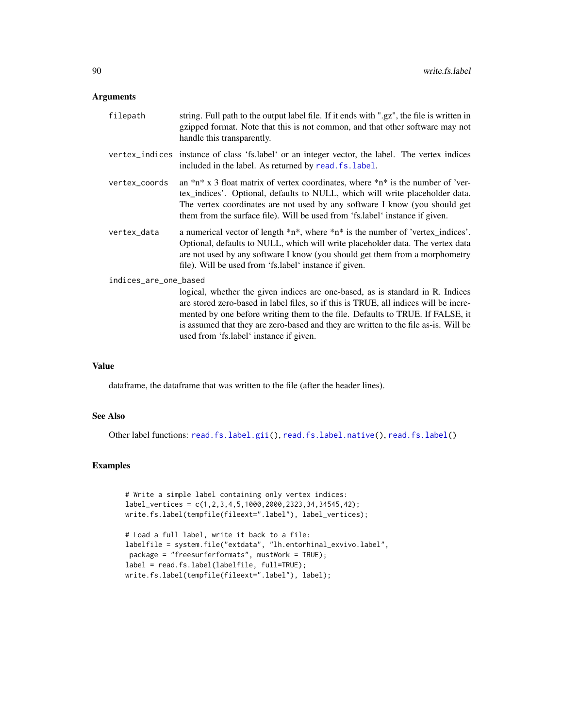## Arguments

- `filepath` — string. Full path to the output label file. If it ends with ".gz", the file is written in gzipped format. Note that this is not common, and that other software may not handle this transparently.

- `vertex_indices` — instance of class ‘fs.label‘ or an integer vector, the label. The vertex indices included in the label. As returned by `read.fs.label`.

- `vertex_coords` — an *n* x 3 float matrix of vertex coordinates, where *n* is the number of 'vertex_indices'. Optional, defaults to NULL, which will write placeholder data. The vertex coordinates are not used by any software I know (you should get them from the surface file). Will be used from ‘fs.label‘ instance if given.

- `vertex_data` — a numerical vector of length *n*, where *n* is the number of 'vertex_indices'. Optional, defaults to NULL, which will write placeholder data. The vertex data are not used by any software I know (you should get them from a morphometry file). Will be used from ‘fs.label‘ instance if given.

- `indices_are_one_based` — logical, whether the given indices are one-based, as is standard in R. Indices are stored zero-based in label files, so if this is TRUE, all indices will be incremented by one before writing them to the file. Defaults to TRUE. If FALSE, it is assumed that they are zero-based and they are written to the file as-is. Will be used from ‘fs.label‘ instance if given.

## Value

dataframe, the dataframe that was written to the file (after the header lines).

## See Also

Other label functions: `read.fs.label.gii()`, `read.fs.label.native()`, `read.fs.label()`

## Examples

```
# Write a simple label containing only vertex indices:
label_vertices = c(1,2,3,4,5,1000,2000,2323,34,34545,42);
write.fs.label(tempfile(fileext=".label"), label_vertices);

# Load a full label, write it back to a file:
labelfile = system.file("extdata", "lh.entorhinal_exvivo.label",
 package = "freesurferformats", mustWork = TRUE);
label = read.fs.label(labelfile, full=TRUE);
write.fs.label(tempfile(fileext=".label"), label);
```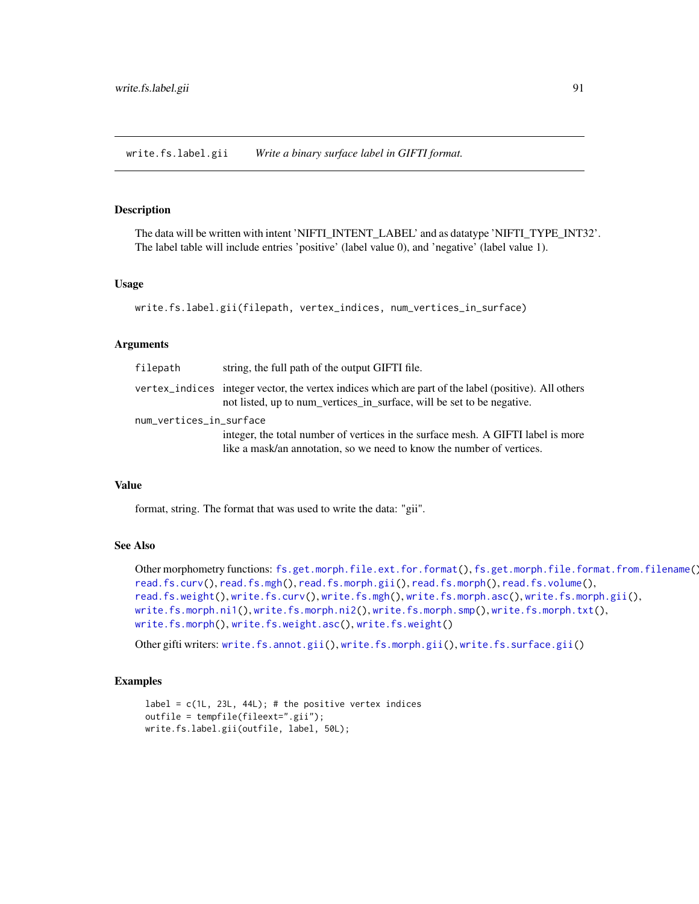## write.fs.label.gii *Write a binary surface label in GIFTI format.*

### Description

The data will be written with intent 'NIFTI_INTENT_LABEL' and as datatype 'NIFTI_TYPE_INT32'. The label table will include entries 'positive' (label value 0), and 'negative' (label value 1).

### Usage

```
write.fs.label.gii(filepath, vertex_indices, num_vertices_in_surface)
```

### Arguments

| | |
|---|---|
| `filepath` | string, the full path of the output GIFTI file. |
| `vertex_indices` | integer vector, the vertex indices which are part of the label (positive). All others not listed, up to num_vertices_in_surface, will be set to be negative. |
| `num_vertices_in_surface` | integer, the total number of vertices in the surface mesh. A GIFTI label is more like a mask/an annotation, so we need to know the number of vertices. |

### Value

format, string. The format that was used to write the data: "gii".

### See Also

Other morphometry functions: `fs.get.morph.file.ext.for.format()`, `fs.get.morph.file.format.from.filename()`, `read.fs.curv()`, `read.fs.mgh()`, `read.fs.morph.gii()`, `read.fs.morph()`, `read.fs.volume()`, `read.fs.weight()`, `write.fs.curv()`, `write.fs.mgh()`, `write.fs.morph.asc()`, `write.fs.morph.gii()`, `write.fs.morph.ni1()`, `write.fs.morph.ni2()`, `write.fs.morph.smp()`, `write.fs.morph.txt()`, `write.fs.morph()`, `write.fs.weight.asc()`, `write.fs.weight()`

Other gifti writers: `write.fs.annot.gii()`, `write.fs.morph.gii()`, `write.fs.surface.gii()`

### Examples

```
label = c(1L, 23L, 44L); # the positive vertex indices
outfile = tempfile(fileext=".gii");
write.fs.label.gii(outfile, label, 50L);
```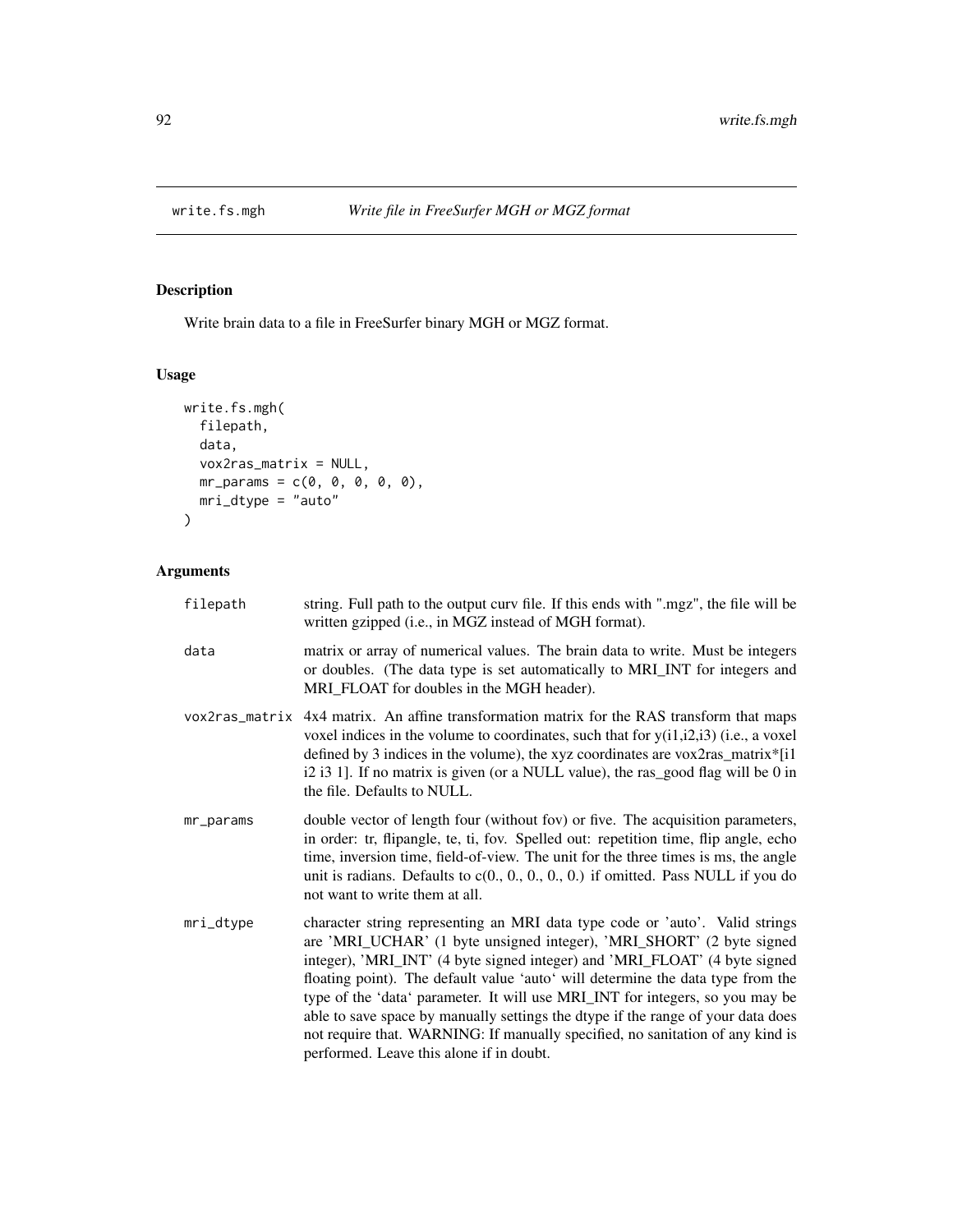# write.fs.mgh *Write file in FreeSurfer MGH or MGZ format*

## Description

Write brain data to a file in FreeSurfer binary MGH or MGZ format.

## Usage

```
write.fs.mgh(
  filepath,
  data,
  vox2ras_matrix = NULL,
  mr_params = c(0, 0, 0, 0, 0),
  mri_dtype = "auto"
)
```

## Arguments

| | |
|---|---|
| filepath | string. Full path to the output curv file. If this ends with ".mgz", the file will be written gzipped (i.e., in MGZ instead of MGH format). |
| data | matrix or array of numerical values. The brain data to write. Must be integers or doubles. (The data type is set automatically to MRI_INT for integers and MRI_FLOAT for doubles in the MGH header). |
| vox2ras_matrix | 4x4 matrix. An affine transformation matrix for the RAS transform that maps voxel indices in the volume to coordinates, such that for y(i1,i2,i3) (i.e., a voxel defined by 3 indices in the volume), the xyz coordinates are vox2ras_matrix*[i1 i2 i3 1]. If no matrix is given (or a NULL value), the ras_good flag will be 0 in the file. Defaults to NULL. |
| mr_params | double vector of length four (without fov) or five. The acquisition parameters, in order: tr, flipangle, te, ti, fov. Spelled out: repetition time, flip angle, echo time, inversion time, field-of-view. The unit for the three times is ms, the angle unit is radians. Defaults to c(0., 0., 0., 0., 0.) if omitted. Pass NULL if you do not want to write them at all. |
| mri_dtype | character string representing an MRI data type code or 'auto'. Valid strings are 'MRI_UCHAR' (1 byte unsigned integer), 'MRI_SHORT' (2 byte signed integer), 'MRI_INT' (4 byte signed integer) and 'MRI_FLOAT' (4 byte signed floating point). The default value 'auto' will determine the data type from the type of the 'data' parameter. It will use MRI_INT for integers, so you may be able to save space by manually settings the dtype if the range of your data does not require that. WARNING: If manually specified, no sanitation of any kind is performed. Leave this alone if in doubt. |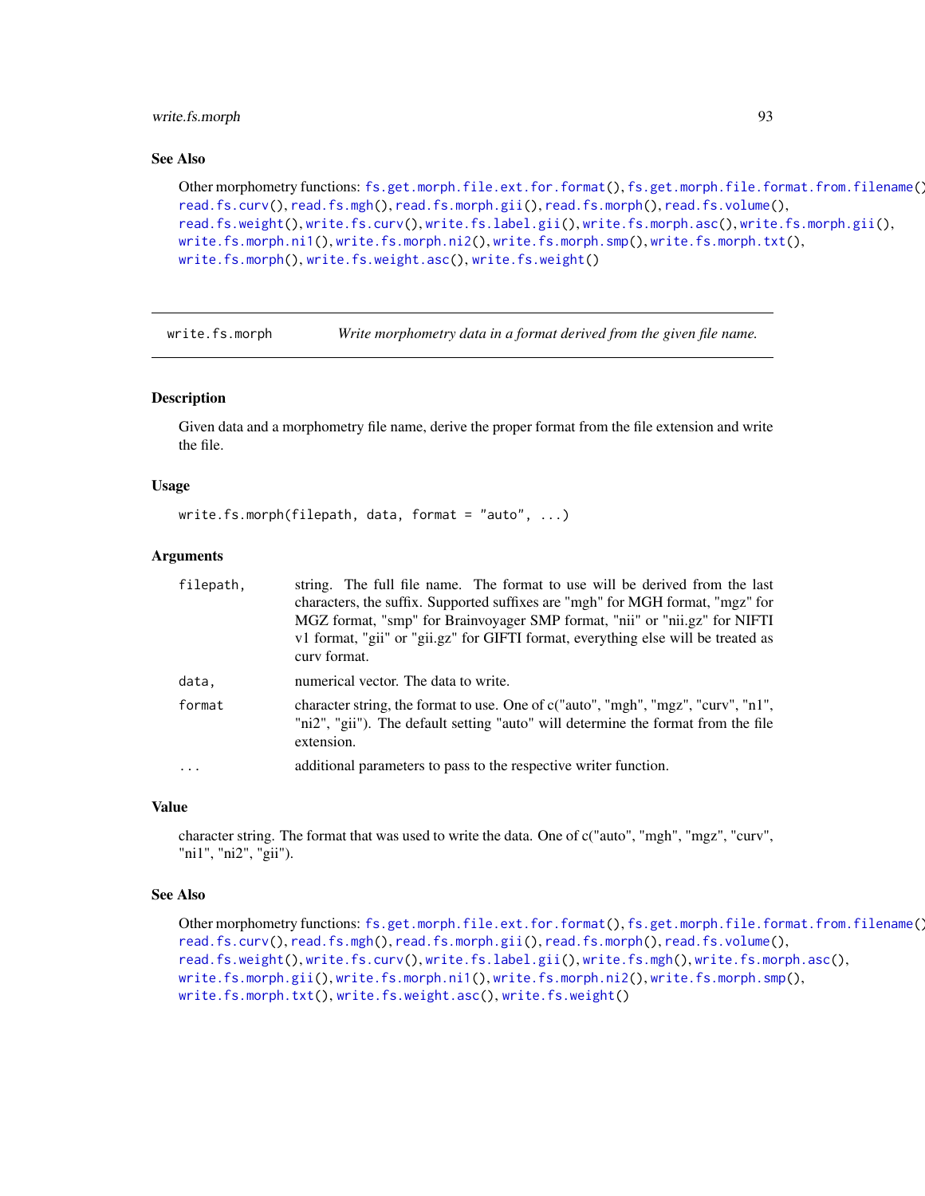### See Also

Other morphometry functions: `fs.get.morph.file.ext.for.format()`, `fs.get.morph.file.format.from.filename()`, `read.fs.curv()`, `read.fs.mgh()`, `read.fs.morph.gii()`, `read.fs.morph()`, `read.fs.volume()`, `read.fs.weight()`, `write.fs.curv()`, `write.fs.label.gii()`, `write.fs.morph.asc()`, `write.fs.morph.gii()`, `write.fs.morph.ni1()`, `write.fs.morph.ni2()`, `write.fs.morph.smp()`, `write.fs.morph.txt()`, `write.fs.morph()`, `write.fs.weight.asc()`, `write.fs.weight()`

---

## write.fs.morph — *Write morphometry data in a format derived from the given file name.*

---

### Description

Given data and a morphometry file name, derive the proper format from the file extension and write the file.

### Usage

```
write.fs.morph(filepath, data, format = "auto", ...)
```

### Arguments

| | |
|---|---|
| `filepath,` | string. The full file name. The format to use will be derived from the last characters, the suffix. Supported suffixes are "mgh" for MGH format, "mgz" for MGZ format, "smp" for Brainvoyager SMP format, "nii" or "nii.gz" for NIFTI v1 format, "gii" or "gii.gz" for GIFTI format, everything else will be treated as curv format. |
| `data,` | numerical vector. The data to write. |
| `format` | character string, the format to use. One of c("auto", "mgh", "mgz", "curv", "n1", "ni2", "gii"). The default setting "auto" will determine the format from the file extension. |
| `...` | additional parameters to pass to the respective writer function. |

### Value

character string. The format that was used to write the data. One of c("auto", "mgh", "mgz", "curv", "ni1", "ni2", "gii").

### See Also

Other morphometry functions: `fs.get.morph.file.ext.for.format()`, `fs.get.morph.file.format.from.filename()`, `read.fs.curv()`, `read.fs.mgh()`, `read.fs.morph.gii()`, `read.fs.morph()`, `read.fs.volume()`, `read.fs.weight()`, `write.fs.curv()`, `write.fs.label.gii()`, `write.fs.mgh()`, `write.fs.morph.asc()`, `write.fs.morph.gii()`, `write.fs.morph.ni1()`, `write.fs.morph.ni2()`, `write.fs.morph.smp()`, `write.fs.morph.txt()`, `write.fs.weight.asc()`, `write.fs.weight()`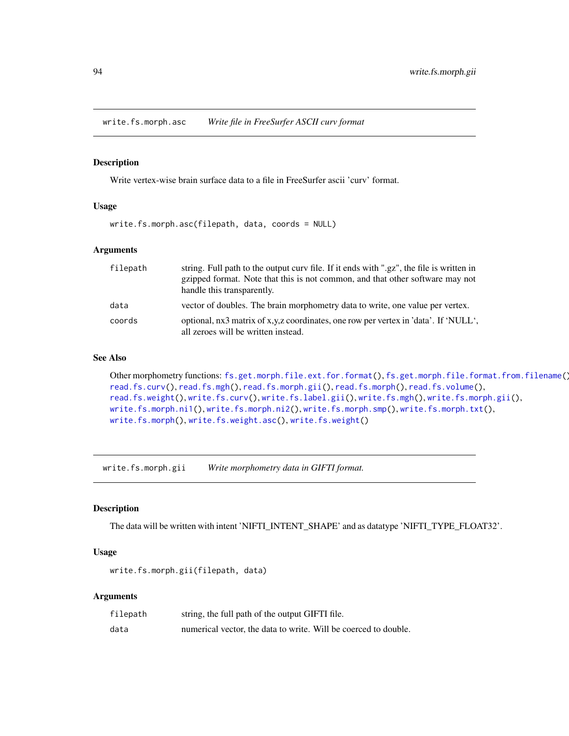## write.fs.morph.asc    *Write file in FreeSurfer ASCII curv format*

### Description

Write vertex-wise brain surface data to a file in FreeSurfer ascii 'curv' format.

### Usage

```
write.fs.morph.asc(filepath, data, coords = NULL)
```

### Arguments

| | |
|---|---|
| filepath | string. Full path to the output curv file. If it ends with ".gz", the file is written in gzipped format. Note that this is not common, and that other software may not handle this transparently. |
| data | vector of doubles. The brain morphometry data to write, one value per vertex. |
| coords | optional, nx3 matrix of x,y,z coordinates, one row per vertex in 'data'. If 'NULL', all zeroes will be written instead. |

### See Also

Other morphometry functions: fs.get.morph.file.ext.for.format(), fs.get.morph.file.format.from.filename(), read.fs.curv(), read.fs.mgh(), read.fs.morph.gii(), read.fs.morph(), read.fs.volume(), read.fs.weight(), write.fs.curv(), write.fs.label.gii(), write.fs.mgh(), write.fs.morph.gii(), write.fs.morph.ni1(), write.fs.morph.ni2(), write.fs.morph.smp(), write.fs.morph.txt(), write.fs.morph(), write.fs.weight.asc(), write.fs.weight()

## write.fs.morph.gii    *Write morphometry data in GIFTI format.*

### Description

The data will be written with intent 'NIFTI_INTENT_SHAPE' and as datatype 'NIFTI_TYPE_FLOAT32'.

### Usage

```
write.fs.morph.gii(filepath, data)
```

### Arguments

| | |
|---|---|
| filepath | string, the full path of the output GIFTI file. |
| data | numerical vector, the data to write. Will be coerced to double. |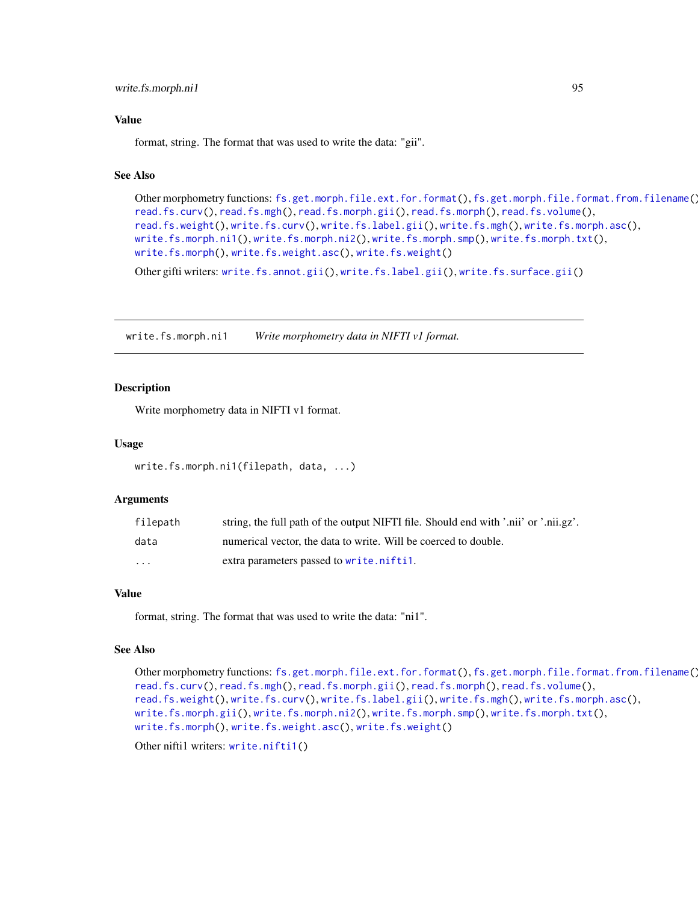### Value

format, string. The format that was used to write the data: "gii".

### See Also

Other morphometry functions: `fs.get.morph.file.ext.for.format()`, `fs.get.morph.file.format.from.filename()`, `read.fs.curv()`, `read.fs.mgh()`, `read.fs.morph.gii()`, `read.fs.morph()`, `read.fs.volume()`, `read.fs.weight()`, `write.fs.curv()`, `write.fs.label.gii()`, `write.fs.mgh()`, `write.fs.morph.asc()`, `write.fs.morph.ni1()`, `write.fs.morph.ni2()`, `write.fs.morph.smp()`, `write.fs.morph.txt()`, `write.fs.morph()`, `write.fs.weight.asc()`, `write.fs.weight()`

Other gifti writers: `write.fs.annot.gii()`, `write.fs.label.gii()`, `write.fs.surface.gii()`

---

## write.fs.morph.ni1 — *Write morphometry data in NIFTI v1 format.*

### Description

Write morphometry data in NIFTI v1 format.

### Usage

```
write.fs.morph.ni1(filepath, data, ...)
```

### Arguments

| | |
|---|---|
| `filepath` | string, the full path of the output NIFTI file. Should end with '.nii' or '.nii.gz'. |
| `data` | numerical vector, the data to write. Will be coerced to double. |
| `...` | extra parameters passed to `write.nifti1`. |

### Value

format, string. The format that was used to write the data: "ni1".

### See Also

Other morphometry functions: `fs.get.morph.file.ext.for.format()`, `fs.get.morph.file.format.from.filename()`, `read.fs.curv()`, `read.fs.mgh()`, `read.fs.morph.gii()`, `read.fs.morph()`, `read.fs.volume()`, `read.fs.weight()`, `write.fs.curv()`, `write.fs.label.gii()`, `write.fs.mgh()`, `write.fs.morph.asc()`, `write.fs.morph.gii()`, `write.fs.morph.ni2()`, `write.fs.morph.smp()`, `write.fs.morph.txt()`, `write.fs.morph()`, `write.fs.weight.asc()`, `write.fs.weight()`

Other nifti1 writers: `write.nifti1()`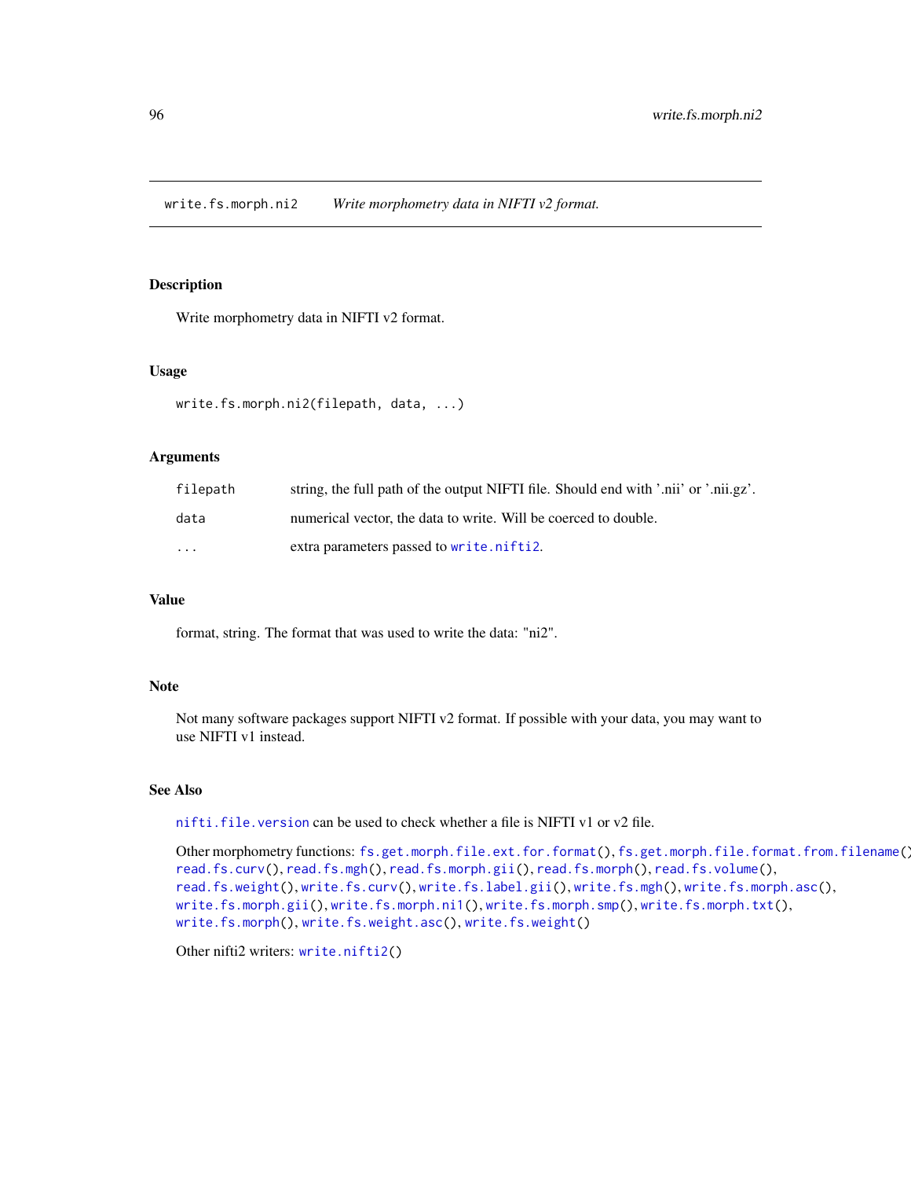# write.fs.morph.ni2 — *Write morphometry data in NIFTI v2 format.*

## Description

Write morphometry data in NIFTI v2 format.

## Usage

```
write.fs.morph.ni2(filepath, data, ...)
```

## Arguments

| | |
|---|---|
| filepath | string, the full path of the output NIFTI file. Should end with '.nii' or '.nii.gz'. |
| data | numerical vector, the data to write. Will be coerced to double. |
| ... | extra parameters passed to `write.nifti2`. |

## Value

format, string. The format that was used to write the data: "ni2".

## Note

Not many software packages support NIFTI v2 format. If possible with your data, you may want to use NIFTI v1 instead.

## See Also

`nifti.file.version` can be used to check whether a file is NIFTI v1 or v2 file.

Other morphometry functions: `fs.get.morph.file.ext.for.format()`, `fs.get.morph.file.format.from.filename()`, `read.fs.curv()`, `read.fs.mgh()`, `read.fs.morph.gii()`, `read.fs.morph()`, `read.fs.volume()`, `read.fs.weight()`, `write.fs.curv()`, `write.fs.label.gii()`, `write.fs.mgh()`, `write.fs.morph.asc()`, `write.fs.morph.gii()`, `write.fs.morph.ni1()`, `write.fs.morph.smp()`, `write.fs.morph.txt()`, `write.fs.morph()`, `write.fs.weight.asc()`, `write.fs.weight()`

Other nifti2 writers: `write.nifti2()`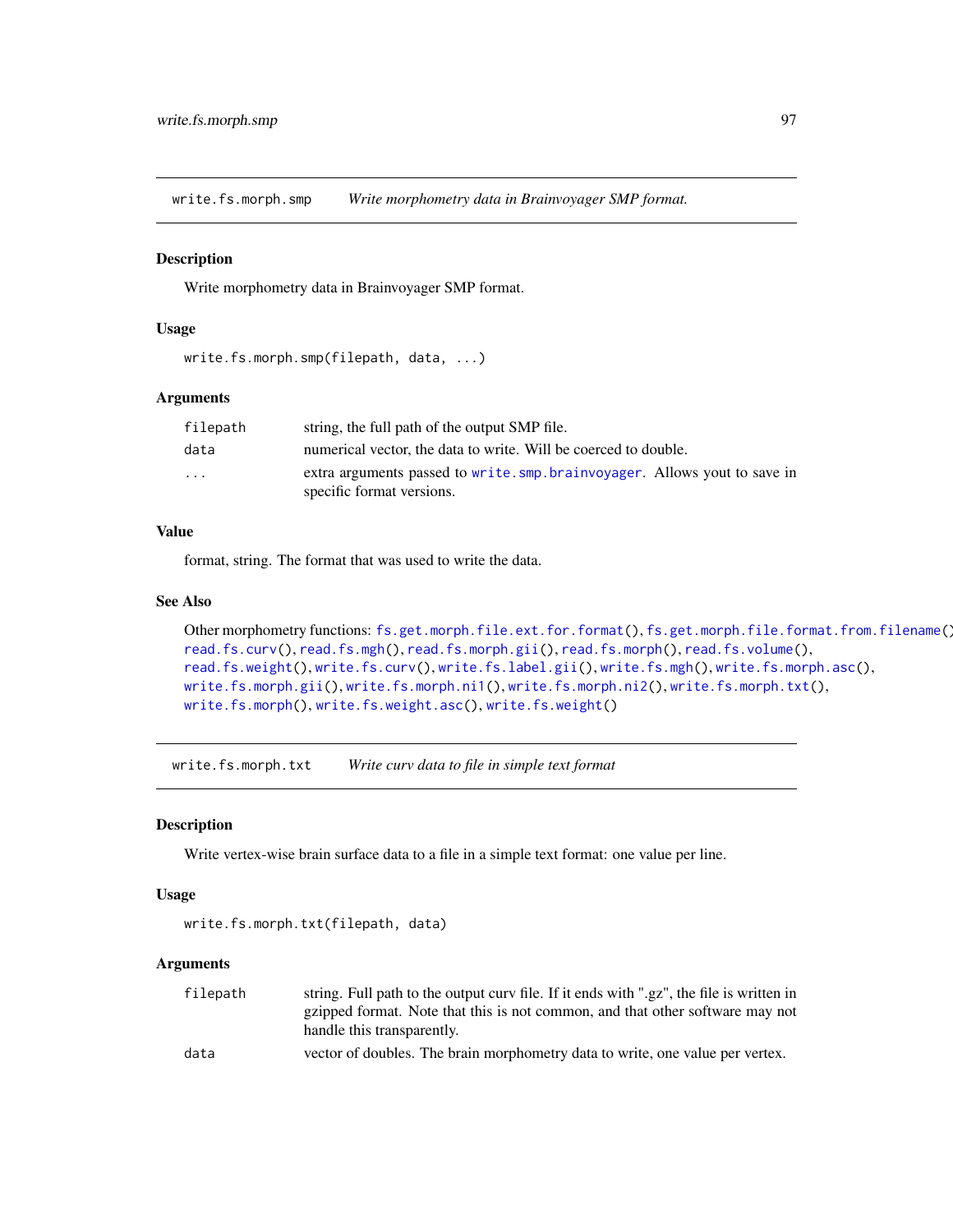## write.fs.morph.smp — *Write morphometry data in Brainvoyager SMP format.*

### Description

Write morphometry data in Brainvoyager SMP format.

### Usage

```
write.fs.morph.smp(filepath, data, ...)
```

### Arguments

| | |
|---|---|
| `filepath` | string, the full path of the output SMP file. |
| `data` | numerical vector, the data to write. Will be coerced to double. |
| `...` | extra arguments passed to `write.smp.brainvoyager`. Allows yout to save in specific format versions. |

### Value

format, string. The format that was used to write the data.

### See Also

Other morphometry functions: `fs.get.morph.file.ext.for.format()`, `fs.get.morph.file.format.from.filename()`, `read.fs.curv()`, `read.fs.mgh()`, `read.fs.morph.gii()`, `read.fs.morph()`, `read.fs.volume()`, `read.fs.weight()`, `write.fs.curv()`, `write.fs.label.gii()`, `write.fs.mgh()`, `write.fs.morph.asc()`, `write.fs.morph.gii()`, `write.fs.morph.ni1()`, `write.fs.morph.ni2()`, `write.fs.morph.txt()`, `write.fs.morph()`, `write.fs.weight.asc()`, `write.fs.weight()`

## write.fs.morph.txt — *Write curv data to file in simple text format*

### Description

Write vertex-wise brain surface data to a file in a simple text format: one value per line.

### Usage

```
write.fs.morph.txt(filepath, data)
```

### Arguments

| | |
|---|---|
| `filepath` | string. Full path to the output curv file. If it ends with ".gz", the file is written in gzipped format. Note that this is not common, and that other software may not handle this transparently. |
| `data` | vector of doubles. The brain morphometry data to write, one value per vertex. |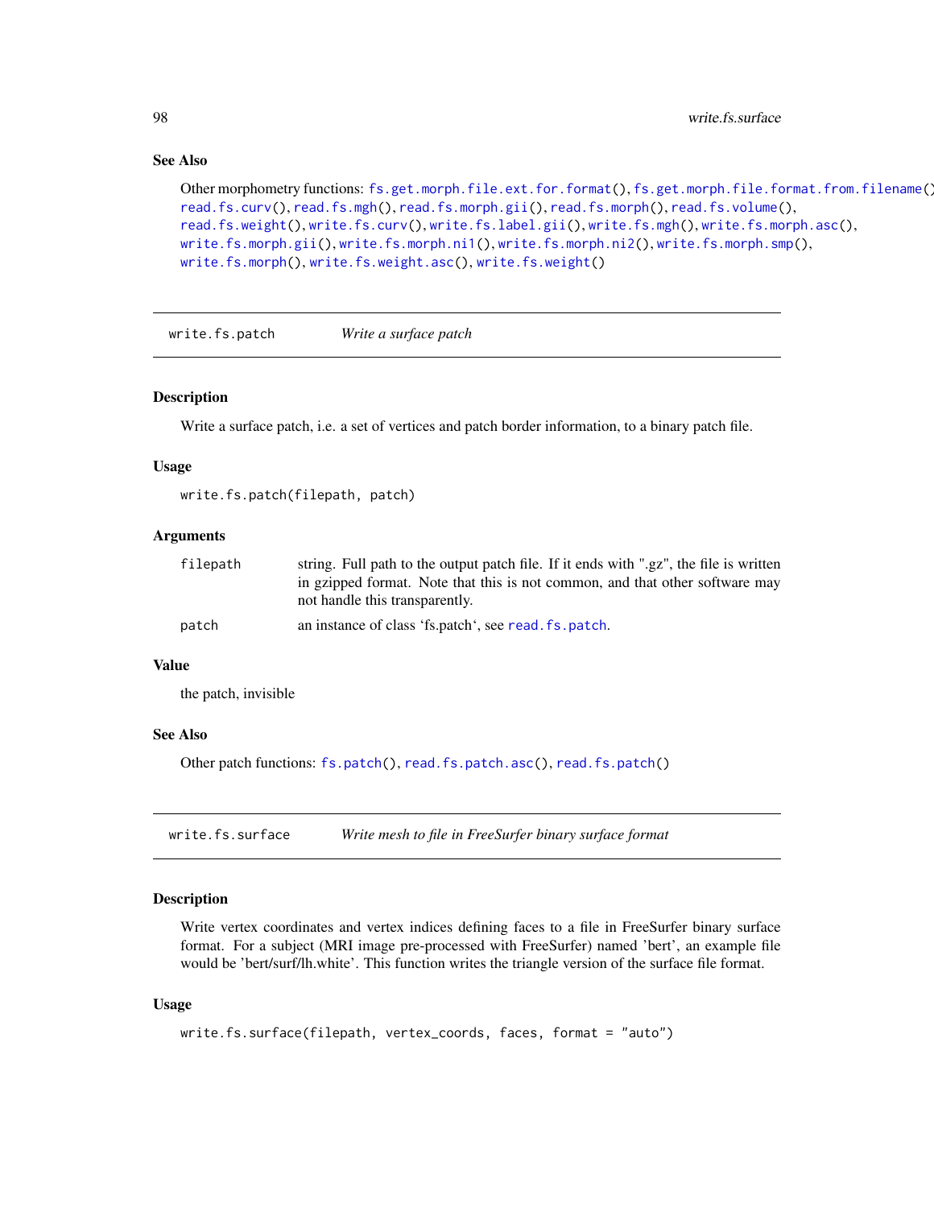### See Also

Other morphometry functions: fs.get.morph.file.ext.for.format(), fs.get.morph.file.format.from.filename(), read.fs.curv(), read.fs.mgh(), read.fs.morph.gii(), read.fs.morph(), read.fs.volume(), read.fs.weight(), write.fs.curv(), write.fs.label.gii(), write.fs.mgh(), write.fs.morph.asc(), write.fs.morph.gii(), write.fs.morph.ni1(), write.fs.morph.ni2(), write.fs.morph.smp(), write.fs.morph(), write.fs.weight.asc(), write.fs.weight()

---

## write.fs.patch — *Write a surface patch*

### Description

Write a surface patch, i.e. a set of vertices and patch border information, to a binary patch file.

### Usage

```
write.fs.patch(filepath, patch)
```

### Arguments

| | |
|---|---|
| filepath | string. Full path to the output patch file. If it ends with ".gz", the file is written in gzipped format. Note that this is not common, and that other software may not handle this transparently. |
| patch | an instance of class 'fs.patch', see read.fs.patch. |

### Value

the patch, invisible

### See Also

Other patch functions: fs.patch(), read.fs.patch.asc(), read.fs.patch()

---

## write.fs.surface — *Write mesh to file in FreeSurfer binary surface format*

### Description

Write vertex coordinates and vertex indices defining faces to a file in FreeSurfer binary surface format. For a subject (MRI image pre-processed with FreeSurfer) named 'bert', an example file would be 'bert/surf/lh.white'. This function writes the triangle version of the surface file format.

### Usage

```
write.fs.surface(filepath, vertex_coords, faces, format = "auto")
```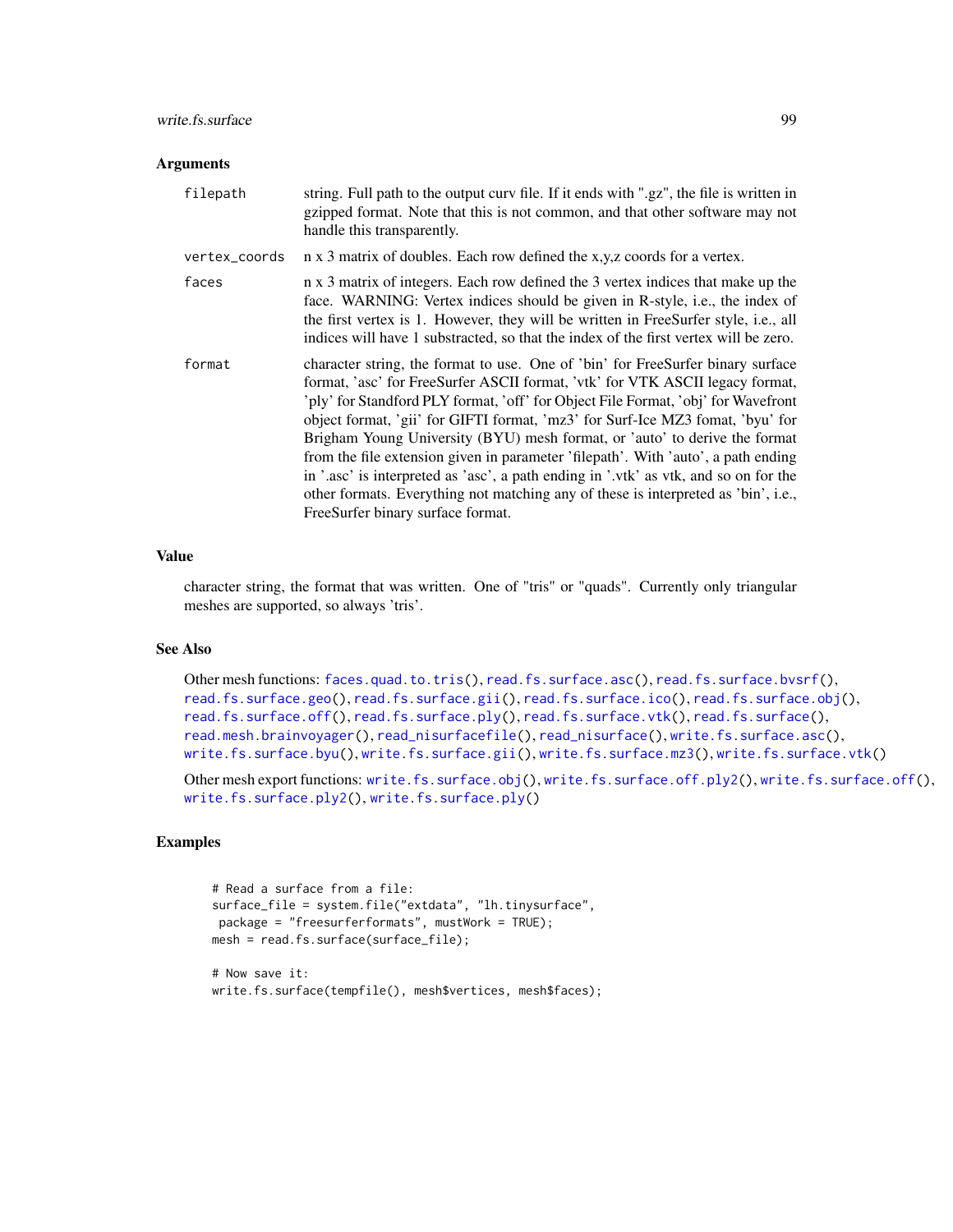### Arguments

| | |
|---|---|
| `filepath` | string. Full path to the output curv file. If it ends with ".gz", the file is written in gzipped format. Note that this is not common, and that other software may not handle this transparently. |
| `vertex_coords` | n x 3 matrix of doubles. Each row defined the x,y,z coords for a vertex. |
| `faces` | n x 3 matrix of integers. Each row defined the 3 vertex indices that make up the face. WARNING: Vertex indices should be given in R-style, i.e., the index of the first vertex is 1. However, they will be written in FreeSurfer style, i.e., all indices will have 1 substracted, so that the index of the first vertex will be zero. |
| `format` | character string, the format to use. One of 'bin' for FreeSurfer binary surface format, 'asc' for FreeSurfer ASCII format, 'vtk' for VTK ASCII legacy format, 'ply' for Standford PLY format, 'off' for Object File Format, 'obj' for Wavefront object format, 'gii' for GIFTI format, 'mz3' for Surf-Ice MZ3 fomat, 'byu' for Brigham Young University (BYU) mesh format, or 'auto' to derive the format from the file extension given in parameter 'filepath'. With 'auto', a path ending in '.asc' is interpreted as 'asc', a path ending in '.vtk' as vtk, and so on for the other formats. Everything not matching any of these is interpreted as 'bin', i.e., FreeSurfer binary surface format. |

### Value

character string, the format that was written. One of "tris" or "quads". Currently only triangular meshes are supported, so always 'tris'.

### See Also

Other mesh functions: `faces.quad.to.tris()`, `read.fs.surface.asc()`, `read.fs.surface.bvsrf()`, `read.fs.surface.geo()`, `read.fs.surface.gii()`, `read.fs.surface.ico()`, `read.fs.surface.obj()`, `read.fs.surface.off()`, `read.fs.surface.ply()`, `read.fs.surface.vtk()`, `read.fs.surface()`, `read.mesh.brainvoyager()`, `read_nisurfacefile()`, `read_nisurface()`, `write.fs.surface.asc()`, `write.fs.surface.byu()`, `write.fs.surface.gii()`, `write.fs.surface.mz3()`, `write.fs.surface.vtk()`

Other mesh export functions: `write.fs.surface.obj()`, `write.fs.surface.off.ply2()`, `write.fs.surface.off()`, `write.fs.surface.ply2()`, `write.fs.surface.ply()`

### Examples

```
# Read a surface from a file:
surface_file = system.file("extdata", "lh.tinysurface",
 package = "freesurferformats", mustWork = TRUE);
mesh = read.fs.surface(surface_file);

# Now save it:
write.fs.surface(tempfile(), mesh$vertices, mesh$faces);
```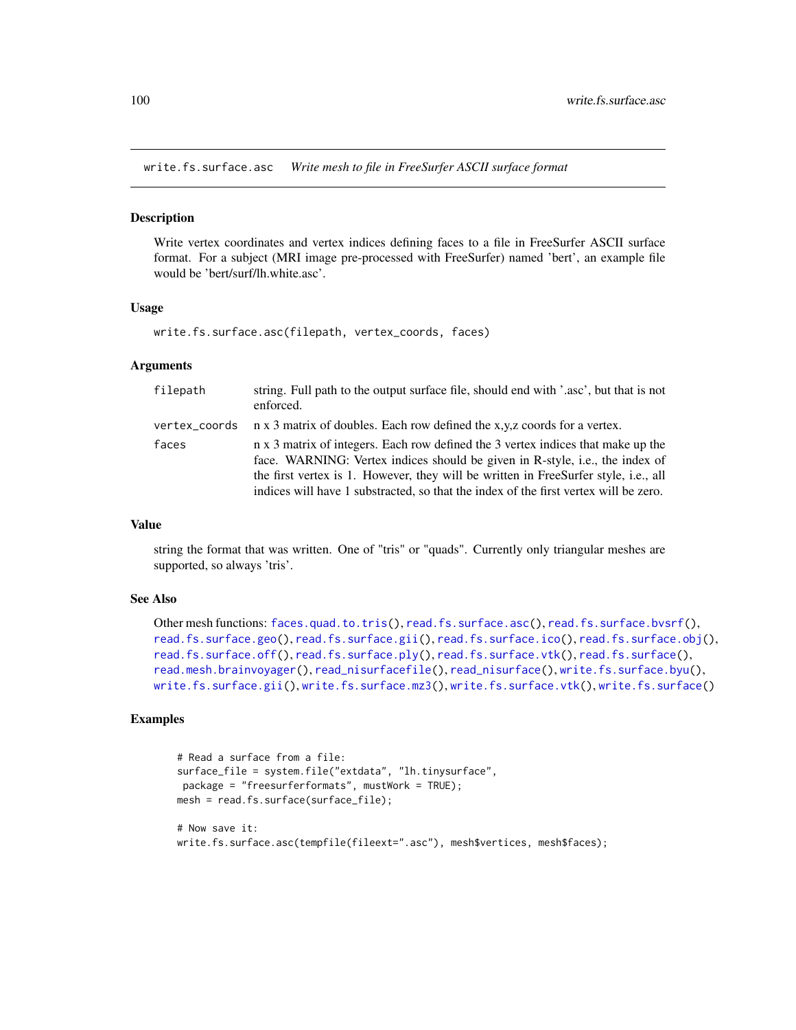## write.fs.surface.asc — *Write mesh to file in FreeSurfer ASCII surface format*

### Description

Write vertex coordinates and vertex indices defining faces to a file in FreeSurfer ASCII surface format. For a subject (MRI image pre-processed with FreeSurfer) named 'bert', an example file would be 'bert/surf/lh.white.asc'.

### Usage

```
write.fs.surface.asc(filepath, vertex_coords, faces)
```

### Arguments

| | |
|---|---|
| `filepath` | string. Full path to the output surface file, should end with '.asc', but that is not enforced. |
| `vertex_coords` | n x 3 matrix of doubles. Each row defined the x,y,z coords for a vertex. |
| `faces` | n x 3 matrix of integers. Each row defined the 3 vertex indices that make up the face. WARNING: Vertex indices should be given in R-style, i.e., the index of the first vertex is 1. However, they will be written in FreeSurfer style, i.e., all indices will have 1 substracted, so that the index of the first vertex will be zero. |

### Value

string the format that was written. One of "tris" or "quads". Currently only triangular meshes are supported, so always 'tris'.

### See Also

Other mesh functions: `faces.quad.to.tris()`, `read.fs.surface.asc()`, `read.fs.surface.bvsrf()`, `read.fs.surface.geo()`, `read.fs.surface.gii()`, `read.fs.surface.ico()`, `read.fs.surface.obj()`, `read.fs.surface.off()`, `read.fs.surface.ply()`, `read.fs.surface.vtk()`, `read.fs.surface()`, `read.mesh.brainvoyager()`, `read_nisurfacefile()`, `read_nisurface()`, `write.fs.surface.byu()`, `write.fs.surface.gii()`, `write.fs.surface.mz3()`, `write.fs.surface.vtk()`, `write.fs.surface()`

### Examples

```
# Read a surface from a file:
surface_file = system.file("extdata", "lh.tinysurface",
 package = "freesurferformats", mustWork = TRUE);
mesh = read.fs.surface(surface_file);

# Now save it:
write.fs.surface.asc(tempfile(fileext=".asc"), mesh$vertices, mesh$faces);
```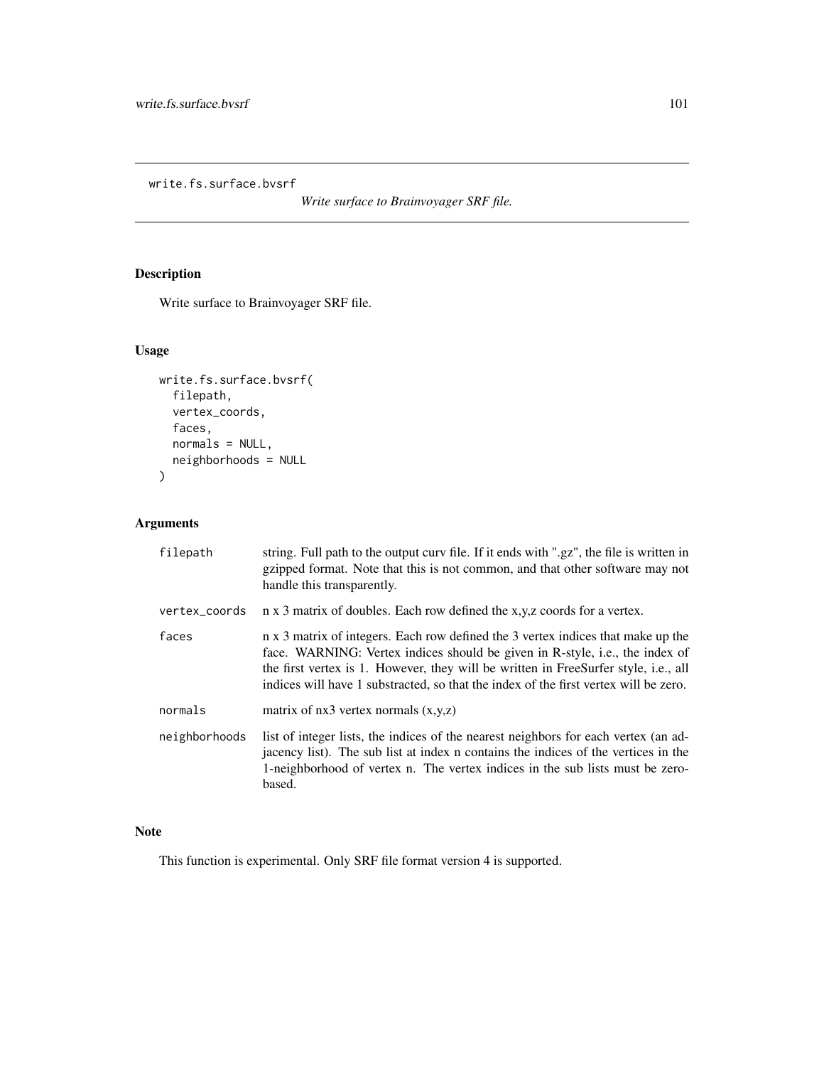## write.fs.surface.bvsrf

*Write surface to Brainvoyager SRF file.*

### Description

Write surface to Brainvoyager SRF file.

### Usage

```
write.fs.surface.bvsrf(
  filepath,
  vertex_coords,
  faces,
  normals = NULL,
  neighborhoods = NULL
)
```

### Arguments

| | |
|---|---|
| filepath | string. Full path to the output curv file. If it ends with ".gz", the file is written in gzipped format. Note that this is not common, and that other software may not handle this transparently. |
| vertex_coords | n x 3 matrix of doubles. Each row defined the x,y,z coords for a vertex. |
| faces | n x 3 matrix of integers. Each row defined the 3 vertex indices that make up the face. WARNING: Vertex indices should be given in R-style, i.e., the index of the first vertex is 1. However, they will be written in FreeSurfer style, i.e., all indices will have 1 substracted, so that the index of the first vertex will be zero. |
| normals | matrix of nx3 vertex normals (x,y,z) |
| neighborhoods | list of integer lists, the indices of the nearest neighbors for each vertex (an adjacency list). The sub list at index n contains the indices of the vertices in the 1-neighborhood of vertex n. The vertex indices in the sub lists must be zero-based. |

### Note

This function is experimental. Only SRF file format version 4 is supported.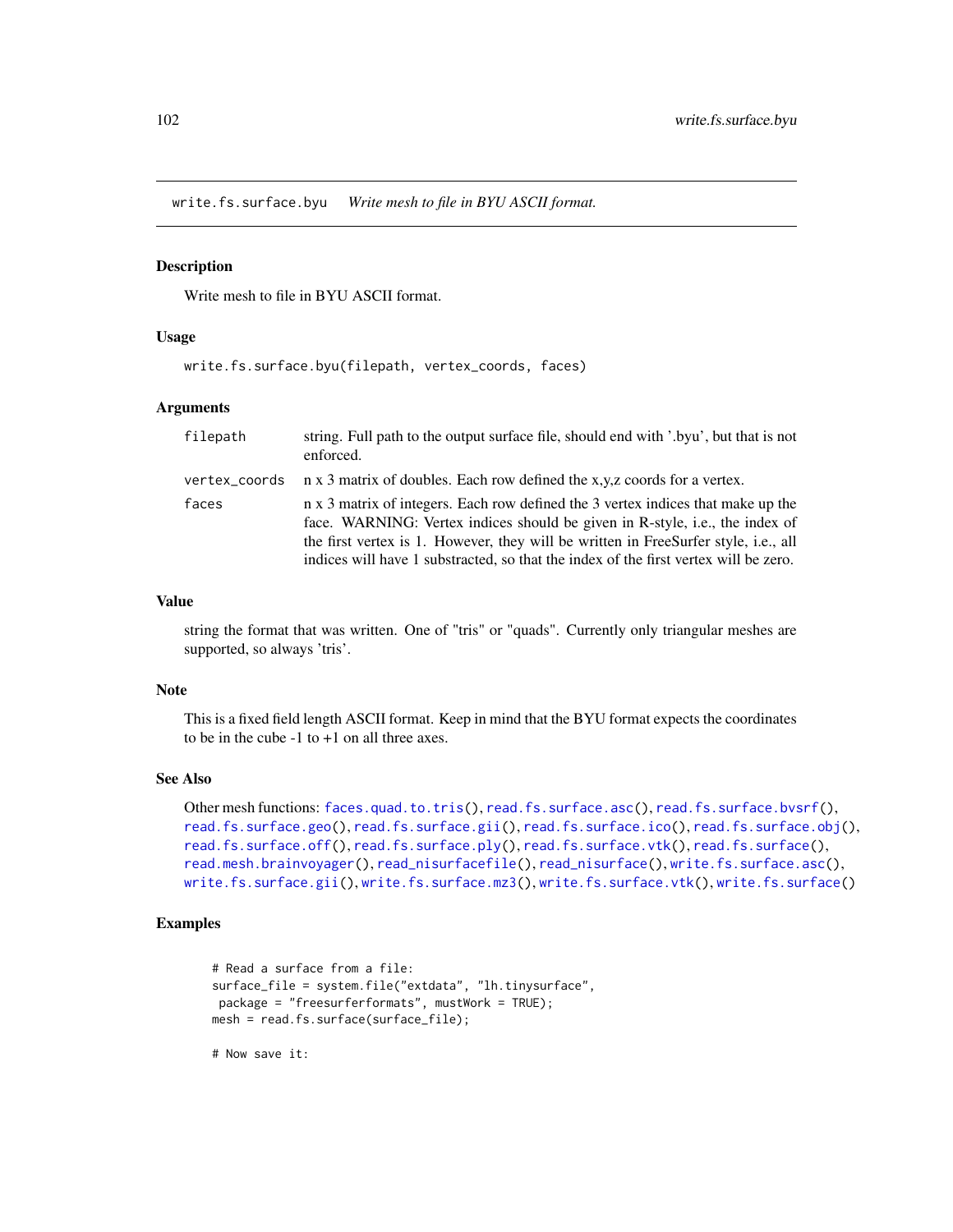`write.fs.surface.byu` *Write mesh to file in BYU ASCII format.*

### Description

Write mesh to file in BYU ASCII format.

### Usage

```
write.fs.surface.byu(filepath, vertex_coords, faces)
```

### Arguments

| | |
|---|---|
| `filepath` | string. Full path to the output surface file, should end with '.byu', but that is not enforced. |
| `vertex_coords` | n x 3 matrix of doubles. Each row defined the x,y,z coords for a vertex. |
| `faces` | n x 3 matrix of integers. Each row defined the 3 vertex indices that make up the face. WARNING: Vertex indices should be given in R-style, i.e., the index of the first vertex is 1. However, they will be written in FreeSurfer style, i.e., all indices will have 1 substracted, so that the index of the first vertex will be zero. |

### Value

string the format that was written. One of "tris" or "quads". Currently only triangular meshes are supported, so always 'tris'.

### Note

This is a fixed field length ASCII format. Keep in mind that the BYU format expects the coordinates to be in the cube -1 to +1 on all three axes.

### See Also

Other mesh functions: `faces.quad.to.tris()`, `read.fs.surface.asc()`, `read.fs.surface.bvsrf()`, `read.fs.surface.geo()`, `read.fs.surface.gii()`, `read.fs.surface.ico()`, `read.fs.surface.obj()`, `read.fs.surface.off()`, `read.fs.surface.ply()`, `read.fs.surface.vtk()`, `read.fs.surface()`, `read.mesh.brainvoyager()`, `read_nisurfacefile()`, `read_nisurface()`, `write.fs.surface.asc()`, `write.fs.surface.gii()`, `write.fs.surface.mz3()`, `write.fs.surface.vtk()`, `write.fs.surface()`

### Examples

```
# Read a surface from a file:
surface_file = system.file("extdata", "lh.tinysurface",
 package = "freesurferformats", mustWork = TRUE);
mesh = read.fs.surface(surface_file);

# Now save it:
```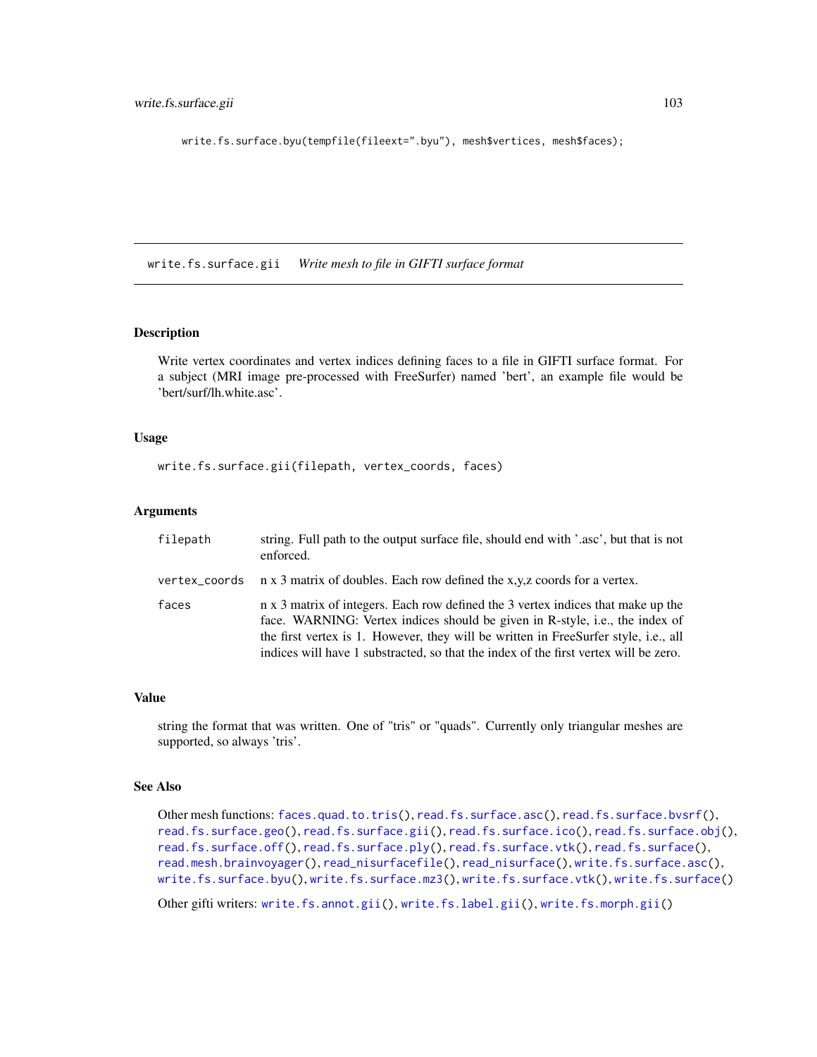```
write.fs.surface.byu(tempfile(fileext=".byu"), mesh$vertices, mesh$faces);
```

---

## write.fs.surface.gii *Write mesh to file in GIFTI surface format*

### Description

Write vertex coordinates and vertex indices defining faces to a file in GIFTI surface format. For a subject (MRI image pre-processed with FreeSurfer) named 'bert', an example file would be 'bert/surf/lh.white.asc'.

### Usage

```
write.fs.surface.gii(filepath, vertex_coords, faces)
```

### Arguments

| | |
|---|---|
| `filepath` | string. Full path to the output surface file, should end with '.asc', but that is not enforced. |
| `vertex_coords` | n x 3 matrix of doubles. Each row defined the x,y,z coords for a vertex. |
| `faces` | n x 3 matrix of integers. Each row defined the 3 vertex indices that make up the face. WARNING: Vertex indices should be given in R-style, i.e., the index of the first vertex is 1. However, they will be written in FreeSurfer style, i.e., all indices will have 1 substracted, so that the index of the first vertex will be zero. |

### Value

string the format that was written. One of "tris" or "quads". Currently only triangular meshes are supported, so always 'tris'.

### See Also

Other mesh functions: `faces.quad.to.tris()`, `read.fs.surface.asc()`, `read.fs.surface.bvsrf()`, `read.fs.surface.geo()`, `read.fs.surface.gii()`, `read.fs.surface.ico()`, `read.fs.surface.obj()`, `read.fs.surface.off()`, `read.fs.surface.ply()`, `read.fs.surface.vtk()`, `read.fs.surface()`, `read.mesh.brainvoyager()`, `read_nisurfacefile()`, `read_nisurface()`, `write.fs.surface.asc()`, `write.fs.surface.byu()`, `write.fs.surface.mz3()`, `write.fs.surface.vtk()`, `write.fs.surface()`

Other gifti writers: `write.fs.annot.gii()`, `write.fs.label.gii()`, `write.fs.morph.gii()`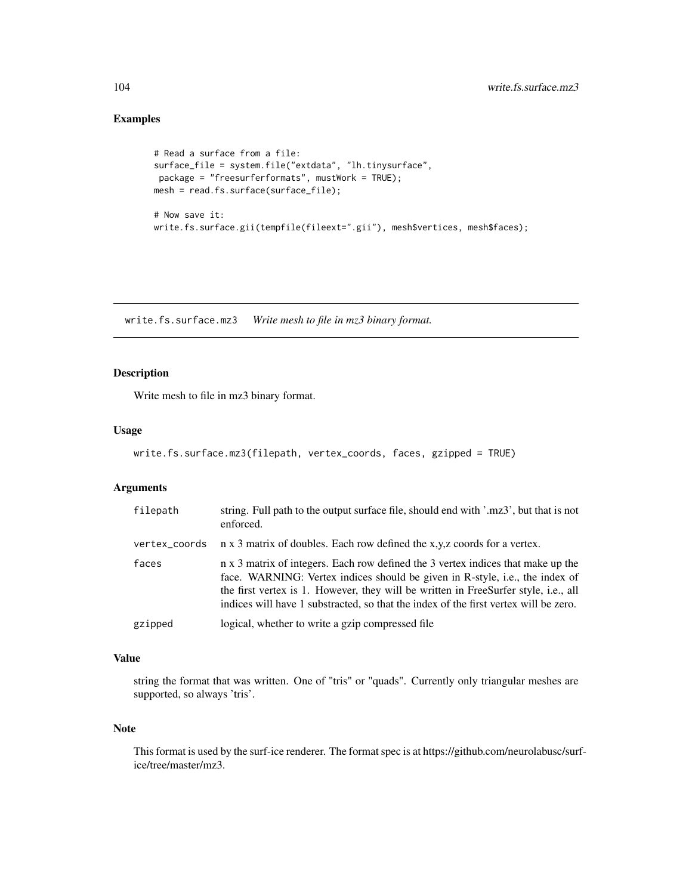## Examples

```
# Read a surface from a file:
surface_file = system.file("extdata", "lh.tinysurface",
 package = "freesurferformats", mustWork = TRUE);
mesh = read.fs.surface(surface_file);

# Now save it:
write.fs.surface.gii(tempfile(fileext=".gii"), mesh$vertices, mesh$faces);
```

---

# write.fs.surface.mz3 *Write mesh to file in mz3 binary format.*

---

## Description

Write mesh to file in mz3 binary format.

## Usage

```
write.fs.surface.mz3(filepath, vertex_coords, faces, gzipped = TRUE)
```

## Arguments

| | |
|---|---|
| filepath | string. Full path to the output surface file, should end with '.mz3', but that is not enforced. |
| vertex_coords | n x 3 matrix of doubles. Each row defined the x,y,z coords for a vertex. |
| faces | n x 3 matrix of integers. Each row defined the 3 vertex indices that make up the face. WARNING: Vertex indices should be given in R-style, i.e., the index of the first vertex is 1. However, they will be written in FreeSurfer style, i.e., all indices will have 1 substracted, so that the index of the first vertex will be zero. |
| gzipped | logical, whether to write a gzip compressed file |

## Value

string the format that was written. One of "tris" or "quads". Currently only triangular meshes are supported, so always 'tris'.

## Note

This format is used by the surf-ice renderer. The format spec is at https://github.com/neurolabusc/surf-ice/tree/master/mz3.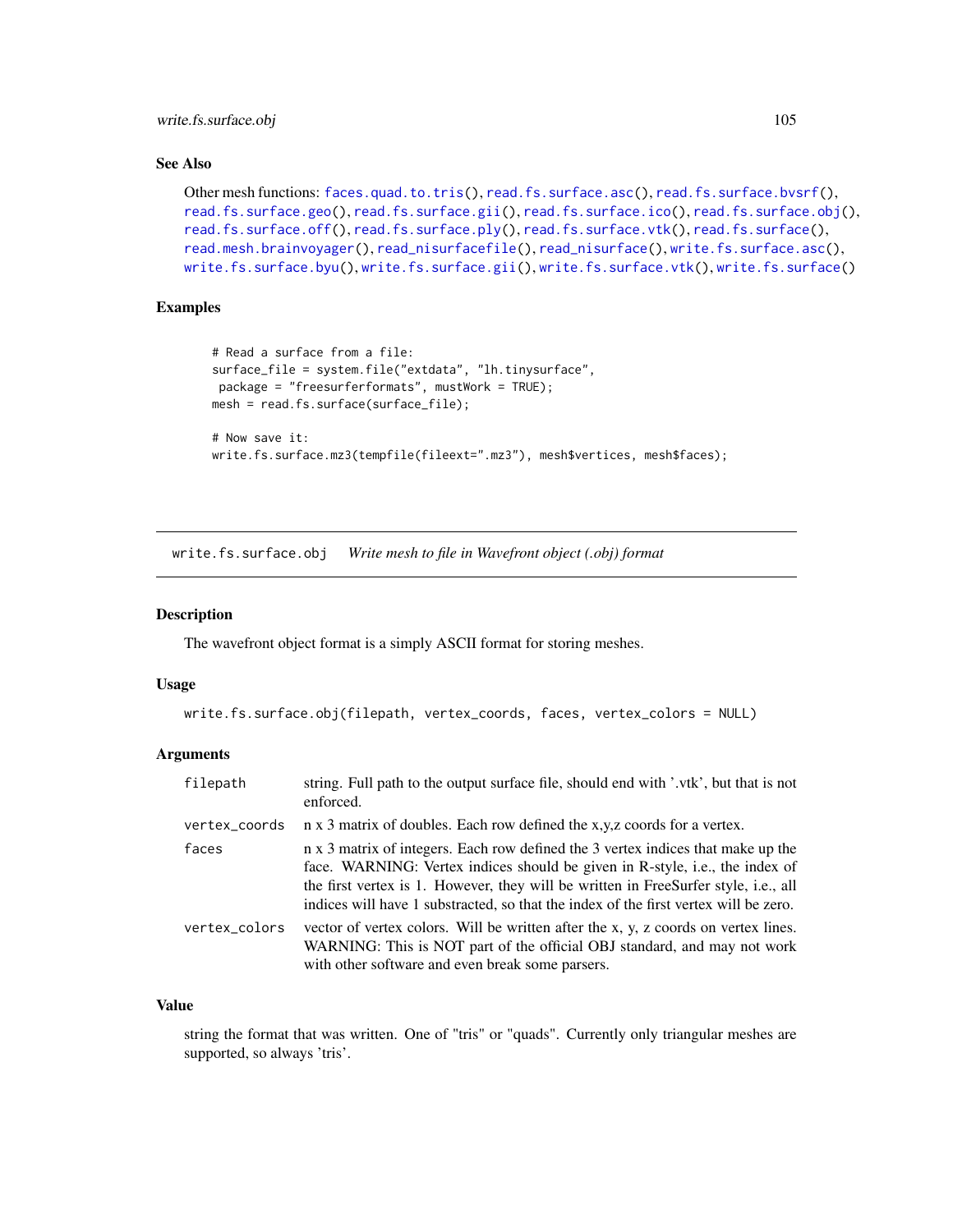### See Also

Other mesh functions: faces.quad.to.tris(), read.fs.surface.asc(), read.fs.surface.bvsrf(), read.fs.surface.geo(), read.fs.surface.gii(), read.fs.surface.ico(), read.fs.surface.obj(), read.fs.surface.off(), read.fs.surface.ply(), read.fs.surface.vtk(), read.fs.surface(), read.mesh.brainvoyager(), read_nisurfacefile(), read_nisurface(), write.fs.surface.asc(), write.fs.surface.byu(), write.fs.surface.gii(), write.fs.surface.vtk(), write.fs.surface()

### Examples

```
# Read a surface from a file:
surface_file = system.file("extdata", "lh.tinysurface",
 package = "freesurferformats", mustWork = TRUE);
mesh = read.fs.surface(surface_file);

# Now save it:
write.fs.surface.mz3(tempfile(fileext=".mz3"), mesh$vertices, mesh$faces);
```

---

## write.fs.surface.obj *Write mesh to file in Wavefront object (.obj) format*

### Description

The wavefront object format is a simply ASCII format for storing meshes.

### Usage

```
write.fs.surface.obj(filepath, vertex_coords, faces, vertex_colors = NULL)
```

### Arguments

| | |
|---|---|
| filepath | string. Full path to the output surface file, should end with '.vtk', but that is not enforced. |
| vertex_coords | n x 3 matrix of doubles. Each row defined the x,y,z coords for a vertex. |
| faces | n x 3 matrix of integers. Each row defined the 3 vertex indices that make up the face. WARNING: Vertex indices should be given in R-style, i.e., the index of the first vertex is 1. However, they will be written in FreeSurfer style, i.e., all indices will have 1 substracted, so that the index of the first vertex will be zero. |
| vertex_colors | vector of vertex colors. Will be written after the x, y, z coords on vertex lines. WARNING: This is NOT part of the official OBJ standard, and may not work with other software and even break some parsers. |

### Value

string the format that was written. One of "tris" or "quads". Currently only triangular meshes are supported, so always 'tris'.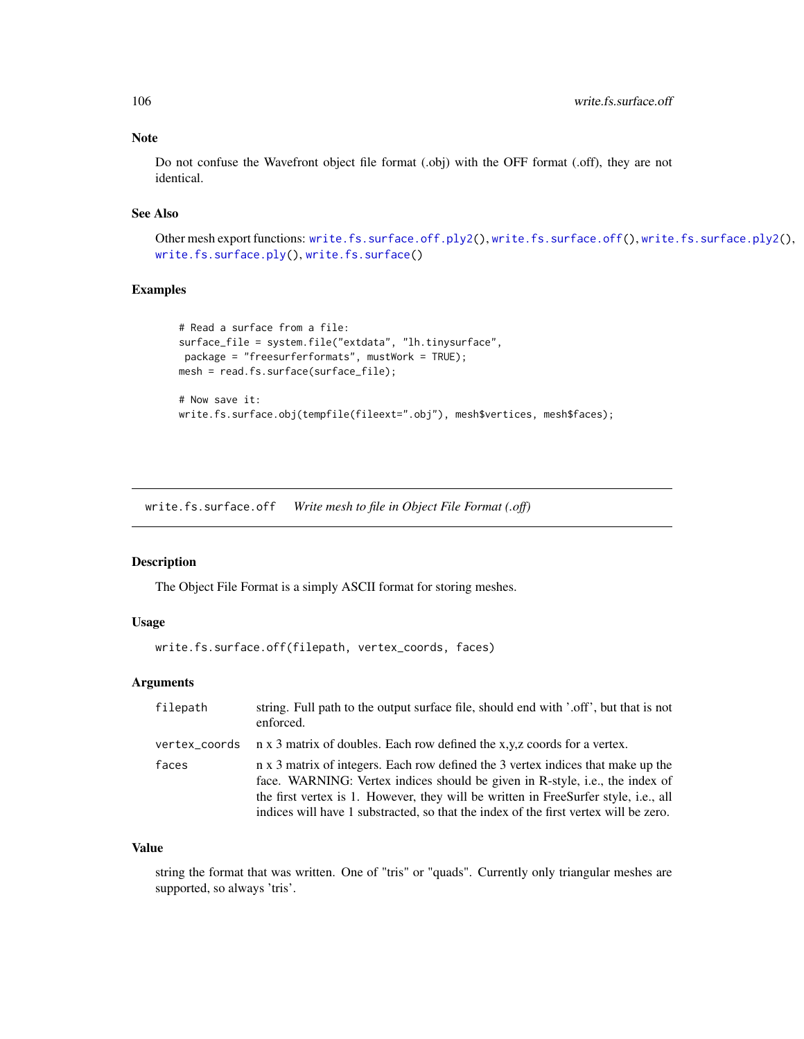### Note

Do not confuse the Wavefront object file format (.obj) with the OFF format (.off), they are not identical.

### See Also

Other mesh export functions: `write.fs.surface.off.ply2()`, `write.fs.surface.off()`, `write.fs.surface.ply2()`, `write.fs.surface.ply()`, `write.fs.surface()`

### Examples

```
# Read a surface from a file:
surface_file = system.file("extdata", "lh.tinysurface",
 package = "freesurferformats", mustWork = TRUE);
mesh = read.fs.surface(surface_file);

# Now save it:
write.fs.surface.obj(tempfile(fileext=".obj"), mesh$vertices, mesh$faces);
```

---

## write.fs.surface.off — *Write mesh to file in Object File Format (.off)*

### Description

The Object File Format is a simply ASCII format for storing meshes.

### Usage

```
write.fs.surface.off(filepath, vertex_coords, faces)
```

### Arguments

| | |
|---|---|
| `filepath` | string. Full path to the output surface file, should end with '.off', but that is not enforced. |
| `vertex_coords` | n x 3 matrix of doubles. Each row defined the x,y,z coords for a vertex. |
| `faces` | n x 3 matrix of integers. Each row defined the 3 vertex indices that make up the face. WARNING: Vertex indices should be given in R-style, i.e., the index of the first vertex is 1. However, they will be written in FreeSurfer style, i.e., all indices will have 1 substracted, so that the index of the first vertex will be zero. |

### Value

string the format that was written. One of "tris" or "quads". Currently only triangular meshes are supported, so always 'tris'.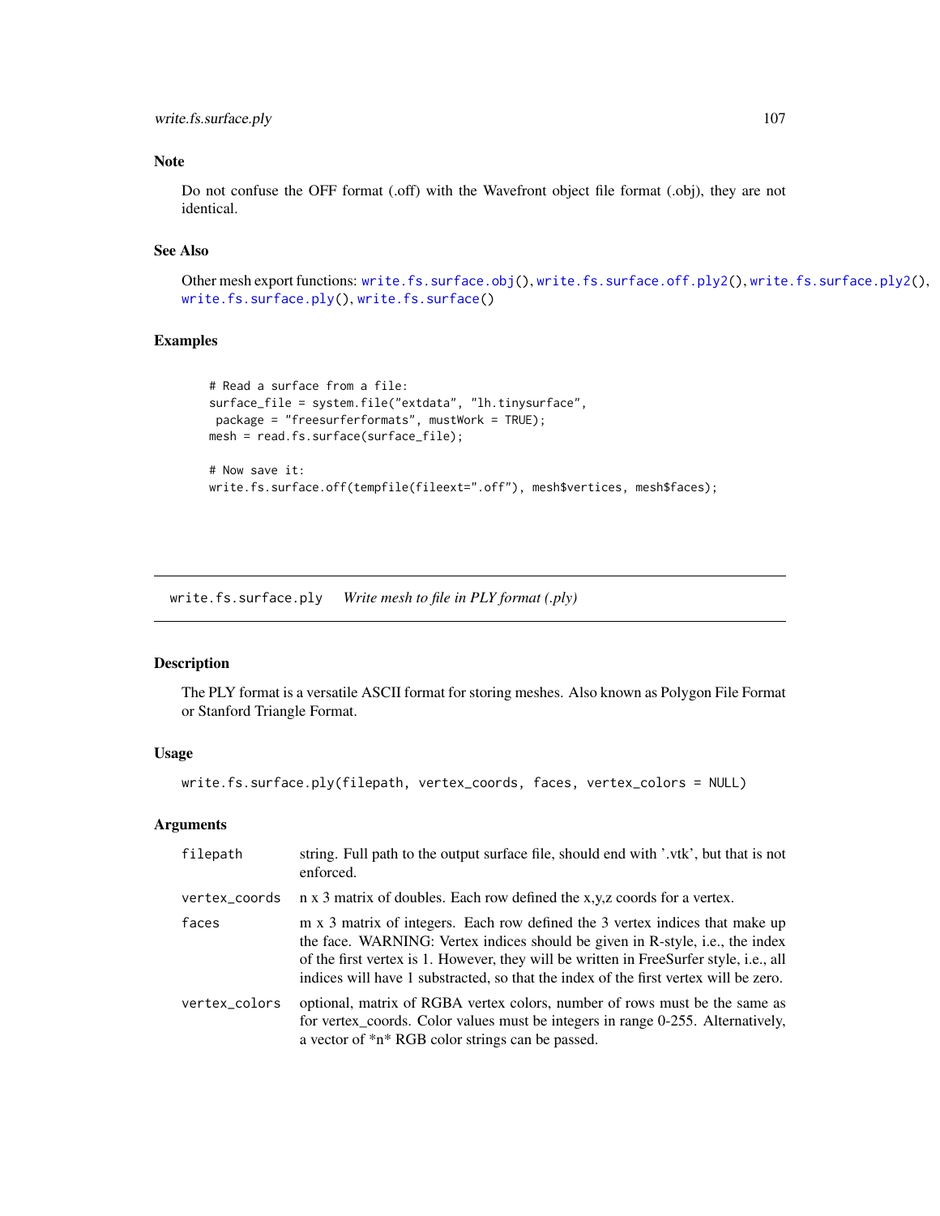### Note

Do not confuse the OFF format (.off) with the Wavefront object file format (.obj), they are not identical.

### See Also

Other mesh export functions: `write.fs.surface.obj()`, `write.fs.surface.off.ply2()`, `write.fs.surface.ply2()`, `write.fs.surface.ply()`, `write.fs.surface()`

### Examples

```
# Read a surface from a file:
surface_file = system.file("extdata", "lh.tinysurface",
 package = "freesurferformats", mustWork = TRUE);
mesh = read.fs.surface(surface_file);

# Now save it:
write.fs.surface.off(tempfile(fileext=".off"), mesh$vertices, mesh$faces);
```

---

## write.fs.surface.ply *Write mesh to file in PLY format (.ply)*

### Description

The PLY format is a versatile ASCII format for storing meshes. Also known as Polygon File Format or Stanford Triangle Format.

### Usage

```
write.fs.surface.ply(filepath, vertex_coords, faces, vertex_colors = NULL)
```

### Arguments

| | |
|---|---|
| filepath | string. Full path to the output surface file, should end with '.vtk', but that is not enforced. |
| vertex_coords | n x 3 matrix of doubles. Each row defined the x,y,z coords for a vertex. |
| faces | m x 3 matrix of integers. Each row defined the 3 vertex indices that make up the face. WARNING: Vertex indices should be given in R-style, i.e., the index of the first vertex is 1. However, they will be written in FreeSurfer style, i.e., all indices will have 1 substracted, so that the index of the first vertex will be zero. |
| vertex_colors | optional, matrix of RGBA vertex colors, number of rows must be the same as for vertex_coords. Color values must be integers in range 0-255. Alternatively, a vector of *n* RGB color strings can be passed. |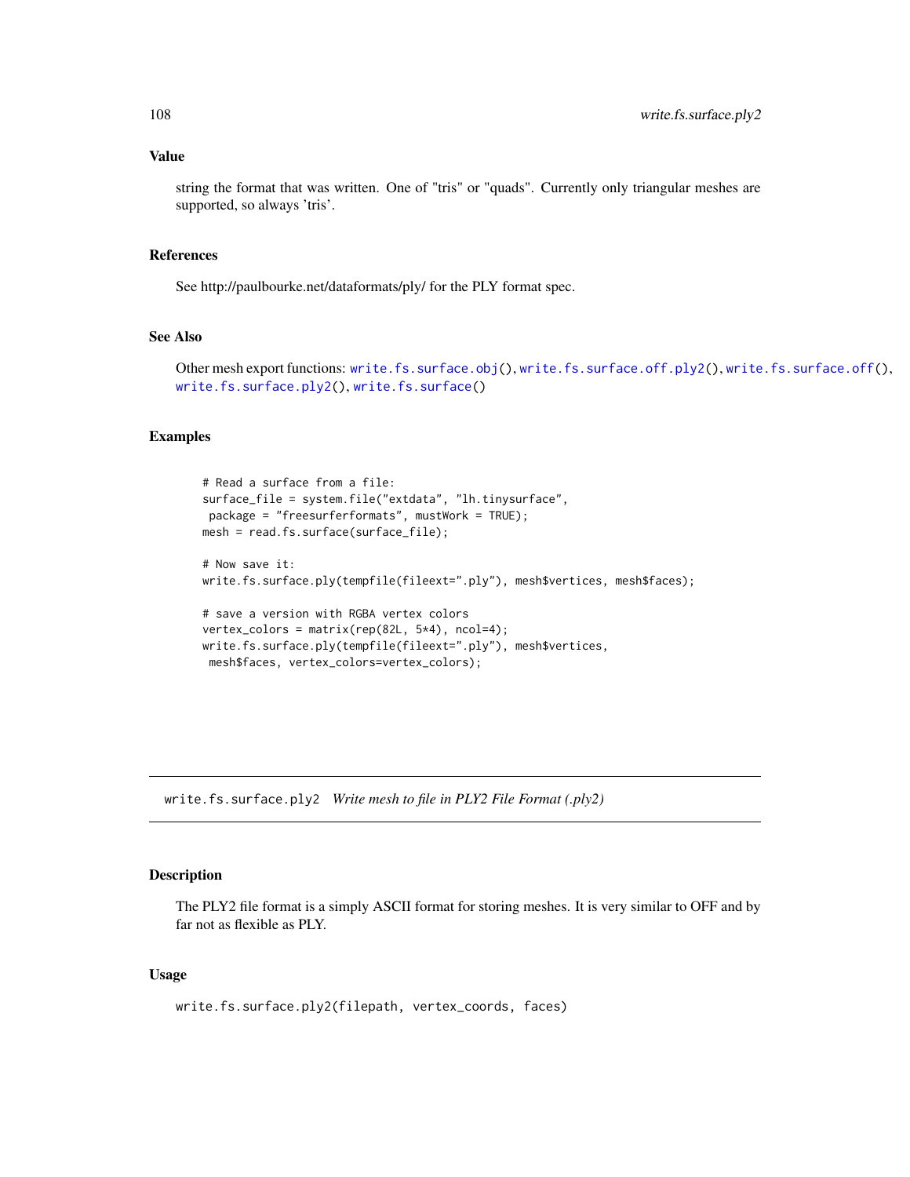## Value

string the format that was written. One of "tris" or "quads". Currently only triangular meshes are supported, so always 'tris'.

## References

See http://paulbourke.net/dataformats/ply/ for the PLY format spec.

## See Also

Other mesh export functions: `write.fs.surface.obj()`, `write.fs.surface.off.ply2()`, `write.fs.surface.off()`, `write.fs.surface.ply2()`, `write.fs.surface()`

## Examples

```
# Read a surface from a file:
surface_file = system.file("extdata", "lh.tinysurface",
 package = "freesurferformats", mustWork = TRUE);
mesh = read.fs.surface(surface_file);

# Now save it:
write.fs.surface.ply(tempfile(fileext=".ply"), mesh$vertices, mesh$faces);

# save a version with RGBA vertex colors
vertex_colors = matrix(rep(82L, 5*4), ncol=4);
write.fs.surface.ply(tempfile(fileext=".ply"), mesh$vertices,
 mesh$faces, vertex_colors=vertex_colors);
```

---

# write.fs.surface.ply2 *Write mesh to file in PLY2 File Format (.ply2)*

---

## Description

The PLY2 file format is a simply ASCII format for storing meshes. It is very similar to OFF and by far not as flexible as PLY.

## Usage

```
write.fs.surface.ply2(filepath, vertex_coords, faces)
```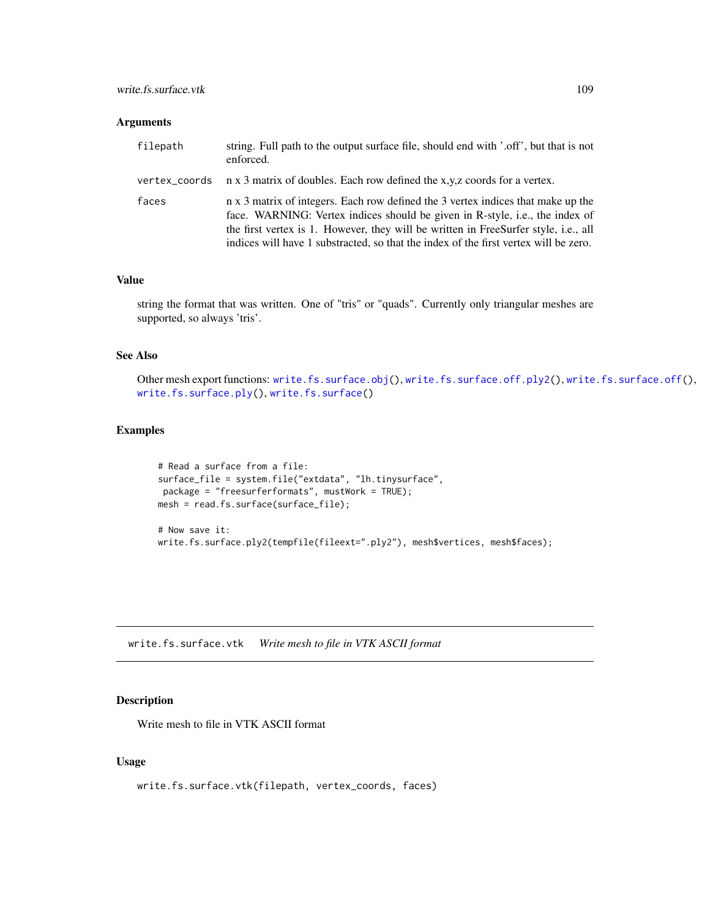## Arguments

| | |
|---|---|
| `filepath` | string. Full path to the output surface file, should end with '.off', but that is not enforced. |
| `vertex_coords` | n x 3 matrix of doubles. Each row defined the x,y,z coords for a vertex. |
| `faces` | n x 3 matrix of integers. Each row defined the 3 vertex indices that make up the face. WARNING: Vertex indices should be given in R-style, i.e., the index of the first vertex is 1. However, they will be written in FreeSurfer style, i.e., all indices will have 1 substracted, so that the index of the first vertex will be zero. |

## Value

string the format that was written. One of "tris" or "quads". Currently only triangular meshes are supported, so always 'tris'.

## See Also

Other mesh export functions: `write.fs.surface.obj()`, `write.fs.surface.off.ply2()`, `write.fs.surface.off()`, `write.fs.surface.ply()`, `write.fs.surface()`

## Examples

```
# Read a surface from a file:
surface_file = system.file("extdata", "lh.tinysurface",
 package = "freesurferformats", mustWork = TRUE);
mesh = read.fs.surface(surface_file);

# Now save it:
write.fs.surface.ply2(tempfile(fileext=".ply2"), mesh$vertices, mesh$faces);
```

---

# write.fs.surface.vtk *Write mesh to file in VTK ASCII format*

## Description

Write mesh to file in VTK ASCII format

## Usage

```
write.fs.surface.vtk(filepath, vertex_coords, faces)
```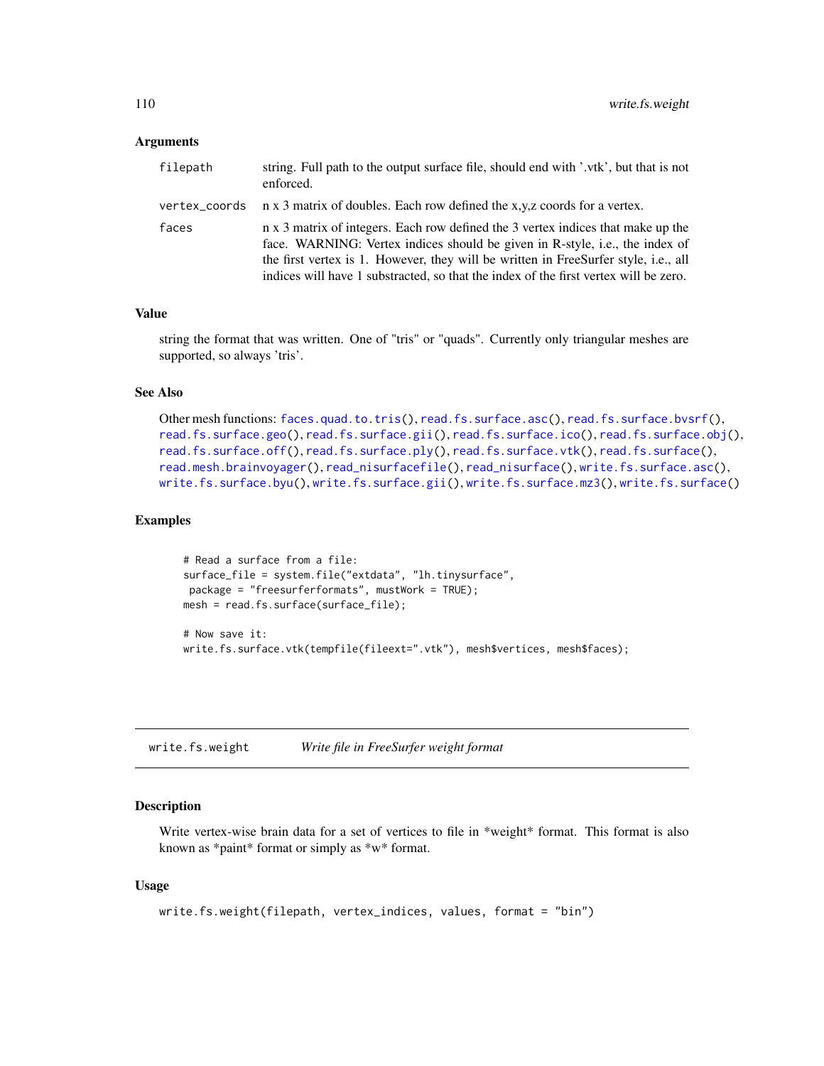### Arguments

| | |
|---|---|
| `filepath` | string. Full path to the output surface file, should end with '.vtk', but that is not enforced. |
| `vertex_coords` | n x 3 matrix of doubles. Each row defined the x,y,z coords for a vertex. |
| `faces` | n x 3 matrix of integers. Each row defined the 3 vertex indices that make up the face. WARNING: Vertex indices should be given in R-style, i.e., the index of the first vertex is 1. However, they will be written in FreeSurfer style, i.e., all indices will have 1 substracted, so that the index of the first vertex will be zero. |

### Value

string the format that was written. One of "tris" or "quads". Currently only triangular meshes are supported, so always 'tris'.

### See Also

Other mesh functions: faces.quad.to.tris(), read.fs.surface.asc(), read.fs.surface.bvsrf(), read.fs.surface.geo(), read.fs.surface.gii(), read.fs.surface.ico(), read.fs.surface.obj(), read.fs.surface.off(), read.fs.surface.ply(), read.fs.surface.vtk(), read.fs.surface(), read.mesh.brainvoyager(), read_nisurfacefile(), read_nisurface(), write.fs.surface.asc(), write.fs.surface.byu(), write.fs.surface.gii(), write.fs.surface.mz3(), write.fs.surface()

### Examples

```
# Read a surface from a file:
surface_file = system.file("extdata", "lh.tinysurface",
 package = "freesurferformats", mustWork = TRUE);
mesh = read.fs.surface(surface_file);

# Now save it:
write.fs.surface.vtk(tempfile(fileext=".vtk"), mesh$vertices, mesh$faces);
```

---

## write.fs.weight    *Write file in FreeSurfer weight format*

### Description

Write vertex-wise brain data for a set of vertices to file in *weight* format. This format is also known as *paint* format or simply as *w* format.

### Usage

```
write.fs.weight(filepath, vertex_indices, values, format = "bin")
```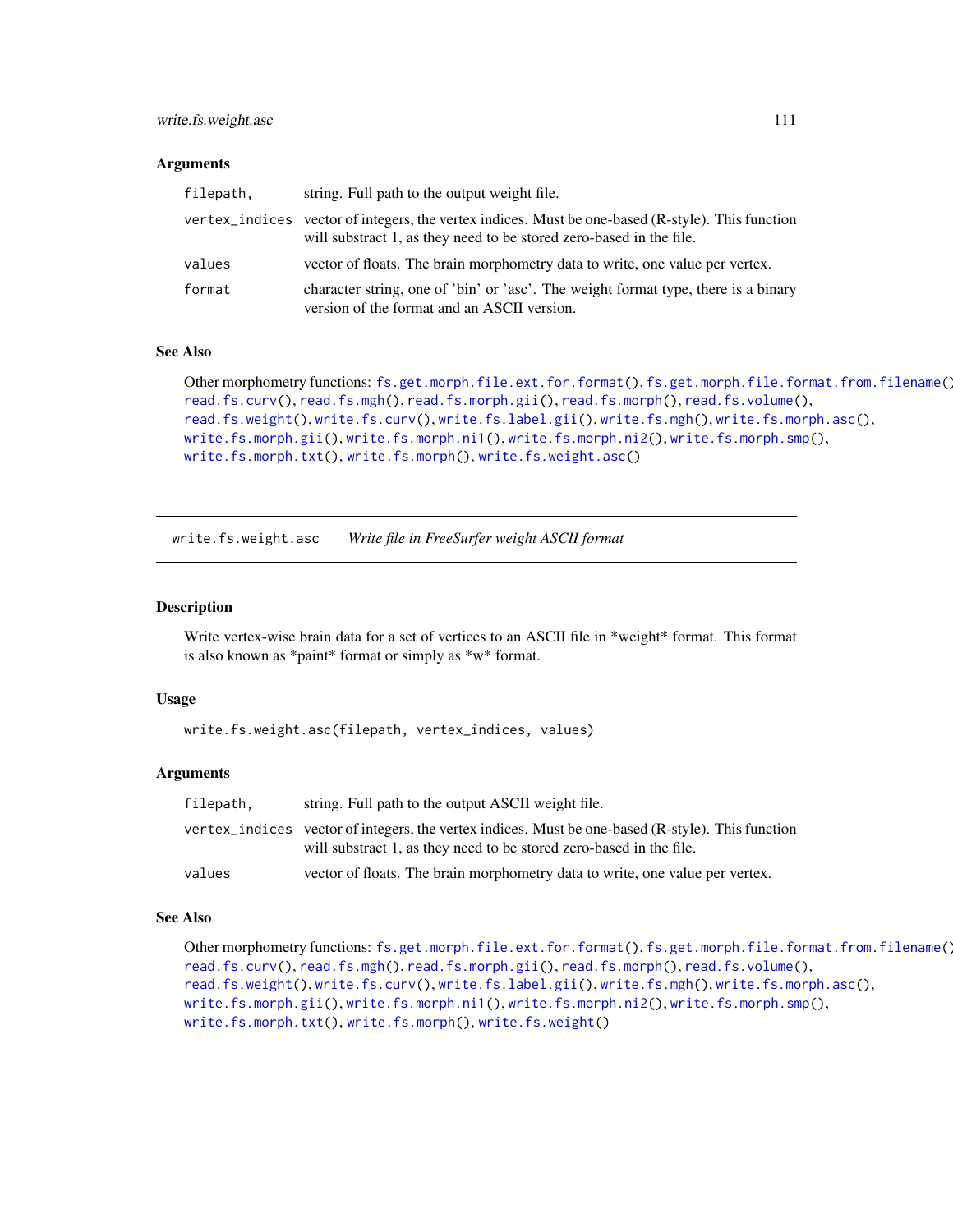### Arguments

| | |
|---|---|
| `filepath,` | string. Full path to the output weight file. |
| `vertex_indices` | vector of integers, the vertex indices. Must be one-based (R-style). This function will substract 1, as they need to be stored zero-based in the file. |
| `values` | vector of floats. The brain morphometry data to write, one value per vertex. |
| `format` | character string, one of 'bin' or 'asc'. The weight format type, there is a binary version of the format and an ASCII version. |

### See Also

Other morphometry functions: `fs.get.morph.file.ext.for.format()`, `fs.get.morph.file.format.from.filename()`, `read.fs.curv()`, `read.fs.mgh()`, `read.fs.morph.gii()`, `read.fs.morph()`, `read.fs.volume()`, `read.fs.weight()`, `write.fs.curv()`, `write.fs.label.gii()`, `write.fs.mgh()`, `write.fs.morph.asc()`, `write.fs.morph.gii()`, `write.fs.morph.ni1()`, `write.fs.morph.ni2()`, `write.fs.morph.smp()`, `write.fs.morph.txt()`, `write.fs.morph()`, `write.fs.weight.asc()`

---

## write.fs.weight.asc — *Write file in FreeSurfer weight ASCII format*

### Description

Write vertex-wise brain data for a set of vertices to an ASCII file in *weight* format. This format is also known as *paint* format or simply as *w* format.

### Usage

```
write.fs.weight.asc(filepath, vertex_indices, values)
```

### Arguments

| | |
|---|---|
| `filepath,` | string. Full path to the output ASCII weight file. |
| `vertex_indices` | vector of integers, the vertex indices. Must be one-based (R-style). This function will substract 1, as they need to be stored zero-based in the file. |
| `values` | vector of floats. The brain morphometry data to write, one value per vertex. |

### See Also

Other morphometry functions: `fs.get.morph.file.ext.for.format()`, `fs.get.morph.file.format.from.filename()`, `read.fs.curv()`, `read.fs.mgh()`, `read.fs.morph.gii()`, `read.fs.morph()`, `read.fs.volume()`, `read.fs.weight()`, `write.fs.curv()`, `write.fs.label.gii()`, `write.fs.mgh()`, `write.fs.morph.asc()`, `write.fs.morph.gii()`, `write.fs.morph.ni1()`, `write.fs.morph.ni2()`, `write.fs.morph.smp()`, `write.fs.morph.txt()`, `write.fs.morph()`, `write.fs.weight()`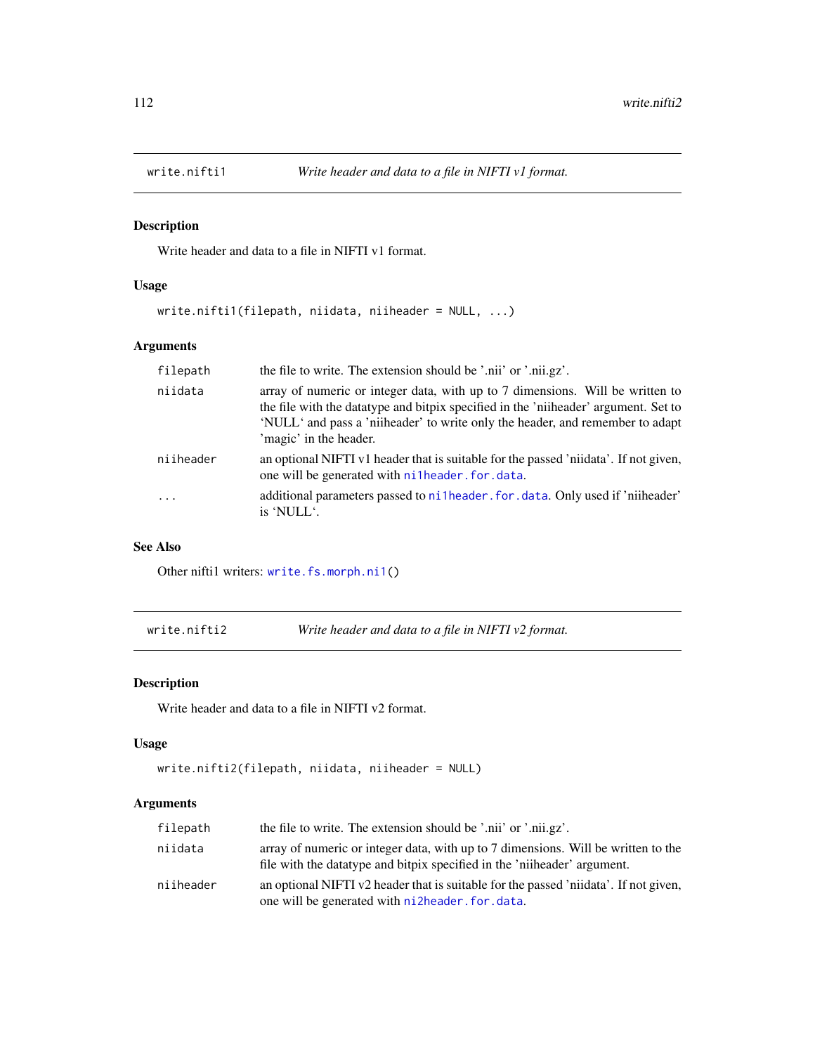## write.nifti1 — *Write header and data to a file in NIFTI v1 format.*

### Description

Write header and data to a file in NIFTI v1 format.

### Usage

```
write.nifti1(filepath, niidata, niiheader = NULL, ...)
```

### Arguments

| | |
|---|---|
| `filepath` | the file to write. The extension should be '.nii' or '.nii.gz'. |
| `niidata` | array of numeric or integer data, with up to 7 dimensions. Will be written to the file with the datatype and bitpix specified in the 'niiheader' argument. Set to 'NULL' and pass a 'niiheader' to write only the header, and remember to adapt 'magic' in the header. |
| `niiheader` | an optional NIFTI v1 header that is suitable for the passed 'niidata'. If not given, one will be generated with `ni1header.for.data`. |
| `...` | additional parameters passed to `ni1header.for.data`. Only used if 'niiheader' is 'NULL'. |

### See Also

Other nifti1 writers: `write.fs.morph.ni1()`

## write.nifti2 — *Write header and data to a file in NIFTI v2 format.*

### Description

Write header and data to a file in NIFTI v2 format.

### Usage

```
write.nifti2(filepath, niidata, niiheader = NULL)
```

### Arguments

| | |
|---|---|
| `filepath` | the file to write. The extension should be '.nii' or '.nii.gz'. |
| `niidata` | array of numeric or integer data, with up to 7 dimensions. Will be written to the file with the datatype and bitpix specified in the 'niiheader' argument. |
| `niiheader` | an optional NIFTI v2 header that is suitable for the passed 'niidata'. If not given, one will be generated with `ni2header.for.data`. |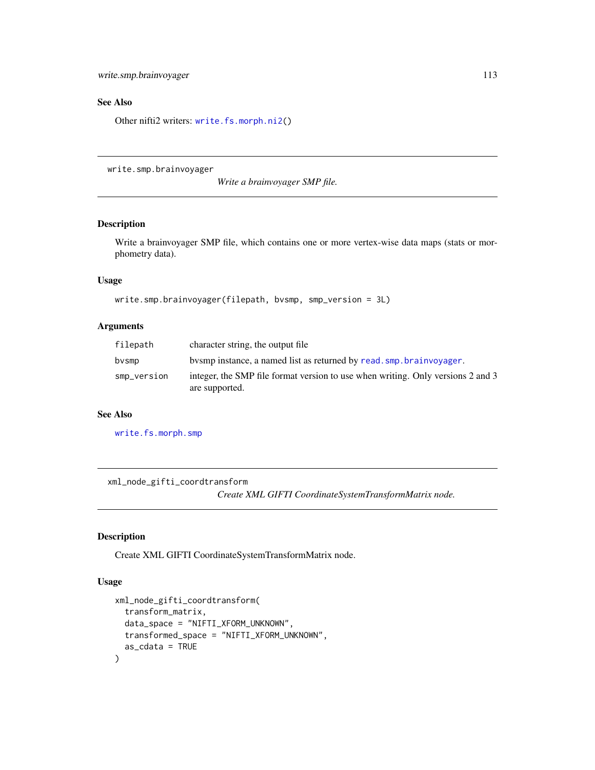## See Also

Other nifti2 writers: `write.fs.morph.ni2()`

---

## write.smp.brainvoyager

*Write a brainvoyager SMP file.*

### Description

Write a brainvoyager SMP file, which contains one or more vertex-wise data maps (stats or morphometry data).

### Usage

```
write.smp.brainvoyager(filepath, bvsmp, smp_version = 3L)
```

### Arguments

| | |
|---|---|
| `filepath` | character string, the output file |
| `bvsmp` | bvsmp instance, a named list as returned by `read.smp.brainvoyager`. |
| `smp_version` | integer, the SMP file format version to use when writing. Only versions 2 and 3 are supported. |

### See Also

`write.fs.morph.smp`

---

## xml_node_gifti_coordtransform

*Create XML GIFTI CoordinateSystemTransformMatrix node.*

### Description

Create XML GIFTI CoordinateSystemTransformMatrix node.

### Usage

```
xml_node_gifti_coordtransform(
  transform_matrix,
  data_space = "NIFTI_XFORM_UNKNOWN",
  transformed_space = "NIFTI_XFORM_UNKNOWN",
  as_cdata = TRUE
)
```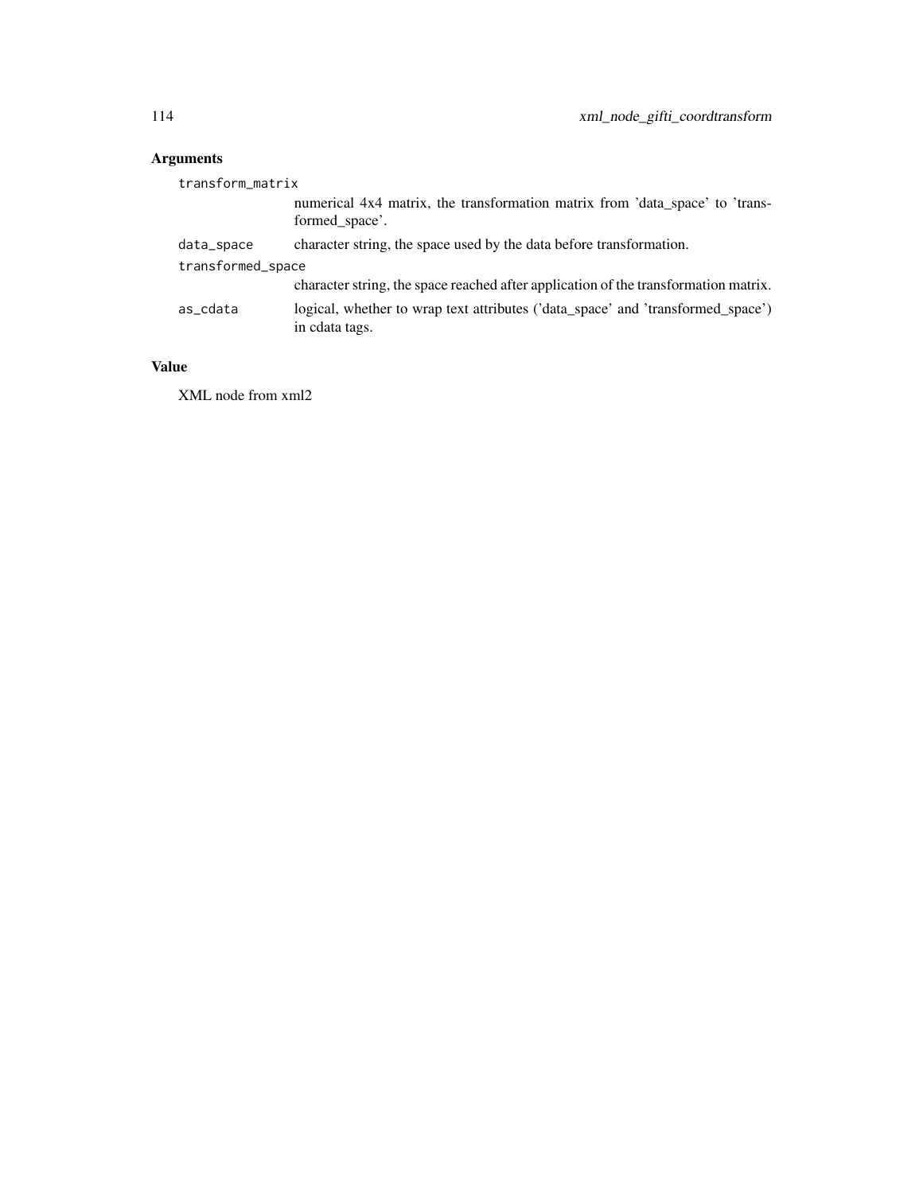## Arguments

`transform_matrix`
: numerical 4x4 matrix, the transformation matrix from 'data_space' to 'transformed_space'.

`data_space`
: character string, the space used by the data before transformation.

`transformed_space`
: character string, the space reached after application of the transformation matrix.

`as_cdata`
: logical, whether to wrap text attributes ('data_space' and 'transformed_space') in cdata tags.

## Value

XML node from xml2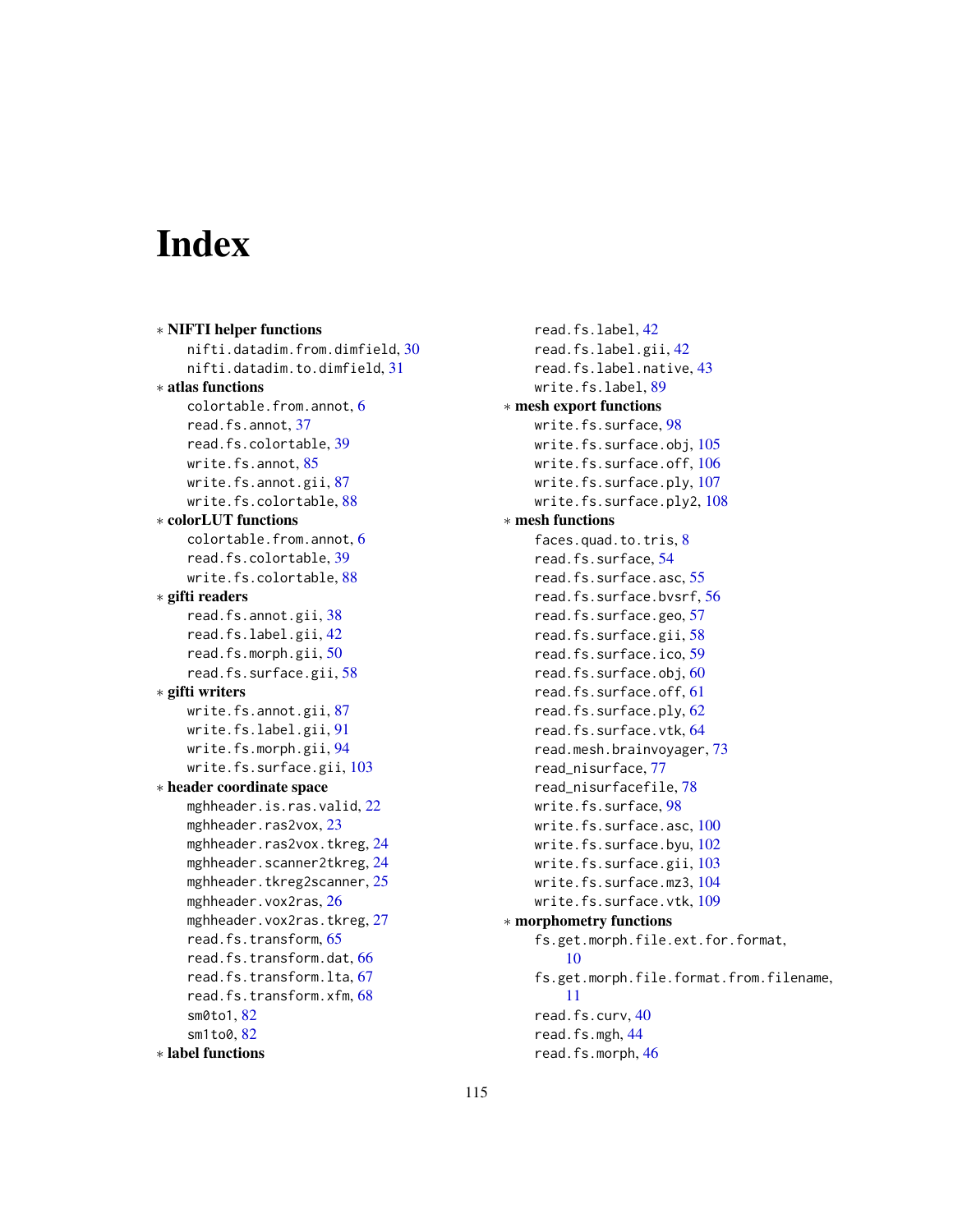# Index

* **NIFTI helper functions**
  - nifti.datadim.from.dimfield, 30
  - nifti.datadim.to.dimfield, 31
* **atlas functions**
  - colortable.from.annot, 6
  - read.fs.annot, 37
  - read.fs.colortable, 39
  - write.fs.annot, 85
  - write.fs.annot.gii, 87
  - write.fs.colortable, 88
* **colorLUT functions**
  - colortable.from.annot, 6
  - read.fs.colortable, 39
  - write.fs.colortable, 88
* **gifti readers**
  - read.fs.annot.gii, 38
  - read.fs.label.gii, 42
  - read.fs.morph.gii, 50
  - read.fs.surface.gii, 58
* **gifti writers**
  - write.fs.annot.gii, 87
  - write.fs.label.gii, 91
  - write.fs.morph.gii, 94
  - write.fs.surface.gii, 103
* **header coordinate space**
  - mghheader.is.ras.valid, 22
  - mghheader.ras2vox, 23
  - mghheader.ras2vox.tkreg, 24
  - mghheader.scanner2tkreg, 24
  - mghheader.tkreg2scanner, 25
  - mghheader.vox2ras, 26
  - mghheader.vox2ras.tkreg, 27
  - read.fs.transform, 65
  - read.fs.transform.dat, 66
  - read.fs.transform.lta, 67
  - read.fs.transform.xfm, 68
  - sm0to1, 82
  - sm1to0, 82
* **label functions**
  - read.fs.label, 42
  - read.fs.label.gii, 42
  - read.fs.label.native, 43
  - write.fs.label, 89
* **mesh export functions**
  - write.fs.surface, 98
  - write.fs.surface.obj, 105
  - write.fs.surface.off, 106
  - write.fs.surface.ply, 107
  - write.fs.surface.ply2, 108
* **mesh functions**
  - faces.quad.to.tris, 8
  - read.fs.surface, 54
  - read.fs.surface.asc, 55
  - read.fs.surface.bvsrf, 56
  - read.fs.surface.geo, 57
  - read.fs.surface.gii, 58
  - read.fs.surface.ico, 59
  - read.fs.surface.obj, 60
  - read.fs.surface.off, 61
  - read.fs.surface.ply, 62
  - read.fs.surface.vtk, 64
  - read.mesh.brainvoyager, 73
  - read_nisurface, 77
  - read_nisurfacefile, 78
  - write.fs.surface, 98
  - write.fs.surface.asc, 100
  - write.fs.surface.byu, 102
  - write.fs.surface.gii, 103
  - write.fs.surface.mz3, 104
  - write.fs.surface.vtk, 109
* **morphometry functions**
  - fs.get.morph.file.ext.for.format, 10
  - fs.get.morph.file.format.from.filename, 11
  - read.fs.curv, 40
  - read.fs.mgh, 44
  - read.fs.morph, 46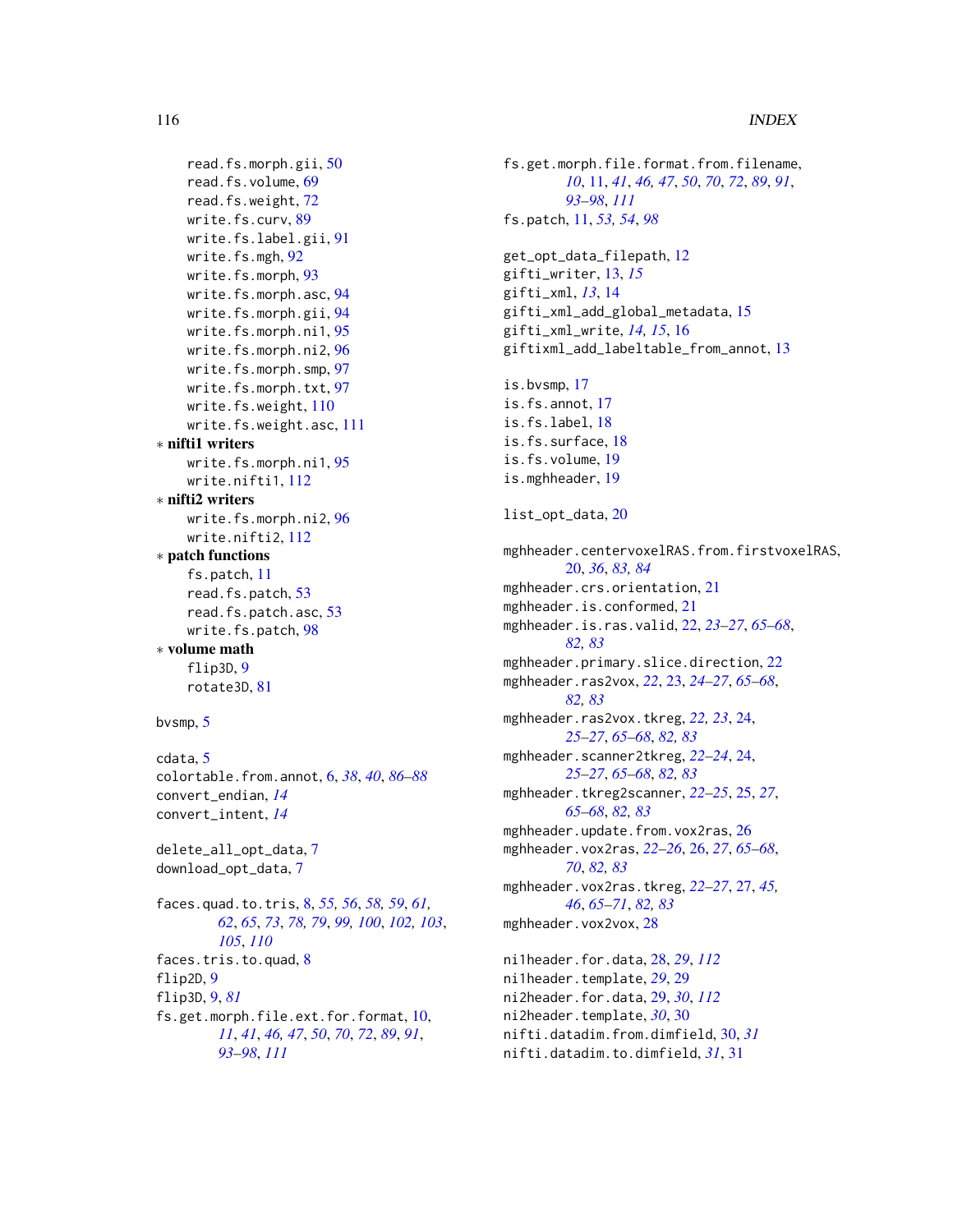read.fs.morph.gii, 50
read.fs.volume, 69
read.fs.weight, 72
write.fs.curv, 89
write.fs.label.gii, 91
write.fs.mgh, 92
write.fs.morph, 93
write.fs.morph.asc, 94
write.fs.morph.gii, 94
write.fs.morph.ni1, 95
write.fs.morph.ni2, 96
write.fs.morph.smp, 97
write.fs.morph.txt, 97
write.fs.weight, 110
write.fs.weight.asc, 111

* **nifti1 writers**
  - write.fs.morph.ni1, 95
  - write.nifti1, 112
* **nifti2 writers**
  - write.fs.morph.ni2, 96
  - write.nifti2, 112
* **patch functions**
  - fs.patch, 11
  - read.fs.patch, 53
  - read.fs.patch.asc, 53
  - write.fs.patch, 98
* **volume math**
  - flip3D, 9
  - rotate3D, 81

bvsmp, 5

cdata, 5
colortable.from.annot, 6, *38*, *40*, *86–88*
convert_endian, *14*
convert_intent, *14*

delete_all_opt_data, 7
download_opt_data, 7

faces.quad.to.tris, 8, *55, 56*, *58, 59*, *61, 62*, *65*, *73*, *78, 79*, *99, 100*, *102, 103*, *105*, *110*
faces.tris.to.quad, 8
flip2D, 9
flip3D, 9, *81*
fs.get.morph.file.ext.for.format, 10, *11*, *41*, *46, 47*, *50*, *70*, *72*, *89*, *91*, *93–98*, *111*
fs.get.morph.file.format.from.filename, *10*, 11, *41*, *46, 47*, *50*, *70*, *72*, *89*, *91*, *93–98*, *111*
fs.patch, 11, *53, 54*, *98*

get_opt_data_filepath, 12
gifti_writer, 13, *15*
gifti_xml, *13*, 14
gifti_xml_add_global_metadata, 15
gifti_xml_write, *14, 15*, 16
giftixml_add_labeltable_from_annot, 13

is.bvsmp, 17
is.fs.annot, 17
is.fs.label, 18
is.fs.surface, 18
is.fs.volume, 19
is.mghheader, 19

list_opt_data, 20

mghheader.centervoxelRAS.from.firstvoxelRAS, 20, *36*, *83, 84*
mghheader.crs.orientation, 21
mghheader.is.conformed, 21
mghheader.is.ras.valid, 22, *23–27*, *65–68*, *82, 83*
mghheader.primary.slice.direction, 22
mghheader.ras2vox, *22*, 23, *24–27*, *65–68*, *82, 83*
mghheader.ras2vox.tkreg, *22, 23*, 24, *25–27*, *65–68*, *82, 83*
mghheader.scanner2tkreg, *22–24*, 24, *25–27*, *65–68*, *82, 83*
mghheader.tkreg2scanner, *22–25*, 25, *27*, *65–68*, *82, 83*
mghheader.update.from.vox2ras, 26
mghheader.vox2ras, *22–26*, 26, *27*, *65–68*, *70*, *82, 83*
mghheader.vox2ras.tkreg, *22–27*, 27, *45, 46*, *65–71*, *82, 83*
mghheader.vox2vox, 28

ni1header.for.data, 28, *29*, *112*
ni1header.template, *29*, 29
ni2header.for.data, 29, *30*, *112*
ni2header.template, *30*, 30
nifti.datadim.from.dimfield, 30, *31*
nifti.datadim.to.dimfield, *31*, 31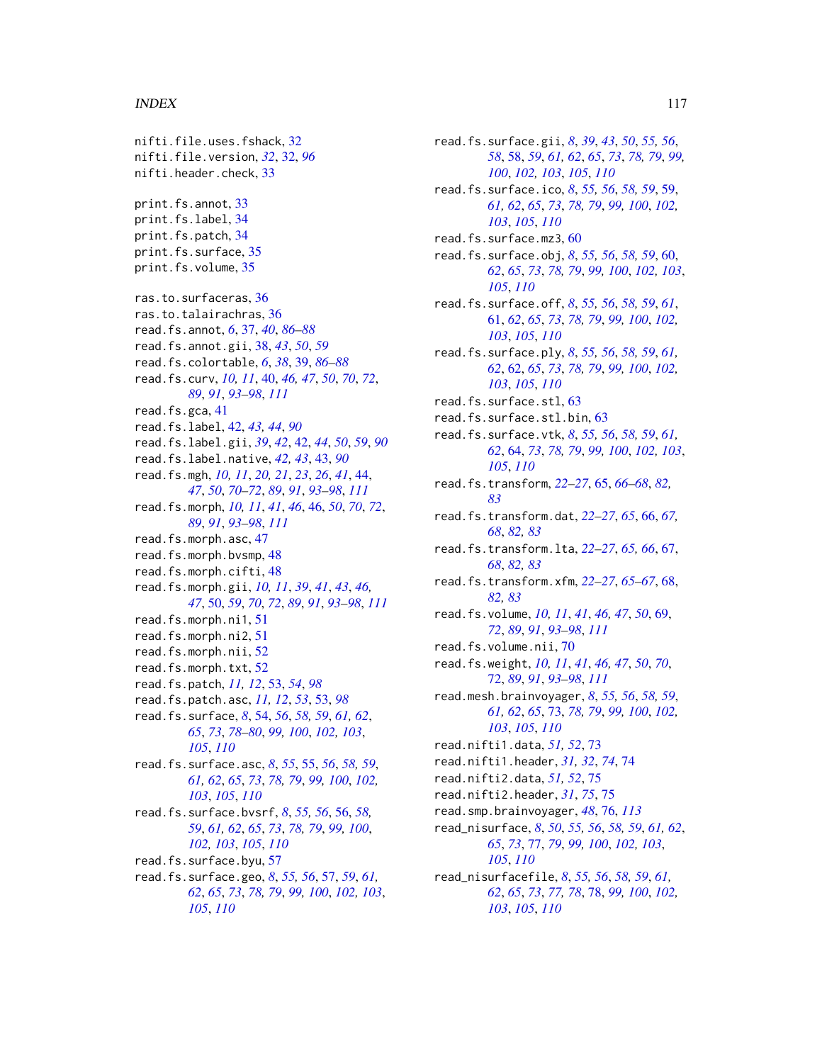nifti.file.uses.fshack, 32
nifti.file.version, *32*, 32, *96*
nifti.header.check, 33

print.fs.annot, 33
print.fs.label, 34
print.fs.patch, 34
print.fs.surface, 35
print.fs.volume, 35

ras.to.surfaceras, 36
ras.to.talairachras, 36
read.fs.annot, *6*, 37, *40*, *86–88*
read.fs.annot.gii, 38, *43*, *50*, *59*
read.fs.colortable, *6*, *38*, 39, *86–88*
read.fs.curv, *10, 11*, 40, *46, 47*, *50*, *70*, *72*, *89*, *91*, *93–98*, *111*
read.fs.gca, 41
read.fs.label, 42, *43, 44*, *90*
read.fs.label.gii, *39*, *42*, 42, *44*, *50*, *59*, *90*
read.fs.label.native, *42, 43*, 43, *90*
read.fs.mgh, *10, 11*, *20, 21*, *23*, *26*, *41*, 44, *47*, *50*, *70–72*, *89*, *91*, *93–98*, *111*
read.fs.morph, *10, 11*, *41*, *46*, 46, *50*, *70*, *72*, *89*, *91*, *93–98*, *111*
read.fs.morph.asc, 47
read.fs.morph.bvsmp, 48
read.fs.morph.cifti, 48
read.fs.morph.gii, *10, 11*, *39*, *41*, *43*, *46, 47*, 50, *59*, *70*, *72*, *89*, *91*, *93–98*, *111*
read.fs.morph.ni1, 51
read.fs.morph.ni2, 51
read.fs.morph.nii, 52
read.fs.morph.txt, 52
read.fs.patch, *11, 12*, 53, *54*, *98*
read.fs.patch.asc, *11, 12*, *53*, 53, *98*
read.fs.surface, *8*, 54, *56*, *58, 59*, *61, 62*, *65*, *73*, *78–80*, *99*, *100*, *102, 103*, *105*, *110*
read.fs.surface.asc, *8*, *55*, 55, *56*, *58, 59*, *61, 62*, *65*, *73*, *78, 79*, *99*, *100*, *102, 103*, *105*, *110*
read.fs.surface.bvsrf, *8*, *55, 56*, 56, *58, 59*, *61, 62*, *65*, *73*, *78, 79*, *99*, *100*, *102, 103*, *105*, *110*
read.fs.surface.byu, 57
read.fs.surface.geo, *8*, *55, 56*, 57, *59*, *61, 62*, *65*, *73*, *78, 79*, *99*, *100*, *102, 103*, *105*, *110*
read.fs.surface.gii, *8*, *39*, *43*, *50*, *55, 56*, *58*, 58, *59*, *61, 62*, *65*, *73*, *78, 79*, *99*, *100*, *102, 103*, *105*, *110*
read.fs.surface.ico, *8*, *55, 56*, *58, 59*, 59, *61, 62*, *65*, *73*, *78, 79*, *99*, *100*, *102, 103*, *105*, *110*
read.fs.surface.mz3, 60
read.fs.surface.obj, *8*, *55, 56*, *58, 59*, 60, *62*, *65*, *73*, *78, 79*, *99*, *100*, *102, 103*, *105*, *110*
read.fs.surface.off, *8*, *55, 56*, *58, 59*, *61*, 61, *62*, *65*, *73*, *78, 79*, *99*, *100*, *102, 103*, *105*, *110*
read.fs.surface.ply, *8*, *55, 56*, *58, 59*, *61, 62*, 62, *65*, *73*, *78, 79*, *99*, *100*, *102, 103*, *105*, *110*
read.fs.surface.stl, 63
read.fs.surface.stl.bin, 63
read.fs.surface.vtk, *8*, *55, 56*, *58, 59*, *61, 62*, 64, *73*, *78, 79*, *99*, *100*, *102, 103*, *105*, *110*
read.fs.transform, *22–27*, 65, *66–68*, *82, 83*
read.fs.transform.dat, *22–27*, *65*, 66, *67, 68*, *82, 83*
read.fs.transform.lta, *22–27*, *65, 66*, 67, *68*, *82, 83*
read.fs.transform.xfm, *22–27*, *65–67*, 68, *82, 83*
read.fs.volume, *10, 11*, *41*, *46, 47*, *50*, 69, *72*, *89*, *91*, *93–98*, *111*
read.fs.volume.nii, 70
read.fs.weight, *10, 11*, *41*, *46, 47*, *50*, *70*, 72, *89*, *91*, *93–98*, *111*
read.mesh.brainvoyager, *8*, *55, 56*, *58, 59*, *61, 62*, *65*, 73, *78, 79*, *99*, *100*, *102, 103*, *105*, *110*
read.nifti1.data, *51, 52*, 73
read.nifti1.header, *31, 32*, *74*, 74
read.nifti2.data, *51, 52*, 75
read.nifti2.header, *31*, *75*, 75
read.smp.brainvoyager, *48*, 76, *113*
read_nisurface, *8*, *50*, *55, 56*, *58, 59*, *61, 62*, *65*, *73*, 77, *79*, *99*, *100*, *102, 103*, *105*, *110*
read_nisurfacefile, *8*, *55, 56*, *58, 59*, *61, 62*, *65*, *73*, *77, 78*, 78, *99*, *100*, *102, 103*, *105*, *110*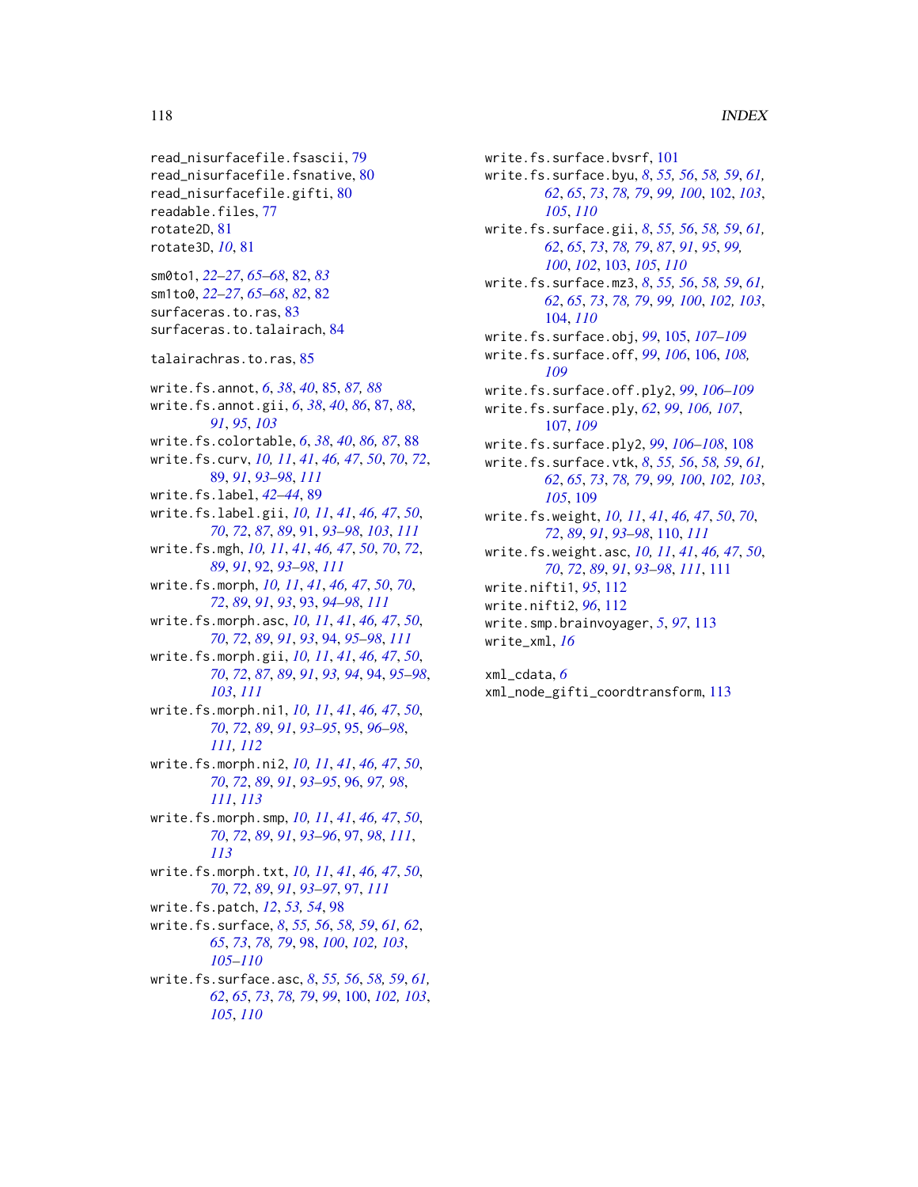read_nisurfacefile.fsascii, 79
read_nisurfacefile.fsnative, 80
read_nisurfacefile.gifti, 80
readable.files, 77
rotate2D, 81
rotate3D, *10*, 81

sm0to1, *22–27*, *65–68*, 82, *83*
sm1to0, *22–27*, *65–68*, *82*, 82
surfaceras.to.ras, 83
surfaceras.to.talairach, 84

talairachras.to.ras, 85

write.fs.annot, *6*, *38*, *40*, 85, *87, 88*
write.fs.annot.gii, *6*, *38*, *40*, *86*, 87, *88*, *91*, *95*, *103*
write.fs.colortable, *6*, *38*, *40*, *86, 87*, 88
write.fs.curv, *10, 11*, *41*, *46, 47*, *50*, *70*, *72*, 89, *91*, *93–98*, *111*
write.fs.label, *42–44*, 89
write.fs.label.gii, *10, 11*, *41*, *46, 47*, *50*, *70*, *72*, *87*, *89*, 91, *93–98*, *103*, *111*
write.fs.mgh, *10, 11*, *41*, *46, 47*, *50*, *70*, *72*, *89*, *91*, 92, *93–98*, *111*
write.fs.morph, *10, 11*, *41*, *46, 47*, *50*, *70*, *72*, *89*, *91*, *93*, 93, *94–98*, *111*
write.fs.morph.asc, *10, 11*, *41*, *46, 47*, *50*, *70*, *72*, *89*, *91*, *93*, 94, *95–98*, *111*
write.fs.morph.gii, *10, 11*, *41*, *46, 47*, *50*, *70*, *72*, *87*, *89*, *91*, *93, 94*, 94, *95–98*, *103*, *111*
write.fs.morph.ni1, *10, 11*, *41*, *46, 47*, *50*, *70*, *72*, *89*, *91*, *93–95*, 95, *96–98*, *111, 112*
write.fs.morph.ni2, *10, 11*, *41*, *46, 47*, *50*, *70*, *72*, *89*, *91*, *93–95*, 96, *97, 98*, *111*, *113*
write.fs.morph.smp, *10, 11*, *41*, *46, 47*, *50*, *70*, *72*, *89*, *91*, *93–96*, 97, *98*, *111*, *113*
write.fs.morph.txt, *10, 11*, *41*, *46, 47*, *50*, *70*, *72*, *89*, *91*, *93–97*, 97, *111*
write.fs.patch, *12*, *53, 54*, 98
write.fs.surface, *8*, *55, 56*, *58, 59*, *61, 62*, *65*, *73*, *78, 79*, 98, *100*, *102, 103*, *105–110*
write.fs.surface.asc, *8*, *55, 56*, *58, 59*, *61, 62*, *65*, *73*, *78, 79*, *99*, 100, *102, 103*, *105*, *110*
write.fs.surface.bvsrf, 101
write.fs.surface.byu, *8*, *55, 56*, *58, 59*, *61, 62*, *65*, *73*, *78, 79*, *99, 100*, 102, *103*, *105*, *110*
write.fs.surface.gii, *8*, *55, 56*, *58, 59*, *61, 62*, *65*, *73*, *78, 79*, *87*, *91*, *95*, *99, 100*, *102*, 103, *105*, *110*
write.fs.surface.mz3, *8*, *55, 56*, *58, 59*, *61, 62*, *65*, *73*, *78, 79*, *99, 100*, *102, 103*, 104, *110*
write.fs.surface.obj, *99*, 105, *107–109*
write.fs.surface.off, *99*, *106*, 106, *108, 109*
write.fs.surface.off.ply2, *99*, *106–109*
write.fs.surface.ply, *62*, *99*, *106, 107*, 107, *109*
write.fs.surface.ply2, *99*, *106–108*, 108
write.fs.surface.vtk, *8*, *55, 56*, *58, 59*, *61, 62*, *65*, *73*, *78, 79*, *99, 100*, *102, 103*, *105*, 109
write.fs.weight, *10, 11*, *41*, *46, 47*, *50*, *70*, *72*, *89*, *91*, *93–98*, 110, *111*
write.fs.weight.asc, *10, 11*, *41*, *46, 47*, *50*, *70*, *72*, *89*, *91*, *93–98*, *111*, 111
write.nifti1, *95*, 112
write.nifti2, *96*, 112
write.smp.brainvoyager, *5*, *97*, 113
write_xml, *16*

xml_cdata, *6*
xml_node_gifti_coordtransform, 113